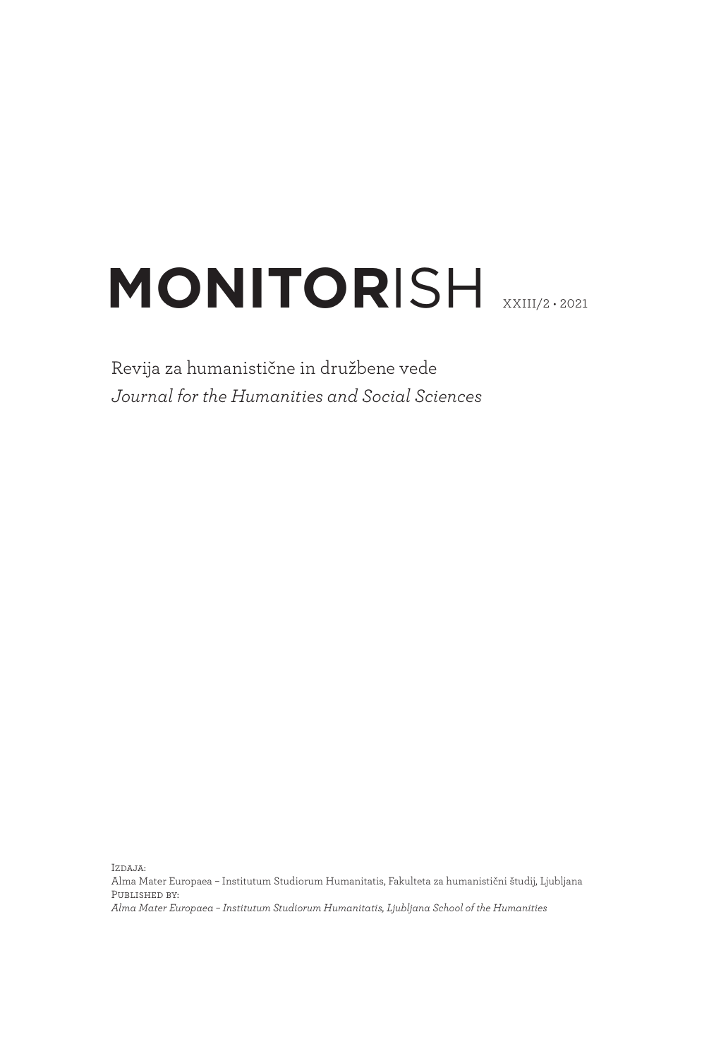# **MONITOR**ISH XXIII/2 • 2021

Revija za humanistične in družbene vede

*Journal for the Humanities and Social Sciences*

Izdaja:

Alma Mater Europaea – Institutum Studiorum Humanitatis, Fakulteta za humanistični študij, Ljubljana

Published by:

*Alma Mater Europaea – Institutum Studiorum Humanitatis, Ljubljana School of the Humanities*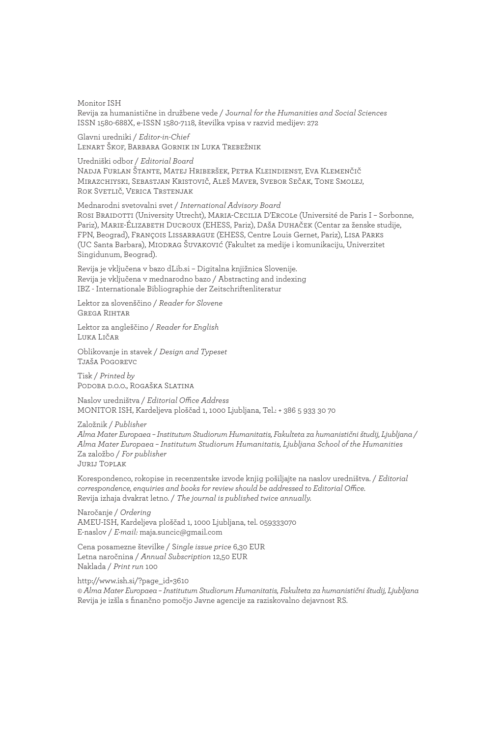Monitor ISH
Revija za humanistične in družbene vede / *Journal for the Humanities and Social Sciences*
ISSN 1580-688X, e-ISSN 1580-7118, številka vpisa v razvid medijev: 272

Glavni uredniki / *Editor-in-Chief*
Lenart Škof, Barbara Gornik in Luka Trebežnik

Uredniški odbor / *Editorial Board*
Nadja Furlan Štante, Matej Hriberšek, Petra Kleindienst, Eva Klemenčič Mirazchiyski, Sebastjan Kristovič, Aleš Maver, Svebor Sečak, Tone Smolej, Rok Svetlič, Verica Trstenjak

Mednarodni svetovalni svet / *International Advisory Board*
Rosi Braidotti (University Utrecht), Maria-Cecilia D'Ercole (Université de Paris I – Sorbonne, Pariz), Marie-Élizabeth Ducroux (EHESS, Pariz), Daša Duhaček (Centar za ženske studije, FPN, Beograd), François Lissarrague (EHESS, Centre Louis Gernet, Pariz), Lisa Parks (UC Santa Barbara), Miodrag Šuvaković (Fakultet za medije i komunikaciju, Univerzitet Singidunum, Beograd).

Revija je vključena v bazo dLib.si – Digitalna knjižnica Slovenije.
Revija je vključena v mednarodno bazo / Abstracting and indexing
IBZ - Internationale Bibliographie der Zeitschriftenliteratur

Lektor za slovenščino / *Reader for Slovene*
Grega Rihtar

Lektor za angleščino / *Reader for English*
Luka Ličar

Oblikovanje in stavek / *Design and Typeset*
Tjaša Pogorevc

Tisk / *Printed by*
Podoba d.o.o., Rogaška Slatina

Naslov uredništva / *Editorial Office Address*
MONITOR ISH, Kardeljeva ploščad 1, 1000 Ljubljana, Tel.: + 386 5 933 30 70

Založnik / *Publisher*
*Alma Mater Europaea – Institutum Studiorum Humanitatis, Fakulteta za humanistični študij, Ljubljana / Alma Mater Europaea – Institutum Studiorum Humanitatis, Ljubljana School of the Humanities*
Za založbo / *For publisher*
Jurij Toplak

Korespondenco, rokopise in recenzentske izvode knjig pošiljajte na naslov uredništva. / *Editorial correspondence, enquiries and books for review should be addressed to Editorial Office.*
Revija izhaja dvakrat letno. / *The journal is published twice annually.*

Naročanje / *Ordering*
AMEU-ISH, Kardeljeva ploščad 1, 1000 Ljubljana, tel. 059333070
E-naslov / *E-mail:* maja.suncic@gmail.com

Cena posamezne številke / *Single issue price* 6,30 EUR
Letna naročnina / *Annual Subscription* 12,50 EUR
Naklada / *Print run* 100

http://www.ish.si/?page_id=3610
© *Alma Mater Europaea – Institutum Studiorum Humanitatis, Fakulteta za humanistični študij, Ljubljana*
Revija je izšla s finančno pomočjo Javne agencije za raziskovalno dejavnost RS.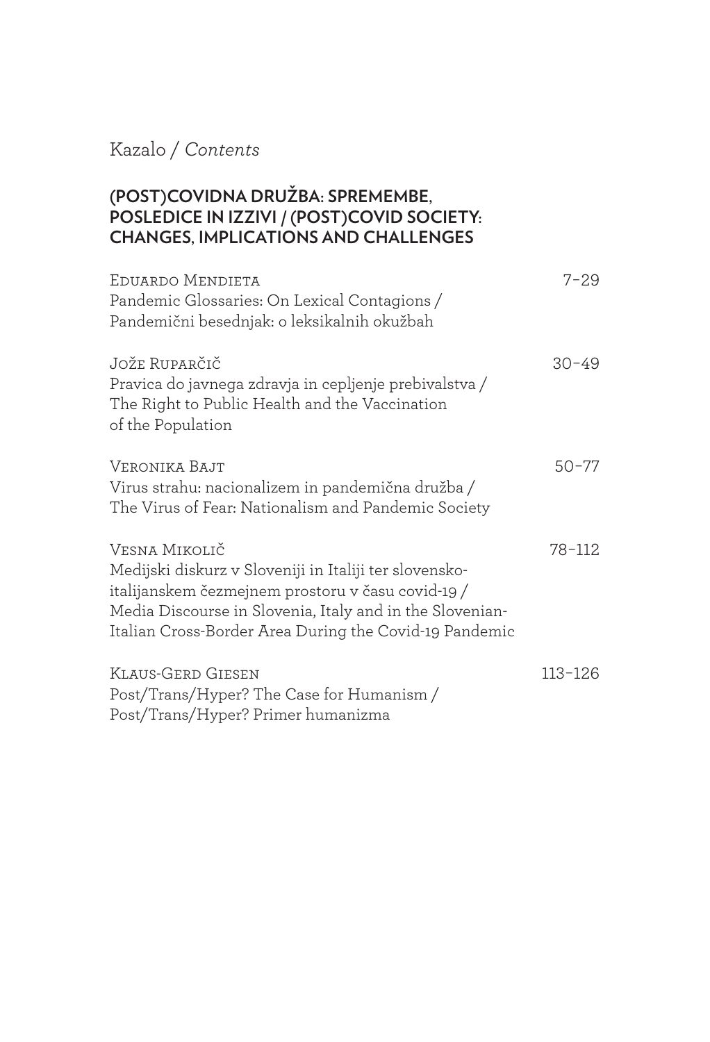# Kazalo / *Contents*

## (POST)COVIDNA DRUŽBA: SPREMEMBE, POSLEDICE IN IZZIVI / (POST)COVID SOCIETY: CHANGES, IMPLICATIONS AND CHALLENGES

Eduardo Mendieta — 7–29
Pandemic Glossaries: On Lexical Contagions /
Pandemični besednjak: o leksikalnih okužbah

Jože Ruparčič — 30–49
Pravica do javnega zdravja in cepljenje prebivalstva /
The Right to Public Health and the Vaccination of the Population

Veronika Bajt — 50–77
Virus strahu: nacionalizem in pandemična družba /
The Virus of Fear: Nationalism and Pandemic Society

Vesna Mikolič — 78–112
Medijski diskurz v Sloveniji in Italiji ter slovensko-italijanskem čezmejnem prostoru v času covid-19 /
Media Discourse in Slovenia, Italy and in the Slovenian-Italian Cross-Border Area During the Covid-19 Pandemic

Klaus-Gerd Giesen — 113–126
Post/Trans/Hyper? The Case for Humanism /
Post/Trans/Hyper? Primer humanizma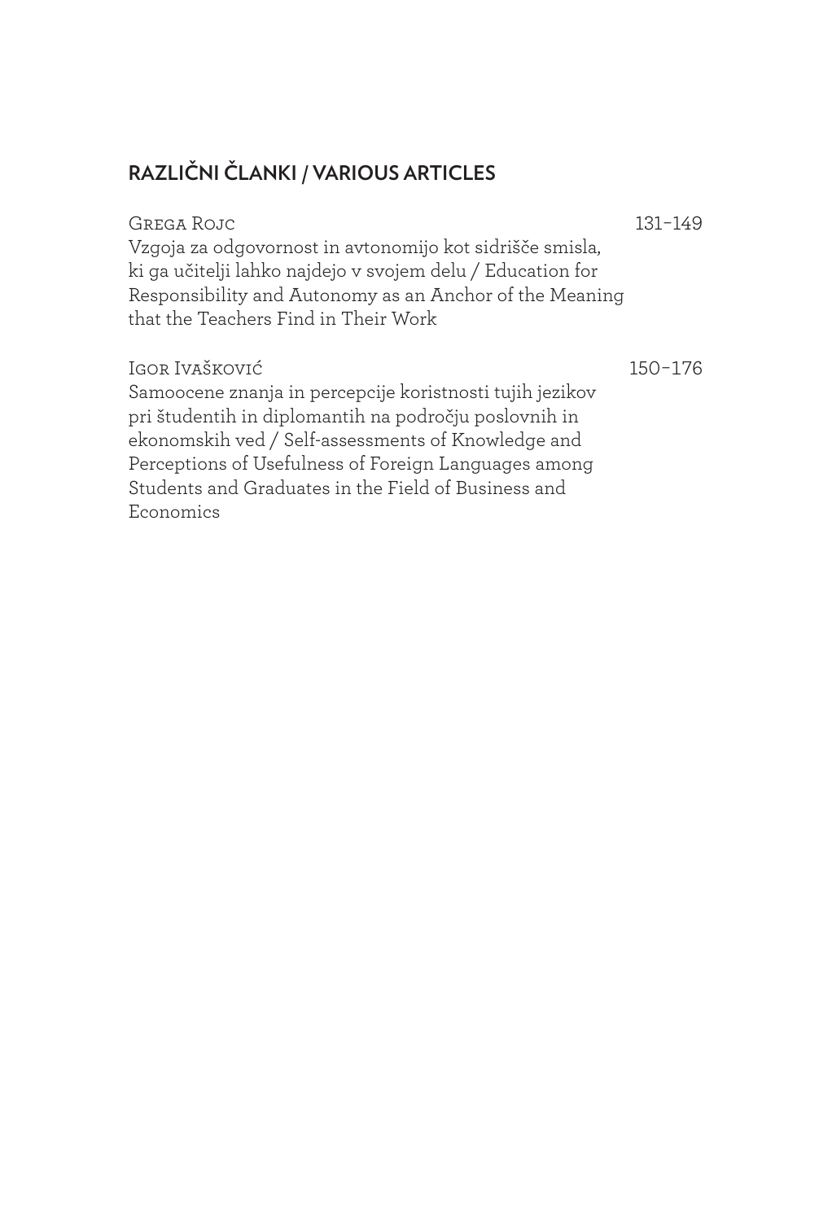## RAZLIČNI ČLANKI / VARIOUS ARTICLES

Grega Rojc 131–149
Vzgoja za odgovornost in avtonomijo kot sidrišče smisla, ki ga učitelji lahko najdejo v svojem delu / Education for Responsibility and Autonomy as an Anchor of the Meaning that the Teachers Find in Their Work

Igor Ivašković 150–176
Samoocene znanja in percepcije koristnosti tujih jezikov pri študentih in diplomantih na področju poslovnih in ekonomskih ved / Self-assessments of Knowledge and Perceptions of Usefulness of Foreign Languages among Students and Graduates in the Field of Business and Economics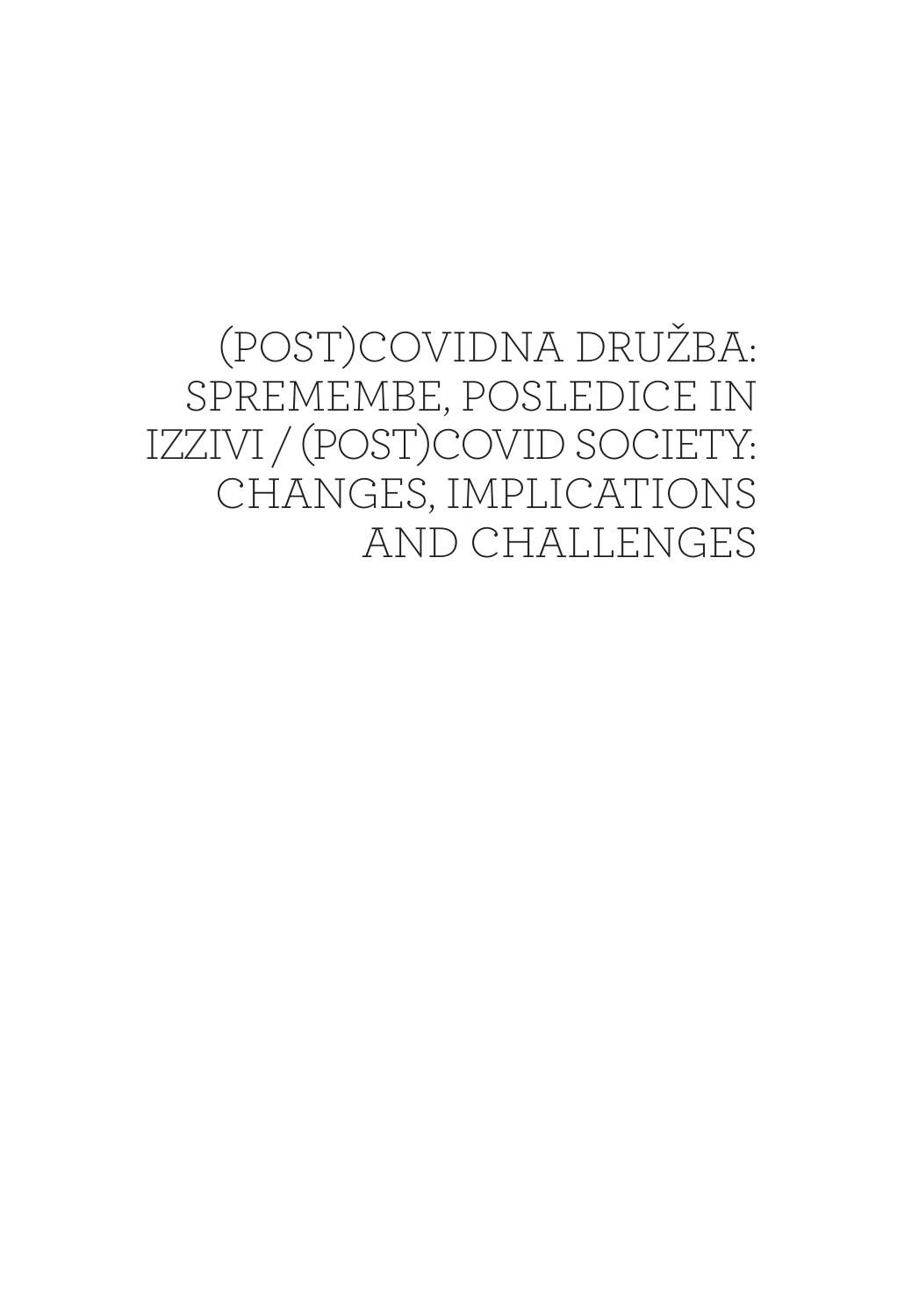# (POST)COVIDNA DRUŽBA: SPREMEMBE, POSLEDICE IN IZZIVI / (POST)COVID SOCIETY: CHANGES, IMPLICATIONS AND CHALLENGES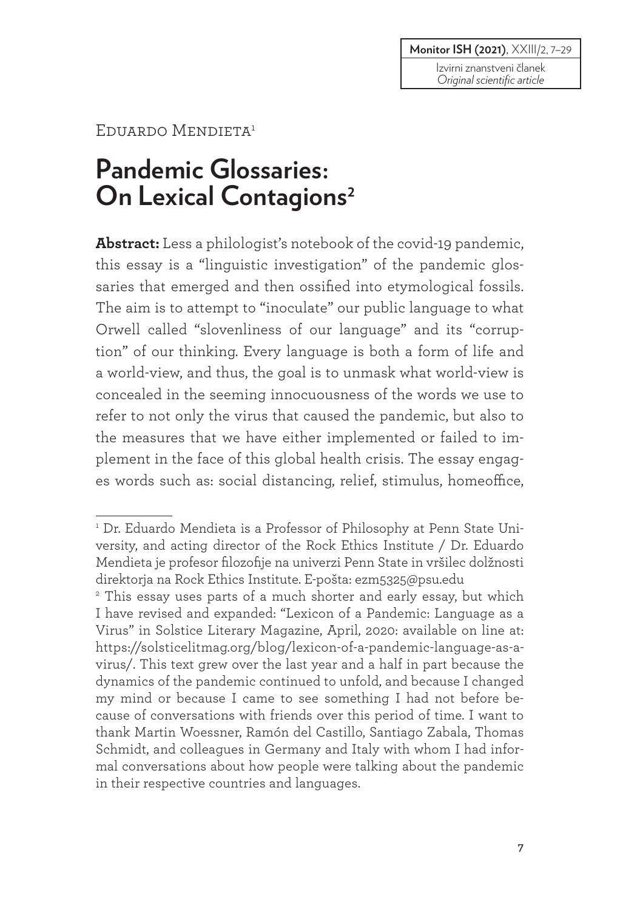Eduardo Mendieta[1]

# Pandemic Glossaries: On Lexical Contagions[2]

**Abstract:** Less a philologist's notebook of the covid-19 pandemic, this essay is a "linguistic investigation" of the pandemic glossaries that emerged and then ossified into etymological fossils. The aim is to attempt to "inoculate" our public language to what Orwell called "slovenliness of our language" and its "corruption" of our thinking. Every language is both a form of life and a world-view, and thus, the goal is to unmask what world-view is concealed in the seeming innocuousness of the words we use to refer to not only the virus that caused the pandemic, but also to the measures that we have either implemented or failed to implement in the face of this global health crisis. The essay engages words such as: social distancing, relief, stimulus, homeoffice,

---

[1] Dr. Eduardo Mendieta is a Professor of Philosophy at Penn State University, and acting director of the Rock Ethics Institute / Dr. Eduardo Mendieta je profesor filozofije na univerzi Penn State in vršilec dolžnosti direktorja na Rock Ethics Institute. E-pošta: ezm5325@psu.edu

[2] This essay uses parts of a much shorter and early essay, but which I have revised and expanded: "Lexicon of a Pandemic: Language as a Virus" in Solstice Literary Magazine, April, 2020: available on line at: https://solsticelitmag.org/blog/lexicon-of-a-pandemic-language-as-a-virus/. This text grew over the last year and a half in part because the dynamics of the pandemic continued to unfold, and because I changed my mind or because I came to see something I had not before because of conversations with friends over this period of time. I want to thank Martin Woessner, Ramón del Castillo, Santiago Zabala, Thomas Schmidt, and colleagues in Germany and Italy with whom I had informal conversations about how people were talking about the pandemic in their respective countries and languages.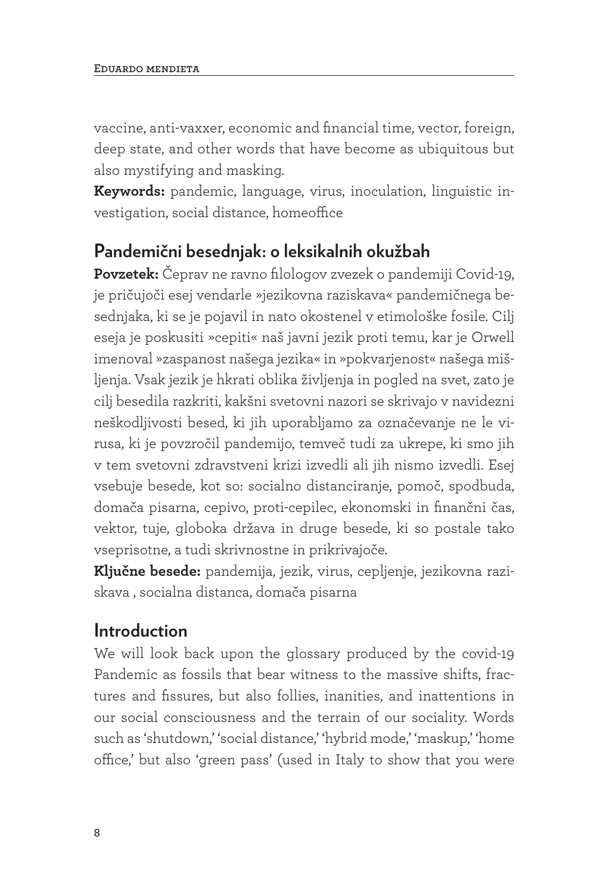vaccine, anti-vaxxer, economic and financial time, vector, foreign, deep state, and other words that have become as ubiquitous but also mystifying and masking.

**Keywords:** pandemic, language, virus, inoculation, linguistic investigation, social distance, homeoffice

## Pandemični besednjak: o leksikalnih okužbah

**Povzetek:** Čeprav ne ravno filologov zvezek o pandemiji Covid-19, je pričujoči esej vendarle »jezikovna raziskava« pandemičnega besednjaka, ki se je pojavil in nato okostenel v etimološke fosile. Cilj eseja je poskusiti »cepiti« naš javni jezik proti temu, kar je Orwell imenoval »zaspanost našega jezika« in »pokvarjenost« našega mišljenja. Vsak jezik je hkrati oblika življenja in pogled na svet, zato je cilj besedila razkriti, kakšni svetovni nazori se skrivajo v navidezni neškodljivosti besed, ki jih uporabljamo za označevanje ne le virusa, ki je povzročil pandemijo, temveč tudi za ukrepe, ki smo jih v tem svetovni zdravstveni krizi izvedli ali jih nismo izvedli. Esej vsebuje besede, kot so: socialno distanciranje, pomoč, spodbuda, domača pisarna, cepivo, proti-cepilec, ekonomski in finančni čas, vektor, tuje, globoka država in druge besede, ki so postale tako vseprisotne, a tudi skrivnostne in prikrivajoče.

**Ključne besede:** pandemija, jezik, virus, cepljenje, jezikovna raziskava , socialna distanca, domača pisarna

## Introduction

We will look back upon the glossary produced by the covid-19 Pandemic as fossils that bear witness to the massive shifts, fractures and fissures, but also follies, inanities, and inattentions in our social consciousness and the terrain of our sociality. Words such as 'shutdown,' 'social distance,' 'hybrid mode,' 'maskup,' 'home office,' but also 'green pass' (used in Italy to show that you were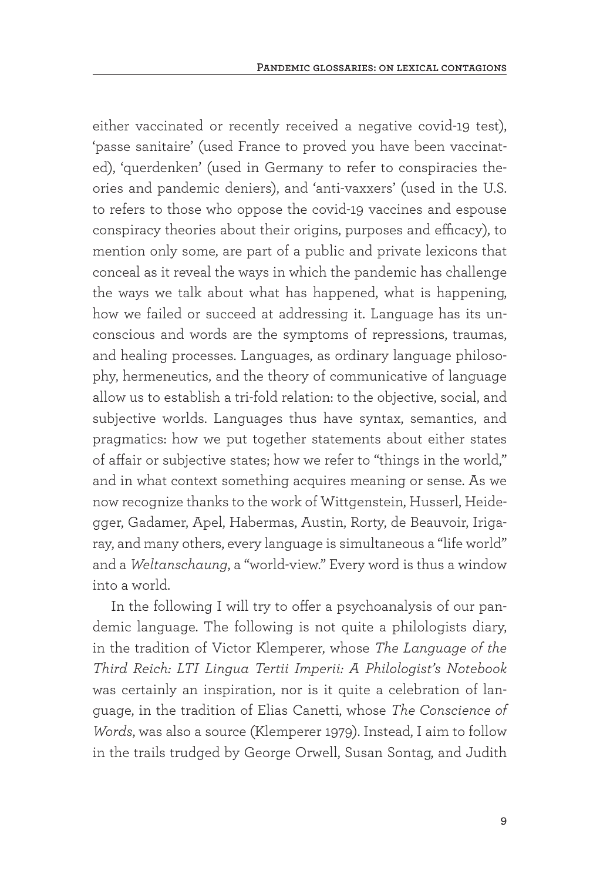either vaccinated or recently received a negative covid-19 test), 'passe sanitaire' (used France to proved you have been vaccinated), 'querdenken' (used in Germany to refer to conspiracies theories and pandemic deniers), and 'anti-vaxxers' (used in the U.S. to refers to those who oppose the covid-19 vaccines and espouse conspiracy theories about their origins, purposes and efficacy), to mention only some, are part of a public and private lexicons that conceal as it reveal the ways in which the pandemic has challenge the ways we talk about what has happened, what is happening, how we failed or succeed at addressing it. Language has its unconscious and words are the symptoms of repressions, traumas, and healing processes. Languages, as ordinary language philosophy, hermeneutics, and the theory of communicative of language allow us to establish a tri-fold relation: to the objective, social, and subjective worlds. Languages thus have syntax, semantics, and pragmatics: how we put together statements about either states of affair or subjective states; how we refer to "things in the world," and in what context something acquires meaning or sense. As we now recognize thanks to the work of Wittgenstein, Husserl, Heidegger, Gadamer, Apel, Habermas, Austin, Rorty, de Beauvoir, Irigaray, and many others, every language is simultaneous a "life world" and a *Weltanschaung*, a "world-view." Every word is thus a window into a world.

In the following I will try to offer a psychoanalysis of our pandemic language. The following is not quite a philologists diary, in the tradition of Victor Klemperer, whose *The Language of the Third Reich: LTI Lingua Tertii Imperii: A Philologist's Notebook* was certainly an inspiration, nor is it quite a celebration of language, in the tradition of Elias Canetti, whose *The Conscience of Words*, was also a source (Klemperer 1979). Instead, I aim to follow in the trails trudged by George Orwell, Susan Sontag, and Judith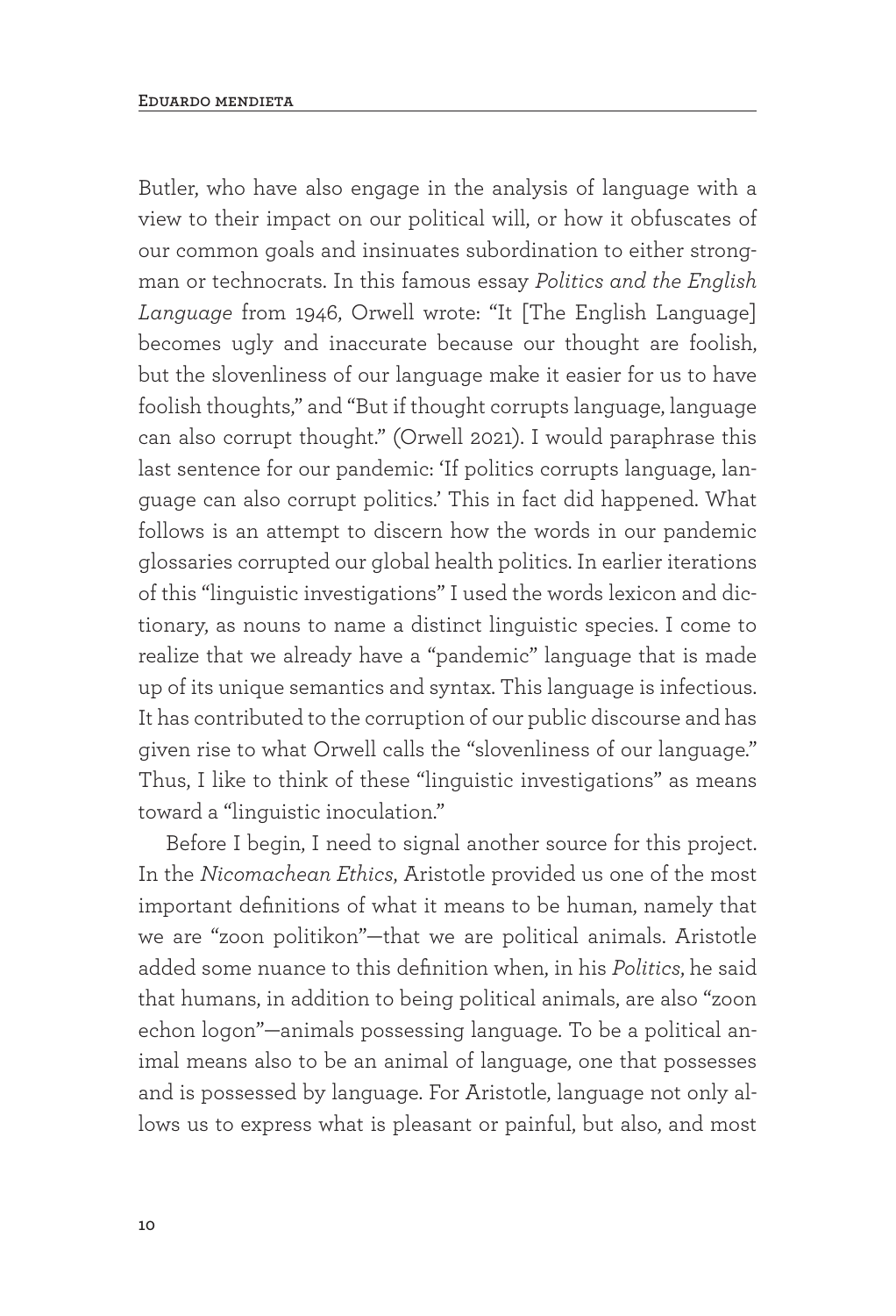Butler, who have also engage in the analysis of language with a view to their impact on our political will, or how it obfuscates of our common goals and insinuates subordination to either strongman or technocrats. In this famous essay *Politics and the English Language* from 1946, Orwell wrote: "It [The English Language] becomes ugly and inaccurate because our thought are foolish, but the slovenliness of our language make it easier for us to have foolish thoughts," and "But if thought corrupts language, language can also corrupt thought." (Orwell 2021). I would paraphrase this last sentence for our pandemic: 'If politics corrupts language, language can also corrupt politics.' This in fact did happened. What follows is an attempt to discern how the words in our pandemic glossaries corrupted our global health politics. In earlier iterations of this "linguistic investigations" I used the words lexicon and dictionary, as nouns to name a distinct linguistic species. I come to realize that we already have a "pandemic" language that is made up of its unique semantics and syntax. This language is infectious. It has contributed to the corruption of our public discourse and has given rise to what Orwell calls the "slovenliness of our language." Thus, I like to think of these "linguistic investigations" as means toward a "linguistic inoculation."

Before I begin, I need to signal another source for this project. In the *Nicomachean Ethics*, Aristotle provided us one of the most important definitions of what it means to be human, namely that we are "zoon politikon"—that we are political animals. Aristotle added some nuance to this definition when, in his *Politics*, he said that humans, in addition to being political animals, are also "zoon echon logon"—animals possessing language. To be a political animal means also to be an animal of language, one that possesses and is possessed by language. For Aristotle, language not only allows us to express what is pleasant or painful, but also, and most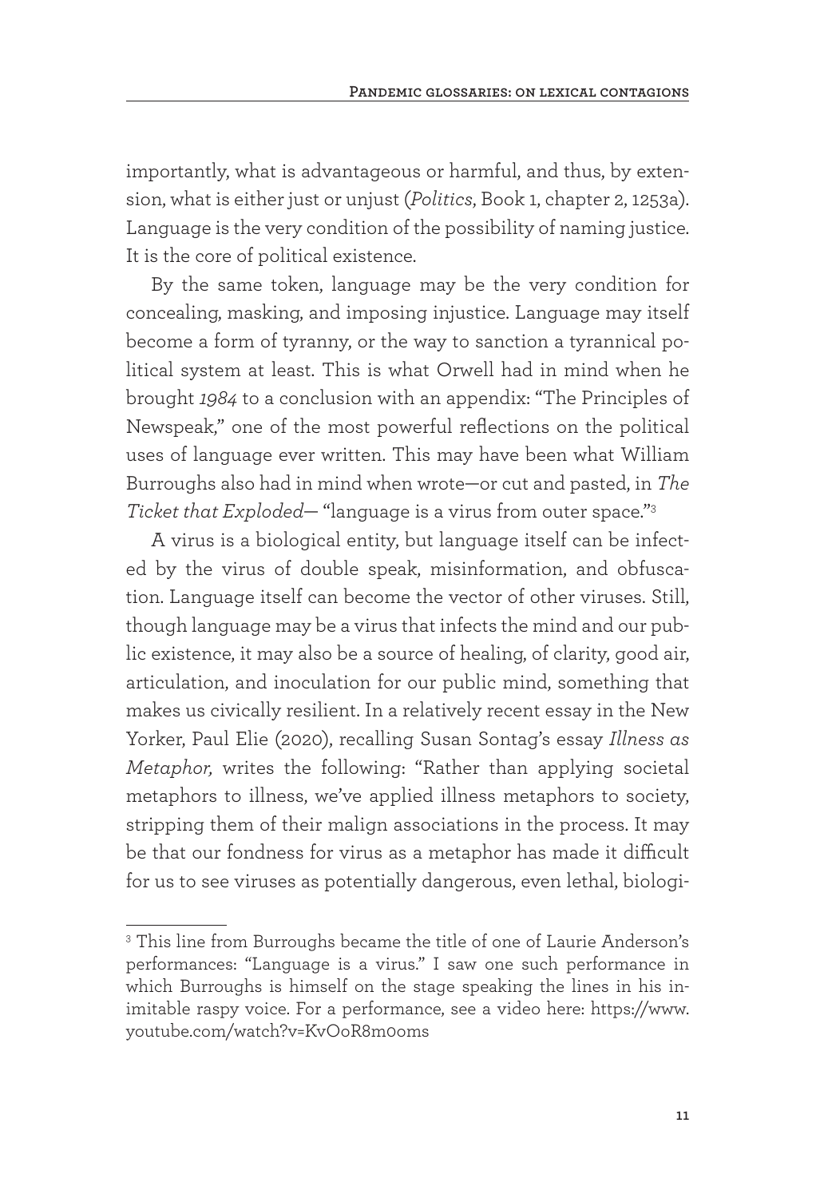importantly, what is advantageous or harmful, and thus, by extension, what is either just or unjust (*Politics*, Book 1, chapter 2, 1253a). Language is the very condition of the possibility of naming justice. It is the core of political existence.

By the same token, language may be the very condition for concealing, masking, and imposing injustice. Language may itself become a form of tyranny, or the way to sanction a tyrannical political system at least. This is what Orwell had in mind when he brought *1984* to a conclusion with an appendix: "The Principles of Newspeak," one of the most powerful reflections on the political uses of language ever written. This may have been what William Burroughs also had in mind when wrote—or cut and pasted, in *The Ticket that Exploded*— "language is a virus from outer space."[3]

A virus is a biological entity, but language itself can be infected by the virus of double speak, misinformation, and obfuscation. Language itself can become the vector of other viruses. Still, though language may be a virus that infects the mind and our public existence, it may also be a source of healing, of clarity, good air, articulation, and inoculation for our public mind, something that makes us civically resilient. In a relatively recent essay in the New Yorker, Paul Elie (2020), recalling Susan Sontag's essay *Illness as Metaphor,* writes the following: "Rather than applying societal metaphors to illness, we've applied illness metaphors to society, stripping them of their malign associations in the process. It may be that our fondness for virus as a metaphor has made it difficult for us to see viruses as potentially dangerous, even lethal, biologi-

---

[3] This line from Burroughs became the title of one of Laurie Anderson's performances: "Language is a virus." I saw one such performance in which Burroughs is himself on the stage speaking the lines in his inimitable raspy voice. For a performance, see a video here: https://www.youtube.com/watch?v=KvOoR8m0oms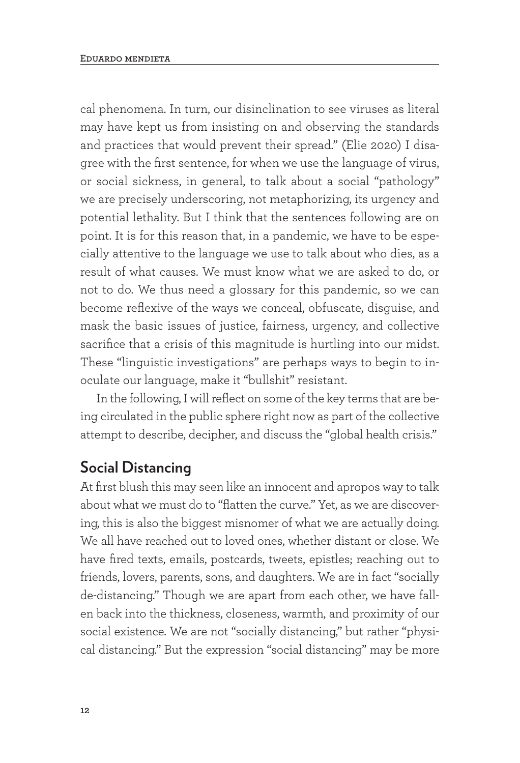cal phenomena. In turn, our disinclination to see viruses as literal may have kept us from insisting on and observing the standards and practices that would prevent their spread." (Elie 2020) I disagree with the first sentence, for when we use the language of virus, or social sickness, in general, to talk about a social "pathology" we are precisely underscoring, not metaphorizing, its urgency and potential lethality. But I think that the sentences following are on point. It is for this reason that, in a pandemic, we have to be especially attentive to the language we use to talk about who dies, as a result of what causes. We must know what we are asked to do, or not to do. We thus need a glossary for this pandemic, so we can become reflexive of the ways we conceal, obfuscate, disguise, and mask the basic issues of justice, fairness, urgency, and collective sacrifice that a crisis of this magnitude is hurtling into our midst. These "linguistic investigations" are perhaps ways to begin to inoculate our language, make it "bullshit" resistant.

In the following, I will reflect on some of the key terms that are being circulated in the public sphere right now as part of the collective attempt to describe, decipher, and discuss the "global health crisis."

## Social Distancing

At first blush this may seen like an innocent and apropos way to talk about what we must do to "flatten the curve." Yet, as we are discovering, this is also the biggest misnomer of what we are actually doing. We all have reached out to loved ones, whether distant or close. We have fired texts, emails, postcards, tweets, epistles; reaching out to friends, lovers, parents, sons, and daughters. We are in fact "socially de-distancing." Though we are apart from each other, we have fallen back into the thickness, closeness, warmth, and proximity of our social existence. We are not "socially distancing," but rather "physical distancing." But the expression "social distancing" may be more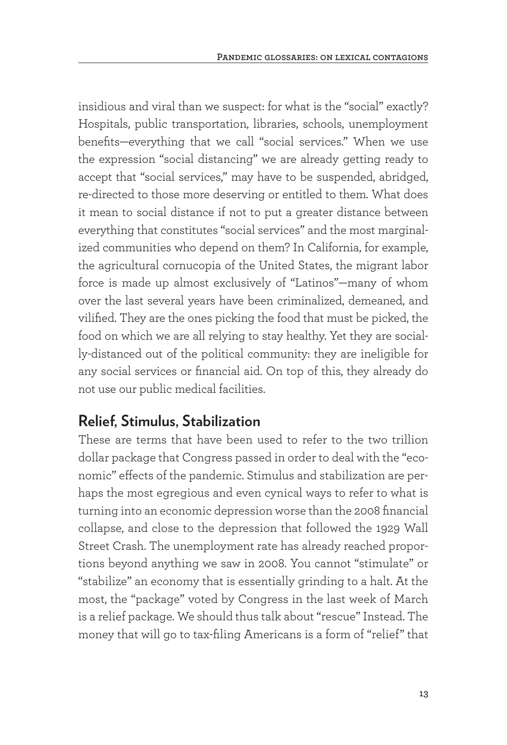insidious and viral than we suspect: for what is the "social" exactly? Hospitals, public transportation, libraries, schools, unemployment benefits—everything that we call "social services." When we use the expression "social distancing" we are already getting ready to accept that "social services," may have to be suspended, abridged, re-directed to those more deserving or entitled to them. What does it mean to social distance if not to put a greater distance between everything that constitutes "social services" and the most marginalized communities who depend on them? In California, for example, the agricultural cornucopia of the United States, the migrant labor force is made up almost exclusively of "Latinos"—many of whom over the last several years have been criminalized, demeaned, and vilified. They are the ones picking the food that must be picked, the food on which we are all relying to stay healthy. Yet they are socially-distanced out of the political community: they are ineligible for any social services or financial aid. On top of this, they already do not use our public medical facilities.

## Relief, Stimulus, Stabilization

These are terms that have been used to refer to the two trillion dollar package that Congress passed in order to deal with the "economic" effects of the pandemic. Stimulus and stabilization are perhaps the most egregious and even cynical ways to refer to what is turning into an economic depression worse than the 2008 financial collapse, and close to the depression that followed the 1929 Wall Street Crash. The unemployment rate has already reached proportions beyond anything we saw in 2008. You cannot "stimulate" or "stabilize" an economy that is essentially grinding to a halt. At the most, the "package" voted by Congress in the last week of March is a relief package. We should thus talk about "rescue" Instead. The money that will go to tax-filing Americans is a form of "relief" that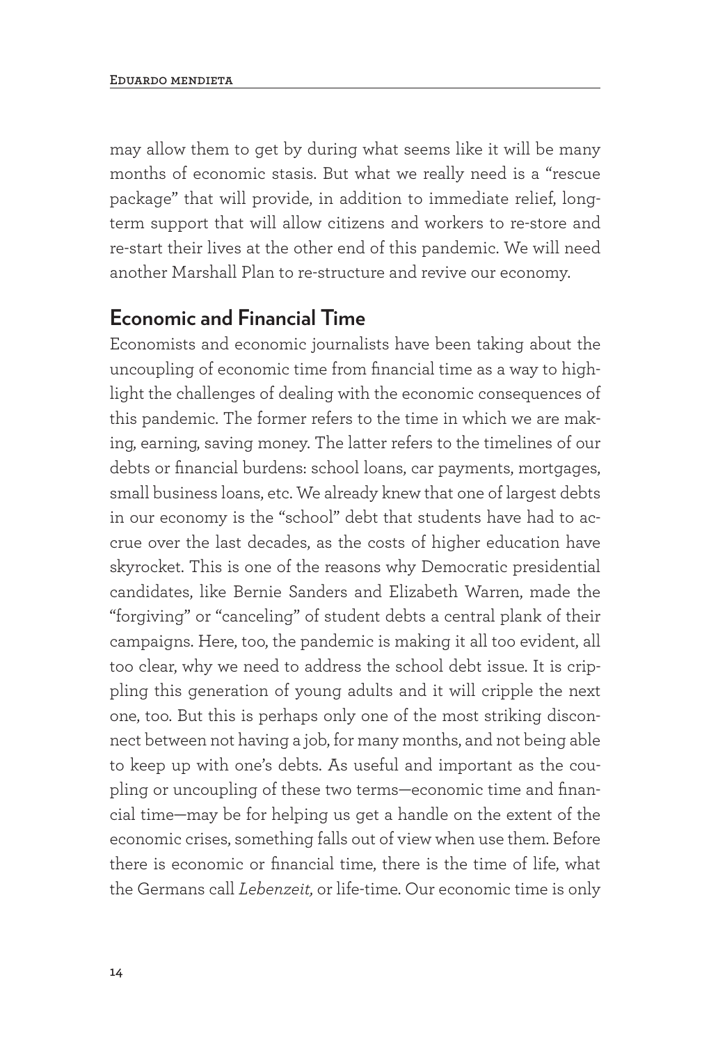may allow them to get by during what seems like it will be many months of economic stasis. But what we really need is a "rescue package" that will provide, in addition to immediate relief, long-term support that will allow citizens and workers to re-store and re-start their lives at the other end of this pandemic. We will need another Marshall Plan to re-structure and revive our economy.

## Economic and Financial Time

Economists and economic journalists have been taking about the uncoupling of economic time from financial time as a way to highlight the challenges of dealing with the economic consequences of this pandemic. The former refers to the time in which we are making, earning, saving money. The latter refers to the timelines of our debts or financial burdens: school loans, car payments, mortgages, small business loans, etc. We already knew that one of largest debts in our economy is the "school" debt that students have had to accrue over the last decades, as the costs of higher education have skyrocket. This is one of the reasons why Democratic presidential candidates, like Bernie Sanders and Elizabeth Warren, made the "forgiving" or "canceling" of student debts a central plank of their campaigns. Here, too, the pandemic is making it all too evident, all too clear, why we need to address the school debt issue. It is crippling this generation of young adults and it will cripple the next one, too. But this is perhaps only one of the most striking disconnect between not having a job, for many months, and not being able to keep up with one's debts. As useful and important as the coupling or uncoupling of these two terms—economic time and financial time—may be for helping us get a handle on the extent of the economic crises, something falls out of view when use them. Before there is economic or financial time, there is the time of life, what the Germans call *Lebenzeit,* or life-time. Our economic time is only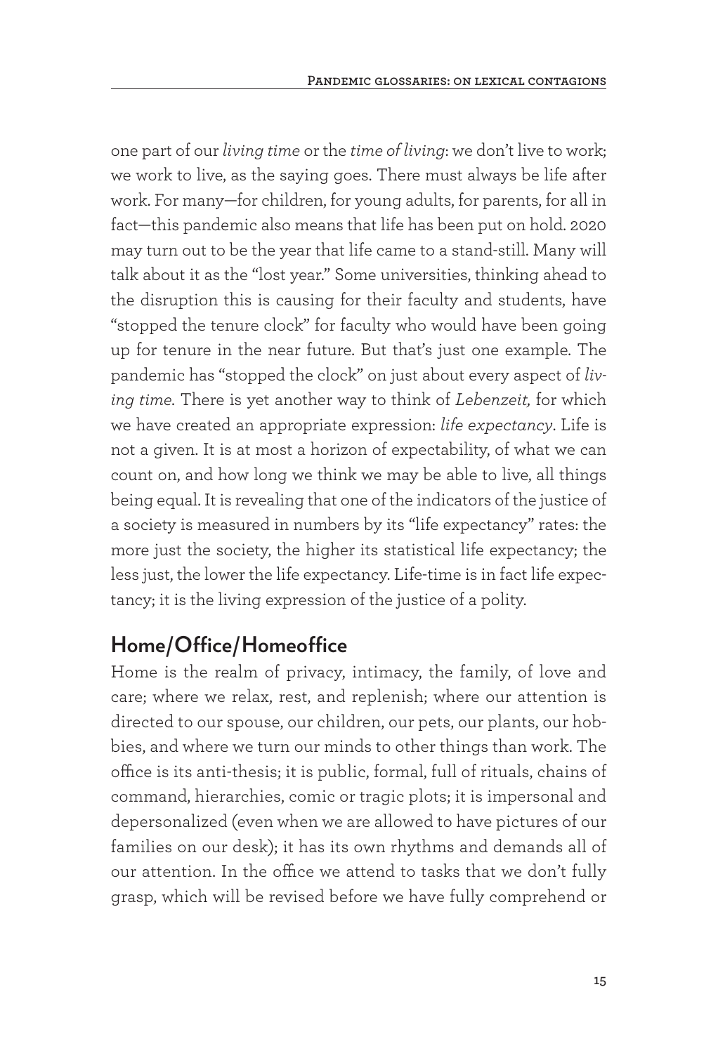one part of our *living time* or the *time of living*: we don't live to work; we work to live, as the saying goes. There must always be life after work. For many—for children, for young adults, for parents, for all in fact—this pandemic also means that life has been put on hold. 2020 may turn out to be the year that life came to a stand-still. Many will talk about it as the "lost year." Some universities, thinking ahead to the disruption this is causing for their faculty and students, have "stopped the tenure clock" for faculty who would have been going up for tenure in the near future. But that's just one example. The pandemic has "stopped the clock" on just about every aspect of *living time*. There is yet another way to think of *Lebenzeit,* for which we have created an appropriate expression: *life expectancy*. Life is not a given. It is at most a horizon of expectability, of what we can count on, and how long we think we may be able to live, all things being equal. It is revealing that one of the indicators of the justice of a society is measured in numbers by its "life expectancy" rates: the more just the society, the higher its statistical life expectancy; the less just, the lower the life expectancy. Life-time is in fact life expectancy; it is the living expression of the justice of a polity.

## Home/Office/Homeoffice

Home is the realm of privacy, intimacy, the family, of love and care; where we relax, rest, and replenish; where our attention is directed to our spouse, our children, our pets, our plants, our hobbies, and where we turn our minds to other things than work. The office is its anti-thesis; it is public, formal, full of rituals, chains of command, hierarchies, comic or tragic plots; it is impersonal and depersonalized (even when we are allowed to have pictures of our families on our desk); it has its own rhythms and demands all of our attention. In the office we attend to tasks that we don't fully grasp, which will be revised before we have fully comprehend or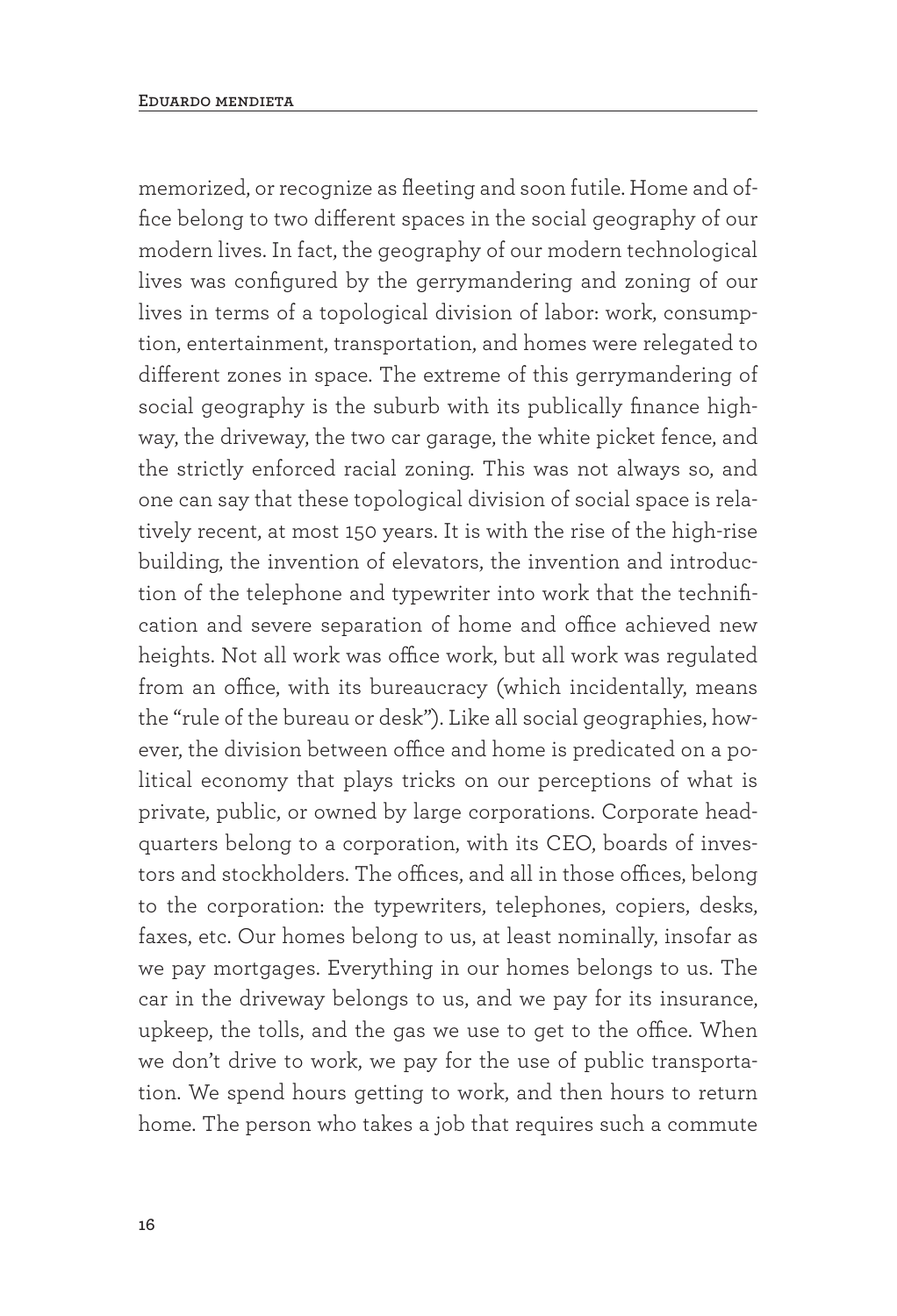memorized, or recognize as fleeting and soon futile. Home and office belong to two different spaces in the social geography of our modern lives. In fact, the geography of our modern technological lives was configured by the gerrymandering and zoning of our lives in terms of a topological division of labor: work, consumption, entertainment, transportation, and homes were relegated to different zones in space. The extreme of this gerrymandering of social geography is the suburb with its publically finance highway, the driveway, the two car garage, the white picket fence, and the strictly enforced racial zoning. This was not always so, and one can say that these topological division of social space is relatively recent, at most 150 years. It is with the rise of the high-rise building, the invention of elevators, the invention and introduction of the telephone and typewriter into work that the technification and severe separation of home and office achieved new heights. Not all work was office work, but all work was regulated from an office, with its bureaucracy (which incidentally, means the "rule of the bureau or desk"). Like all social geographies, however, the division between office and home is predicated on a political economy that plays tricks on our perceptions of what is private, public, or owned by large corporations. Corporate headquarters belong to a corporation, with its CEO, boards of investors and stockholders. The offices, and all in those offices, belong to the corporation: the typewriters, telephones, copiers, desks, faxes, etc. Our homes belong to us, at least nominally, insofar as we pay mortgages. Everything in our homes belongs to us. The car in the driveway belongs to us, and we pay for its insurance, upkeep, the tolls, and the gas we use to get to the office. When we don't drive to work, we pay for the use of public transportation. We spend hours getting to work, and then hours to return home. The person who takes a job that requires such a commute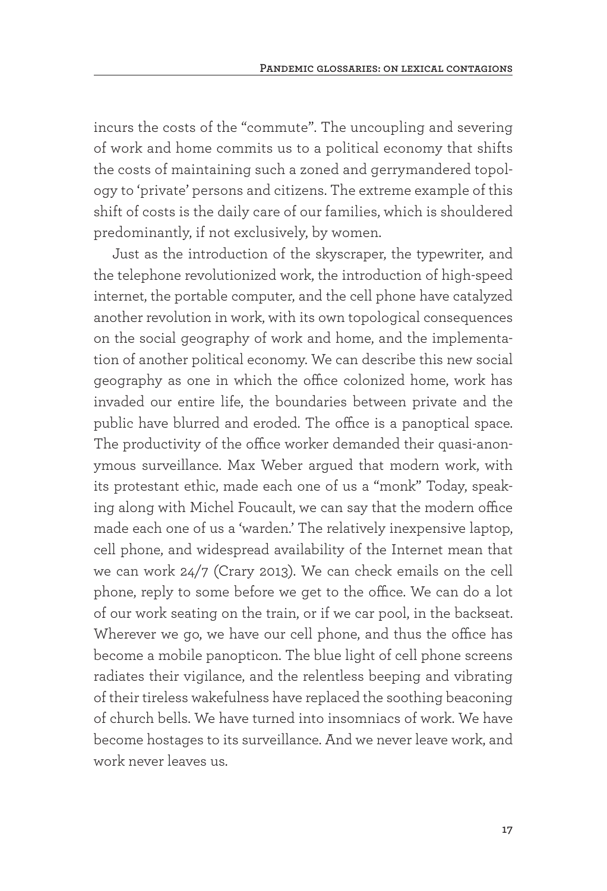incurs the costs of the "commute". The uncoupling and severing of work and home commits us to a political economy that shifts the costs of maintaining such a zoned and gerrymandered topology to 'private' persons and citizens. The extreme example of this shift of costs is the daily care of our families, which is shouldered predominantly, if not exclusively, by women.

Just as the introduction of the skyscraper, the typewriter, and the telephone revolutionized work, the introduction of high-speed internet, the portable computer, and the cell phone have catalyzed another revolution in work, with its own topological consequences on the social geography of work and home, and the implementation of another political economy. We can describe this new social geography as one in which the office colonized home, work has invaded our entire life, the boundaries between private and the public have blurred and eroded. The office is a panoptical space. The productivity of the office worker demanded their quasi-anonymous surveillance. Max Weber argued that modern work, with its protestant ethic, made each one of us a "monk" Today, speaking along with Michel Foucault, we can say that the modern office made each one of us a 'warden.' The relatively inexpensive laptop, cell phone, and widespread availability of the Internet mean that we can work 24/7 (Crary 2013). We can check emails on the cell phone, reply to some before we get to the office. We can do a lot of our work seating on the train, or if we car pool, in the backseat. Wherever we go, we have our cell phone, and thus the office has become a mobile panopticon. The blue light of cell phone screens radiates their vigilance, and the relentless beeping and vibrating of their tireless wakefulness have replaced the soothing beaconing of church bells. We have turned into insomniacs of work. We have become hostages to its surveillance. And we never leave work, and work never leaves us.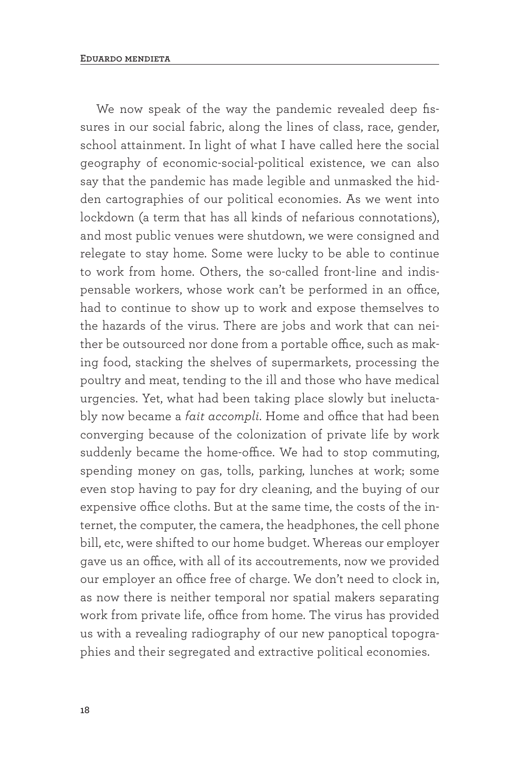We now speak of the way the pandemic revealed deep fissures in our social fabric, along the lines of class, race, gender, school attainment. In light of what I have called here the social geography of economic-social-political existence, we can also say that the pandemic has made legible and unmasked the hidden cartographies of our political economies. As we went into lockdown (a term that has all kinds of nefarious connotations), and most public venues were shutdown, we were consigned and relegate to stay home. Some were lucky to be able to continue to work from home. Others, the so-called front-line and indispensable workers, whose work can't be performed in an office, had to continue to show up to work and expose themselves to the hazards of the virus. There are jobs and work that can neither be outsourced nor done from a portable office, such as making food, stacking the shelves of supermarkets, processing the poultry and meat, tending to the ill and those who have medical urgencies. Yet, what had been taking place slowly but ineluctably now became a *fait accompli*. Home and office that had been converging because of the colonization of private life by work suddenly became the home-office. We had to stop commuting, spending money on gas, tolls, parking, lunches at work; some even stop having to pay for dry cleaning, and the buying of our expensive office cloths. But at the same time, the costs of the internet, the computer, the camera, the headphones, the cell phone bill, etc, were shifted to our home budget. Whereas our employer gave us an office, with all of its accoutrements, now we provided our employer an office free of charge. We don't need to clock in, as now there is neither temporal nor spatial makers separating work from private life, office from home. The virus has provided us with a revealing radiography of our new panoptical topographies and their segregated and extractive political economies.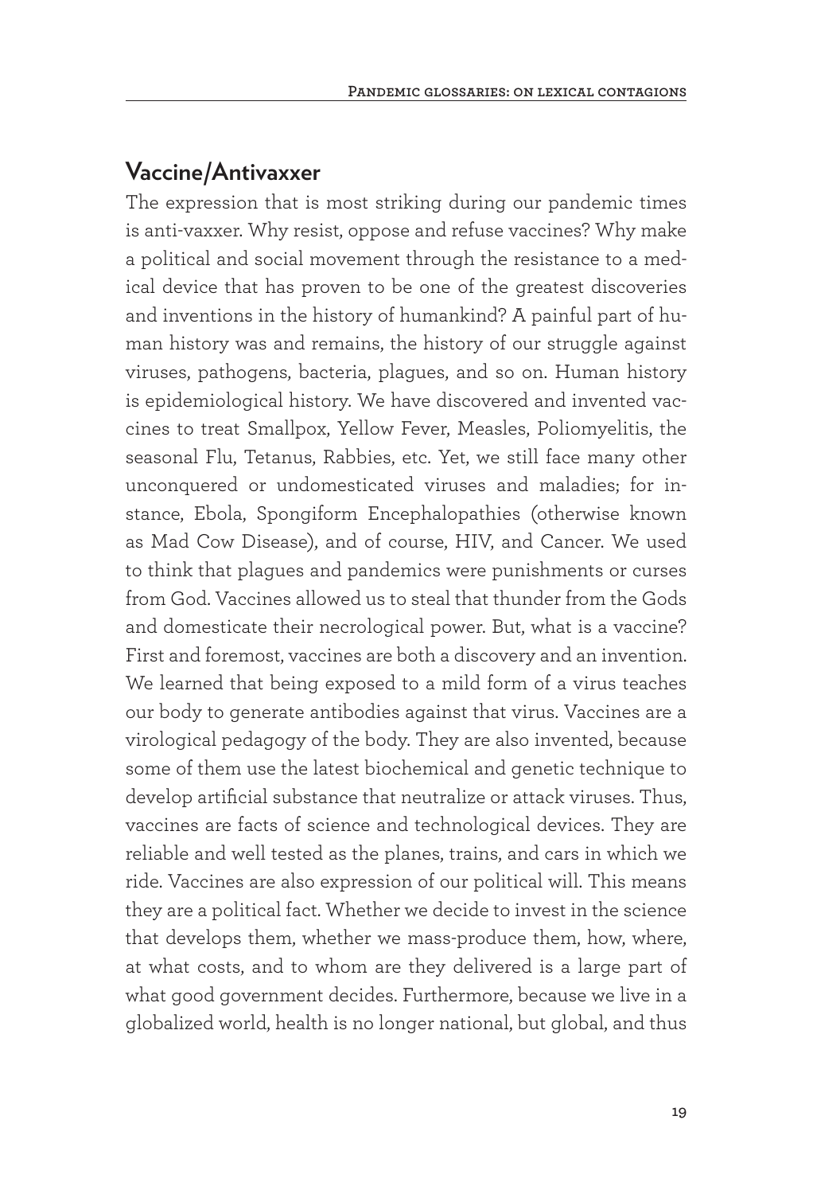## Vaccine/Antivaxxer

The expression that is most striking during our pandemic times is anti-vaxxer. Why resist, oppose and refuse vaccines? Why make a political and social movement through the resistance to a medical device that has proven to be one of the greatest discoveries and inventions in the history of humankind? A painful part of human history was and remains, the history of our struggle against viruses, pathogens, bacteria, plagues, and so on. Human history is epidemiological history. We have discovered and invented vaccines to treat Smallpox, Yellow Fever, Measles, Poliomyelitis, the seasonal Flu, Tetanus, Rabbies, etc. Yet, we still face many other unconquered or undomesticated viruses and maladies; for instance, Ebola, Spongiform Encephalopathies (otherwise known as Mad Cow Disease), and of course, HIV, and Cancer. We used to think that plagues and pandemics were punishments or curses from God. Vaccines allowed us to steal that thunder from the Gods and domesticate their necrological power. But, what is a vaccine? First and foremost, vaccines are both a discovery and an invention. We learned that being exposed to a mild form of a virus teaches our body to generate antibodies against that virus. Vaccines are a virological pedagogy of the body. They are also invented, because some of them use the latest biochemical and genetic technique to develop artificial substance that neutralize or attack viruses. Thus, vaccines are facts of science and technological devices. They are reliable and well tested as the planes, trains, and cars in which we ride. Vaccines are also expression of our political will. This means they are a political fact. Whether we decide to invest in the science that develops them, whether we mass-produce them, how, where, at what costs, and to whom are they delivered is a large part of what good government decides. Furthermore, because we live in a globalized world, health is no longer national, but global, and thus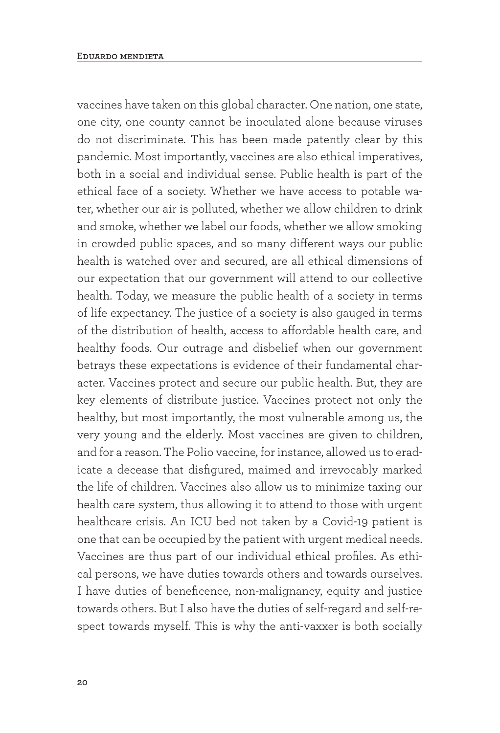vaccines have taken on this global character. One nation, one state, one city, one county cannot be inoculated alone because viruses do not discriminate. This has been made patently clear by this pandemic. Most importantly, vaccines are also ethical imperatives, both in a social and individual sense. Public health is part of the ethical face of a society. Whether we have access to potable water, whether our air is polluted, whether we allow children to drink and smoke, whether we label our foods, whether we allow smoking in crowded public spaces, and so many different ways our public health is watched over and secured, are all ethical dimensions of our expectation that our government will attend to our collective health. Today, we measure the public health of a society in terms of life expectancy. The justice of a society is also gauged in terms of the distribution of health, access to affordable health care, and healthy foods. Our outrage and disbelief when our government betrays these expectations is evidence of their fundamental character. Vaccines protect and secure our public health. But, they are key elements of distribute justice. Vaccines protect not only the healthy, but most importantly, the most vulnerable among us, the very young and the elderly. Most vaccines are given to children, and for a reason. The Polio vaccine, for instance, allowed us to eradicate a decease that disfigured, maimed and irrevocably marked the life of children. Vaccines also allow us to minimize taxing our health care system, thus allowing it to attend to those with urgent healthcare crisis. An ICU bed not taken by a Covid-19 patient is one that can be occupied by the patient with urgent medical needs. Vaccines are thus part of our individual ethical profiles. As ethical persons, we have duties towards others and towards ourselves. I have duties of beneficence, non-malignancy, equity and justice towards others. But I also have the duties of self-regard and self-respect towards myself. This is why the anti-vaxxer is both socially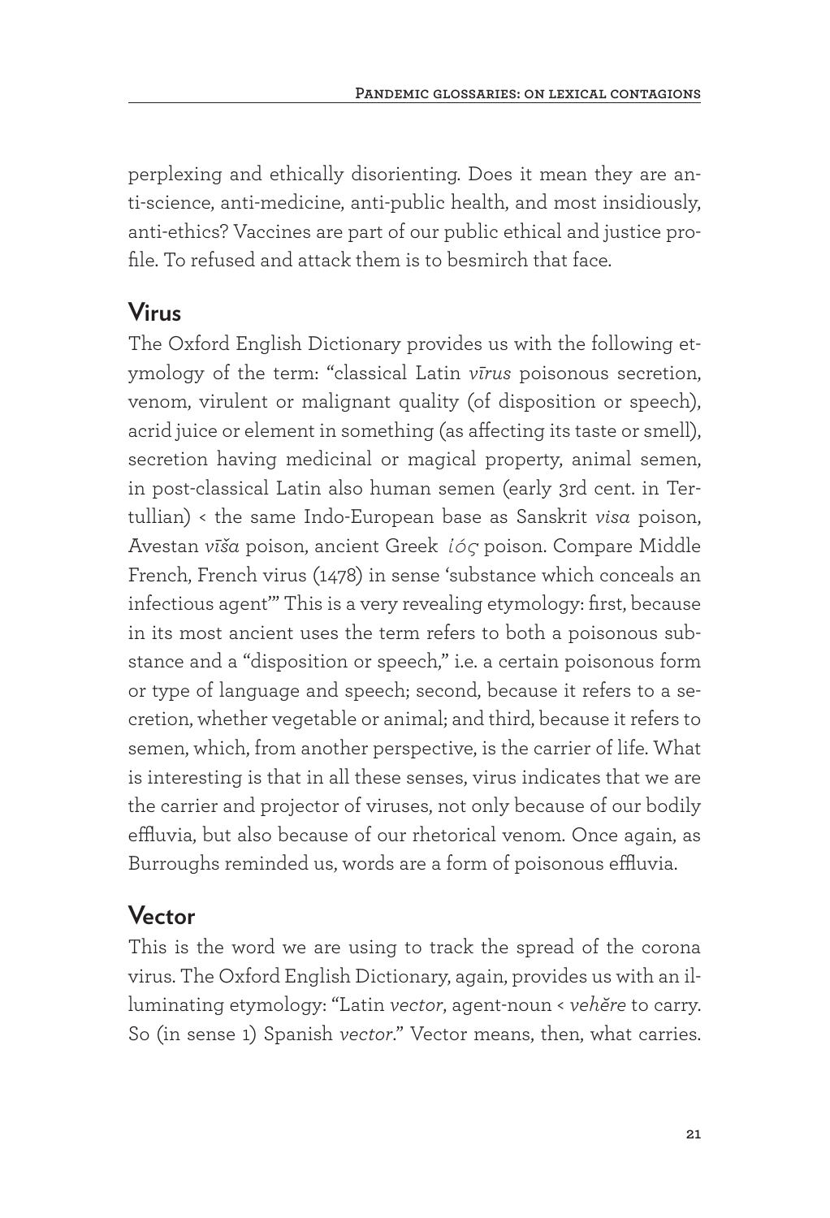perplexing and ethically disorienting. Does it mean they are anti-science, anti-medicine, anti-public health, and most insidiously, anti-ethics? Vaccines are part of our public ethical and justice profile. To refused and attack them is to besmirch that face.

## Virus

The Oxford English Dictionary provides us with the following etymology of the term: "classical Latin *vīrus* poisonous secretion, venom, virulent or malignant quality (of disposition or speech), acrid juice or element in something (as affecting its taste or smell), secretion having medicinal or magical property, animal semen, in post-classical Latin also human semen (early 3rd cent. in Tertullian) < the same Indo-European base as Sanskrit *visa* poison, Avestan *vīša* poison, ancient Greek *ἰός* poison. Compare Middle French, French virus (1478) in sense 'substance which conceals an infectious agent'" This is a very revealing etymology: first, because in its most ancient uses the term refers to both a poisonous substance and a "disposition or speech," i.e. a certain poisonous form or type of language and speech; second, because it refers to a secretion, whether vegetable or animal; and third, because it refers to semen, which, from another perspective, is the carrier of life. What is interesting is that in all these senses, virus indicates that we are the carrier and projector of viruses, not only because of our bodily effluvia, but also because of our rhetorical venom. Once again, as Burroughs reminded us, words are a form of poisonous effluvia.

## Vector

This is the word we are using to track the spread of the corona virus. The Oxford English Dictionary, again, provides us with an illuminating etymology: "Latin *vector*, agent-noun < *vehĕre* to carry. So (in sense 1) Spanish *vector*." Vector means, then, what carries.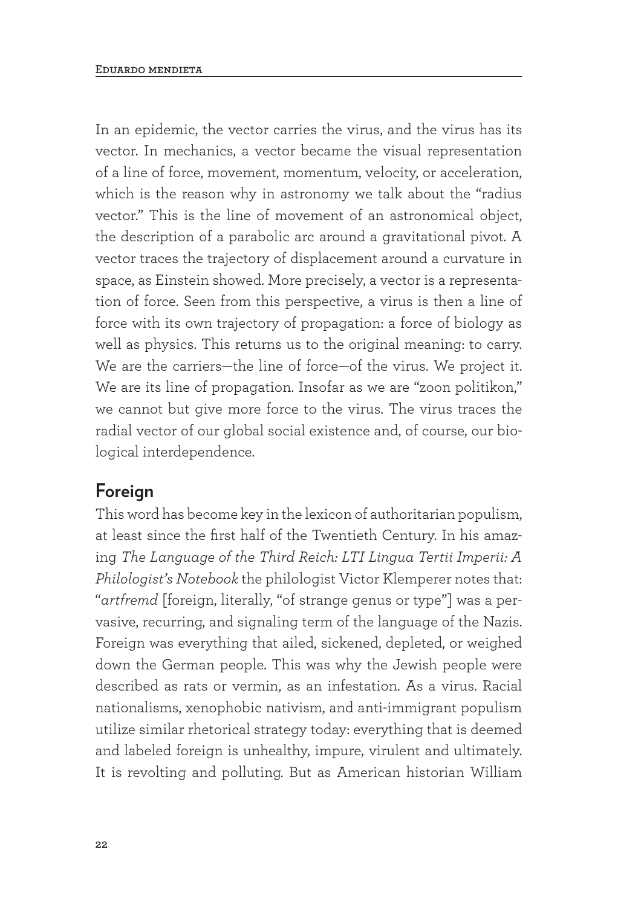In an epidemic, the vector carries the virus, and the virus has its vector. In mechanics, a vector became the visual representation of a line of force, movement, momentum, velocity, or acceleration, which is the reason why in astronomy we talk about the "radius vector." This is the line of movement of an astronomical object, the description of a parabolic arc around a gravitational pivot. A vector traces the trajectory of displacement around a curvature in space, as Einstein showed. More precisely, a vector is a representation of force. Seen from this perspective, a virus is then a line of force with its own trajectory of propagation: a force of biology as well as physics. This returns us to the original meaning: to carry. We are the carriers—the line of force—of the virus. We project it. We are its line of propagation. Insofar as we are "zoon politikon," we cannot but give more force to the virus. The virus traces the radial vector of our global social existence and, of course, our biological interdependence.

## Foreign

This word has become key in the lexicon of authoritarian populism, at least since the first half of the Twentieth Century. In his amazing *The Language of the Third Reich: LTI Lingua Tertii Imperii: A Philologist's Notebook* the philologist Victor Klemperer notes that: "*artfremd* [foreign, literally, "of strange genus or type"] was a pervasive, recurring, and signaling term of the language of the Nazis. Foreign was everything that ailed, sickened, depleted, or weighed down the German people. This was why the Jewish people were described as rats or vermin, as an infestation. As a virus. Racial nationalisms, xenophobic nativism, and anti-immigrant populism utilize similar rhetorical strategy today: everything that is deemed and labeled foreign is unhealthy, impure, virulent and ultimately. It is revolting and polluting. But as American historian William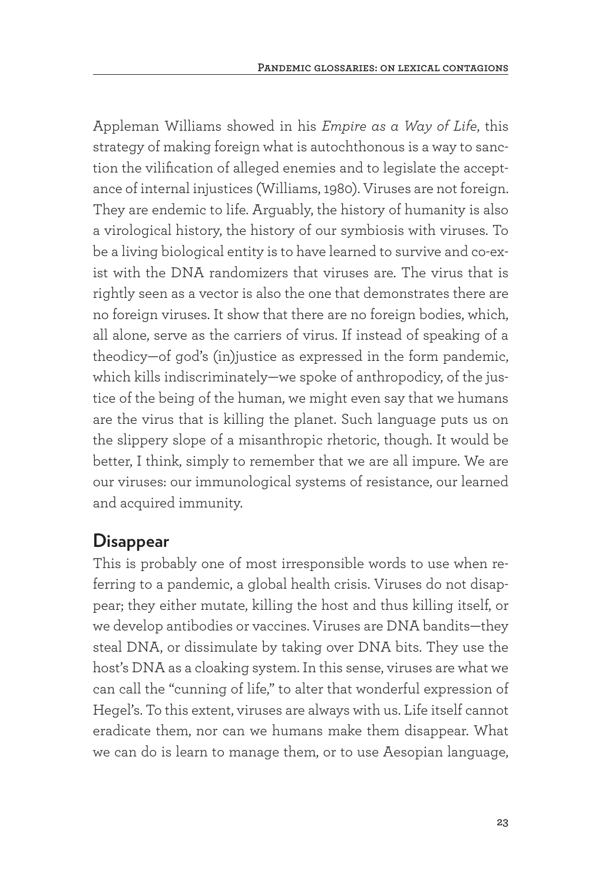Appleman Williams showed in his *Empire as a Way of Life*, this strategy of making foreign what is autochthonous is a way to sanction the vilification of alleged enemies and to legislate the acceptance of internal injustices (Williams, 1980). Viruses are not foreign. They are endemic to life. Arguably, the history of humanity is also a virological history, the history of our symbiosis with viruses. To be a living biological entity is to have learned to survive and co-exist with the DNA randomizers that viruses are. The virus that is rightly seen as a vector is also the one that demonstrates there are no foreign viruses. It show that there are no foreign bodies, which, all alone, serve as the carriers of virus. If instead of speaking of a theodicy—of god's (in)justice as expressed in the form pandemic, which kills indiscriminately—we spoke of anthropodicy, of the justice of the being of the human, we might even say that we humans are the virus that is killing the planet. Such language puts us on the slippery slope of a misanthropic rhetoric, though. It would be better, I think, simply to remember that we are all impure. We are our viruses: our immunological systems of resistance, our learned and acquired immunity.

## Disappear

This is probably one of most irresponsible words to use when referring to a pandemic, a global health crisis. Viruses do not disappear; they either mutate, killing the host and thus killing itself, or we develop antibodies or vaccines. Viruses are DNA bandits—they steal DNA, or dissimulate by taking over DNA bits. They use the host's DNA as a cloaking system. In this sense, viruses are what we can call the "cunning of life," to alter that wonderful expression of Hegel's. To this extent, viruses are always with us. Life itself cannot eradicate them, nor can we humans make them disappear. What we can do is learn to manage them, or to use Aesopian language,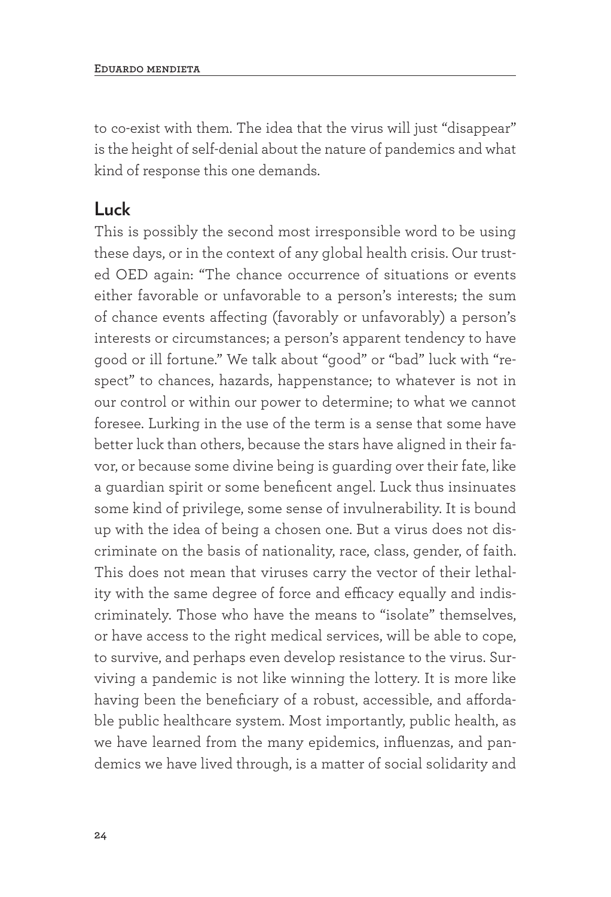to co-exist with them. The idea that the virus will just "disappear" is the height of self-denial about the nature of pandemics and what kind of response this one demands.

## Luck

This is possibly the second most irresponsible word to be using these days, or in the context of any global health crisis. Our trusted OED again: "The chance occurrence of situations or events either favorable or unfavorable to a person's interests; the sum of chance events affecting (favorably or unfavorably) a person's interests or circumstances; a person's apparent tendency to have good or ill fortune." We talk about "good" or "bad" luck with "respect" to chances, hazards, happenstance; to whatever is not in our control or within our power to determine; to what we cannot foresee. Lurking in the use of the term is a sense that some have better luck than others, because the stars have aligned in their favor, or because some divine being is guarding over their fate, like a guardian spirit or some beneficent angel. Luck thus insinuates some kind of privilege, some sense of invulnerability. It is bound up with the idea of being a chosen one. But a virus does not discriminate on the basis of nationality, race, class, gender, of faith. This does not mean that viruses carry the vector of their lethality with the same degree of force and efficacy equally and indiscriminately. Those who have the means to "isolate" themselves, or have access to the right medical services, will be able to cope, to survive, and perhaps even develop resistance to the virus. Surviving a pandemic is not like winning the lottery. It is more like having been the beneficiary of a robust, accessible, and affordable public healthcare system. Most importantly, public health, as we have learned from the many epidemics, influenzas, and pandemics we have lived through, is a matter of social solidarity and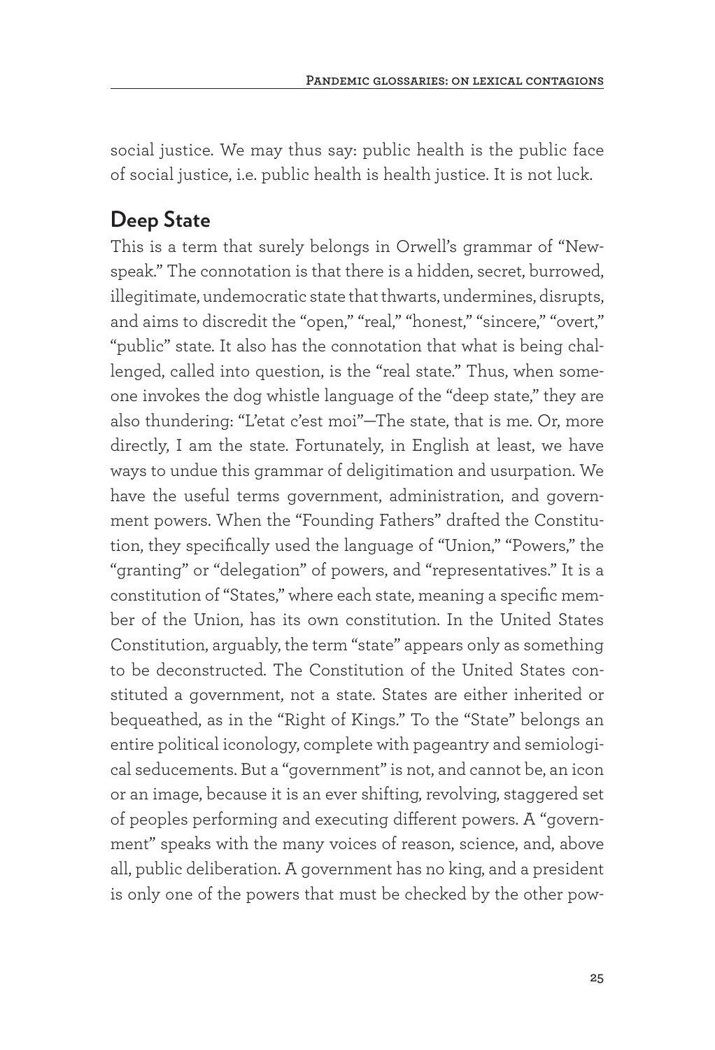social justice. We may thus say: public health is the public face of social justice, i.e. public health is health justice. It is not luck.

## Deep State

This is a term that surely belongs in Orwell's grammar of "Newspeak." The connotation is that there is a hidden, secret, burrowed, illegitimate, undemocratic state that thwarts, undermines, disrupts, and aims to discredit the "open," "real," "honest," "sincere," "overt," "public" state. It also has the connotation that what is being challenged, called into question, is the "real state." Thus, when someone invokes the dog whistle language of the "deep state," they are also thundering: "L'etat c'est moi"—The state, that is me. Or, more directly, I am the state. Fortunately, in English at least, we have ways to undue this grammar of deligitimation and usurpation. We have the useful terms government, administration, and government powers. When the "Founding Fathers" drafted the Constitution, they specifically used the language of "Union," "Powers," the "granting" or "delegation" of powers, and "representatives." It is a constitution of "States," where each state, meaning a specific member of the Union, has its own constitution. In the United States Constitution, arguably, the term "state" appears only as something to be deconstructed. The Constitution of the United States constituted a government, not a state. States are either inherited or bequeathed, as in the "Right of Kings." To the "State" belongs an entire political iconology, complete with pageantry and semiological seducements. But a "government" is not, and cannot be, an icon or an image, because it is an ever shifting, revolving, staggered set of peoples performing and executing different powers. A "government" speaks with the many voices of reason, science, and, above all, public deliberation. A government has no king, and a president is only one of the powers that must be checked by the other pow-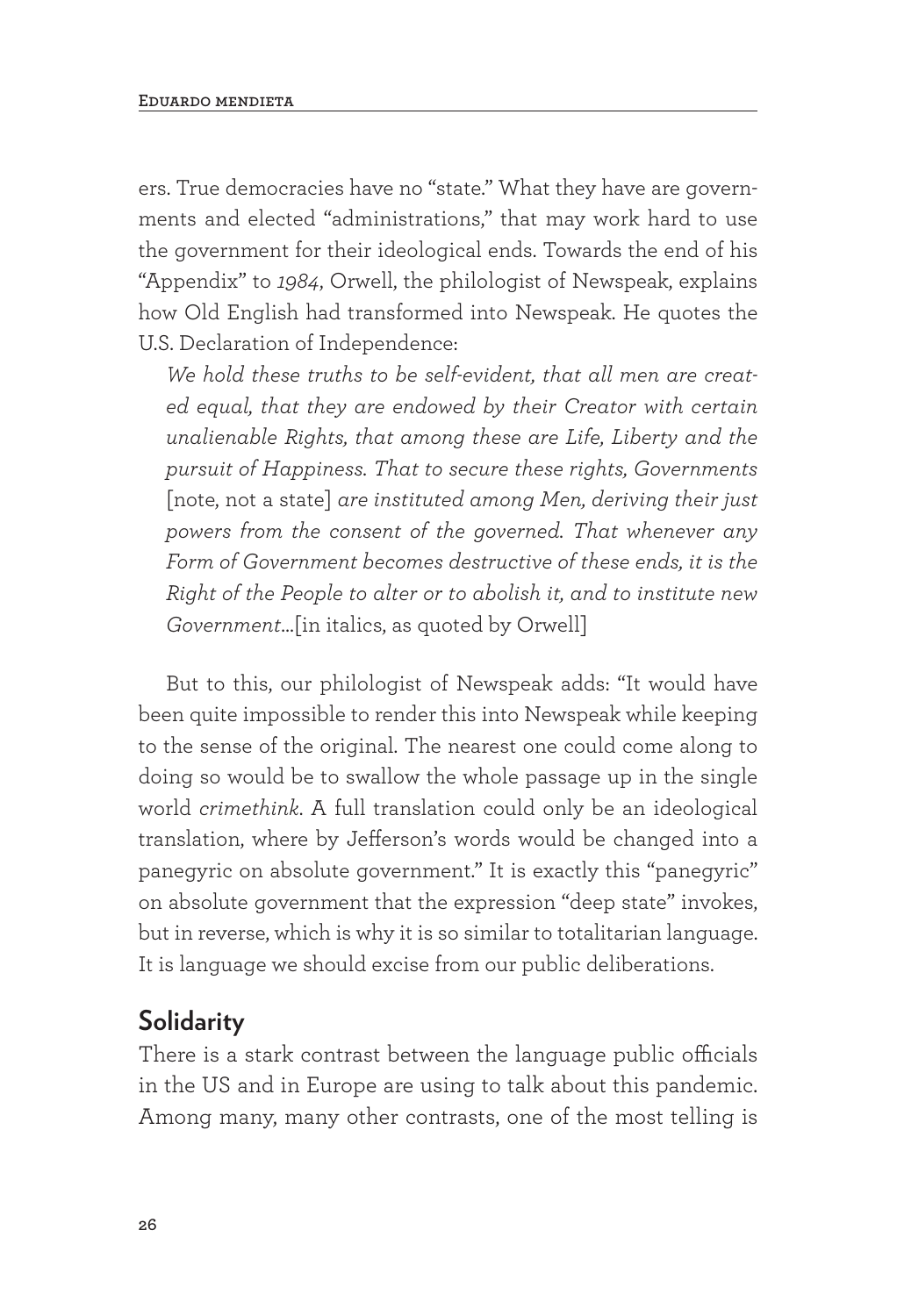ers. True democracies have no "state." What they have are governments and elected "administrations," that may work hard to use the government for their ideological ends. Towards the end of his "Appendix" to *1984*, Orwell, the philologist of Newspeak, explains how Old English had transformed into Newspeak. He quotes the U.S. Declaration of Independence:

> *We hold these truths to be self-evident, that all men are created equal, that they are endowed by their Creator with certain unalienable Rights, that among these are Life, Liberty and the pursuit of Happiness. That to secure these rights, Governments* [note, not a state] *are instituted among Men, deriving their just powers from the consent of the governed. That whenever any Form of Government becomes destructive of these ends, it is the Right of the People to alter or to abolish it, and to institute new Government*...[in italics, as quoted by Orwell]

But to this, our philologist of Newspeak adds: "It would have been quite impossible to render this into Newspeak while keeping to the sense of the original. The nearest one could come along to doing so would be to swallow the whole passage up in the single world *crimethink*. A full translation could only be an ideological translation, where by Jefferson's words would be changed into a panegyric on absolute government." It is exactly this "panegyric" on absolute government that the expression "deep state" invokes, but in reverse, which is why it is so similar to totalitarian language. It is language we should excise from our public deliberations.

## Solidarity

There is a stark contrast between the language public officials in the US and in Europe are using to talk about this pandemic. Among many, many other contrasts, one of the most telling is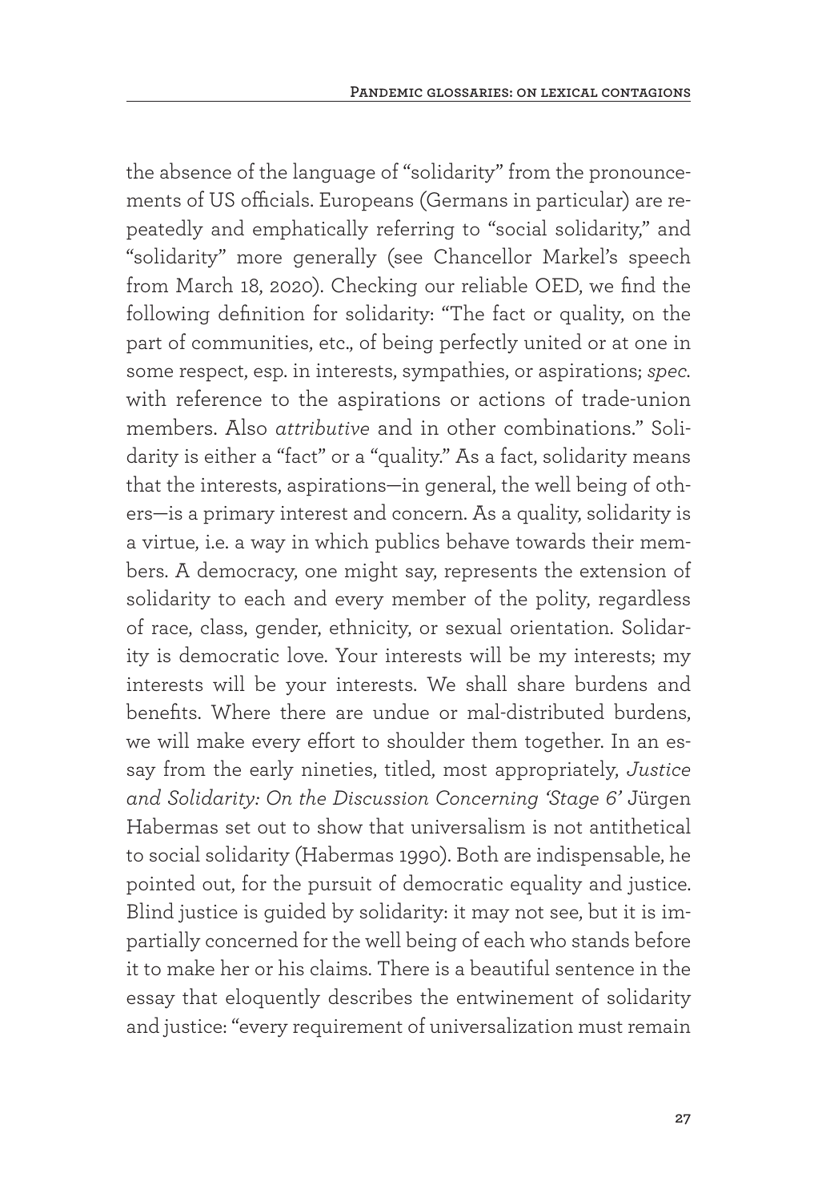the absence of the language of "solidarity" from the pronouncements of US officials. Europeans (Germans in particular) are repeatedly and emphatically referring to "social solidarity," and "solidarity" more generally (see Chancellor Markel's speech from March 18, 2020). Checking our reliable OED, we find the following definition for solidarity: "The fact or quality, on the part of communities, etc., of being perfectly united or at one in some respect, esp. in interests, sympathies, or aspirations; *spec.* with reference to the aspirations or actions of trade-union members. Also *attributive* and in other combinations." Solidarity is either a "fact" or a "quality." As a fact, solidarity means that the interests, aspirations—in general, the well being of others—is a primary interest and concern. As a quality, solidarity is a virtue, i.e. a way in which publics behave towards their members. A democracy, one might say, represents the extension of solidarity to each and every member of the polity, regardless of race, class, gender, ethnicity, or sexual orientation. Solidarity is democratic love. Your interests will be my interests; my interests will be your interests. We shall share burdens and benefits. Where there are undue or mal-distributed burdens, we will make every effort to shoulder them together. In an essay from the early nineties, titled, most appropriately, *Justice and Solidarity: On the Discussion Concerning 'Stage 6'* Jürgen Habermas set out to show that universalism is not antithetical to social solidarity (Habermas 1990). Both are indispensable, he pointed out, for the pursuit of democratic equality and justice. Blind justice is guided by solidarity: it may not see, but it is impartially concerned for the well being of each who stands before it to make her or his claims. There is a beautiful sentence in the essay that eloquently describes the entwinement of solidarity and justice: "every requirement of universalization must remain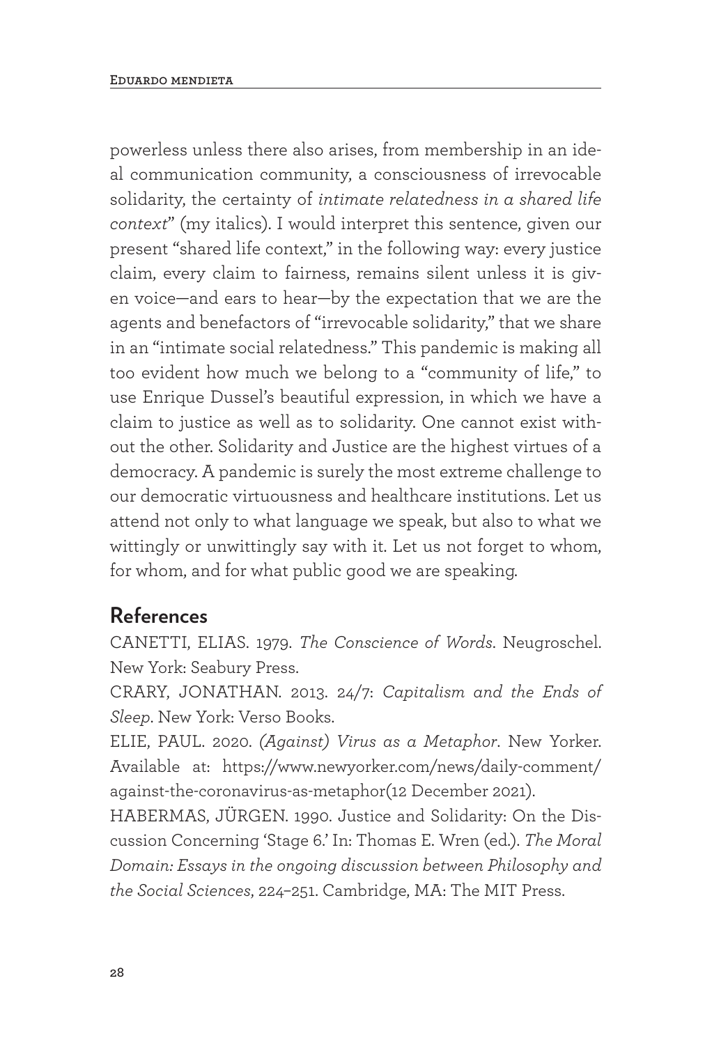powerless unless there also arises, from membership in an ideal communication community, a consciousness of irrevocable solidarity, the certainty of *intimate relatedness in a shared life context*" (my italics). I would interpret this sentence, given our present "shared life context," in the following way: every justice claim, every claim to fairness, remains silent unless it is given voice—and ears to hear—by the expectation that we are the agents and benefactors of "irrevocable solidarity," that we share in an "intimate social relatedness." This pandemic is making all too evident how much we belong to a "community of life," to use Enrique Dussel's beautiful expression, in which we have a claim to justice as well as to solidarity. One cannot exist without the other. Solidarity and Justice are the highest virtues of a democracy. A pandemic is surely the most extreme challenge to our democratic virtuousness and healthcare institutions. Let us attend not only to what language we speak, but also to what we wittingly or unwittingly say with it. Let us not forget to whom, for whom, and for what public good we are speaking.

## References

CANETTI, ELIAS. 1979. *The Conscience of Words*. Neugroschel. New York: Seabury Press.

CRARY, JONATHAN. 2013. 24/7: *Capitalism and the Ends of Sleep*. New York: Verso Books.

ELIE, PAUL. 2020. *(Against) Virus as a Metaphor*. New Yorker. Available at: https://www.newyorker.com/news/daily-comment/against-the-coronavirus-as-metaphor(12 December 2021).

HABERMAS, JÜRGEN. 1990. Justice and Solidarity: On the Discussion Concerning 'Stage 6.' In: Thomas E. Wren (ed.). *The Moral Domain: Essays in the ongoing discussion between Philosophy and the Social Sciences*, 224–251. Cambridge, MA: The MIT Press.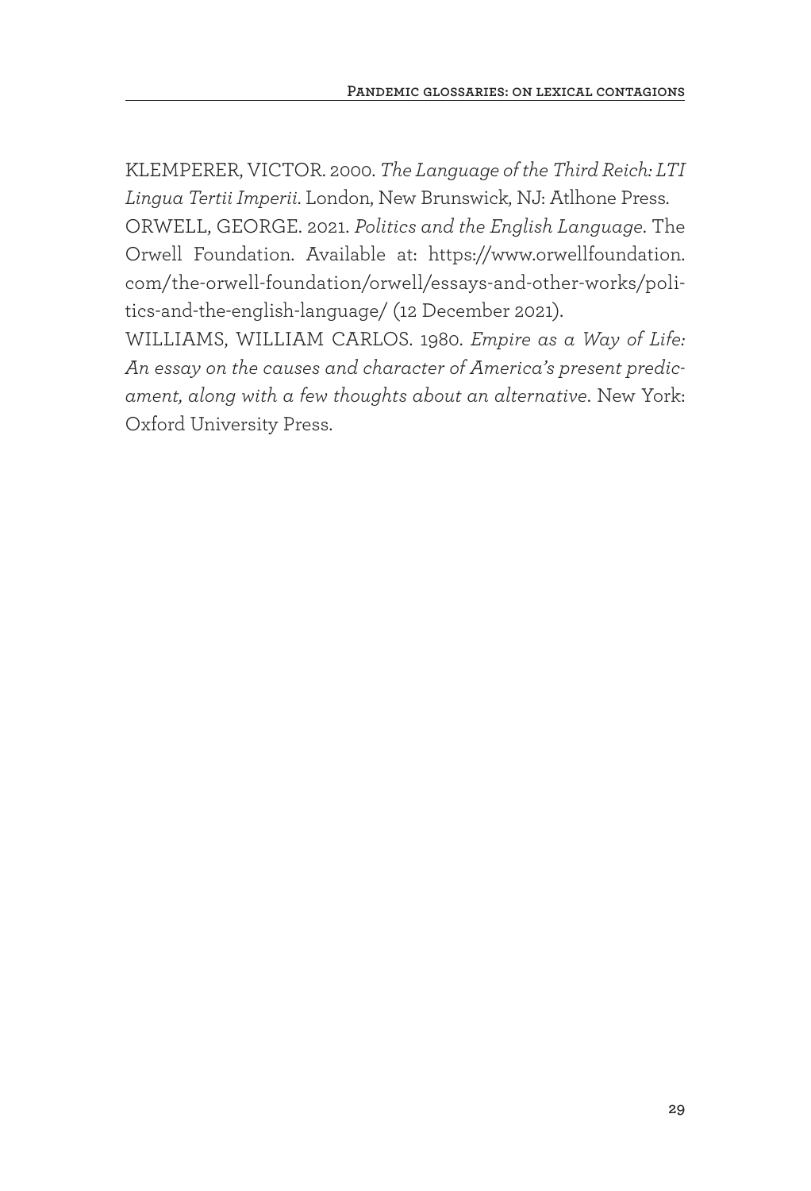KLEMPERER, VICTOR. 2000. *The Language of the Third Reich: LTI Lingua Tertii Imperii*. London, New Brunswick, NJ: Atlhone Press.

ORWELL, GEORGE. 2021. *Politics and the English Language*. The Orwell Foundation. Available at: https://www.orwellfoundation.com/the-orwell-foundation/orwell/essays-and-other-works/politics-and-the-english-language/ (12 December 2021).

WILLIAMS, WILLIAM CARLOS. 1980. *Empire as a Way of Life: An essay on the causes and character of America's present predicament, along with a few thoughts about an alternative*. New York: Oxford University Press.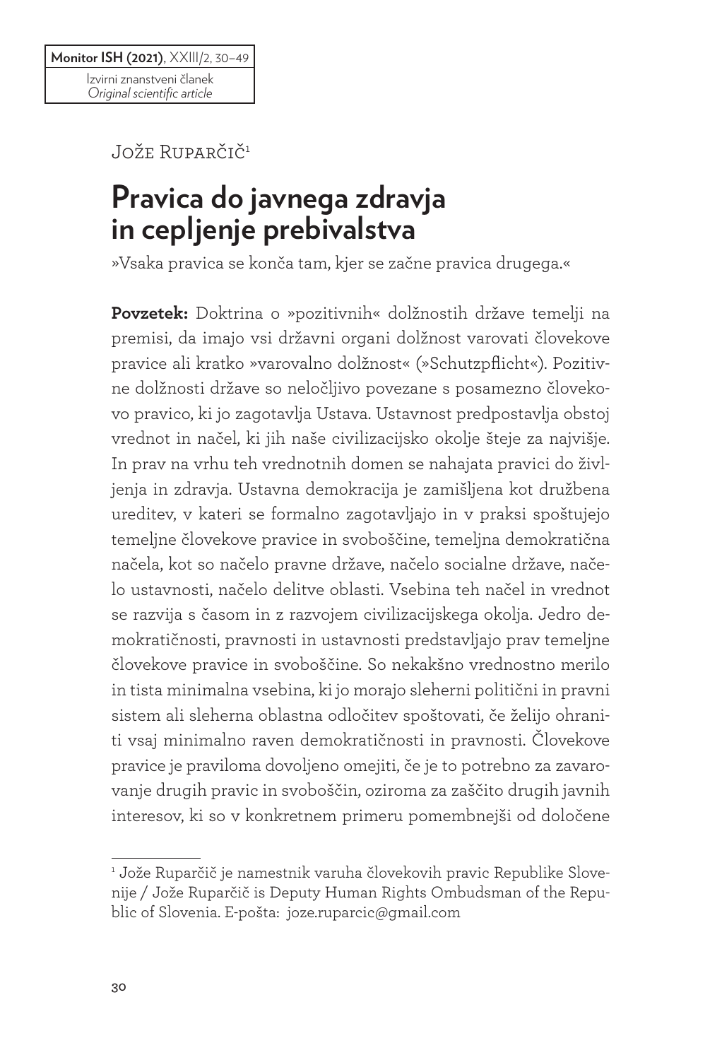Izvirni znanstveni članek
*Original scientific article*

Jože Ruparčič[1]

# Pravica do javnega zdravja in cepljenje prebivalstva

»Vsaka pravica se konča tam, kjer se začne pravica drugega.«

**Povzetek:** Doktrina o »pozitivnih« dolžnostih države temelji na premisi, da imajo vsi državni organi dolžnost varovati človekove pravice ali kratko »varovalno dolžnost« (»Schutzpflicht«). Pozitivne dolžnosti države so neločljivo povezane s posamezno človekovo pravico, ki jo zagotavlja Ustava. Ustavnost predpostavlja obstoj vrednot in načel, ki jih naše civilizacijsko okolje šteje za najvišje. In prav na vrhu teh vrednotnih domen se nahajata pravici do življenja in zdravja. Ustavna demokracija je zamišljena kot družbena ureditev, v kateri se formalno zagotavljajo in v praksi spoštujejo temeljne človekove pravice in svoboščine, temeljna demokratična načela, kot so načelo pravne države, načelo socialne države, načelo ustavnosti, načelo delitve oblasti. Vsebina teh načel in vrednot se razvija s časom in z razvojem civilizacijskega okolja. Jedro demokratičnosti, pravnosti in ustavnosti predstavljajo prav temeljne človekove pravice in svoboščine. So nekakšno vrednostno merilo in tista minimalna vsebina, ki jo morajo sleherni politični in pravni sistem ali sleherna oblastna odločitev spoštovati, če želijo ohraniti vsaj minimalno raven demokratičnosti in pravnosti. Človekove pravice je praviloma dovoljeno omejiti, če je to potrebno za zavarovanje drugih pravic in svoboščin, oziroma za zaščito drugih javnih interesov, ki so v konkretnem primeru pomembnejši od določene

---

[1] Jože Ruparčič je namestnik varuha človekovih pravic Republike Slovenije / Jože Ruparčič is Deputy Human Rights Ombudsman of the Republic of Slovenia. E-pošta: joze.ruparcic@gmail.com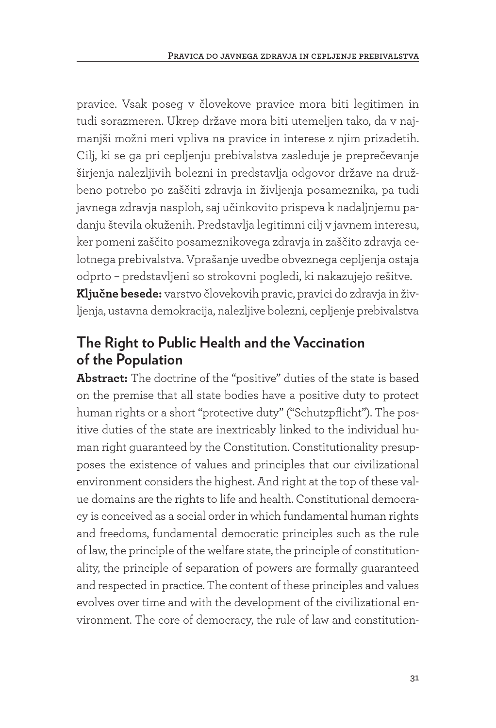pravice. Vsak poseg v človekove pravice mora biti legitimen in tudi sorazmeren. Ukrep države mora biti utemeljen tako, da v najmanjši možni meri vpliva na pravice in interese z njim prizadetih. Cilj, ki se ga pri cepljenju prebivalstva zasleduje je preprečevanje širjenja nalezljivih bolezni in predstavlja odgovor države na družbeno potrebo po zaščiti zdravja in življenja posameznika, pa tudi javnega zdravja nasploh, saj učinkovito prispeva k nadaljnjemu padanju števila okuženih. Predstavlja legitimni cilj v javnem interesu, ker pomeni zaščito posameznikovega zdravja in zaščito zdravja celotnega prebivalstva. Vprašanje uvedbe obveznega cepljenja ostaja odprto – predstavljeni so strokovni pogledi, ki nakazujejo rešitve.

**Ključne besede:** varstvo človekovih pravic, pravici do zdravja in življenja, ustavna demokracija, nalezljive bolezni, cepljenje prebivalstva

## The Right to Public Health and the Vaccination of the Population

**Abstract:** The doctrine of the "positive" duties of the state is based on the premise that all state bodies have a positive duty to protect human rights or a short "protective duty" ("Schutzpflicht"). The positive duties of the state are inextricably linked to the individual human right guaranteed by the Constitution. Constitutionality presupposes the existence of values and principles that our civilizational environment considers the highest. And right at the top of these value domains are the rights to life and health. Constitutional democracy is conceived as a social order in which fundamental human rights and freedoms, fundamental democratic principles such as the rule of law, the principle of the welfare state, the principle of constitutionality, the principle of separation of powers are formally guaranteed and respected in practice. The content of these principles and values evolves over time and with the development of the civilizational environment. The core of democracy, the rule of law and constitution-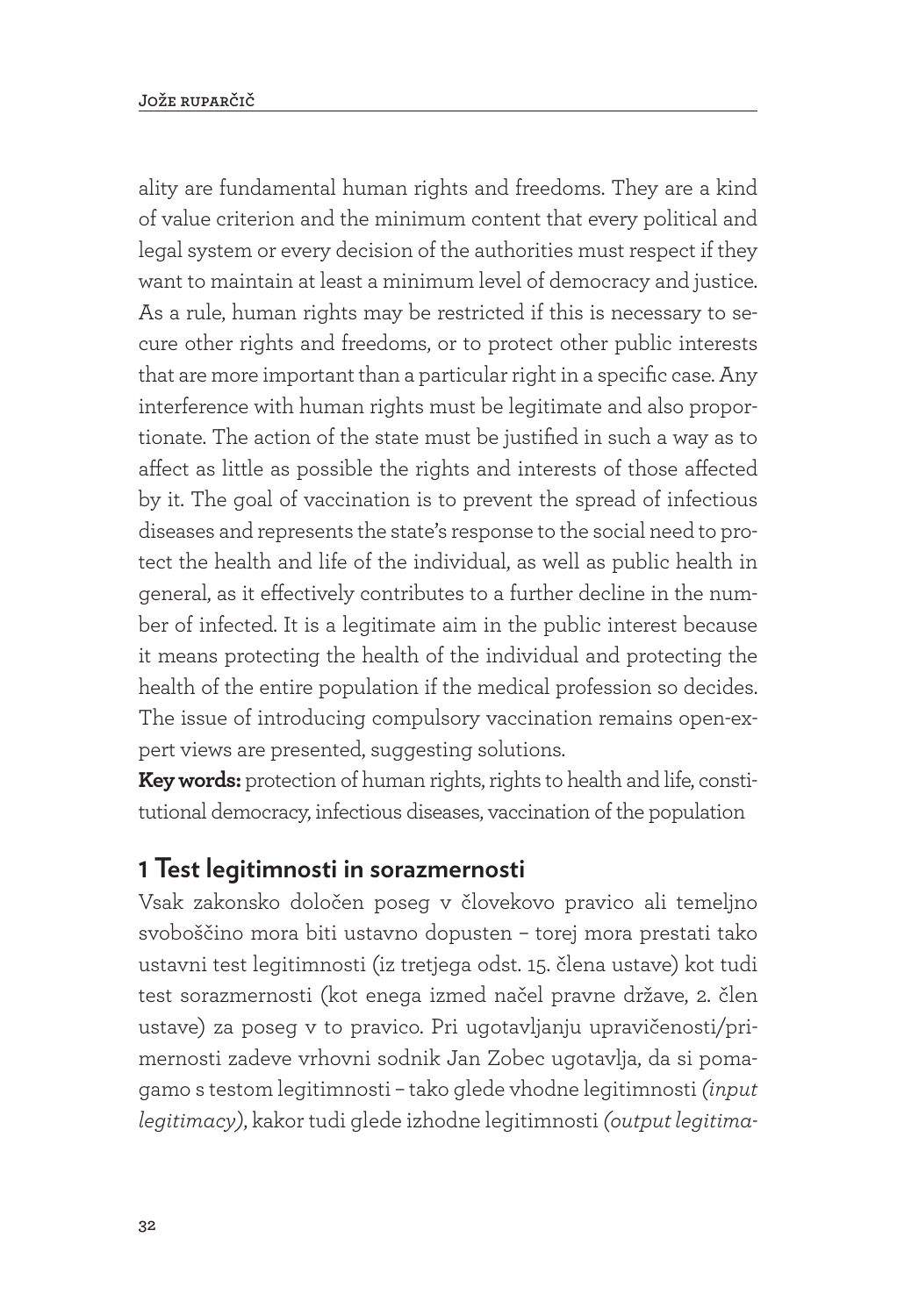ality are fundamental human rights and freedoms. They are a kind of value criterion and the minimum content that every political and legal system or every decision of the authorities must respect if they want to maintain at least a minimum level of democracy and justice. As a rule, human rights may be restricted if this is necessary to secure other rights and freedoms, or to protect other public interests that are more important than a particular right in a specific case. Any interference with human rights must be legitimate and also proportionate. The action of the state must be justified in such a way as to affect as little as possible the rights and interests of those affected by it. The goal of vaccination is to prevent the spread of infectious diseases and represents the state's response to the social need to protect the health and life of the individual, as well as public health in general, as it effectively contributes to a further decline in the number of infected. It is a legitimate aim in the public interest because it means protecting the health of the individual and protecting the health of the entire population if the medical profession so decides. The issue of introducing compulsory vaccination remains open-expert views are presented, suggesting solutions.

**Key words:** protection of human rights, rights to health and life, constitutional democracy, infectious diseases, vaccination of the population

## 1 Test legitimnosti in sorazmernosti

Vsak zakonsko določen poseg v človekovo pravico ali temeljno svoboščino mora biti ustavno dopusten – torej mora prestati tako ustavni test legitimnosti (iz tretjega odst. 15. člena ustave) kot tudi test sorazmernosti (kot enega izmed načel pravne države, 2. člen ustave) za poseg v to pravico. Pri ugotavljanju upravičenosti/primernosti zadeve vrhovni sodnik Jan Zobec ugotavlja, da si pomagamo s testom legitimnosti – tako glede vhodne legitimnosti *(input legitimacy)*, kakor tudi glede izhodne legitimnosti *(output legitima-*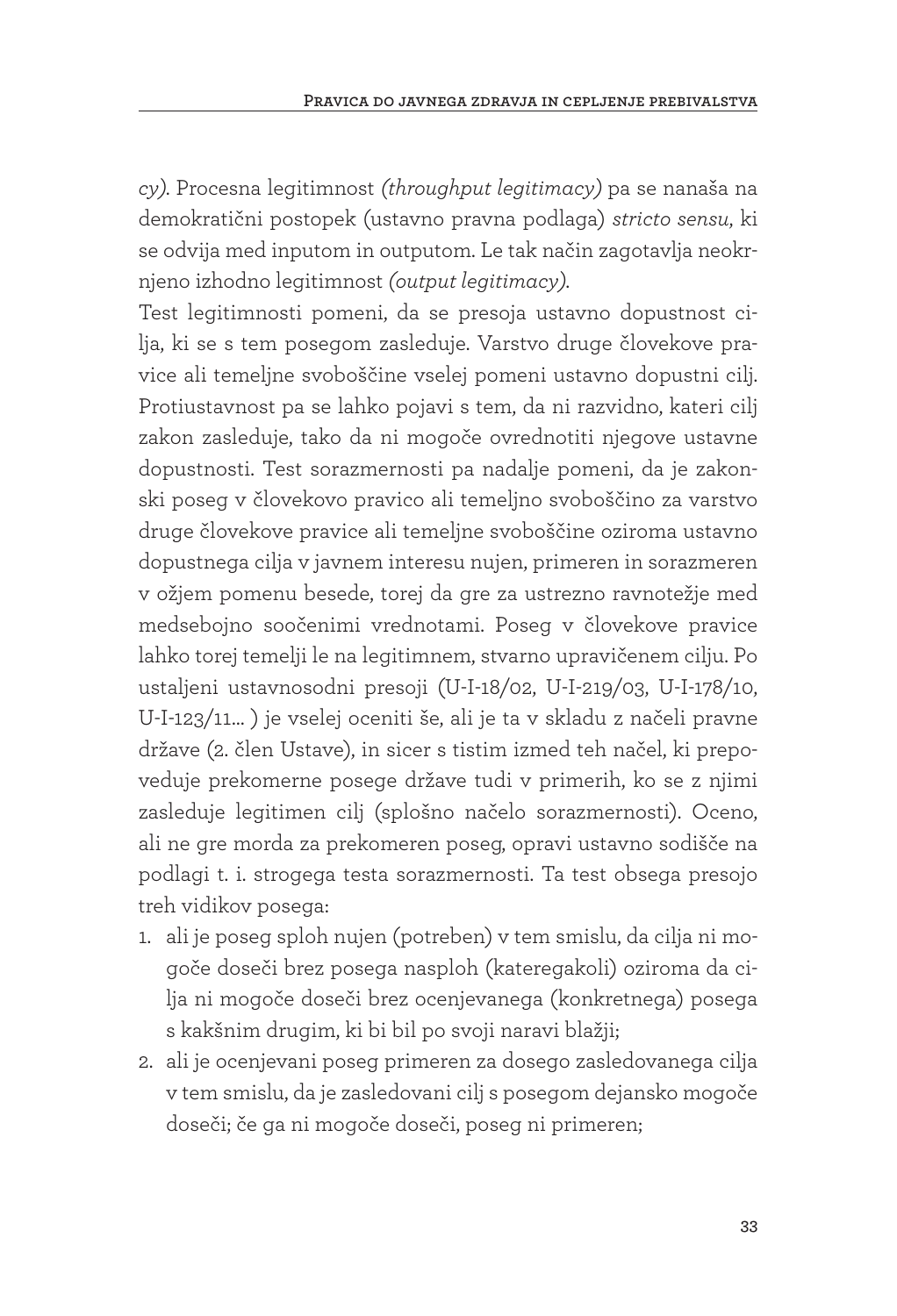*cy)*. Procesna legitimnost *(throughput legitimacy)* pa se nanaša na demokratični postopek (ustavno pravna podlaga) *stricto sensu*, ki se odvija med inputom in outputom. Le tak način zagotavlja neokrnjeno izhodno legitimnost *(output legitimacy)*.

Test legitimnosti pomeni, da se presoja ustavno dopustnost cilja, ki se s tem posegom zasleduje. Varstvo druge človekove pravice ali temeljne svoboščine vselej pomeni ustavno dopustni cilj. Protiustavnost pa se lahko pojavi s tem, da ni razvidno, kateri cilj zakon zasleduje, tako da ni mogoče ovrednotiti njegove ustavne dopustnosti. Test sorazmernosti pa nadalje pomeni, da je zakonski poseg v človekovo pravico ali temeljno svoboščino za varstvo druge človekove pravice ali temeljne svoboščine oziroma ustavno dopustnega cilja v javnem interesu nujen, primeren in sorazmeren v ožjem pomenu besede, torej da gre za ustrezno ravnotežje med medsebojno soočenimi vrednotami. Poseg v človekove pravice lahko torej temelji le na legitimnem, stvarno upravičenem cilju. Po ustaljeni ustavnosodni presoji (U-I-18/02, U-I-219/03, U-I-178/10, U-I-123/11… ) je vselej oceniti še, ali je ta v skladu z načeli pravne države (2. člen Ustave), in sicer s tistim izmed teh načel, ki prepoveduje prekomerne posege države tudi v primerih, ko se z njimi zasleduje legitimen cilj (splošno načelo sorazmernosti). Oceno, ali ne gre morda za prekomeren poseg, opravi ustavno sodišče na podlagi t. i. strogega testa sorazmernosti. Ta test obsega presojo treh vidikov posega:

1. ali je poseg sploh nujen (potreben) v tem smislu, da cilja ni mogoče doseči brez posega nasploh (kateregakoli) oziroma da cilja ni mogoče doseči brez ocenjevanega (konkretnega) posega s kakšnim drugim, ki bi bil po svoji naravi blažji;
2. ali je ocenjevani poseg primeren za dosego zasledovanega cilja v tem smislu, da je zasledovani cilj s posegom dejansko mogoče doseči; če ga ni mogoče doseči, poseg ni primeren;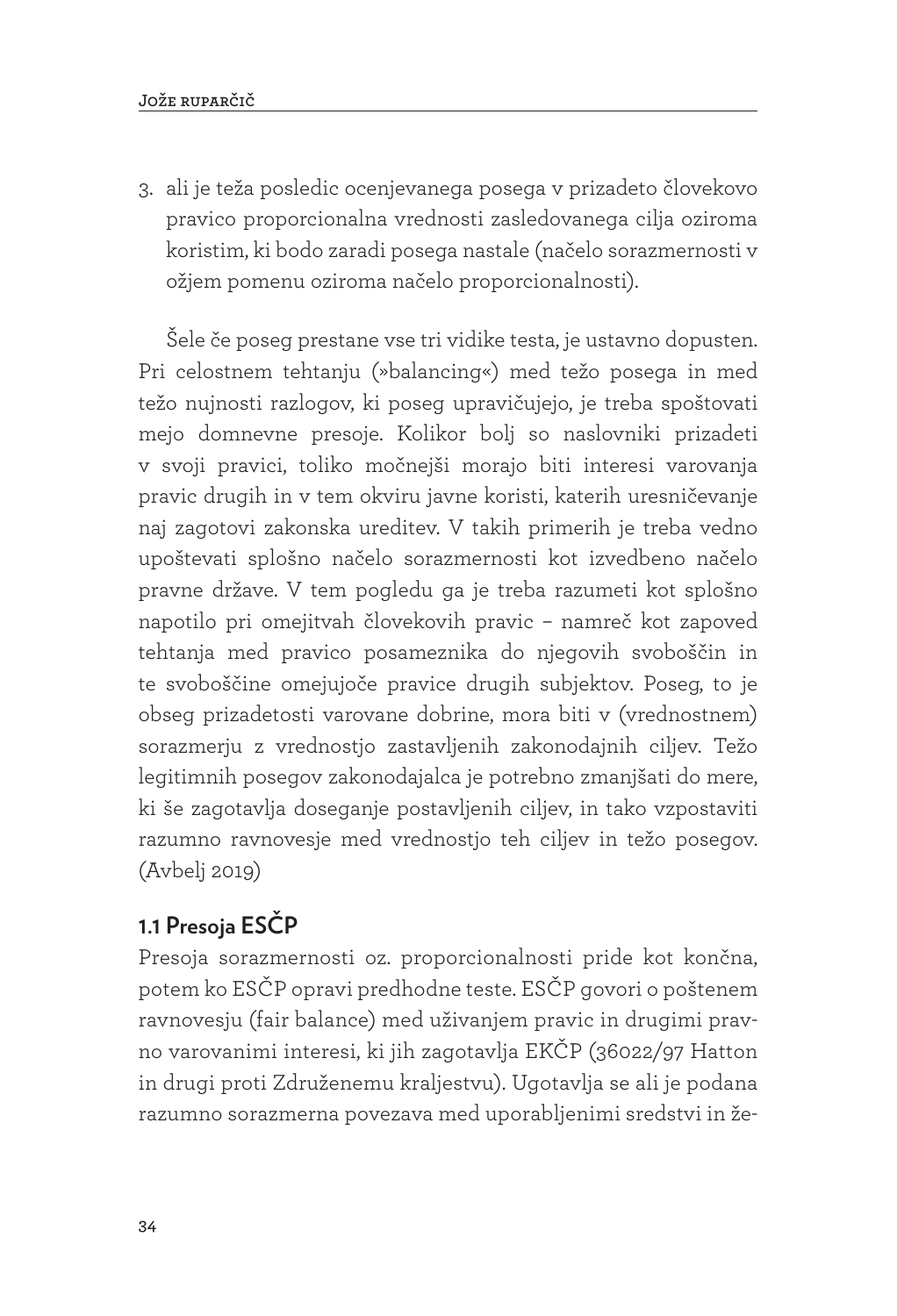3. ali je teža posledic ocenjevanega posega v prizadeto človekovo pravico proporcionalna vrednosti zasledovanega cilja oziroma koristim, ki bodo zaradi posega nastale (načelo sorazmernosti v ožjem pomenu oziroma načelo proporcionalnosti).

Šele če poseg prestane vse tri vidike testa, je ustavno dopusten. Pri celostnem tehtanju (»balancing«) med težo posega in med težo nujnosti razlogov, ki poseg upravičujejo, je treba spoštovati mejo domnevne presoje. Kolikor bolj so naslovniki prizadeti v svoji pravici, toliko močnejši morajo biti interesi varovanja pravic drugih in v tem okviru javne koristi, katerih uresničevanje naj zagotovi zakonska ureditev. V takih primerih je treba vedno upoštevati splošno načelo sorazmernosti kot izvedbeno načelo pravne države. V tem pogledu ga je treba razumeti kot splošno napotilo pri omejitvah človekovih pravic – namreč kot zapoved tehtanja med pravico posameznika do njegovih svoboščin in te svoboščine omejujoče pravice drugih subjektov. Poseg, to je obseg prizadetosti varovane dobrine, mora biti v (vrednostnem) sorazmerju z vrednostjo zastavljenih zakonodajnih ciljev. Težo legitimnih posegov zakonodajalca je potrebno zmanjšati do mere, ki še zagotavlja doseganje postavljenih ciljev, in tako vzpostaviti razumno ravnovesje med vrednostjo teh ciljev in težo posegov. (Avbelj 2019)

## 1.1 Presoja ESČP

Presoja sorazmernosti oz. proporcionalnosti pride kot končna, potem ko ESČP opravi predhodne teste. ESČP govori o poštenem ravnovesju (fair balance) med uživanjem pravic in drugimi pravno varovanimi interesi, ki jih zagotavlja EKČP (36022/97 Hatton in drugi proti Združenemu kraljestvu). Ugotavlja se ali je podana razumno sorazmerna povezava med uporabljenimi sredstvi in že-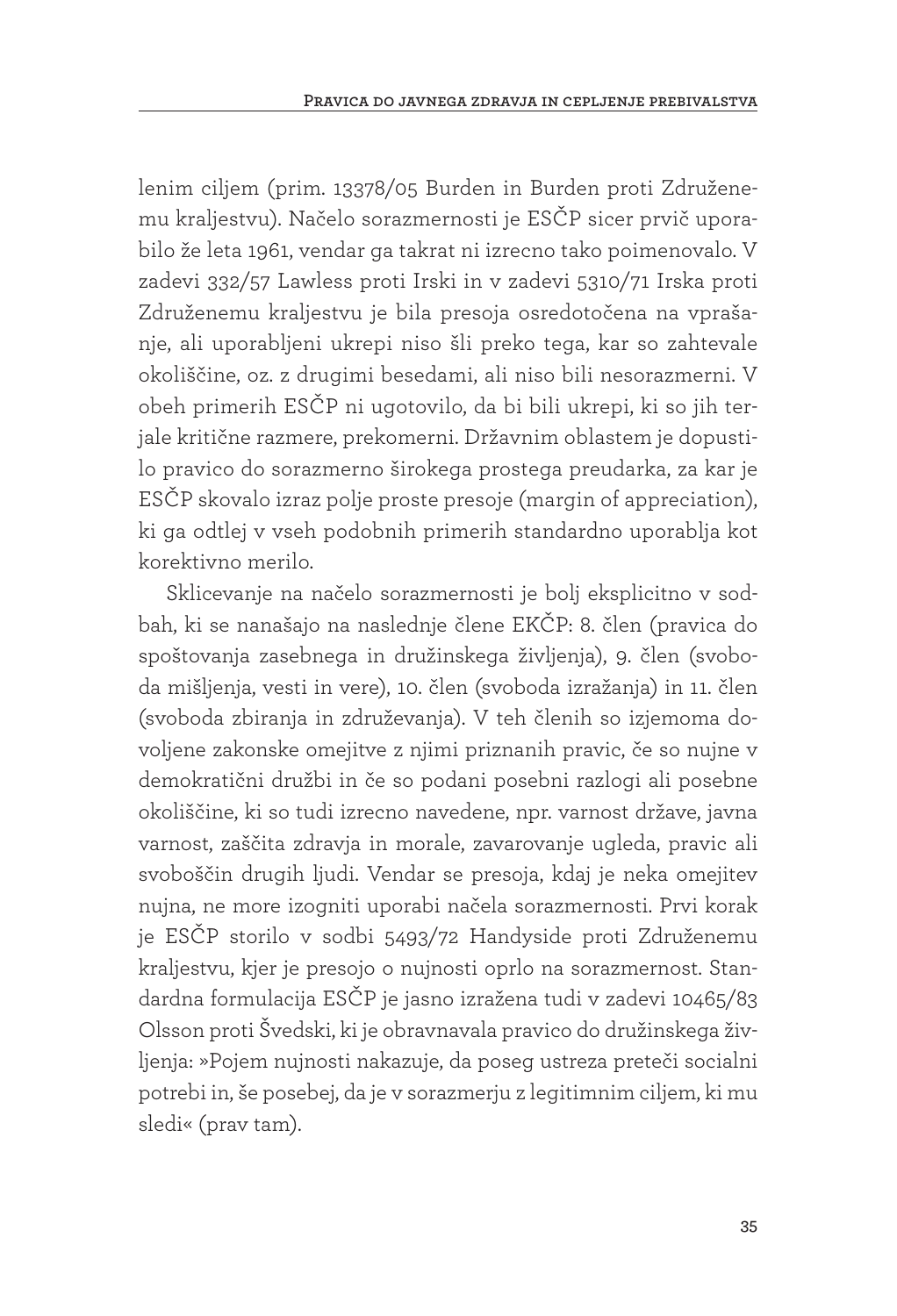lenim ciljem (prim. 13378/05 Burden in Burden proti Združenemu kraljestvu). Načelo sorazmernosti je ESČP sicer prvič uporabilo že leta 1961, vendar ga takrat ni izrecno tako poimenovalo. V zadevi 332/57 Lawless proti Irski in v zadevi 5310/71 Irska proti Združenemu kraljestvu je bila presoja osredotočena na vprašanje, ali uporabljeni ukrepi niso šli preko tega, kar so zahtevale okoliščine, oz. z drugimi besedami, ali niso bili nesorazmerni. V obeh primerih ESČP ni ugotovilo, da bi bili ukrepi, ki so jih terjale kritične razmere, prekomerni. Državnim oblastem je dopustilo pravico do sorazmerno širokega prostega preudarka, za kar je ESČP skovalo izraz polje proste presoje (margin of appreciation), ki ga odtlej v vseh podobnih primerih standardno uporablja kot korektivno merilo.

Sklicevanje na načelo sorazmernosti je bolj eksplicitno v sodbah, ki se nanašajo na naslednje člene EKČP: 8. člen (pravica do spoštovanja zasebnega in družinskega življenja), 9. člen (svoboda mišljenja, vesti in vere), 10. člen (svoboda izražanja) in 11. člen (svoboda zbiranja in združevanja). V teh členih so izjemoma dovoljene zakonske omejitve z njimi priznanih pravic, če so nujne v demokratični družbi in če so podani posebni razlogi ali posebne okoliščine, ki so tudi izrecno navedene, npr. varnost države, javna varnost, zaščita zdravja in morale, zavarovanje ugleda, pravic ali svoboščin drugih ljudi. Vendar se presoja, kdaj je neka omejitev nujna, ne more izogniti uporabi načela sorazmernosti. Prvi korak je ESČP storilo v sodbi 5493/72 Handyside proti Združenemu kraljestvu, kjer je presojo o nujnosti oprlo na sorazmernost. Standardna formulacija ESČP je jasno izražena tudi v zadevi 10465/83 Olsson proti Švedski, ki je obravnavala pravico do družinskega življenja: »Pojem nujnosti nakazuje, da poseg ustreza preteči socialni potrebi in, še posebej, da je v sorazmerju z legitimnim ciljem, ki mu sledi« (prav tam).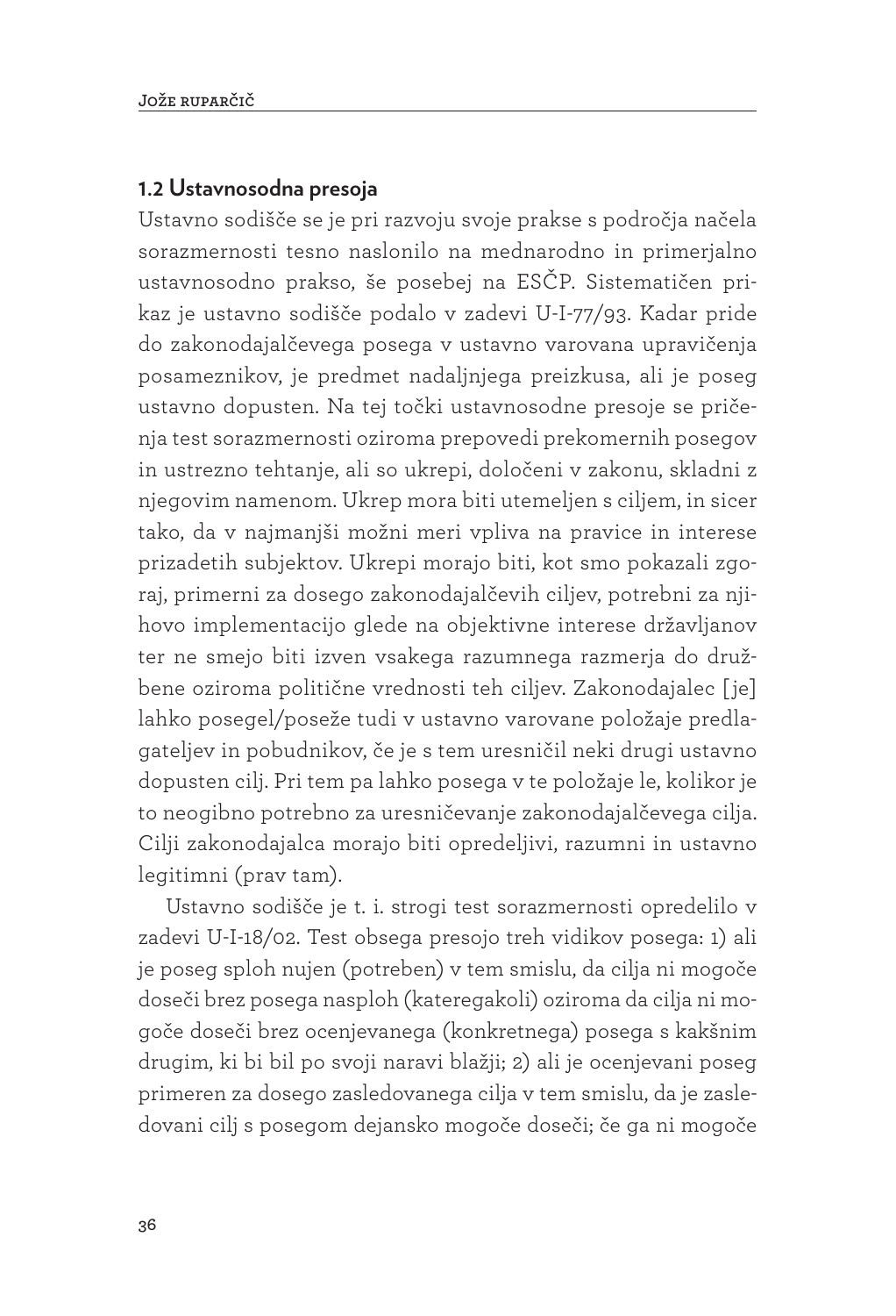### 1.2 Ustavnosodna presoja

Ustavno sodišče se je pri razvoju svoje prakse s področja načela sorazmernosti tesno naslonilo na mednarodno in primerjalno ustavnosodno prakso, še posebej na ESČP. Sistematičen prikaz je ustavno sodišče podalo v zadevi U-I-77/93. Kadar pride do zakonodajalčevega posega v ustavno varovana upravičenja posameznikov, je predmet nadaljnjega preizkusa, ali je poseg ustavno dopusten. Na tej točki ustavnosodne presoje se prične­nja test sorazmernosti oziroma prepovedi prekomernih posegov in ustrezno tehtanje, ali so ukrepi, določeni v zakonu, skladni z njegovim namenom. Ukrep mora biti utemeljen s ciljem, in sicer tako, da v najmanjši možni meri vpliva na pravice in interese prizadetih subjektov. Ukrepi morajo biti, kot smo pokazali zgoraj, primerni za dosego zakonodajalčevih ciljev, potrebni za njihovo implementacijo glede na objektivne interese državljanov ter ne smejo biti izven vsakega razumnega razmerja do družbene oziroma politične vrednosti teh ciljev. Zakonodajalec [je] lahko posegel/poseže tudi v ustavno varovane položaje predlagateljev in pobudnikov, če je s tem uresničil neki drugi ustavno dopusten cilj. Pri tem pa lahko posega v te položaje le, kolikor je to neogibno potrebno za uresničevanje zakonodajalčevega cilja. Cilji zakonodajalca morajo biti opredeljivi, razumni in ustavno legitimni (prav tam).

Ustavno sodišče je t. i. strogi test sorazmernosti opredelilo v zadevi U-I-18/02. Test obsega presojo treh vidikov posega: 1) ali je poseg sploh nujen (potreben) v tem smislu, da cilja ni mogoče doseči brez posega nasploh (kateregakoli) oziroma da cilja ni mogoče doseči brez ocenjevanega (konkretnega) posega s kakšnim drugim, ki bi bil po svoji naravi blažji; 2) ali je ocenjevani poseg primeren za dosego zasledovanega cilja v tem smislu, da je zasledovani cilj s posegom dejansko mogoče doseči; če ga ni mogoče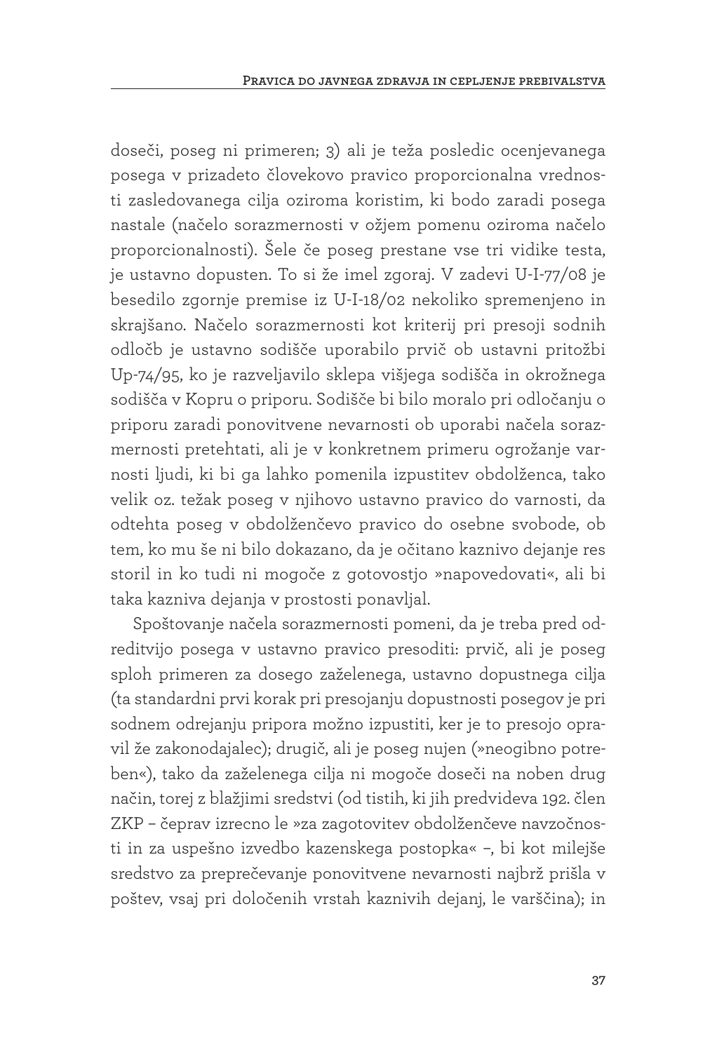doseči, poseg ni primeren; 3) ali je teža posledic ocenjevanega posega v prizadeto človekovo pravico proporcionalna vrednosti zasledovanega cilja oziroma koristim, ki bodo zaradi posega nastale (načelo sorazmernosti v ožjem pomenu oziroma načelo proporcionalnosti). Šele če poseg prestane vse tri vidike testa, je ustavno dopusten. To si že imel zgoraj. V zadevi U-I-77/08 je besedilo zgornje premise iz U-I-18/02 nekoliko spremenjeno in skrajšano. Načelo sorazmernosti kot kriterij pri presoji sodnih odločb je ustavno sodišče uporabilo prvič ob ustavni pritožbi Up-74/95, ko je razveljavilo sklepa višjega sodišča in okrožnega sodišča v Kopru o priporu. Sodišče bi bilo moralo pri odločanju o priporu zaradi ponovitvene nevarnosti ob uporabi načela sorazmernosti pretehtati, ali je v konkretnem primeru ogrožanje varnosti ljudi, ki bi ga lahko pomenila izpustitev obdolženca, tako velik oz. težak poseg v njihovo ustavno pravico do varnosti, da odtehta poseg v obdolženčevo pravico do osebne svobode, ob tem, ko mu še ni bilo dokazano, da je očitano kaznivo dejanje res storil in ko tudi ni mogoče z gotovostjo »napovedovati«, ali bi taka kazniva dejanja v prostosti ponavljal.

Spoštovanje načela sorazmernosti pomeni, da je treba pred odreditvijo posega v ustavno pravico presoditi: prvič, ali je poseg sploh primeren za dosego zaželenega, ustavno dopustnega cilja (ta standardni prvi korak pri presojanju dopustnosti posegov je pri sodnem odrejanju pripora možno izpustiti, ker je to presojo opravil že zakonodajalec); drugič, ali je poseg nujen (»neogibno potreben«), tako da zaželenega cilja ni mogoče doseči na noben drug način, torej z blažjimi sredstvi (od tistih, ki jih predvideva 192. člen ZKP – čeprav izrecno le »za zagotovitev obdolženčeve navzočnosti in za uspešno izvedbo kazenskega postopka« –, bi kot milejše sredstvo za preprečevanje ponovitvene nevarnosti najbrž prišla v poštev, vsaj pri določenih vrstah kaznivih dejanj, le varščina); in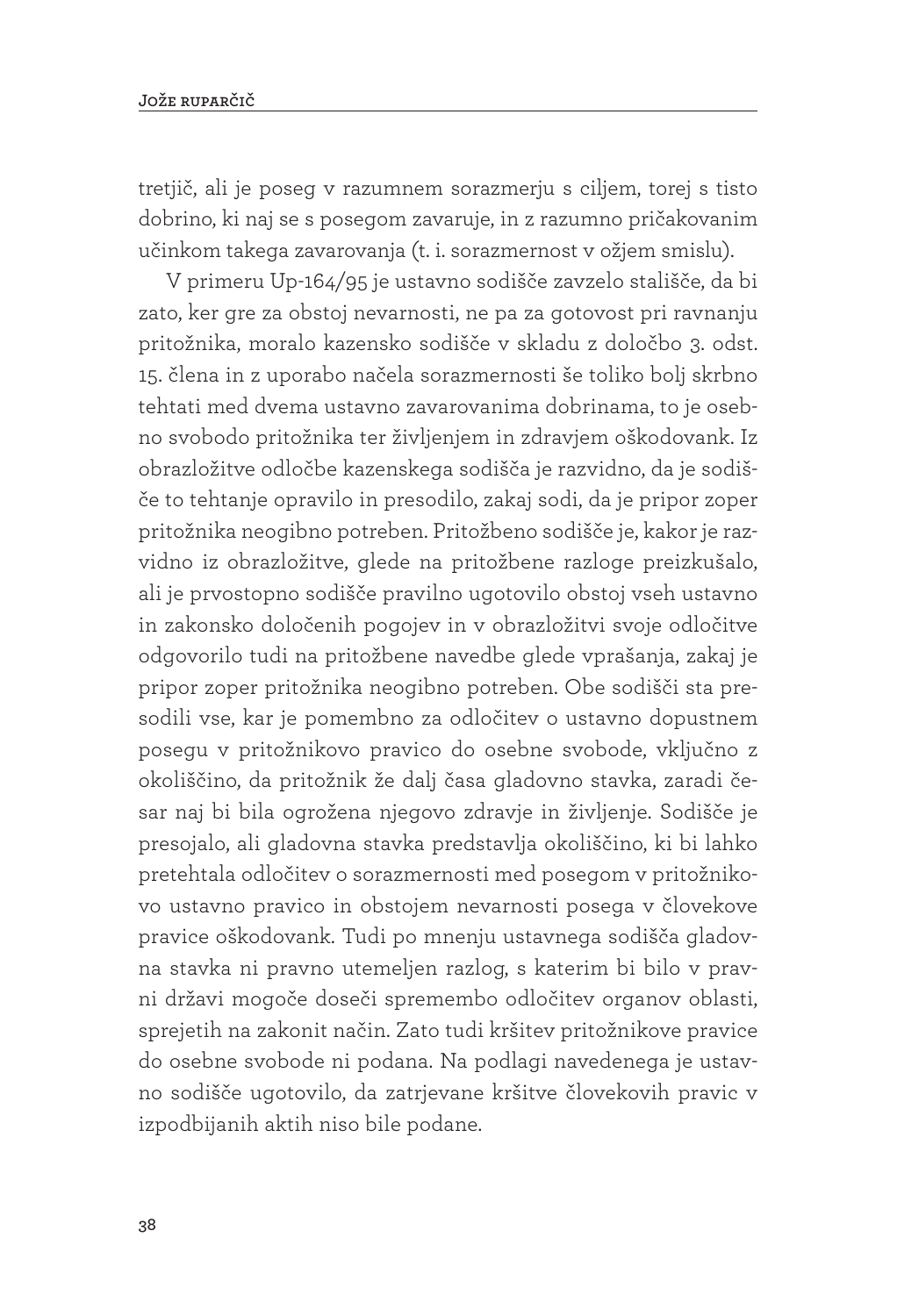tretjič, ali je poseg v razumnem sorazmerju s ciljem, torej s tisto dobrino, ki naj se s posegom zavaruje, in z razumno pričakovanim učinkom takega zavarovanja (t. i. sorazmernost v ožjem smislu).

V primeru Up-164/95 je ustavno sodišče zavzelo stališče, da bi zato, ker gre za obstoj nevarnosti, ne pa za gotovost pri ravnanju pritožnika, moralo kazensko sodišče v skladu z določbo 3. odst. 15. člena in z uporabo načela sorazmernosti še toliko bolj skrbno tehtati med dvema ustavno zavarovanima dobrinama, to je osebno svobodo pritožnika ter življenjem in zdravjem oškodovank. Iz obrazložitve odločbe kazenskega sodišča je razvidno, da je sodišče to tehtanje opravilo in presodilo, zakaj sodi, da je pripor zoper pritožnika neogibno potreben. Pritožbeno sodišče je, kakor je razvidno iz obrazložitve, glede na pritožbene razloge preizkušalo, ali je prvostopno sodišče pravilno ugotovilo obstoj vseh ustavno in zakonsko določenih pogojev in v obrazložitvi svoje odločitve odgovorilo tudi na pritožbene navedbe glede vprašanja, zakaj je pripor zoper pritožnika neogibno potreben. Obe sodišči sta presodili vse, kar je pomembno za odločitev o ustavno dopustnem posegu v pritožnikovo pravico do osebne svobode, vključno z okoliščino, da pritožnik že dalj časa gladovno stavka, zaradi česar naj bi bila ogrožena njegovo zdravje in življenje. Sodišče je presojalo, ali gladovna stavka predstavlja okoliščino, ki bi lahko pretehtala odločitev o sorazmernosti med posegom v pritožnikovo ustavno pravico in obstojem nevarnosti posega v človekove pravice oškodovank. Tudi po mnenju ustavnega sodišča gladovna stavka ni pravno utemeljen razlog, s katerim bi bilo v pravni državi mogoče doseči spremembo odločitev organov oblasti, sprejetih na zakonit način. Zato tudi kršitev pritožnikove pravice do osebne svobode ni podana. Na podlagi navedenega je ustavno sodišče ugotovilo, da zatrjevane kršitve človekovih pravic v izpodbijanih aktih niso bile podane.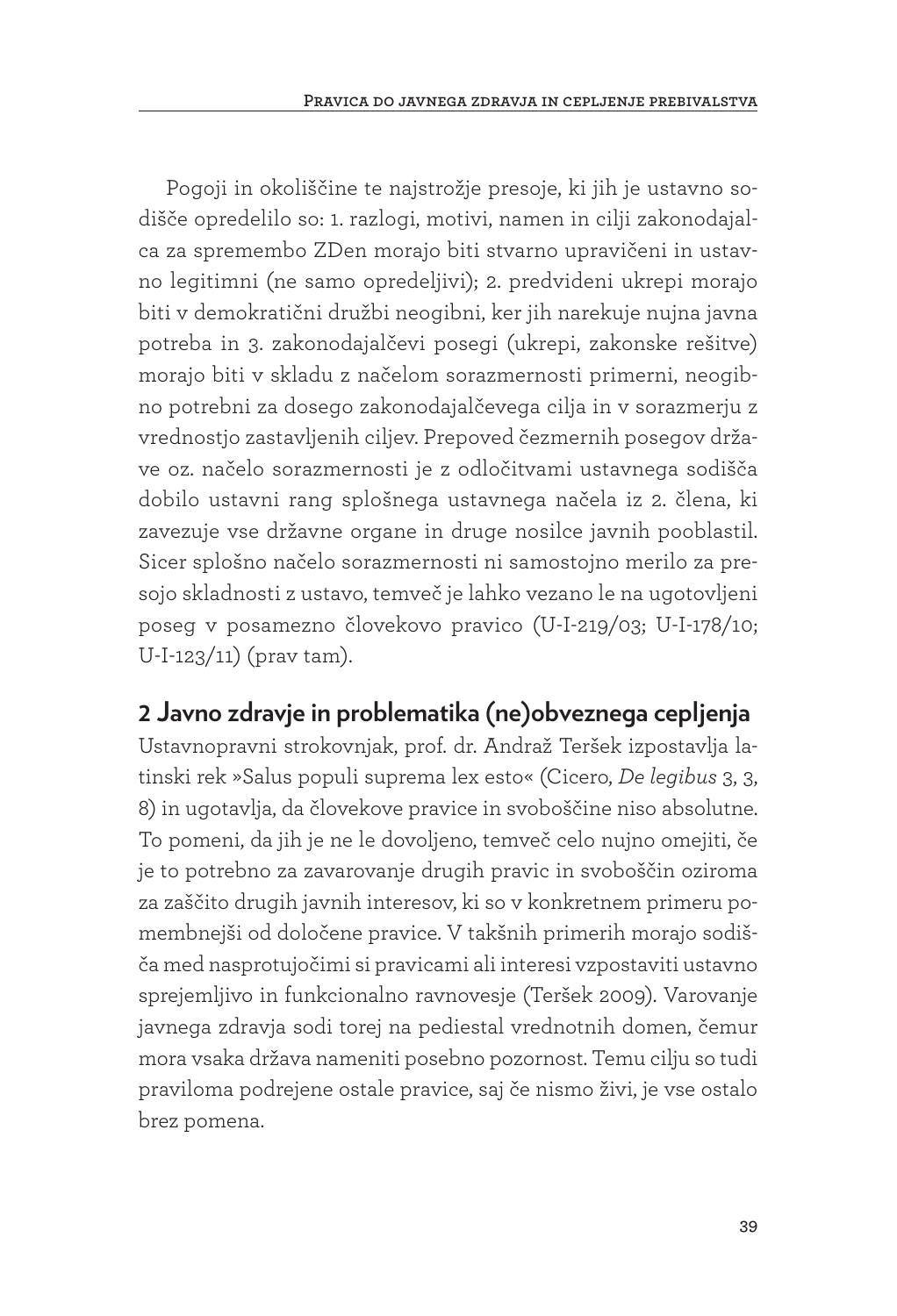Pogoji in okoliščine te najstrožje presoje, ki jih je ustavno sodišče opredelilo so: 1. razlogi, motivi, namen in cilji zakonodajalca za spremembo ZDen morajo biti stvarno upravičeni in ustavno legitimni (ne samo opredeljivi); 2. predvideni ukrepi morajo biti v demokratični družbi neogibni, ker jih narekuje nujna javna potreba in 3. zakonodajalčevi posegi (ukrepi, zakonske rešitve) morajo biti v skladu z načelom sorazmernosti primerni, neogibno potrebni za dosego zakonodajalčevega cilja in v sorazmerju z vrednostjo zastavljenih ciljev. Prepoved čezmernih posegov države oz. načelo sorazmernosti je z odločitvami ustavnega sodišča dobilo ustavni rang splošnega ustavnega načela iz 2. člena, ki zavezuje vse državne organe in druge nosilce javnih pooblastil. Sicer splošno načelo sorazmernosti ni samostojno merilo za presojo skladnosti z ustavo, temveč je lahko vezano le na ugotovljeni poseg v posamezno človekovo pravico (U-I-219/03; U-I-178/10; U-I-123/11) (prav tam).

## 2 Javno zdravje in problematika (ne)obveznega cepljenja

Ustavnopravni strokovnjak, prof. dr. Andraž Teršek izpostavlja latinski rek »Salus populi suprema lex esto« (Cicero, *De legibus* 3, 3, 8) in ugotavlja, da človekove pravice in svoboščine niso absolutne. To pomeni, da jih je ne le dovoljeno, temveč celo nujno omejiti, če je to potrebno za zavarovanje drugih pravic in svoboščin oziroma za zaščito drugih javnih interesov, ki so v konkretnem primeru pomembnejši od določene pravice. V takšnih primerih morajo sodišča med nasprotujočimi si pravicami ali interesi vzpostaviti ustavno sprejemljivo in funkcionalno ravnovesje (Teršek 2009). Varovanje javnega zdravja sodi torej na piedestal vrednotnih domen, čemur mora vsaka država nameniti posebno pozornost. Temu cilju so tudi praviloma podrejene ostale pravice, saj če nismo živi, je vse ostalo brez pomena.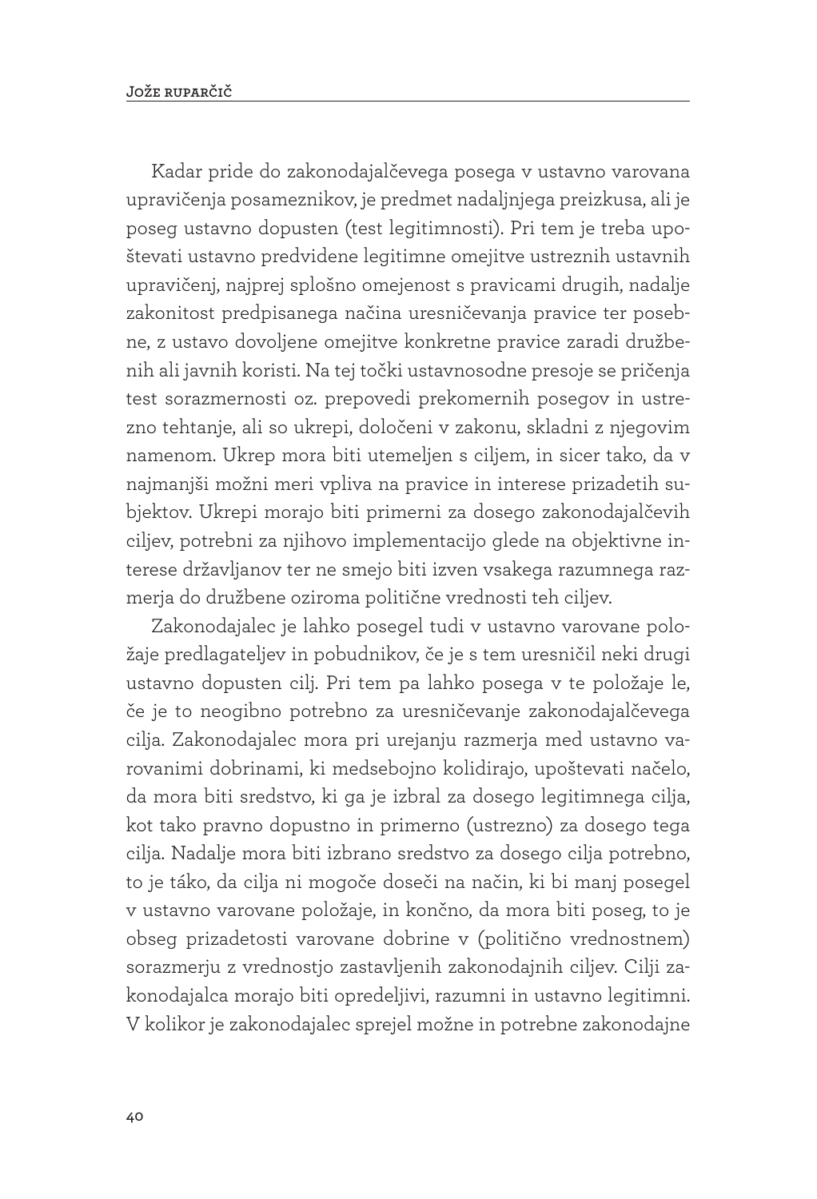Kadar pride do zakonodajalčevega posega v ustavno varovana upravičenja posameznikov, je predmet nadaljnjega preizkusa, ali je poseg ustavno dopusten (test legitimnosti). Pri tem je treba upoštevati ustavno predvidene legitimne omejitve ustreznih ustavnih upravičenj, najprej splošno omejenost s pravicami drugih, nadalje zakonitost predpisanega načina uresničevanja pravice ter posebne, z ustavo dovoljene omejitve konkretne pravice zaradi družbenih ali javnih koristi. Na tej točki ustavnosodne presoje se pričenja test sorazmernosti oz. prepovedi prekomernih posegov in ustrezno tehtanje, ali so ukrepi, določeni v zakonu, skladni z njegovim namenom. Ukrep mora biti utemeljen s ciljem, in sicer tako, da v najmanjši možni meri vpliva na pravice in interese prizadetih subjektov. Ukrepi morajo biti primerni za dosego zakonodajalčevih ciljev, potrebni za njihovo implementacijo glede na objektivne interese državljanov ter ne smejo biti izven vsakega razumnega razmerja do družbene oziroma politične vrednosti teh ciljev.

Zakonodajalec je lahko posegel tudi v ustavno varovane položaje predlagateljev in pobudnikov, če je s tem uresničil neki drugi ustavno dopusten cilj. Pri tem pa lahko posega v te položaje le, če je to neogibno potrebno za uresničevanje zakonodajalčevega cilja. Zakonodajalec mora pri urejanju razmerja med ustavno varovanimi dobrinami, ki medsebojno kolidirajo, upoštevati načelo, da mora biti sredstvo, ki ga je izbral za dosego legitimnega cilja, kot tako pravno dopustno in primerno (ustrezno) za dosego tega cilja. Nadalje mora biti izbrano sredstvo za dosego cilja potrebno, to je táko, da cilja ni mogoče doseči na način, ki bi manj posegel v ustavno varovane položaje, in končno, da mora biti poseg, to je obseg prizadetosti varovane dobrine v (politično vrednostnem) sorazmerju z vrednostjo zastavljenih zakonodajnih ciljev. Cilji zakonodajalca morajo biti opredeljivi, razumni in ustavno legitimni. V kolikor je zakonodajalec sprejel možne in potrebne zakonodajne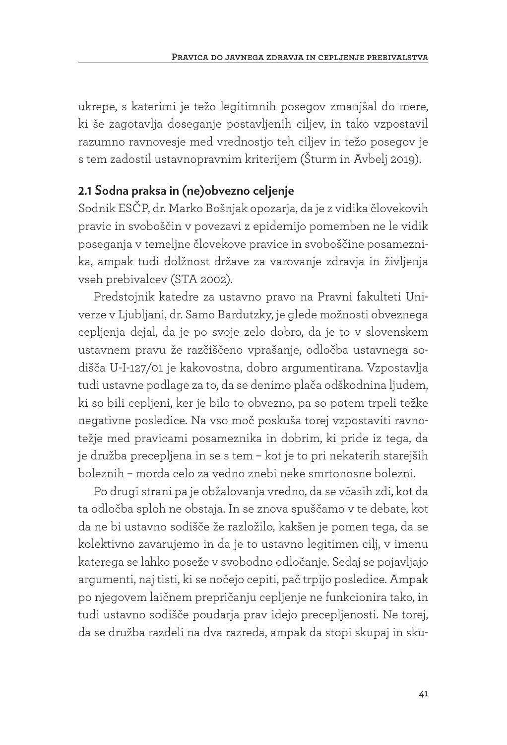ukrepe, s katerimi je težo legitimnih posegov zmanjšal do mere, ki še zagotavlja doseganje postavljenih ciljev, in tako vzpostavil razumno ravnovesje med vrednostjo teh ciljev in težo posegov je s tem zadostil ustavnopravnim kriterijem (Šturm in Avbelj 2019).

## 2.1 Sodna praksa in (ne)obvezno celjenje

Sodnik ESČP, dr. Marko Bošnjak opozarja, da je z vidika človekovih pravic in svoboščin v povezavi z epidemijo pomemben ne le vidik poseganja v temeljne človekove pravice in svoboščine posameznika, ampak tudi dolžnost države za varovanje zdravja in življenja vseh prebivalcev (STA 2002).

Predstojnik katedre za ustavno pravo na Pravni fakulteti Univerze v Ljubljani, dr. Samo Bardutzky, je glede možnosti obveznega cepljenja dejal, da je po svoje zelo dobro, da je to v slovenskem ustavnem pravu že razčiščeno vprašanje, odločba ustavnega sodišča U-I-127/01 je kakovostna, dobro argumentirana. Vzpostavlja tudi ustavne podlage za to, da se denimo plača odškodnina ljudem, ki so bili cepljeni, ker je bilo to obvezno, pa so potem trpeli težke negativne posledice. Na vso moč poskuša torej vzpostaviti ravnotežje med pravicami posameznika in dobrim, ki pride iz tega, da je družba precepljena in se s tem – kot je to pri nekaterih starejših boleznih – morda celo za vedno znebi neke smrtonosne bolezni.

Po drugi strani pa je obžalovanja vredno, da se včasih zdi, kot da ta odločba sploh ne obstaja. In se znova spuščamo v te debate, kot da ne bi ustavno sodišče že razložilo, kakšen je pomen tega, da se kolektivno zavarujemo in da je to ustavno legitimen cilj, v imenu katerega se lahko poseže v svobodno odločanje. Sedaj se pojavljajo argumenti, naj tisti, ki se nočejo cepiti, pač trpijo posledice. Ampak po njegovem laičnem prepričanju cepljenje ne funkcionira tako, in tudi ustavno sodišče poudarja prav idejo precepljenosti. Ne torej, da se družba razdeli na dva razreda, ampak da stopi skupaj in sku-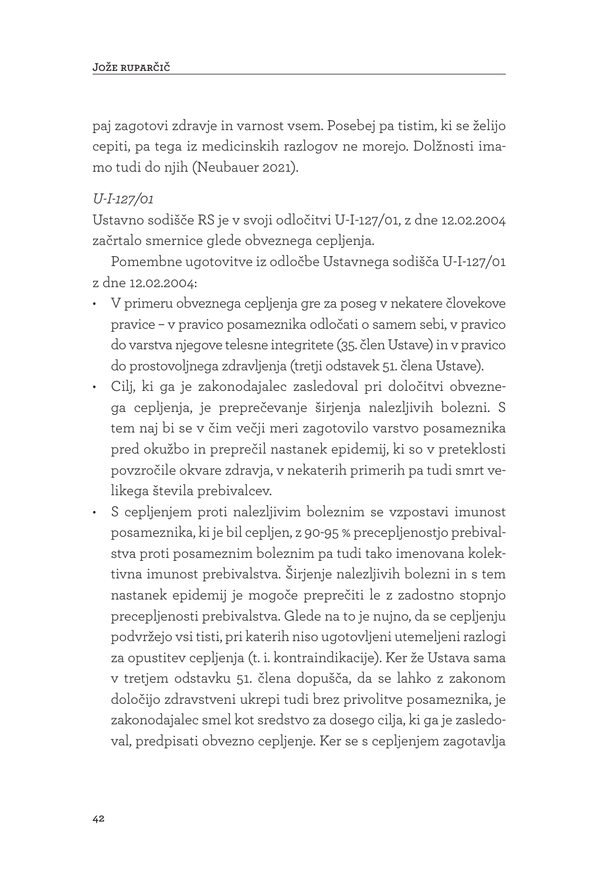paj zagotovi zdravje in varnost vsem. Posebej pa tistim, ki se želijo cepiti, pa tega iz medicinskih razlogov ne morejo. Dolžnosti imamo tudi do njih (Neubauer 2021).

*U-I-127/01*

Ustavno sodišče RS je v svoji odločitvi U-I-127/01, z dne 12.02.2004 začrtalo smernice glede obveznega cepljenja.

Pomembne ugotovitve iz odločbe Ustavnega sodišča U-I-127/01 z dne 12.02.2004:

- V primeru obveznega cepljenja gre za poseg v nekatere človekove pravice – v pravico posameznika odločati o samem sebi, v pravico do varstva njegove telesne integritete (35. člen Ustave) in v pravico do prostovoljnega zdravljenja (tretji odstavek 51. člena Ustave).
- Cilj, ki ga je zakonodajalec zasledoval pri določitvi obveznega cepljenja, je preprečevanje širjenja nalezljivih bolezni. S tem naj bi se v čim večji meri zagotovilo varstvo posameznika pred okužbo in preprečil nastanek epidemij, ki so v preteklosti povzročile okvare zdravja, v nekaterih primerih pa tudi smrt velikega števila prebivalcev.
- S cepljenjem proti nalezljivim boleznim se vzpostavi imunost posameznika, ki je bil cepljen, z 90-95 % precepljenostjo prebivalstva proti posameznim boleznim pa tudi tako imenovana kolektivna imunost prebivalstva. Širjenje nalezljivih bolezni in s tem nastanek epidemij je mogoče preprečiti le z zadostno stopnjo precepljenosti prebivalstva. Glede na to je nujno, da se cepljenju podvržejo vsi tisti, pri katerih niso ugotovljeni utemeljeni razlogi za opustitev cepljenja (t. i. kontraindikacije). Ker že Ustava sama v tretjem odstavku 51. člena dopušča, da se lahko z zakonom določijo zdravstveni ukrepi tudi brez privolitve posameznika, je zakonodajalec smel kot sredstvo za dosego cilja, ki ga je zasledoval, predpisati obvezno cepljenje. Ker se s cepljenjem zagotavlja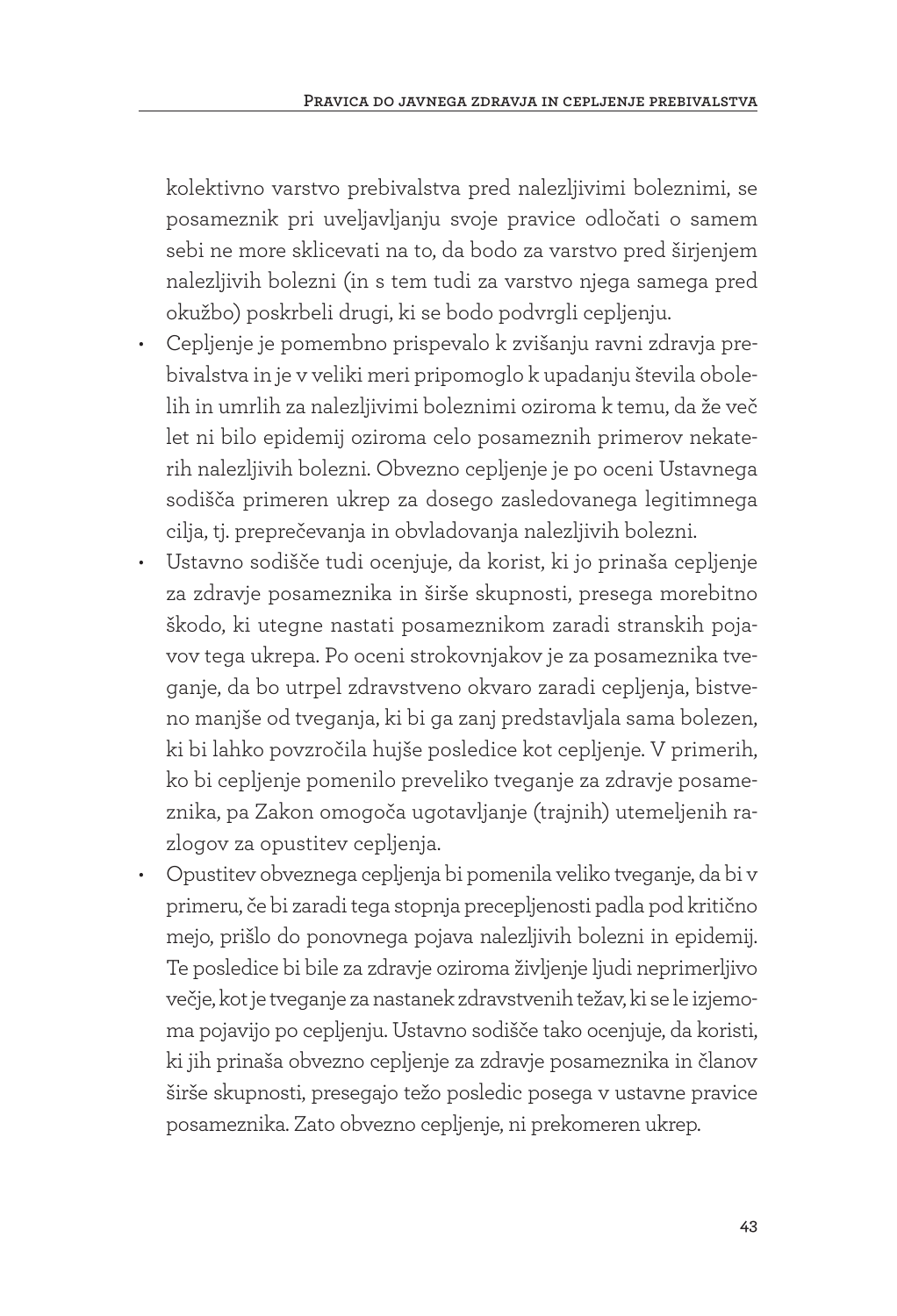kolektivno varstvo prebivalstva pred nalezljivimi boleznimi, se posameznik pri uveljavljanju svoje pravice odločati o samem sebi ne more sklicevati na to, da bodo za varstvo pred širjenjem nalezljivih bolezni (in s tem tudi za varstvo njega samega pred okužbo) poskrbeli drugi, ki se bodo podvrgli cepljenju.

- Cepljenje je pomembno prispevalo k zvišanju ravni zdravja prebivalstva in je v veliki meri pripomoglo k upadanju števila obolelih in umrlih za nalezljivimi boleznimi oziroma k temu, da že več let ni bilo epidemij oziroma celo posameznih primerov nekaterih nalezljivih bolezni. Obvezno cepljenje je po oceni Ustavnega sodišča primeren ukrep za dosego zasledovanega legitimnega cilja, tj. preprečevanja in obvladovanja nalezljivih bolezni.
- Ustavno sodišče tudi ocenjuje, da korist, ki jo prinaša cepljenje za zdravje posameznika in širše skupnosti, presega morebitno škodo, ki utegne nastati posameznikom zaradi stranskih pojavov tega ukrepa. Po oceni strokovnjakov je za posameznika tveganje, da bo utrpel zdravstveno okvaro zaradi cepljenja, bistveno manjše od tveganja, ki bi ga zanj predstavljala sama bolezen, ki bi lahko povzročila hujše posledice kot cepljenje. V primerih, ko bi cepljenje pomenilo preveliko tveganje za zdravje posameznika, pa Zakon omogoča ugotavljanje (trajnih) utemeljenih razlogov za opustitev cepljenja.
- Opustitev obveznega cepljenja bi pomenila veliko tveganje, da bi v primeru, če bi zaradi tega stopnja precepljenosti padla pod kritično mejo, prišlo do ponovnega pojava nalezljivih bolezni in epidemij. Te posledice bi bile za zdravje oziroma življenje ljudi neprimerljivo večje, kot je tveganje za nastanek zdravstvenih težav, ki se le izjemoma pojavijo po cepljenju. Ustavno sodišče tako ocenjuje, da koristi, ki jih prinaša obvezno cepljenje za zdravje posameznika in članov širše skupnosti, presegajo težo posledic posega v ustavne pravice posameznika. Zato obvezno cepljenje, ni prekomeren ukrep.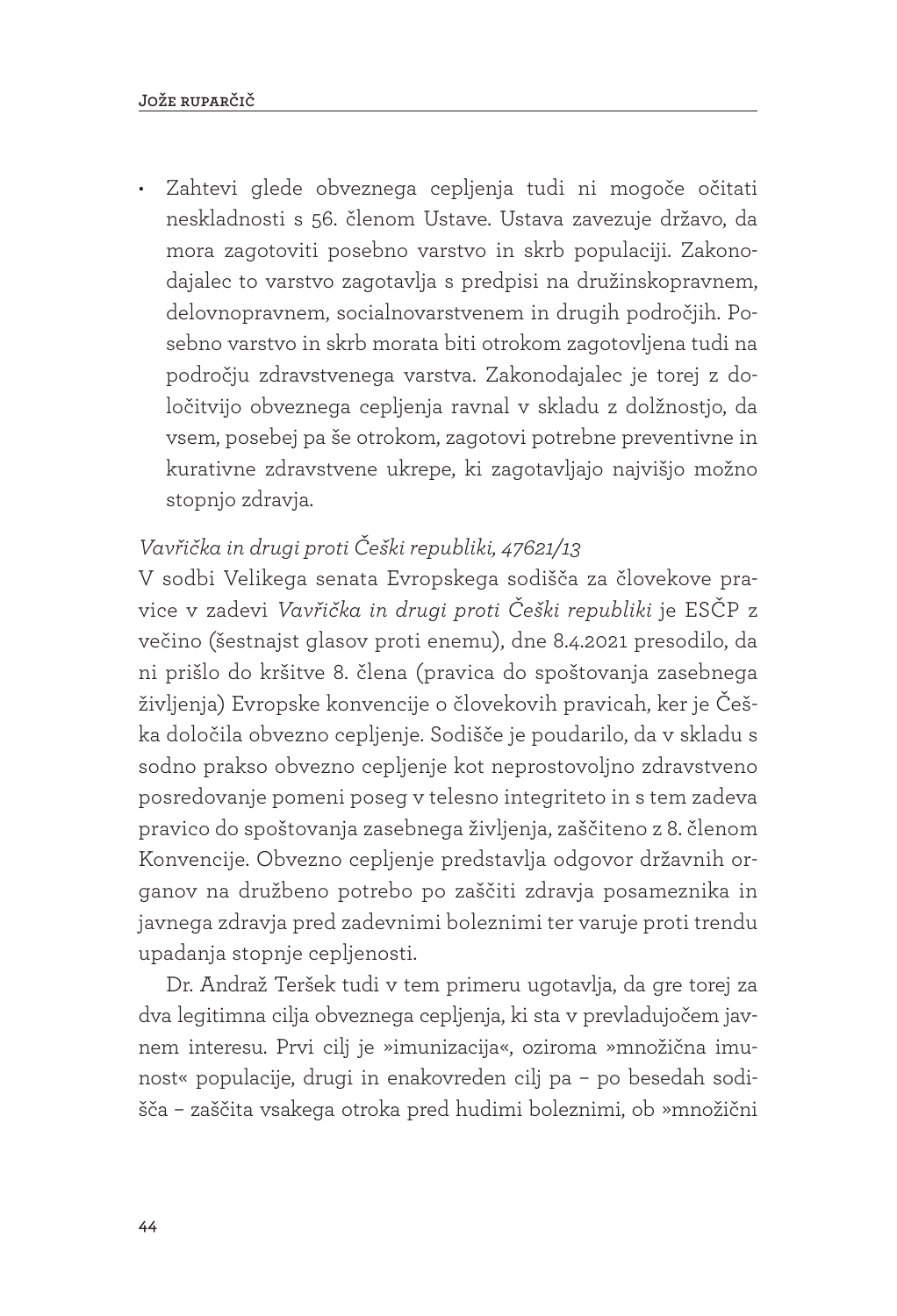- Zahtevi glede obveznega cepljenja tudi ni mogoče očitati neskladnosti s 56. členom Ustave. Ustava zavezuje državo, da mora zagotoviti posebno varstvo in skrb populaciji. Zakonodajalec to varstvo zagotavlja s predpisi na družinskopravnem, delovnopravnem, socialnovarstvenem in drugih področjih. Posebno varstvo in skrb morata biti otrokom zagotovljena tudi na področju zdravstvenega varstva. Zakonodajalec je torej z določitvijo obveznega cepljenja ravnal v skladu z dolžnostjo, da vsem, posebej pa še otrokom, zagotovi potrebne preventivne in kurativne zdravstvene ukrepe, ki zagotavljajo najvišjo možno stopnjo zdravja.

*Vavřička in drugi proti Češki republiki, 47621/13*

V sodbi Velikega senata Evropskega sodišča za človekove pravice v zadevi *Vavřička in drugi proti Češki republiki* je ESČP z večino (šestnajst glasov proti enemu), dne 8.4.2021 presodilo, da ni prišlo do kršitve 8. člena (pravica do spoštovanja zasebnega življenja) Evropske konvencije o človekovih pravicah, ker je Češka določila obvezno cepljenje. Sodišče je poudarilo, da v skladu s sodno prakso obvezno cepljenje kot neprostovoljno zdravstveno posredovanje pomeni poseg v telesno integriteto in s tem zadeva pravico do spoštovanja zasebnega življenja, zaščiteno z 8. členom Konvencije. Obvezno cepljenje predstavlja odgovor državnih organov na družbeno potrebo po zaščiti zdravja posameznika in javnega zdravja pred zadevnimi boleznimi ter varuje proti trendu upadanja stopnje cepljenosti.

Dr. Andraž Teršek tudi v tem primeru ugotavlja, da gre torej za dva legitimna cilja obveznega cepljenja, ki sta v prevladujočem javnem interesu. Prvi cilj je »imunizacija«, oziroma »množična imunost« populacije, drugi in enakovreden cilj pa – po besedah sodišča – zaščita vsakega otroka pred hudimi boleznimi, ob »množični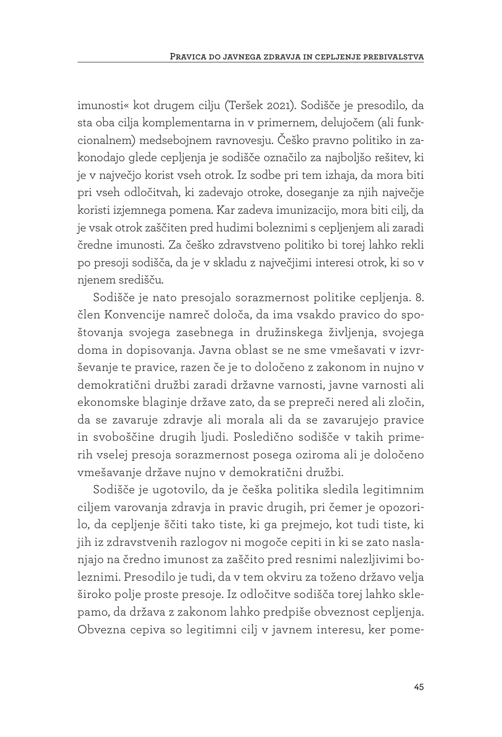imunosti« kot drugem cilju (Teršek 2021). Sodišče je presodilo, da sta oba cilja komplementarna in v primernem, delujočem (ali funkcionalnem) medsebojnem ravnovesju. Češko pravno politiko in zakonodajo glede cepljenja je sodišče označilo za najboljšo rešitev, ki je v največjo korist vseh otrok. Iz sodbe pri tem izhaja, da mora biti pri vseh odločitvah, ki zadevajo otroke, doseganje za njih največje koristi izjemnega pomena. Kar zadeva imunizacijo, mora biti cilj, da je vsak otrok zaščiten pred hudimi boleznimi s cepljenjem ali zaradi čredne imunosti. Za češko zdravstveno politiko bi torej lahko rekli po presoji sodišča, da je v skladu z največjimi interesi otrok, ki so v njenem središču.

Sodišče je nato presojalo sorazmernost politike cepljenja. 8. člen Konvencije namreč določa, da ima vsakdo pravico do spoštovanja svojega zasebnega in družinskega življenja, svojega doma in dopisovanja. Javna oblast se ne sme vmešavati v izvrševanje te pravice, razen če je to določeno z zakonom in nujno v demokratični družbi zaradi državne varnosti, javne varnosti ali ekonomske blaginje države zato, da se prepreči nered ali zločin, da se zavaruje zdravje ali morala ali da se zavarujejo pravice in svoboščine drugih ljudi. Posledično sodišče v takih primerih vselej presoja sorazmernost posega oziroma ali je določeno vmešavanje države nujno v demokratični družbi.

Sodišče je ugotovilo, da je češka politika sledila legitimnim ciljem varovanja zdravja in pravic drugih, pri čemer je opozorilo, da cepljenje ščiti tako tiste, ki ga prejmejo, kot tudi tiste, ki jih iz zdravstvenih razlogov ni mogoče cepiti in ki se zato naslanjajo na čredno imunost za zaščito pred resnimi nalezljivimi boleznimi. Presodilo je tudi, da v tem okviru za toženo državo velja široko polje proste presoje. Iz odločitve sodišča torej lahko sklepamo, da država z zakonom lahko predpiše obveznost cepljenja. Obvezna cepiva so legitimni cilj v javnem interesu, ker pome-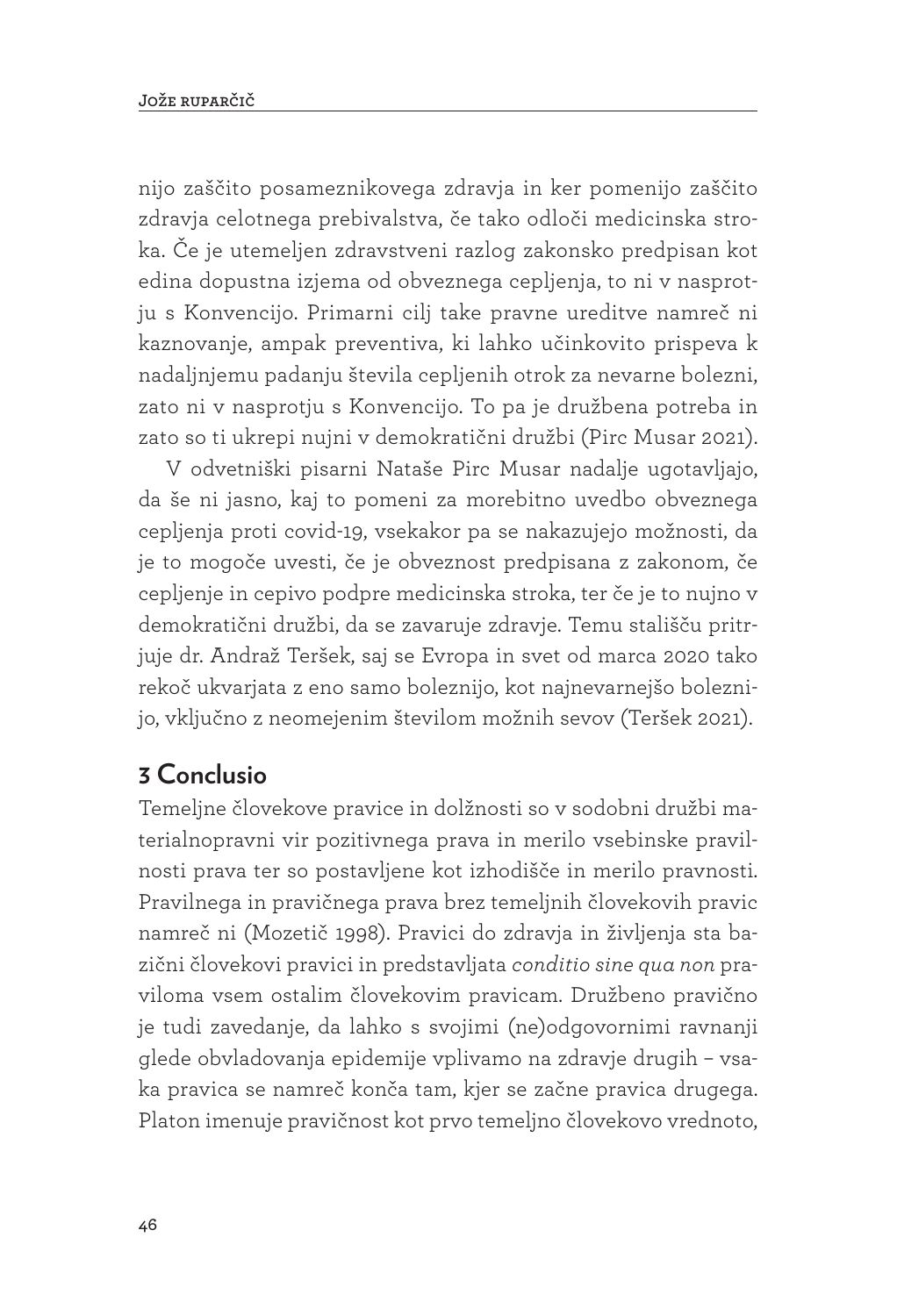nijo zaščito posameznikovega zdravja in ker pomenijo zaščito zdravja celotnega prebivalstva, če tako odloči medicinska stroka. Če je utemeljen zdravstveni razlog zakonsko predpisan kot edina dopustna izjema od obveznega cepljenja, to ni v nasprotju s Konvencijo. Primarni cilj take pravne ureditve namreč ni kaznovanje, ampak preventiva, ki lahko učinkovito prispeva k nadaljnjemu padanju števila cepljenih otrok za nevarne bolezni, zato ni v nasprotju s Konvencijo. To pa je družbena potreba in zato so ti ukrepi nujni v demokratični družbi (Pirc Musar 2021).

V odvetniški pisarni Nataše Pirc Musar nadalje ugotavljajo, da še ni jasno, kaj to pomeni za morebitno uvedbo obveznega cepljenja proti covid-19, vsekakor pa se nakazujejo možnosti, da je to mogoče uvesti, če je obveznost predpisana z zakonom, če cepljenje in cepivo podpre medicinska stroka, ter če je to nujno v demokratični družbi, da se zavaruje zdravje. Temu stališču pritrjuje dr. Andraž Teršek, saj se Evropa in svet od marca 2020 tako rekoč ukvarjata z eno samo boleznijo, kot najnevarnejšo boleznijo, vključno z neomejenim številom možnih sevov (Teršek 2021).

## 3 Conclusio

Temeljne človekove pravice in dolžnosti so v sodobni družbi materialnopravni vir pozitivnega prava in merilo vsebinske pravilnosti prava ter so postavljene kot izhodišče in merilo pravnosti. Pravilnega in pravičnega prava brez temeljnih človekovih pravic namreč ni (Mozetič 1998). Pravici do zdravja in življenja sta bazični človekovi pravici in predstavljata *conditio sine qua non* praviloma vsem ostalim človekovim pravicam. Družbeno pravično je tudi zavedanje, da lahko s svojimi (ne)odgovornimi ravnanji glede obvladovanja epidemije vplivamo na zdravje drugih – vsaka pravica se namreč konča tam, kjer se začne pravica drugega. Platon imenuje pravičnost kot prvo temeljno človekovo vrednoto,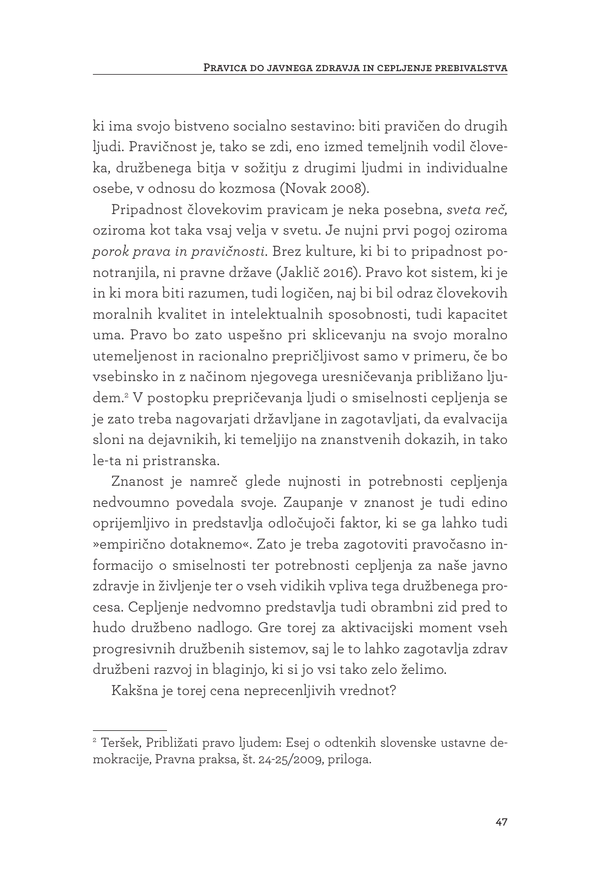ki ima svojo bistveno socialno sestavino: biti pravičen do drugih ljudi. Pravičnost je, tako se zdi, eno izmed temeljnih vodil človeka, družbenega bitja v sožitju z drugimi ljudmi in individualne osebe, v odnosu do kozmosa (Novak 2008).

Pripadnost človekovim pravicam je neka posebna, *sveta reč,* oziroma kot taka vsaj velja v svetu. Je nujni prvi pogoj oziroma *porok prava in pravičnosti*. Brez kulture, ki bi to pripadnost ponotranjila, ni pravne države (Jaklič 2016). Pravo kot sistem, ki je in ki mora biti razumen, tudi logičen, naj bi bil odraz človekovih moralnih kvalitet in intelektualnih sposobnosti, tudi kapacitet uma. Pravo bo zato uspešno pri sklicevanju na svojo moralno utemeljenost in racionalno prepričljivost samo v primeru, če bo vsebinsko in z načinom njegovega uresničevanja približano ljudem.[2] V postopku prepričevanja ljudi o smiselnosti cepljenja se je zato treba nagovarjati državljane in zagotavljati, da evalvacija sloni na dejavnikih, ki temeljijo na znanstvenih dokazih, in tako le-ta ni pristranska.

Znanost je namreč glede nujnosti in potrebnosti cepljenja nedvoumno povedala svoje. Zaupanje v znanost je tudi edino oprijemljivo in predstavlja odločujoči faktor, ki se ga lahko tudi »empirično dotaknemo«. Zato je treba zagotoviti pravočasno informacijo o smiselnosti ter potrebnosti cepljenja za naše javno zdravje in življenje ter o vseh vidikih vpliva tega družbenega procesa. Cepljenje nedvomno predstavlja tudi obrambni zid pred to hudo družbeno nadlogo. Gre torej za aktivacijski moment vseh progresivnih družbenih sistemov, saj le to lahko zagotavlja zdrav družbeni razvoj in blaginjo, ki si jo vsi tako zelo želimo.

Kakšna je torej cena neprecenljivih vrednot?

---

[2] Teršek, Približati pravo ljudem: Esej o odtenkih slovenske ustavne demokracije, Pravna praksa, št. 24-25/2009, priloga.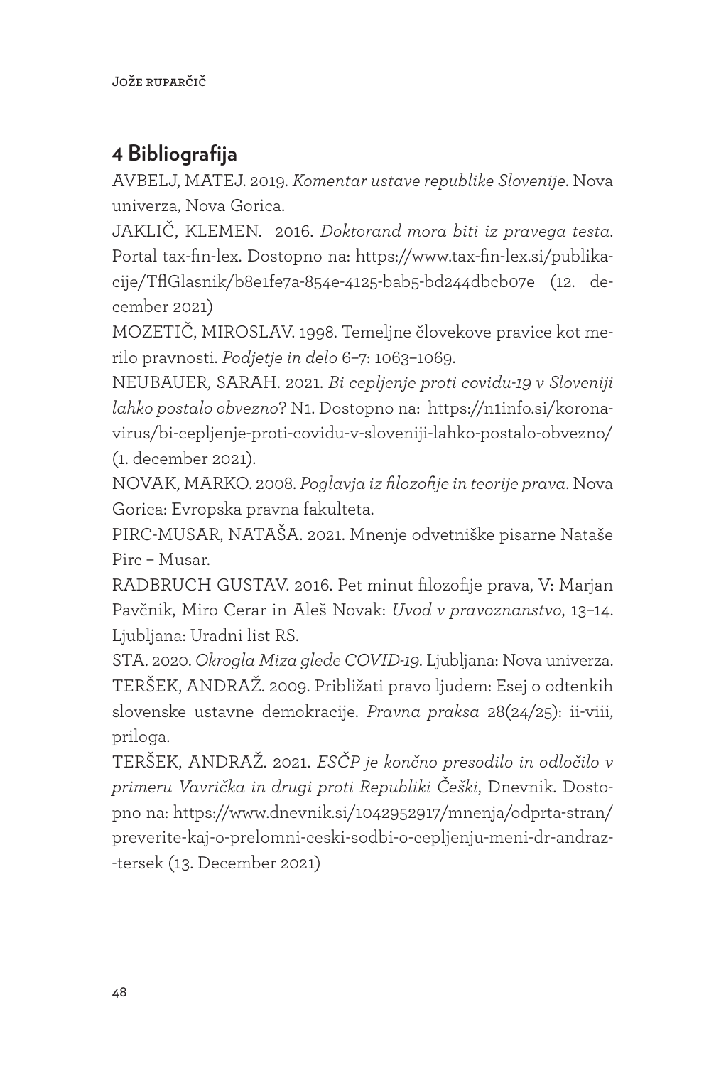## 4 Bibliografija

AVBELJ, MATEJ. 2019. *Komentar ustave republike Slovenije*. Nova univerza, Nova Gorica.

JAKLIČ, KLEMEN. 2016. *Doktorand mora biti iz pravega testa.* Portal tax-fin-lex. Dostopno na: https://www.tax-fin-lex.si/publikacije/TflGlasnik/b8e1fe7a-854e-4125-bab5-bd244dbcb07e (12. december 2021)

MOZETIČ, MIROSLAV. 1998. Temeljne človekove pravice kot merilo pravnosti. *Podjetje in delo* 6–7: 1063–1069.

NEUBAUER, SARAH. 2021. *Bi cepljenje proti covidu-19 v Sloveniji lahko postalo obvezno*? N1. Dostopno na: https://n1info.si/koronavirus/bi-cepljenje-proti-covidu-v-sloveniji-lahko-postalo-obvezno/ (1. december 2021).

NOVAK, MARKO. 2008. *Poglavja iz filozofije in teorije prava*. Nova Gorica: Evropska pravna fakulteta.

PIRC-MUSAR, NATAŠA. 2021. Mnenje odvetniške pisarne Nataše Pirc – Musar.

RADBRUCH GUSTAV. 2016. Pet minut filozofije prava, V: Marjan Pavčnik, Miro Cerar in Aleš Novak: *Uvod v pravoznanstvo*, 13–14. Ljubljana: Uradni list RS.

STA. 2020. *Okrogla Miza glede COVID-19*. Ljubljana: Nova univerza.

TERŠEK, ANDRAŽ. 2009. Približati pravo ljudem: Esej o odtenkih slovenske ustavne demokracije. *Pravna praksa* 28(24/25): ii-viii, priloga.

TERŠEK, ANDRAŽ. 2021. *ESČP je končno presodilo in odločilo v primeru Vavrička in drugi proti Republiki Češki*, Dnevnik. Dostopno na: https://www.dnevnik.si/1042952917/mnenja/odprta-stran/preverite-kaj-o-prelomni-ceski-sodbi-o-cepljenju-meni-dr-andraz-tersek (13. December 2021)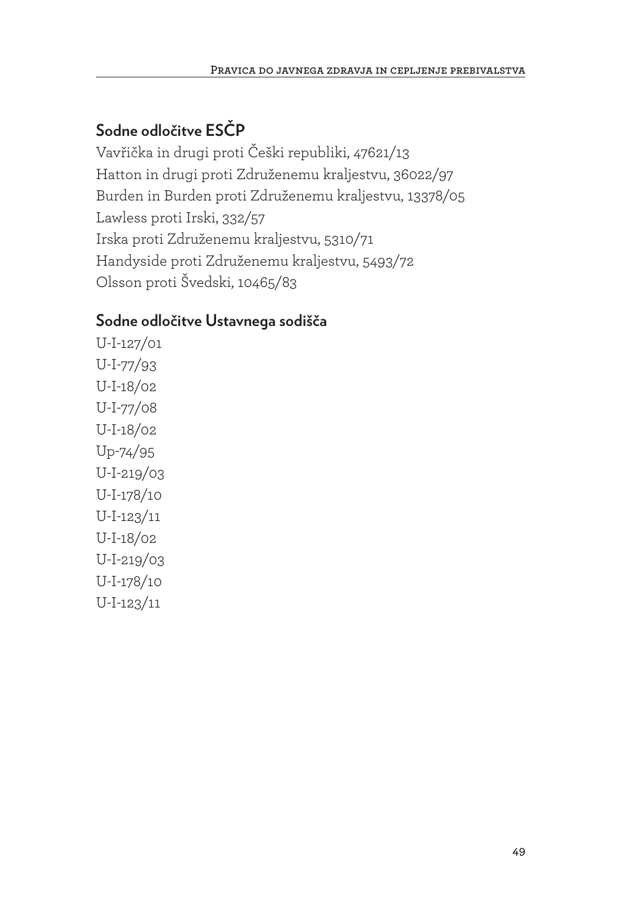## Sodne odločitve ESČP

Vavřička in drugi proti Češki republiki, 47621/13
Hatton in drugi proti Združenemu kraljestvu, 36022/97
Burden in Burden proti Združenemu kraljestvu, 13378/05
Lawless proti Irski, 332/57
Irska proti Združenemu kraljestvu, 5310/71
Handyside proti Združenemu kraljestvu, 5493/72
Olsson proti Švedski, 10465/83

## Sodne odločitve Ustavnega sodišča

U-I-127/01
U-I-77/93
U-I-18/02
U-I-77/08
U-I-18/02
Up-74/95
U-I-219/03
U-I-178/10
U-I-123/11
U-I-18/02
U-I-219/03
U-I-178/10
U-I-123/11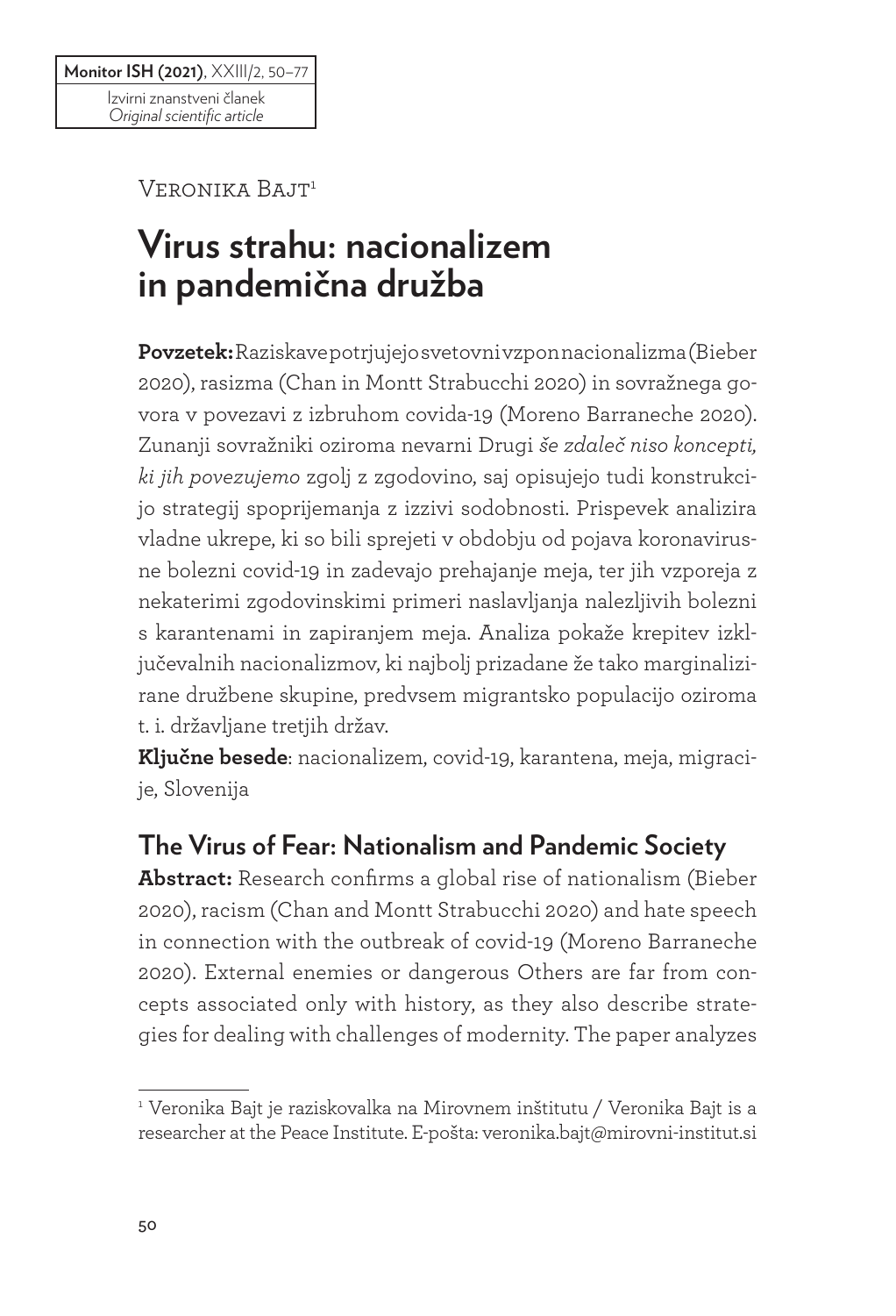Izvirni znanstveni članek
*Original scientific article*

Veronika Bajt[1]

# Virus strahu: nacionalizem in pandemična družba

**Povzetek:** Raziskave potrjujejo svetovni vzpon nacionalizma (Bieber 2020), rasizma (Chan in Montt Strabucchi 2020) in sovražnega govora v povezavi z izbruhom covida-19 (Moreno Barraneche 2020). Zunanji sovražniki oziroma nevarni Drugi *še zdaleč niso koncepti, ki jih povezujemo* zgolj z zgodovino, saj opisujejo tudi konstrukcijo strategij spoprijemanja z izzivi sodobnosti. Prispevek analizira vladne ukrepe, ki so bili sprejeti v obdobju od pojava koronavirusne bolezni covid-19 in zadevajo prehajanje meja, ter jih vzporeja z nekaterimi zgodovinskimi primeri naslavljanja nalezljivih bolezni s karantenami in zapiranjem meja. Analiza pokaže krepitev izključevalnih nacionalizmov, ki najbolj prizadane že tako marginalizirane družbene skupine, predvsem migrantsko populacijo oziroma t. i. državljane tretjih držav.

**Ključne besede**: nacionalizem, covid-19, karantena, meja, migracije, Slovenija

## The Virus of Fear: Nationalism and Pandemic Society

**Abstract:** Research confirms a global rise of nationalism (Bieber 2020), racism (Chan and Montt Strabucchi 2020) and hate speech in connection with the outbreak of covid-19 (Moreno Barraneche 2020). External enemies or dangerous Others are far from concepts associated only with history, as they also describe strategies for dealing with challenges of modernity. The paper analyzes

---

[1] Veronika Bajt je raziskovalka na Mirovnem inštitutu / Veronika Bajt is a researcher at the Peace Institute. E-pošta: veronika.bajt@mirovni-institut.si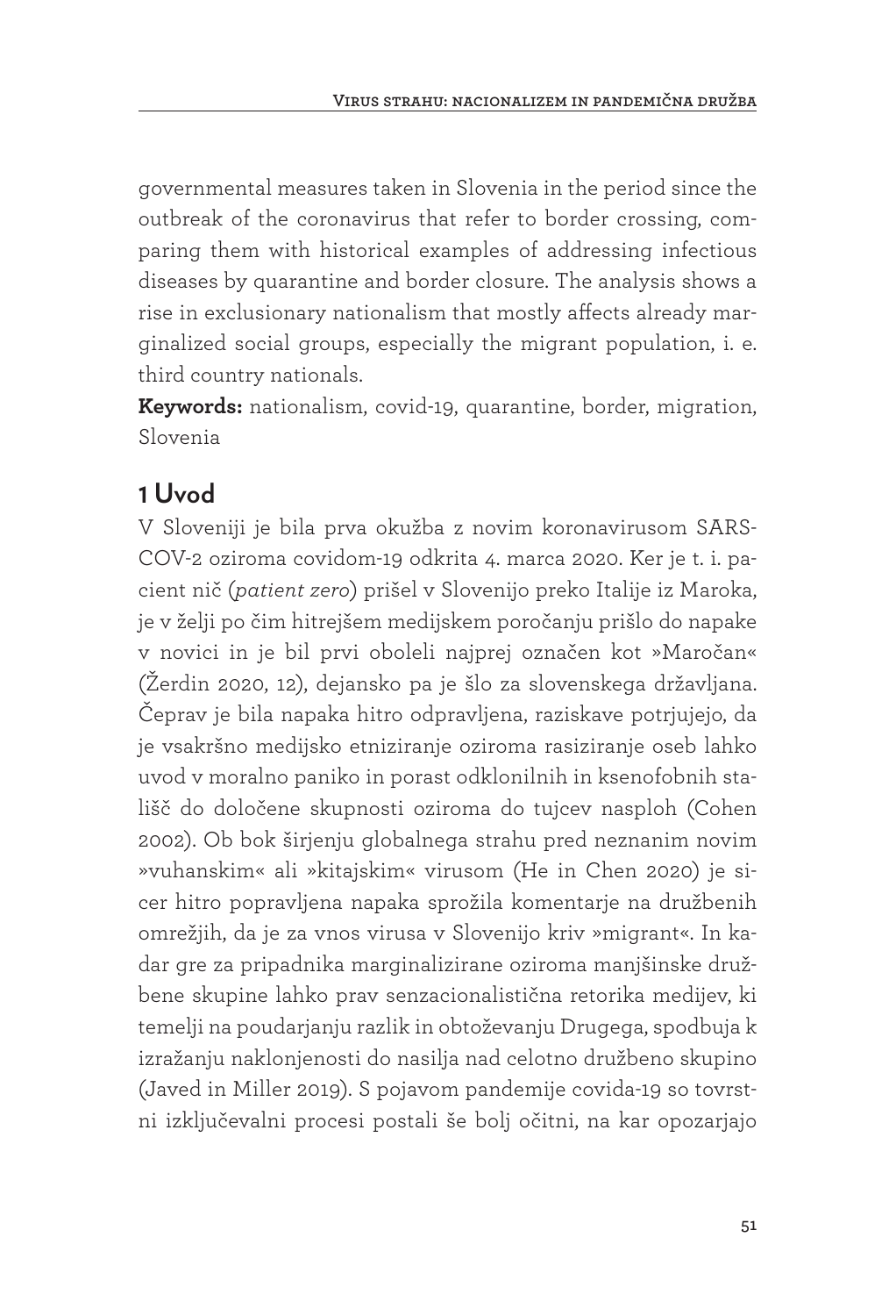governmental measures taken in Slovenia in the period since the outbreak of the coronavirus that refer to border crossing, comparing them with historical examples of addressing infectious diseases by quarantine and border closure. The analysis shows a rise in exclusionary nationalism that mostly affects already marginalized social groups, especially the migrant population, i. e. third country nationals.

**Keywords:** nationalism, covid-19, quarantine, border, migration, Slovenia

## 1 Uvod

V Sloveniji je bila prva okužba z novim koronavirusom SARS-COV-2 oziroma covidom-19 odkrita 4. marca 2020. Ker je t. i. pacient nič (*patient zero*) prišel v Slovenijo preko Italije iz Maroka, je v želji po čim hitrejšem medijskem poročanju prišlo do napake v novici in je bil prvi oboleli najprej označen kot »Maročan« (Žerdin 2020, 12), dejansko pa je šlo za slovenskega državljana. Čeprav je bila napaka hitro odpravljena, raziskave potrjujejo, da je vsakršno medijsko etniziranje oziroma rasiziranje oseb lahko uvod v moralno paniko in porast odklonilnih in ksenofobnih stališč do določene skupnosti oziroma do tujcev nasploh (Cohen 2002). Ob bok širjenju globalnega strahu pred neznanim novim »vuhanskim« ali »kitajskim« virusom (He in Chen 2020) je sicer hitro popravljena napaka sprožila komentarje na družbenih omrežjih, da je za vnos virusa v Slovenijo kriv »migrant«. In kadar gre za pripadnika marginalizirane oziroma manjšinske družbene skupine lahko prav senzacionalistična retorika medijev, ki temelji na poudarjanju razlik in obtoževanju Drugega, spodbuja k izražanju naklonjenosti do nasilja nad celotno družbeno skupino (Javed in Miller 2019). S pojavom pandemije covida-19 so tovrstni izključevalni procesi postali še bolj očitni, na kar opozarjajo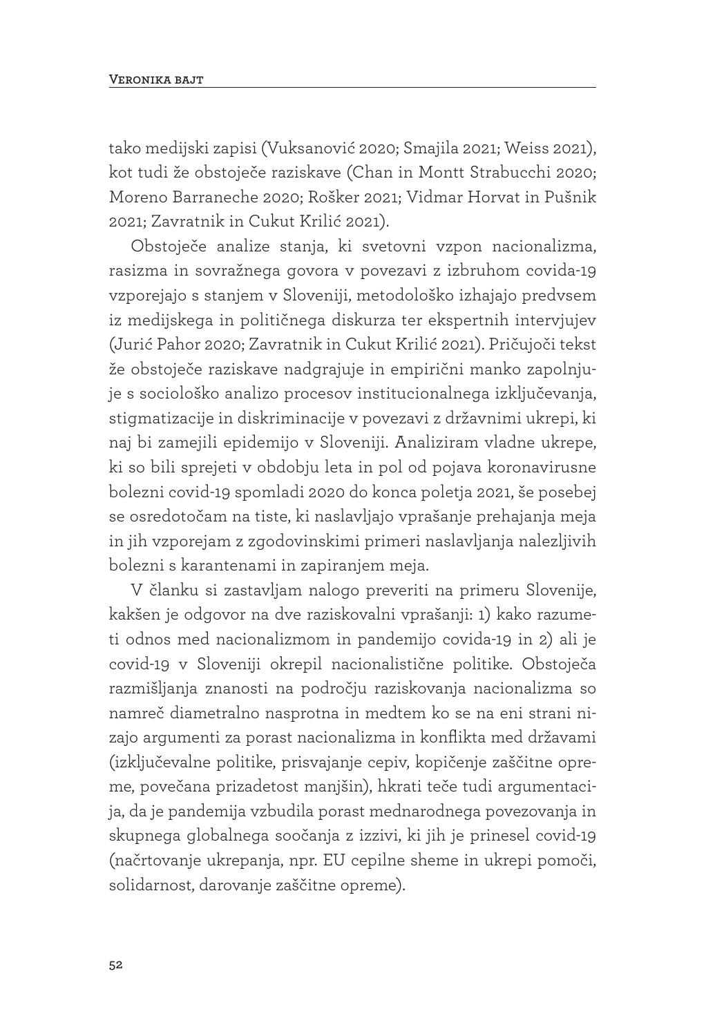tako medijski zapisi (Vuksanović 2020; Smajila 2021; Weiss 2021), kot tudi že obstoječe raziskave (Chan in Montt Strabucchi 2020; Moreno Barraneche 2020; Rošker 2021; Vidmar Horvat in Pušnik 2021; Zavratnik in Cukut Krilić 2021).

Obstoječe analize stanja, ki svetovni vzpon nacionalizma, rasizma in sovražnega govora v povezavi z izbruhom covida-19 vzporejajo s stanjem v Sloveniji, metodološko izhajajo predvsem iz medijskega in političnega diskurza ter ekspertnih intervjujev (Jurić Pahor 2020; Zavratnik in Cukut Krilić 2021). Pričujoči tekst že obstoječe raziskave nadgrajuje in empirični manko zapolnjuje s sociološko analizo procesov institucionalnega izključevanja, stigmatizacije in diskriminacije v povezavi z državnimi ukrepi, ki naj bi zamejili epidemijo v Sloveniji. Analiziram vladne ukrepe, ki so bili sprejeti v obdobju leta in pol od pojava koronavirusne bolezni covid-19 spomladi 2020 do konca poletja 2021, še posebej se osredotočam na tiste, ki naslavljajo vprašanje prehajanja meja in jih vzporejam z zgodovinskimi primeri naslavljanja nalezljivih bolezni s karantenami in zapiranjem meja.

V članku si zastavljam nalogo preveriti na primeru Slovenije, kakšen je odgovor na dve raziskovalni vprašanji: 1) kako razumeti odnos med nacionalizmom in pandemijo covida-19 in 2) ali je covid-19 v Sloveniji okrepil nacionalistične politike. Obstoječa razmišljanja znanosti na področju raziskovanja nacionalizma so namreč diametralno nasprotna in medtem ko se na eni strani nizajo argumenti za porast nacionalizma in konflikta med državami (izključevalne politike, prisvajanje cepiv, kopičenje zaščitne opreme, povečana prizadetost manjšin), hkrati teče tudi argumentacija, da je pandemija vzbudila porast mednarodnega povezovanja in skupnega globalnega soočanja z izzivi, ki jih je prinesel covid-19 (načrtovanje ukrepanja, npr. EU cepilne sheme in ukrepi pomoči, solidarnost, darovanje zaščitne opreme).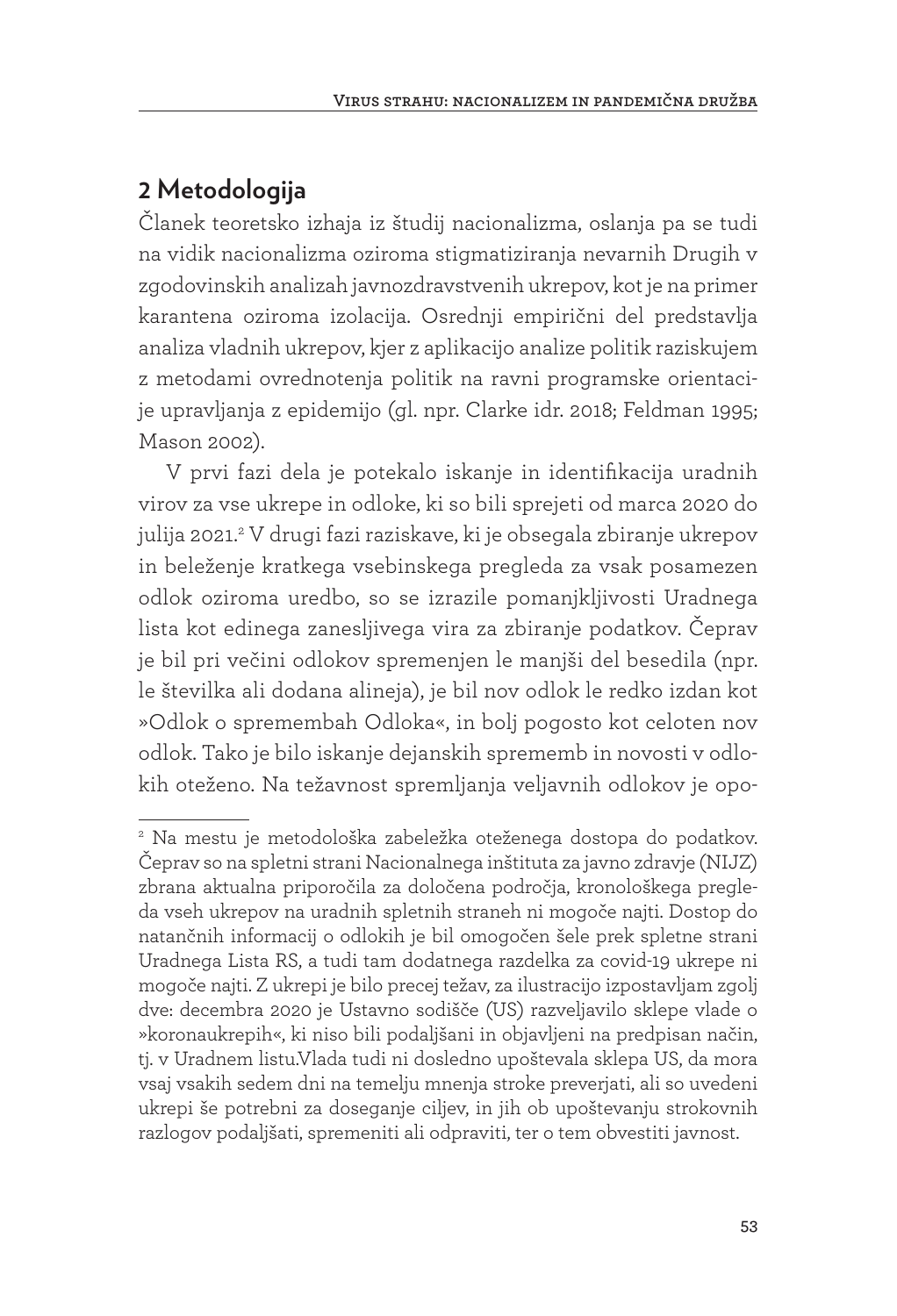## 2 Metodologija

Članek teoretsko izhaja iz študij nacionalizma, oslanja pa se tudi na vidik nacionalizma oziroma stigmatiziranja nevarnih Drugih v zgodovinskih analizah javnozdravstvenih ukrepov, kot je na primer karantena oziroma izolacija. Osrednji empirični del predstavlja analiza vladnih ukrepov, kjer z aplikacijo analize politik raziskujem z metodami ovrednotenja politik na ravni programske orientacije upravljanja z epidemijo (gl. npr. Clarke idr. 2018; Feldman 1995; Mason 2002).

V prvi fazi dela je potekalo iskanje in identifikacija uradnih virov za vse ukrepe in odloke, ki so bili sprejeti od marca 2020 do julija 2021.[2] V drugi fazi raziskave, ki je obsegala zbiranje ukrepov in beleženje kratkega vsebinskega pregleda za vsak posamezen odlok oziroma uredbo, so se izrazile pomanjkljivosti Uradnega lista kot edinega zanesljivega vira za zbiranje podatkov. Čeprav je bil pri večini odlokov spremenjen le manjši del besedila (npr. le številka ali dodana alineja), je bil nov odlok le redko izdan kot »Odlok o spremembah Odloka«, in bolj pogosto kot celoten nov odlok. Tako je bilo iskanje dejanskih sprememb in novosti v odlokih oteženo. Na težavnost spremljanja veljavnih odlokov je opo-

---

[2] Na mestu je metodološka zabeležka oteženega dostopa do podatkov. Čeprav so na spletni strani Nacionalnega inštituta za javno zdravje (NIJZ) zbrana aktualna priporočila za določena področja, kronološkega pregleda vseh ukrepov na uradnih spletnih straneh ni mogoče najti. Dostop do natančnih informacij o odlokih je bil omogočen šele prek spletne strani Uradnega Lista RS, a tudi tam dodatnega razdelka za covid-19 ukrepe ni mogoče najti. Z ukrepi je bilo precej težav, za ilustracijo izpostavljam zgolj dve: decembra 2020 je Ustavno sodišče (US) razveljavilo sklepe vlade o »koronaukrepih«, ki niso bili podaljšani in objavljeni na predpisan način, tj. v Uradnem listu.Vlada tudi ni dosledno upoštevala sklepa US, da mora vsaj vsakih sedem dni na temelju mnenja stroke preverjati, ali so uvedeni ukrepi še potrebni za doseganje ciljev, in jih ob upoštevanju strokovnih razlogov podaljšati, spremeniti ali odpraviti, ter o tem obvestiti javnost.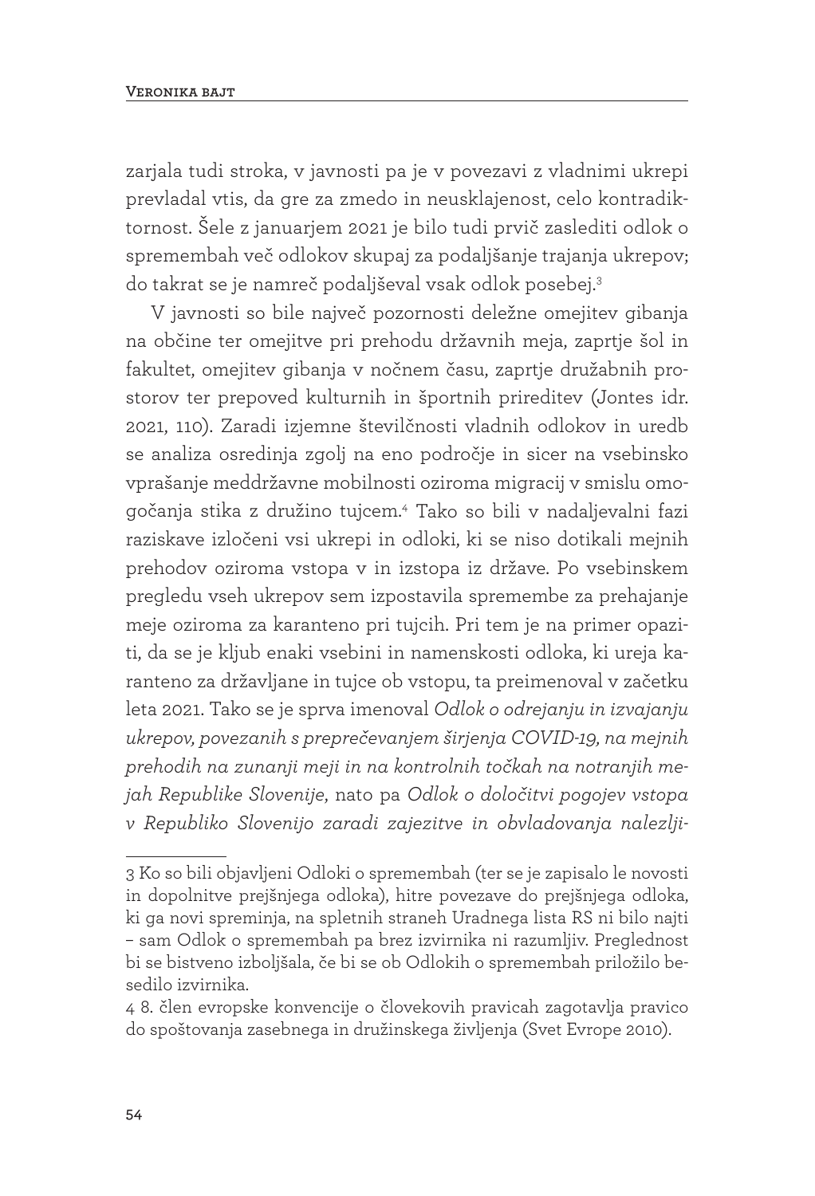zarjala tudi stroka, v javnosti pa je v povezavi z vladnimi ukrepi prevladal vtis, da gre za zmedo in neusklajenost, celo kontradiktornost. Šele z januarjem 2021 je bilo tudi prvič zaslediti odlok o spremembah več odlokov skupaj za podaljšanje trajanja ukrepov; do takrat se je namreč podaljševal vsak odlok posebej.[3]

V javnosti so bile največ pozornosti deležne omejitev gibanja na občine ter omejitve pri prehodu državnih meja, zaprtje šol in fakultet, omejitev gibanja v nočnem času, zaprtje družabnih prostorov ter prepoved kulturnih in športnih prireditev (Jontes idr. 2021, 110). Zaradi izjemne številčnosti vladnih odlokov in uredb se analiza osredinja zgolj na eno področje in sicer na vsebinsko vprašanje meddržavne mobilnosti oziroma migracij v smislu omogočanja stika z družino tujcem.[4] Tako so bili v nadaljevalni fazi raziskave izločeni vsi ukrepi in odloki, ki se niso dotikali mejnih prehodov oziroma vstopa v in izstopa iz države. Po vsebinskem pregledu vseh ukrepov sem izpostavila spremembe za prehajanje meje oziroma za karanteno pri tujcih. Pri tem je na primer opaziti, da se je kljub enaki vsebini in namenskosti odloka, ki ureja karanteno za državljane in tujce ob vstopu, ta preimenoval v začetku leta 2021. Tako se je sprva imenoval *Odlok o odrejanju in izvajanju ukrepov, povezanih s preprečevanjem širjenja COVID-19, na mejnih prehodih na zunanji meji in na kontrolnih točkah na notranjih mejah Republike Slovenije*, nato pa *Odlok o določitvi pogojev vstopa v Republiko Slovenijo zaradi zajezitve in obvladovanja nalezlji-*

---

3 Ko so bili objavljeni Odloki o spremembah (ter se je zapisalo le novosti in dopolnitve prejšnjega odloka), hitre povezave do prejšnjega odloka, ki ga novi spreminja, na spletnih straneh Uradnega lista RS ni bilo najti – sam Odlok o spremembah pa brez izvirnika ni razumljiv. Preglednost bi se bistveno izboljšala, če bi se ob Odlokih o spremembah priložilo besedilo izvirnika.

4 8. člen evropske konvencije o človekovih pravicah zagotavlja pravico do spoštovanja zasebnega in družinskega življenja (Svet Evrope 2010).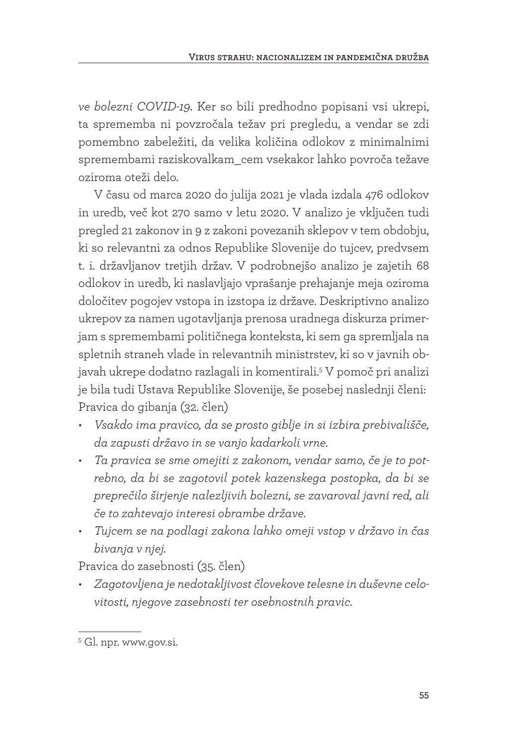*ve bolezni COVID-19*. Ker so bili predhodno popisani vsi ukrepi, ta sprememba ni povzročala težav pri pregledu, a vendar se zdi pomembno zabeležiti, da velika količina odlokov z minimalnimi spremembami raziskovalkam_cem vsekakor lahko povroča težave oziroma oteži delo.

V času od marca 2020 do julija 2021 je vlada izdala 476 odlokov in uredb, več kot 270 samo v letu 2020. V analizo je vključen tudi pregled 21 zakonov in 9 z zakoni povezanih sklepov v tem obdobju, ki so relevantni za odnos Republike Slovenije do tujcev, predvsem t. i. državljanov tretjih držav. V podrobnejšo analizo je zajetih 68 odlokov in uredb, ki naslavljajo vprašanje prehajanje meja oziroma določitev pogojev vstopa in izstopa iz države. Deskriptivno analizo ukrepov za namen ugotavljanja prenosa uradnega diskurza primerjam s spremembami političnega konteksta, ki sem ga spremljala na spletnih straneh vlade in relevantnih ministrstev, ki so v javnih objavah ukrepe dodatno razlagali in komentirali.[5] V pomoč pri analizi je bila tudi Ustava Republike Slovenije, še posebej naslednji členi:

Pravica do gibanja (32. člen)

- *Vsakdo ima pravico, da se prosto giblje in si izbira prebivališče, da zapusti državo in se vanjo kadarkoli vrne.*
- *Ta pravica se sme omejiti z zakonom, vendar samo, če je to potrebno, da bi se zagotovil potek kazenskega postopka, da bi se preprečilo širjenje nalezljivih bolezni, se zavaroval javni red, ali če to zahtevajo interesi obrambe države.*
- *Tujcem se na podlagi zakona lahko omeji vstop v državo in čas bivanja v njej.*

Pravica do zasebnosti (35. člen)

- *Zagotovljena je nedotakljivost človekove telesne in duševne celovitosti, njegove zasebnosti ter osebnostnih pravic.*

---

[5] Gl. npr. www.gov.si.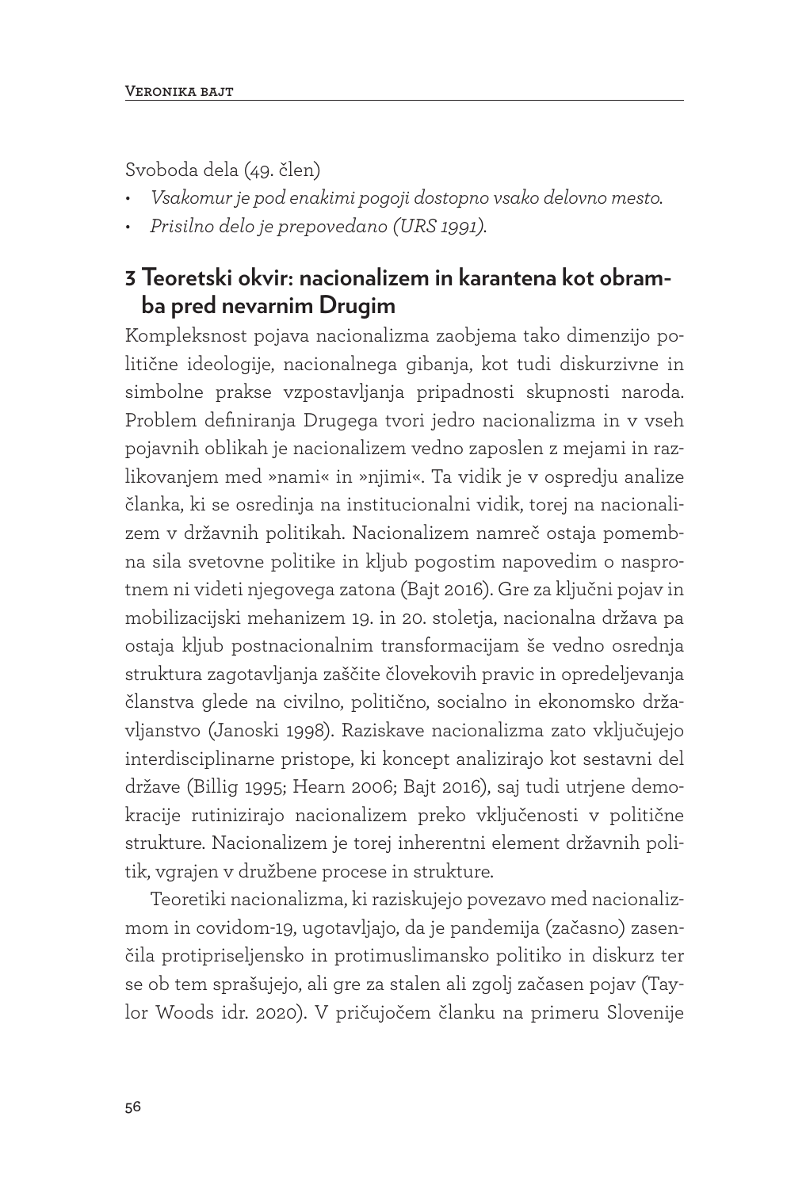Svoboda dela (49. člen)

- *Vsakomur je pod enakimi pogoji dostopno vsako delovno mesto.*
- *Prisilno delo je prepovedano (URS 1991).*

## 3 Teoretski okvir: nacionalizem in karantena kot obramba pred nevarnim Drugim

Kompleksnost pojava nacionalizma zaobjema tako dimenzijo politične ideologije, nacionalnega gibanja, kot tudi diskurzivne in simbolne prakse vzpostavljanja pripadnosti skupnosti naroda. Problem definiranja Drugega tvori jedro nacionalizma in v vseh pojavnih oblikah je nacionalizem vedno zaposlen z mejami in razlikovanjem med »nami« in »njimi«. Ta vidik je v ospredju analize članka, ki se osredinja na institucionalni vidik, torej na nacionalizem v državnih politikah. Nacionalizem namreč ostaja pomembna sila svetovne politike in kljub pogostim napovedim o nasprotnem ni videti njegovega zatona (Bajt 2016). Gre za ključni pojav in mobilizacijski mehanizem 19. in 20. stoletja, nacionalna država pa ostaja kljub postnacionalnim transformacijam še vedno osrednja struktura zagotavljanja zaščite človekovih pravic in opredeljevanja članstva glede na civilno, politično, socialno in ekonomsko državljanstvo (Janoski 1998). Raziskave nacionalizma zato vključujejo interdisciplinarne pristope, ki koncept analizirajo kot sestavni del države (Billig 1995; Hearn 2006; Bajt 2016), saj tudi utrjene demokracije rutinizirajo nacionalizem preko vključenosti v politične strukture. Nacionalizem je torej inherentni element državnih politik, vgrajen v družbene procese in strukture.

Teoretiki nacionalizma, ki raziskujejo povezavo med nacionalizmom in covidom-19, ugotavljajo, da je pandemija (začasno) zasenčila protipriseljensko in protimuslimansko politiko in diskurz ter se ob tem sprašujejo, ali gre za stalen ali zgolj začasen pojav (Taylor Woods idr. 2020). V pričujočem članku na primeru Slovenije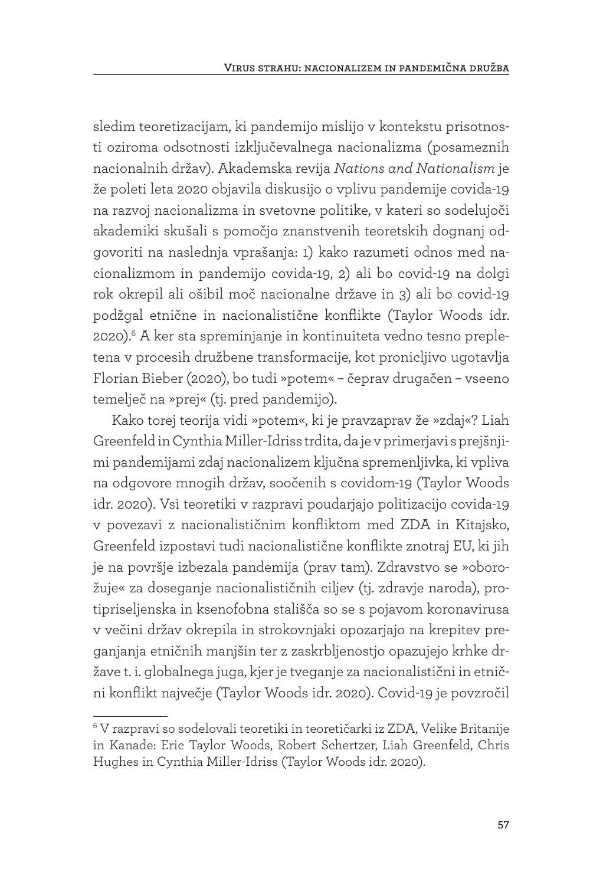sledim teoretizacijam, ki pandemijo mislijo v kontekstu prisotnosti oziroma odsotnosti izključevalnega nacionalizma (posameznih nacionalnih držav). Akademska revija *Nations and Nationalism* je že poleti leta 2020 objavila diskusijo o vplivu pandemije covida-19 na razvoj nacionalizma in svetovne politike, v kateri so sodelujoči akademiki skušali s pomočjo znanstvenih teoretskih dognanj odgovoriti na naslednja vprašanja: 1) kako razumeti odnos med nacionalizmom in pandemijo covida-19, 2) ali bo covid-19 na dolgi rok okrepil ali ošibil moč nacionalne države in 3) ali bo covid-19 podžgal etnične in nacionalistične konflikte (Taylor Woods idr. 2020).[6] A ker sta spreminjanje in kontinuiteta vedno tesno prepletena v procesih družbene transformacije, kot pronicljivo ugotavlja Florian Bieber (2020), bo tudi »potem« – čeprav drugačen – vseeno temelječ na »prej« (tj. pred pandemijo).

Kako torej teorija vidi »potem«, ki je pravzaprav že »zdaj«? Liah Greenfeld in Cynthia Miller-Idriss trdita, da je v primerjavi s prejšnjimi pandemijami zdaj nacionalizem ključna spremenljivka, ki vpliva na odgovore mnogih držav, soočenih s covidom-19 (Taylor Woods idr. 2020). Vsi teoretiki v razpravi poudarjajo politizacijo covida-19 v povezavi z nacionalističnim konfliktom med ZDA in Kitajsko, Greenfeld izpostavi tudi nacionalistične konflikte znotraj EU, ki jih je na površje izbezala pandemija (prav tam). Zdravstvo se »oborožuje« za doseganje nacionalističnih ciljev (tj. zdravje naroda), protipriseljenska in ksenofobna stališča so se s pojavom koronavirusa v večini držav okrepila in strokovnjaki opozarjajo na krepitev preganjanja etničnih manjšin ter z zaskrbljenostjo opazujejo krhke države t. i. globalnega juga, kjer je tveganje za nacionalistični in etnični konflikt največje (Taylor Woods idr. 2020). Covid-19 je povzročil

[6] V razpravi so sodelovali teoretiki in teoretičarki iz ZDA, Velike Britanije in Kanade: Eric Taylor Woods, Robert Schertzer, Liah Greenfeld, Chris Hughes in Cynthia Miller-Idriss (Taylor Woods idr. 2020).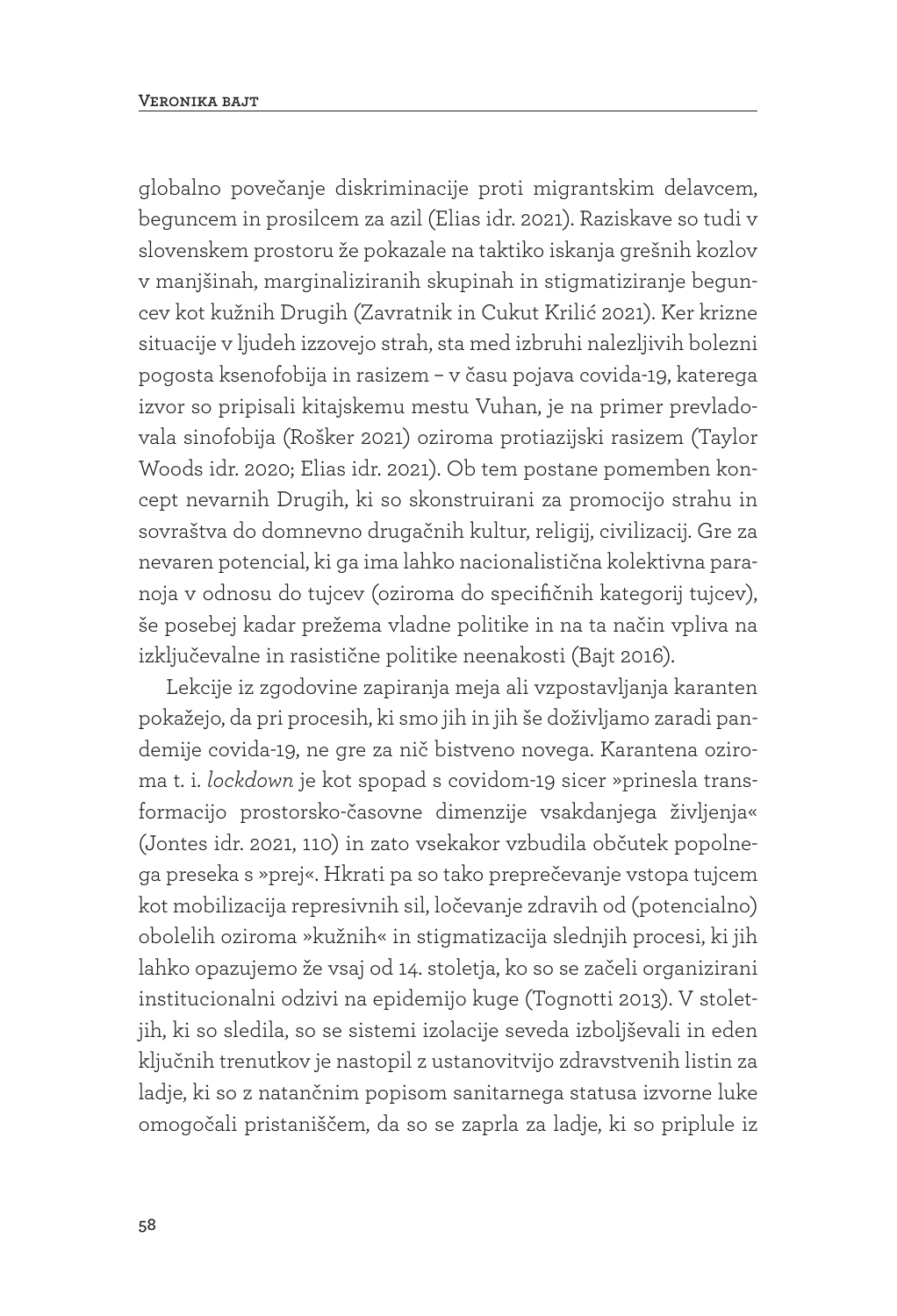globalno povečanje diskriminacije proti migrantskim delavcem, beguncem in prosilcem za azil (Elias idr. 2021). Raziskave so tudi v slovenskem prostoru že pokazale na taktiko iskanja grešnih kozlov v manjšinah, marginaliziranih skupinah in stigmatiziranje beguncev kot kužnih Drugih (Zavratnik in Cukut Krilić 2021). Ker krizne situacije v ljudeh izzovejo strah, sta med izbruhi nalezljivih bolezni pogosta ksenofobija in rasizem – v času pojava covida-19, katerega izvor so pripisali kitajskemu mestu Vuhan, je na primer prevladovala sinofobija (Rošker 2021) oziroma protiazijski rasizem (Taylor Woods idr. 2020; Elias idr. 2021). Ob tem postane pomemben koncept nevarnih Drugih, ki so skonstruirani za promocijo strahu in sovraštva do domnevno drugačnih kultur, religij, civilizacij. Gre za nevaren potencial, ki ga ima lahko nacionalistična kolektivna paranoja v odnosu do tujcev (oziroma do specifičnih kategorij tujcev), še posebej kadar prežema vladne politike in na ta način vpliva na izključevalne in rasistične politike neenakosti (Bajt 2016).

Lekcije iz zgodovine zapiranja meja ali vzpostavljanja karanten pokažejo, da pri procesih, ki smo jih in jih še doživljamo zaradi pandemije covida-19, ne gre za nič bistveno novega. Karantena oziroma t. i. *lockdown* je kot spopad s covidom-19 sicer »prinesla transformacijo prostorsko-časovne dimenzije vsakdanjega življenja« (Jontes idr. 2021, 110) in zato vsekakor vzbudila občutek popolnega preseka s »prej«. Hkrati pa so tako preprečevanje vstopa tujcem kot mobilizacija represivnih sil, ločevanje zdravih od (potencialno) obolelih oziroma »kužnih« in stigmatizacija slednjih procesi, ki jih lahko opazujemo že vsaj od 14. stoletja, ko so se začeli organizirani institucionalni odzivi na epidemijo kuge (Tognotti 2013). V stoletjih, ki so sledila, so se sistemi izolacije seveda izboljševali in eden ključnih trenutkov je nastopil z ustanovitvijo zdravstvenih listin za ladje, ki so z natančnim popisom sanitarnega statusa izvorne luke omogočali pristaniščem, da so se zaprla za ladje, ki so priplule iz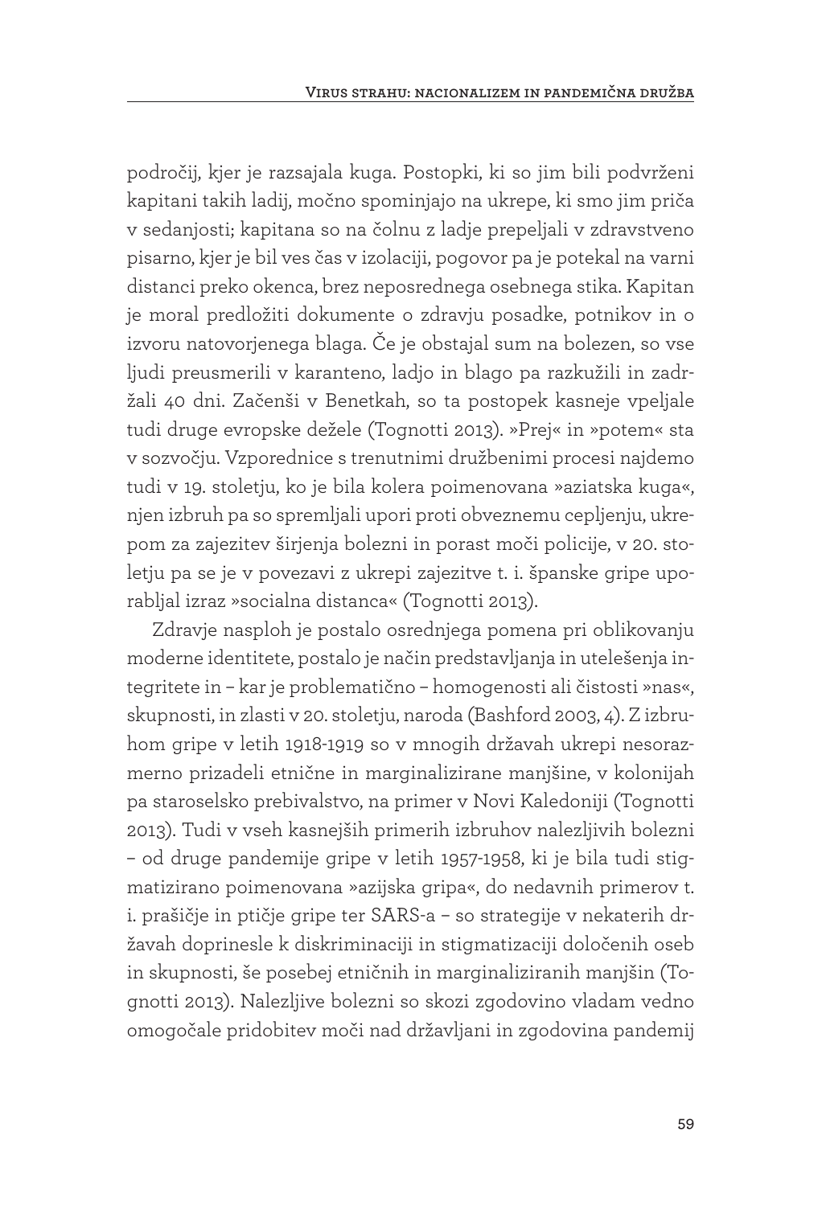področij, kjer je razsajala kuga. Postopki, ki so jim bili podvrženi kapitani takih ladij, močno spominjajo na ukrepe, ki smo jim priča v sedanjosti; kapitana so na čolnu z ladje prepeljali v zdravstveno pisarno, kjer je bil ves čas v izolaciji, pogovor pa je potekal na varni distanci preko okenca, brez neposrednega osebnega stika. Kapitan je moral predložiti dokumente o zdravju posadke, potnikov in o izvoru natovorjenega blaga. Če je obstajal sum na bolezen, so vse ljudi preusmerili v karanteno, ladjo in blago pa razkužili in zadržali 40 dni. Začenši v Benetkah, so ta postopek kasneje vpeljale tudi druge evropske dežele (Tognotti 2013). »Prej« in »potem« sta v sozvočju. Vzporednice s trenutnimi družbenimi procesi najdemo tudi v 19. stoletju, ko je bila kolera poimenovana »aziatska kuga«, njen izbruh pa so spremljali upori proti obveznemu cepljenju, ukrepom za zajezitev širjenja bolezni in porast moči policije, v 20. stoletju pa se je v povezavi z ukrepi zajezitve t. i. španske gripe uporabljal izraz »socialna distanca« (Tognotti 2013).

Zdravje nasploh je postalo osrednjega pomena pri oblikovanju moderne identitete, postalo je način predstavljanja in utelešenja integritete in – kar je problematično – homogenosti ali čistosti »nas«, skupnosti, in zlasti v 20. stoletju, naroda (Bashford 2003, 4). Z izbruhom gripe v letih 1918-1919 so v mnogih državah ukrepi nesorazmerno prizadeli etnične in marginalizirane manjšine, v kolonijah pa staroselsko prebivalstvo, na primer v Novi Kaledoniji (Tognotti 2013). Tudi v vseh kasnejših primerih izbruhov nalezljivih bolezni – od druge pandemije gripe v letih 1957-1958, ki je bila tudi stigmatizirano poimenovana »azijska gripa«, do nedavnih primerov t. i. prašičje in ptičje gripe ter SARS-a – so strategije v nekaterih državah doprinesle k diskriminaciji in stigmatizaciji določenih oseb in skupnosti, še posebej etničnih in marginaliziranih manjšin (Tognotti 2013). Nalezljive bolezni so skozi zgodovino vladam vedno omogočale pridobitev moči nad državljani in zgodovina pandemij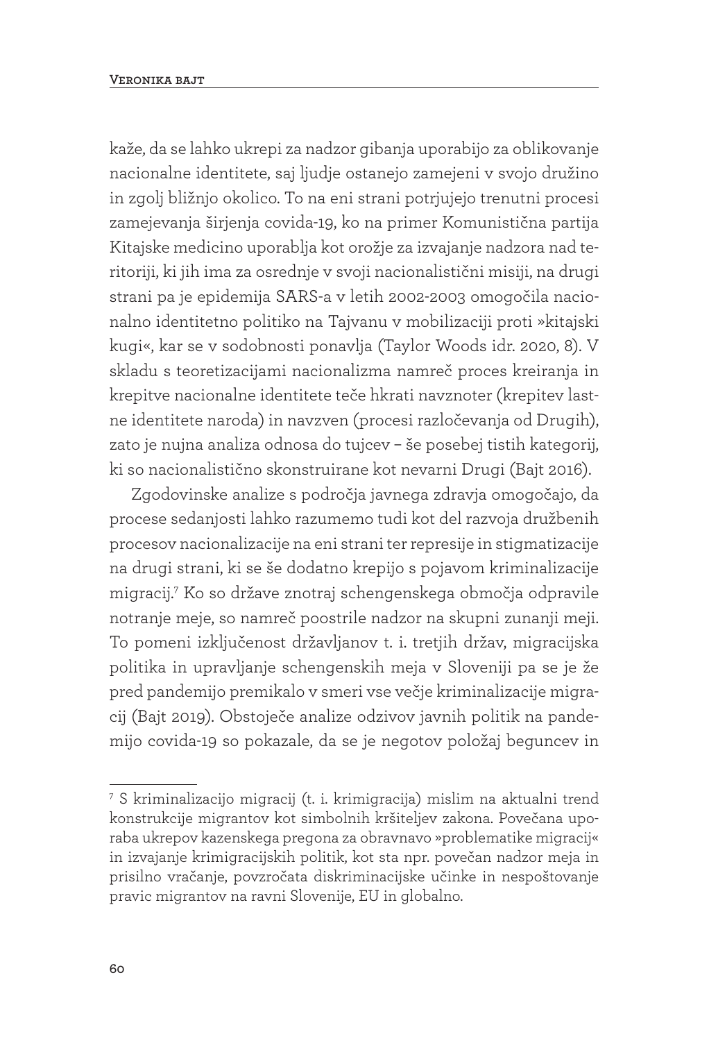kaže, da se lahko ukrepi za nadzor gibanja uporabijo za oblikovanje nacionalne identitete, saj ljudje ostanejo zamejeni v svojo družino in zgolj bližnjo okolico. To na eni strani potrjujejo trenutni procesi zamejevanja širjenja covida-19, ko na primer Komunistična partija Kitajske medicino uporablja kot orožje za izvajanje nadzora nad teritoriji, ki jih ima za osrednje v svoji nacionalistični misiji, na drugi strani pa je epidemija SARS-a v letih 2002-2003 omogočila nacionalno identitetno politiko na Tajvanu v mobilizaciji proti »kitajski kugi«, kar se v sodobnosti ponavlja (Taylor Woods idr. 2020, 8). V skladu s teoretizacijami nacionalizma namreč proces kreiranja in krepitve nacionalne identitete teče hkrati navznoter (krepitev lastne identitete naroda) in navzven (procesi razločevanja od Drugih), zato je nujna analiza odnosa do tujcev – še posebej tistih kategorij, ki so nacionalistično skonstruirane kot nevarni Drugi (Bajt 2016).

Zgodovinske analize s področja javnega zdravja omogočajo, da procese sedanjosti lahko razumemo tudi kot del razvoja družbenih procesov nacionalizacije na eni strani ter represije in stigmatizacije na drugi strani, ki se še dodatno krepijo s pojavom kriminalizacije migracij.[7] Ko so države znotraj schengenskega območja odpravile notranje meje, so namreč poostrile nadzor na skupni zunanji meji. To pomeni izključenost državljanov t. i. tretjih držav, migracijska politika in upravljanje schengenskih meja v Sloveniji pa se je že pred pandemijo premikalo v smeri vse večje kriminalizacije migracij (Bajt 2019). Obstoječe analize odzivov javnih politik na pandemijo covida-19 so pokazale, da se je negotov položaj beguncev in

---

[7] S kriminalizacijo migracij (t. i. krimigracija) mislim na aktualni trend konstrukcije migrantov kot simbolnih kršiteljev zakona. Povečana uporaba ukrepov kazenskega pregona za obravnavo »problematike migracij« in izvajanje krimigracijskih politik, kot sta npr. povečan nadzor meja in prisilno vračanje, povzročata diskriminacijske učinke in nespoštovanje pravic migrantov na ravni Slovenije, EU in globalno.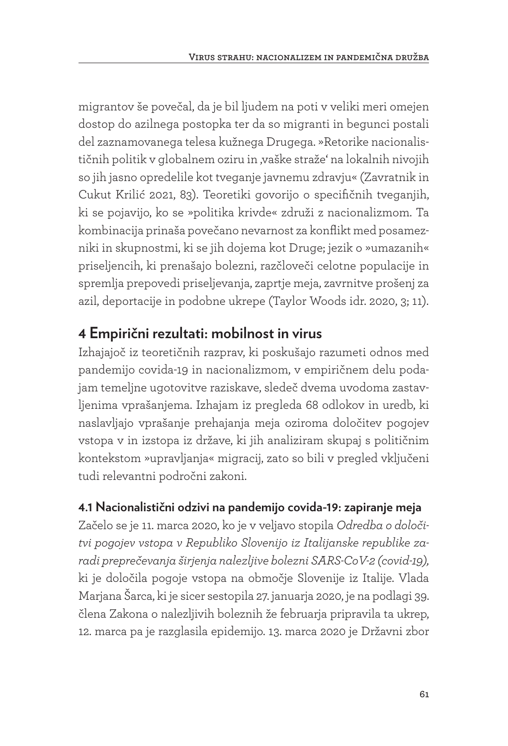migrantov še povečal, da je bil ljudem na poti v veliki meri omejen dostop do azilnega postopka ter da so migranti in begunci postali del zaznamovanega telesa kužnega Drugega. »Retorike nacionalističnih politik v globalnem oziru in ‚vaške straže' na lokalnih nivojih so jih jasno opredelile kot tveganje javnemu zdravju« (Zavratnik in Cukut Krilić 2021, 83). Teoretiki govorijo o specifičnih tveganjih, ki se pojavijo, ko se »politika krivde« združi z nacionalizmom. Ta kombinacija prinaša povečano nevarnost za konflikt med posamezniki in skupnostmi, ki se jih dojema kot Druge; jezik o »umazanih« priseljencih, ki prenašajo bolezni, razčloveči celotne populacije in spremlja prepovedi priseljevanja, zaprtje meja, zavrnitve prošenj za azil, deportacije in podobne ukrepe (Taylor Woods idr. 2020, 3; 11).

## 4 Empirični rezultati: mobilnost in virus

Izhajajoč iz teoretičnih razprav, ki poskušajo razumeti odnos med pandemijo covida-19 in nacionalizmom, v empiričnem delu podajam temeljne ugotovitve raziskave, sledeč dvema uvodoma zastavljenima vprašanjema. Izhajam iz pregleda 68 odlokov in uredb, ki naslavljajo vprašanje prehajanja meja oziroma določitev pogojev vstopa v in izstopa iz države, ki jih analiziram skupaj s političnim kontekstom »upravljanja« migracij, zato so bili v pregled vključeni tudi relevantni področni zakoni.

### 4.1 Nacionalistični odzivi na pandemijo covida-19: zapiranje meja

Začelo se je 11. marca 2020, ko je v veljavo stopila *Odredba o določitvi pogojev vstopa v Republiko Slovenijo iz Italijanske republike zaradi preprečevanja širjenja nalezljive bolezni SARS-CoV-2 (covid-19)*, ki je določila pogoje vstopa na območje Slovenije iz Italije. Vlada Marjana Šarca, ki je sicer sestopila 27. januarja 2020, je na podlagi 39. člena Zakona o nalezljivih boleznih že februarja pripravila ta ukrep, 12. marca pa je razglasila epidemijo. 13. marca 2020 je Državni zbor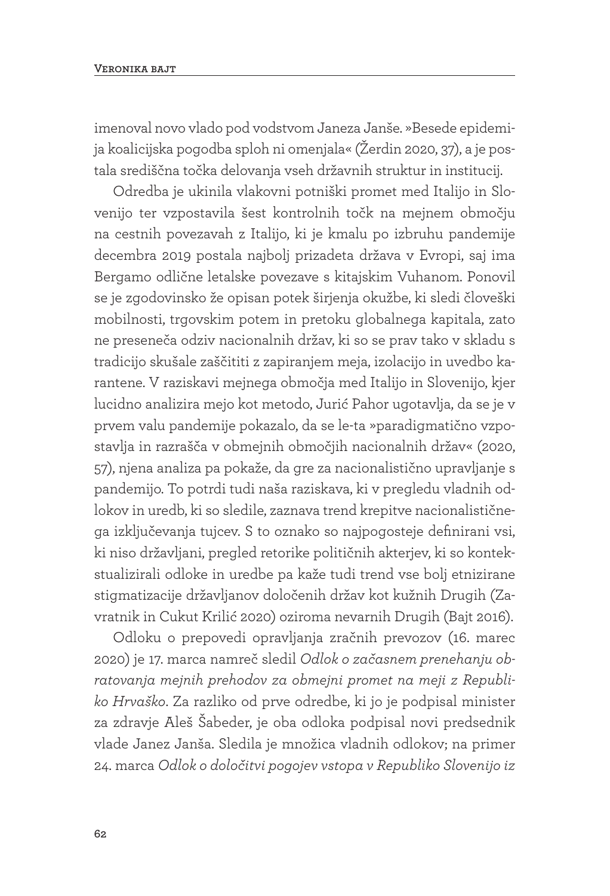imenoval novo vlado pod vodstvom Janeza Janše. »Besede epidemija koalicijska pogodba sploh ni omenjala« (Žerdin 2020, 37), a je postala središčna točka delovanja vseh državnih struktur in institucij.

Odredba je ukinila vlakovni potniški promet med Italijo in Slovenijo ter vzpostavila šest kontrolnih točk na mejnem območju na cestnih povezavah z Italijo, ki je kmalu po izbruhu pandemije decembra 2019 postala najbolj prizadeta država v Evropi, saj ima Bergamo odlične letalske povezave s kitajskim Vuhanom. Ponovil se je zgodovinsko že opisan potek širjenja okužbe, ki sledi človeški mobilnosti, trgovskim potem in pretoku globalnega kapitala, zato ne preseneča odziv nacionalnih držav, ki so se prav tako v skladu s tradicijo skušale zaščititi z zapiranjem meja, izolacijo in uvedbo karantene. V raziskavi mejnega območja med Italijo in Slovenijo, kjer lucidno analizira mejo kot metodo, Jurić Pahor ugotavlja, da se je v prvem valu pandemije pokazalo, da se le-ta »paradigmatično vzpostavlja in razrašča v obmejnih območjih nacionalnih držav« (2020, 57), njena analiza pa pokaže, da gre za nacionalistično upravljanje s pandemijo. To potrdi tudi naša raziskava, ki v pregledu vladnih odlokov in uredb, ki so sledile, zaznava trend krepitve nacionalističnega izključevanja tujcev. S to oznako so najpogosteje definirani vsi, ki niso državljani, pregled retorike političnih akterjev, ki so kontekstualizirali odloke in uredbe pa kaže tudi trend vse bolj etnizirane stigmatizacije državljanov določenih držav kot kužnih Drugih (Zavratnik in Cukut Krilić 2020) oziroma nevarnih Drugih (Bajt 2016).

Odloku o prepovedi opravljanja zračnih prevozov (16. marec 2020) je 17. marca namreč sledil *Odlok o začasnem prenehanju obratovanja mejnih prehodov za obmejni promet na meji z Republiko Hrvaško*. Za razliko od prve odredbe, ki jo je podpisal minister za zdravje Aleš Šabeder, je oba odloka podpisal novi predsednik vlade Janez Janša. Sledila je množica vladnih odlokov; na primer 24. marca *Odlok o določitvi pogojev vstopa v Republiko Slovenijo iz*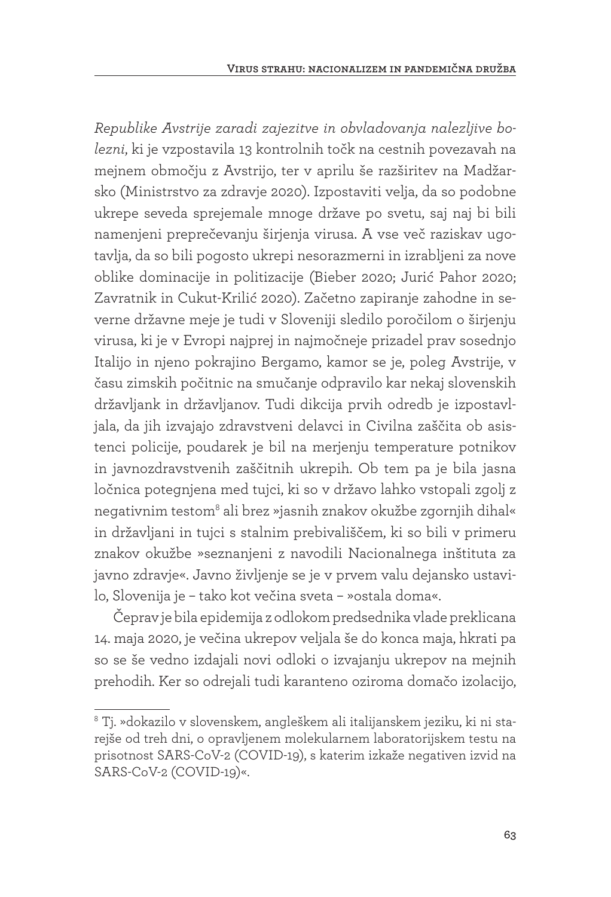*Republike Avstrije zaradi zajezitve in obvladovanja nalezljive bolezni*, ki je vzpostavila 13 kontrolnih točk na cestnih povezavah na mejnem območju z Avstrijo, ter v aprilu še razširitev na Madžarsko (Ministrstvo za zdravje 2020). Izpostaviti velja, da so podobne ukrepe seveda sprejemale mnoge države po svetu, saj naj bi bili namenjeni preprečevanju širjenja virusa. A vse več raziskav ugotavlja, da so bili pogosto ukrepi nesorazmerni in izrabljeni za nove oblike dominacije in politizacije (Bieber 2020; Jurić Pahor 2020; Zavratnik in Cukut-Krilić 2020). Začetno zapiranje zahodne in severne državne meje je tudi v Sloveniji sledilo poročilom o širjenju virusa, ki je v Evropi najprej in najmočneje prizadel prav sosednjo Italijo in njeno pokrajino Bergamo, kamor se je, poleg Avstrije, v času zimskih počitnic na smučanje odpravilo kar nekaj slovenskih državljank in državljanov. Tudi dikcija prvih odredb je izpostavljala, da jih izvajajo zdravstveni delavci in Civilna zaščita ob asistenci policije, poudarek je bil na merjenju temperature potnikov in javnozdravstvenih zaščitnih ukrepih. Ob tem pa je bila jasna ločnica potegnjena med tujci, ki so v državo lahko vstopali zgolj z negativnim testom[8] ali brez »jasnih znakov okužbe zgornjih dihal« in državljani in tujci s stalnim prebivališčem, ki so bili v primeru znakov okužbe »seznanjeni z navodili Nacionalnega inštituta za javno zdravje«. Javno življenje se je v prvem valu dejansko ustavilo, Slovenija je – tako kot večina sveta – »ostala doma«.

Čeprav je bila epidemija z odlokom predsednika vlade preklicana 14. maja 2020, je večina ukrepov veljala še do konca maja, hkrati pa so se še vedno izdajali novi odloki o izvajanju ukrepov na mejnih prehodih. Ker so odrejali tudi karanteno oziroma domačo izolacijo,

---

[8] Tj. »dokazilo v slovenskem, angleškem ali italijanskem jeziku, ki ni starejše od treh dni, o opravljenem molekularnem laboratorijskem testu na prisotnost SARS-CoV-2 (COVID-19), s katerim izkaže negativen izvid na SARS-CoV-2 (COVID-19)«.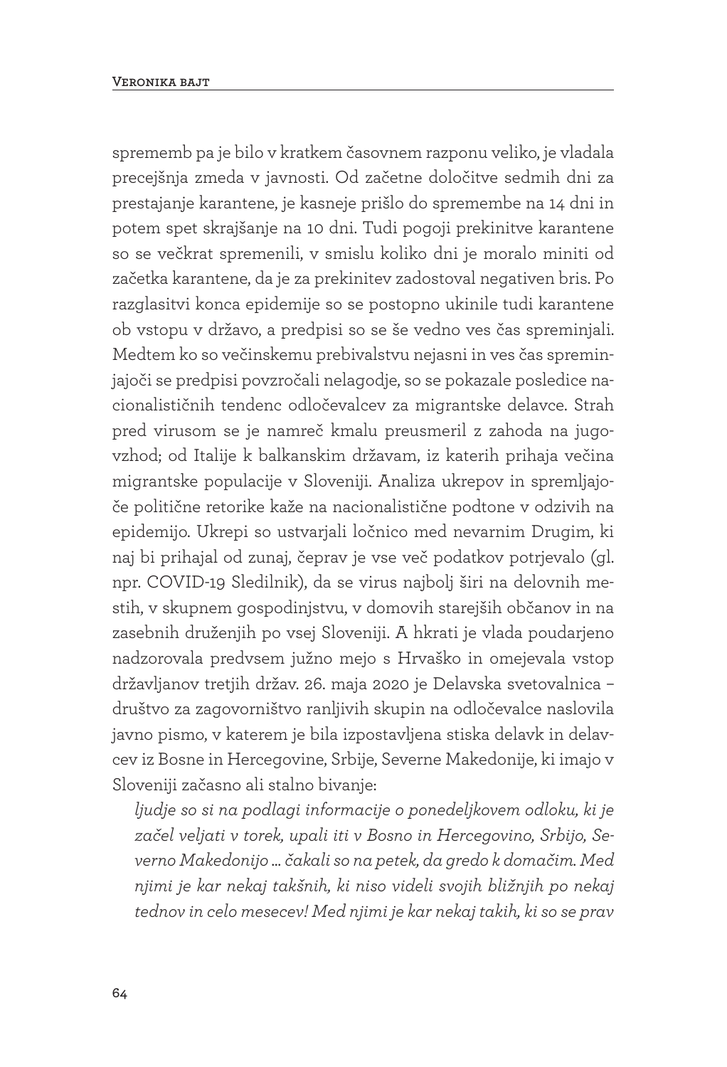sprememb pa je bilo v kratkem časovnem razponu veliko, je vladala precejšnja zmeda v javnosti. Od začetne določitve sedmih dni za prestajanje karantene, je kasneje prišlo do spremembe na 14 dni in potem spet skrajšanje na 10 dni. Tudi pogoji prekinitve karantene so se večkrat spremenili, v smislu koliko dni je moralo miniti od začetka karantene, da je za prekinitev zadostoval negativen bris. Po razglasitvi konca epidemije so se postopno ukinile tudi karantene ob vstopu v državo, a predpisi so se še vedno ves čas spreminjali. Medtem ko so večinskemu prebivalstvu nejasni in ves čas spreminjajoči se predpisi povzročali nelagodje, so se pokazale posledice nacionalističnih tendenc odločevalcev za migrantske delavce. Strah pred virusom se je namreč kmalu preusmeril z zahoda na jugovzhod; od Italije k balkanskim državam, iz katerih prihaja večina migrantske populacije v Sloveniji. Analiza ukrepov in spremljajoče politične retorike kaže na nacionalistične podtone v odzivih na epidemijo. Ukrepi so ustvarjali ločnico med nevarnim Drugim, ki naj bi prihajal od zunaj, čeprav je vse več podatkov potrjevalo (gl. npr. COVID-19 Sledilnik), da se virus najbolj širi na delovnih mestih, v skupnem gospodinjstvu, v domovih starejših občanov in na zasebnih druženjih po vsej Sloveniji. A hkrati je vlada poudarjeno nadzorovala predvsem južno mejo s Hrvaško in omejevala vstop državljanov tretjih držav. 26. maja 2020 je Delavska svetovalnica – društvo za zagovorništvo ranljivih skupin na odločevalce naslovila javno pismo, v katerem je bila izpostavljena stiska delavk in delavcev iz Bosne in Hercegovine, Srbije, Severne Makedonije, ki imajo v Sloveniji začasno ali stalno bivanje:

*ljudje so si na podlagi informacije o ponedeljkovem odloku, ki je začel veljati v torek, upali iti v Bosno in Hercegovino, Srbijo, Severno Makedonijo … čakali so na petek, da gredo k domačim. Med njimi je kar nekaj takšnih, ki niso videli svojih bližnjih po nekaj tednov in celo mesecev! Med njimi je kar nekaj takih, ki so se prav*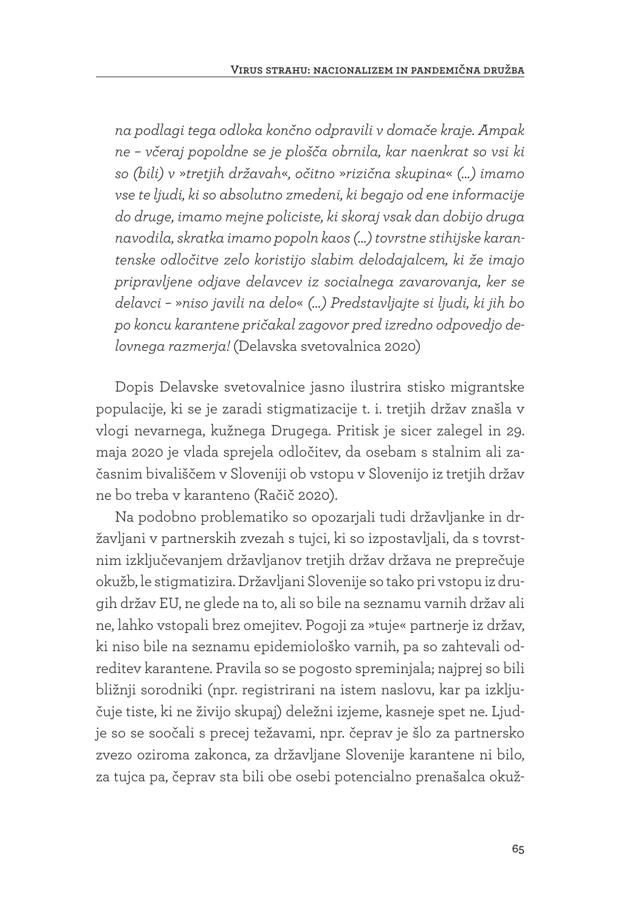*na podlagi tega odloka končno odpravili v domače kraje. Ampak ne – včeraj popoldne se je plošča obrnila, kar naenkrat so vsi ki so (bili) v »tretjih državah«, očitno »rizična skupina« (…) imamo vse te ljudi, ki so absolutno zmedeni, ki begajo od ene informacije do druge, imamo mejne policiste, ki skoraj vsak dan dobijo druga navodila, skratka imamo popoln kaos (…) tovrstne stihijske karantenske odločitve zelo koristijo slabim delodajalcem, ki že imajo pripravljene odjave delavcev iz socialnega zavarovanja, ker se delavci – »niso javili na delo« (…) Predstavljajte si ljudi, ki jih bo po koncu karantene pričakal zagovor pred izredno odpovedjo delovnega razmerja!* (Delavska svetovalnica 2020)

Dopis Delavske svetovalnice jasno ilustrira stisko migrantske populacije, ki se je zaradi stigmatizacije t. i. tretjih držav znašla v vlogi nevarnega, kužnega Drugega. Pritisk je sicer zalegel in 29. maja 2020 je vlada sprejela odločitev, da osebam s stalnim ali začasnim bivališčem v Sloveniji ob vstopu v Slovenijo iz tretjih držav ne bo treba v karanteno (Račič 2020).

Na podobno problematiko so opozarjali tudi državljanke in državljani v partnerskih zvezah s tujci, ki so izpostavljali, da s tovrstnim izključevanjem državljanov tretjih držav država ne preprečuje okužb, le stigmatizira. Državljani Slovenije so tako pri vstopu iz drugih držav EU, ne glede na to, ali so bile na seznamu varnih držav ali ne, lahko vstopali brez omejitev. Pogoji za »tuje« partnerje iz držav, ki niso bile na seznamu epidemiološko varnih, pa so zahtevali odreditev karantene. Pravila so se pogosto spreminjala; najprej so bili bližnji sorodniki (npr. registrirani na istem naslovu, kar pa izključuje tiste, ki ne živijo skupaj) deležni izjeme, kasneje spet ne. Ljudje so se soočali s precej težavami, npr. čeprav je šlo za partnersko zvezo oziroma zakonca, za državljane Slovenije karantene ni bilo, za tujca pa, čeprav sta bili obe osebi potencialno prenašalca okuž-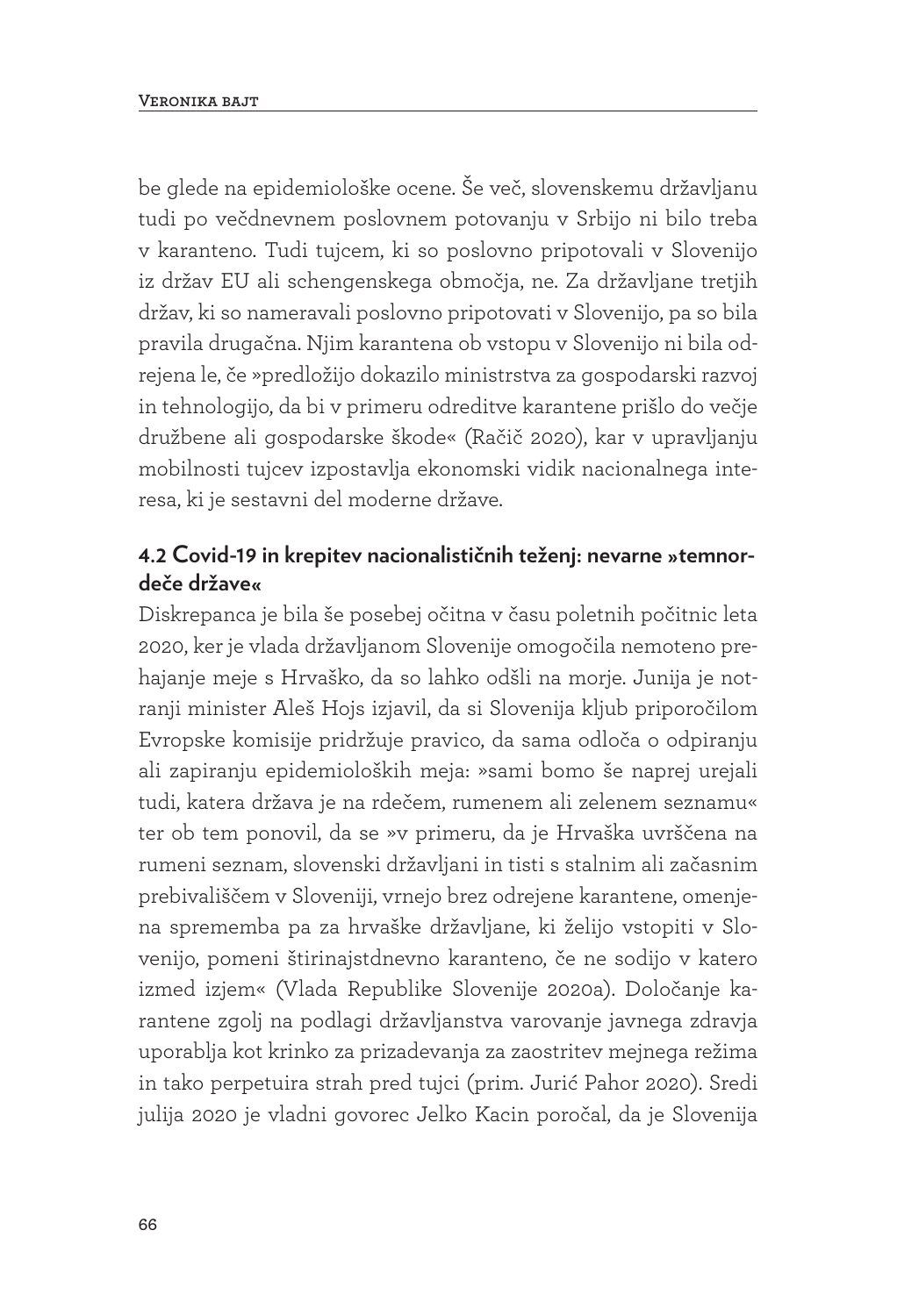be glede na epidemiološke ocene. Še več, slovenskemu državljanu tudi po večdnevnem poslovnem potovanju v Srbijo ni bilo treba v karanteno. Tudi tujcem, ki so poslovno pripotovali v Slovenijo iz držav EU ali schengenskega območja, ne. Za državljane tretjih držav, ki so nameravali poslovno pripotovati v Slovenijo, pa so bila pravila drugačna. Njim karantena ob vstopu v Slovenijo ni bila odrejena le, če »predložijo dokazilo ministrstva za gospodarski razvoj in tehnologijo, da bi v primeru odreditve karantene prišlo do večje družbene ali gospodarske škode« (Račič 2020), kar v upravljanju mobilnosti tujcev izpostavlja ekonomski vidik nacionalnega interesa, ki je sestavni del moderne države.

### 4.2 Covid-19 in krepitev nacionalističnih teženj: nevarne »temnordeče države«

Diskrepanca je bila še posebej očitna v času poletnih počitnic leta 2020, ker je vlada državljanom Slovenije omogočila nemoteno prehajanje meje s Hrvaško, da so lahko odšli na morje. Junija je notranji minister Aleš Hojs izjavil, da si Slovenija kljub priporočilom Evropske komisije pridržuje pravico, da sama odloča o odpiranju ali zapiranju epidemioloških meja: »sami bomo še naprej urejali tudi, katera država je na rdečem, rumenem ali zelenem seznamu« ter ob tem ponovil, da se »v primeru, da je Hrvaška uvrščena na rumeni seznam, slovenski državljani in tisti s stalnim ali začasnim prebivališčem v Sloveniji, vrnejo brez odrejene karantene, omenjena sprememba pa za hrvaške državljane, ki želijo vstopiti v Slovenijo, pomeni štirinajstdnevno karanteno, če ne sodijo v katero izmed izjem« (Vlada Republike Slovenije 2020a). Določanje karantene zgolj na podlagi državljanstva varovanje javnega zdravja uporablja kot krinko za prizadevanja za zaostritev mejnega režima in tako perpetuira strah pred tujci (prim. Jurić Pahor 2020). Sredi julija 2020 je vladni govorec Jelko Kacin poročal, da je Slovenija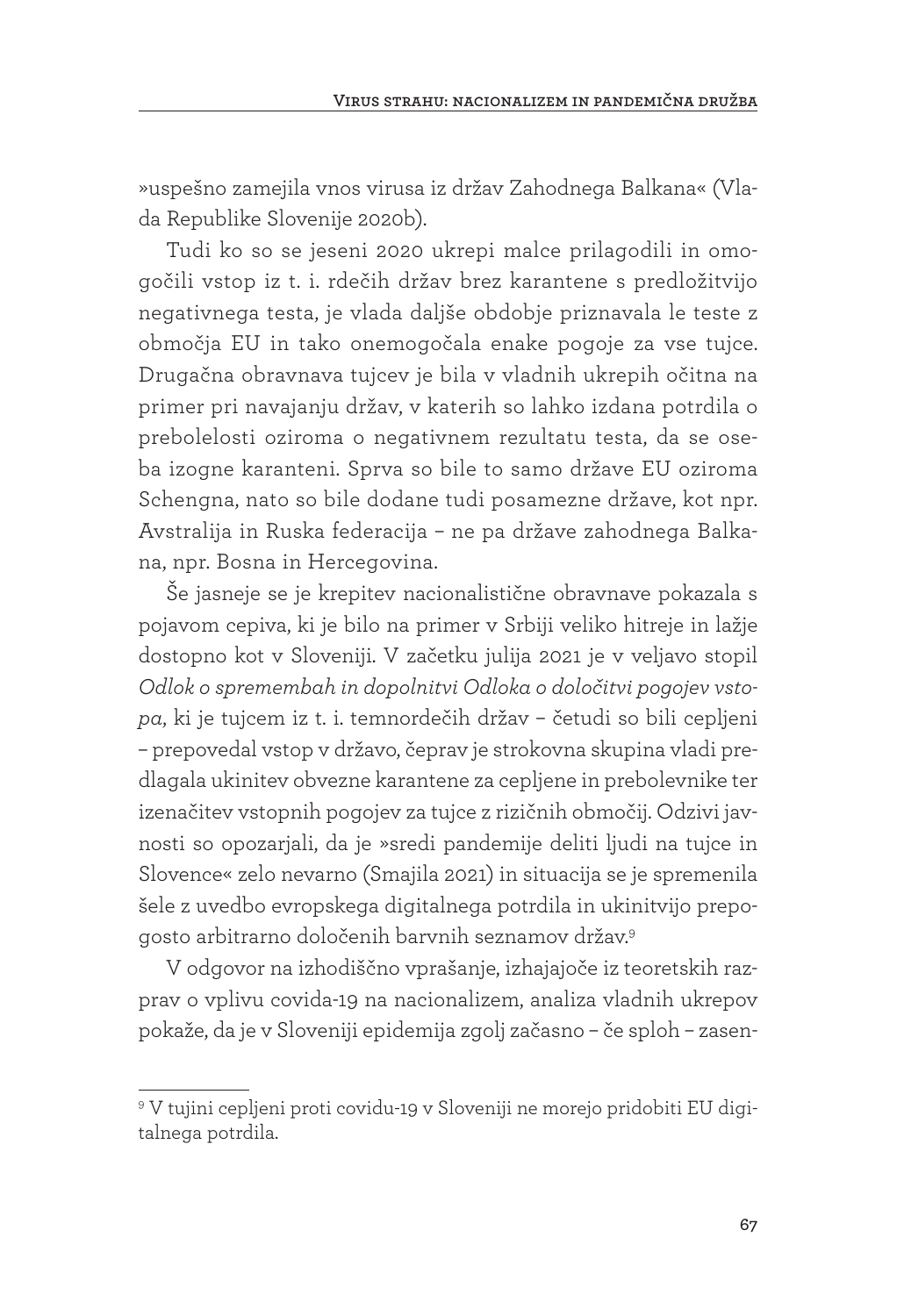»uspešno zamejila vnos virusa iz držav Zahodnega Balkana« (Vlada Republike Slovenije 2020b).

Tudi ko so se jeseni 2020 ukrepi malce prilagodili in omogočili vstop iz t. i. rdečih držav brez karantene s predložitvijo negativnega testa, je vlada daljše obdobje priznavala le teste z območja EU in tako onemogočala enake pogoje za vse tujce. Drugačna obravnava tujcev je bila v vladnih ukrepih očitna na primer pri navajanju držav, v katerih so lahko izdana potrdila o prebolelosti oziroma o negativnem rezultatu testa, da se oseba izogne karanteni. Sprva so bile to samo države EU oziroma Schengna, nato so bile dodane tudi posamezne države, kot npr. Avstralija in Ruska federacija – ne pa države zahodnega Balkana, npr. Bosna in Hercegovina.

Še jasneje se je krepitev nacionalistične obravnave pokazala s pojavom cepiva, ki je bilo na primer v Srbiji veliko hitreje in lažje dostopno kot v Sloveniji. V začetku julija 2021 je v veljavo stopil *Odlok o spremembah in dopolnitvi Odloka o določitvi pogojev vstopa*, ki je tujcem iz t. i. temnordečih držav – četudi so bili cepljeni – prepovedal vstop v državo, čeprav je strokovna skupina vladi predlagala ukinitev obvezne karantene za cepljene in prebolevnike ter izenačitev vstopnih pogojev za tujce z rizičnih območij. Odzivi javnosti so opozarjali, da je »sredi pandemije deliti ljudi na tujce in Slovence« zelo nevarno (Smajila 2021) in situacija se je spremenila šele z uvedbo evropskega digitalnega potrdila in ukinitvijo prepogosto arbitrarno določenih barvnih seznamov držav.[9]

V odgovor na izhodiščno vprašanje, izhajajoče iz teoretskih razprav o vplivu covida-19 na nacionalizem, analiza vladnih ukrepov pokaže, da je v Sloveniji epidemija zgolj začasno – če sploh – zasen-

[9] V tujini cepljeni proti covidu-19 v Sloveniji ne morejo pridobiti EU digitalnega potrdila.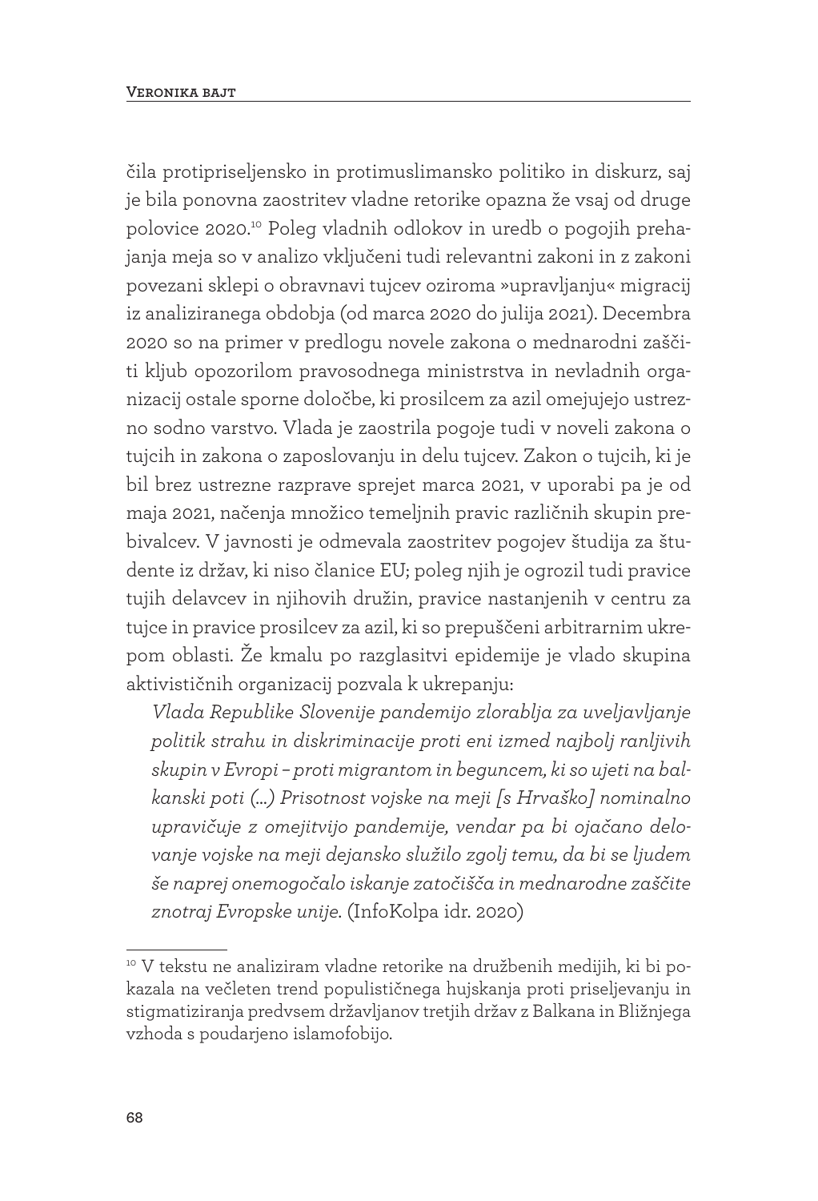čila protipriseljensko in protimuslimansko politiko in diskurz, saj je bila ponovna zaostritev vladne retorike opazna že vsaj od druge polovice 2020.[10] Poleg vladnih odlokov in uredb o pogojih prehajanja meja so v analizo vključeni tudi relevantni zakoni in z zakoni povezani sklepi o obravnavi tujcev oziroma »upravljanju« migracij iz analiziranega obdobja (od marca 2020 do julija 2021). Decembra 2020 so na primer v predlogu novele zakona o mednarodni zaščiti kljub opozorilom pravosodnega ministrstva in nevladnih organizacij ostale sporne določbe, ki prosilcem za azil omejujejo ustrezno sodno varstvo. Vlada je zaostrila pogoje tudi v noveli zakona o tujcih in zakona o zaposlovanju in delu tujcev. Zakon o tujcih, ki je bil brez ustrezne razprave sprejet marca 2021, v uporabi pa je od maja 2021, načenja množico temeljnih pravic različnih skupin prebivalcev. V javnosti je odmevala zaostritev pogojev študija za študente iz držav, ki niso članice EU; poleg njih je ogrozil tudi pravice tujih delavcev in njihovih družin, pravice nastanjenih v centru za tujce in pravice prosilcev za azil, ki so prepuščeni arbitrarnim ukrepom oblasti. Že kmalu po razglasitvi epidemije je vlado skupina aktivističnih organizacij pozvala k ukrepanju:

> *Vlada Republike Slovenije pandemijo zlorablja za uveljavljanje politik strahu in diskriminacije proti eni izmed najbolj ranljivih skupin v Evropi – proti migrantom in beguncem, ki so ujeti na balkanski poti (...) Prisotnost vojske na meji [s Hrvaško] nominalno upravičuje z omejitvijo pandemije, vendar pa bi ojačano delovanje vojske na meji dejansko služilo zgolj temu, da bi se ljudem še naprej onemogočalo iskanje zatočišča in mednarodne zaščite znotraj Evropske unije*. (InfoKolpa idr. 2020)

---

[10] V tekstu ne analiziram vladne retorike na družbenih medijih, ki bi pokazala na večleten trend populističnega hujskanja proti priseljevanju in stigmatiziranja predvsem državljanov tretjih držav z Balkana in Bližnjega vzhoda s poudarjeno islamofobijo.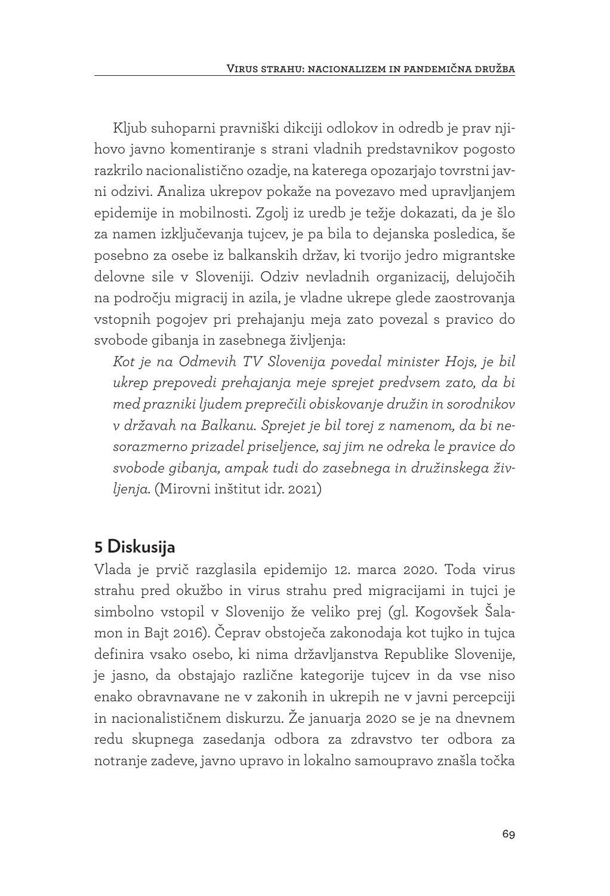Kljub suhoparni pravniški dikciji odlokov in odredb je prav njihovo javno komentiranje s strani vladnih predstavnikov pogosto razkrilo nacionalistično ozadje, na katerega opozarjajo tovrstni javni odzivi. Analiza ukrepov pokaže na povezavo med upravljanjem epidemije in mobilnosti. Zgolj iz uredb je težje dokazati, da je šlo za namen izključevanja tujcev, je pa bila to dejanska posledica, še posebno za osebe iz balkanskih držav, ki tvorijo jedro migrantske delovne sile v Sloveniji. Odziv nevladnih organizacij, delujočih na področju migracij in azila, je vladne ukrepe glede zaostrovanja vstopnih pogojev pri prehajanju meja zato povezal s pravico do svobode gibanja in zasebnega življenja:

> *Kot je na Odmevih TV Slovenija povedal minister Hojs, je bil ukrep prepovedi prehajanja meje sprejet predvsem zato, da bi med prazniki ljudem preprečili obiskovanje družin in sorodnikov v državah na Balkanu. Sprejet je bil torej z namenom, da bi nesorazmerno prizadel priseljence, saj jim ne odreka le pravice do svobode gibanja, ampak tudi do zasebnega in družinskega življenja.* (Mirovni inštitut idr. 2021)

## 5 Diskusija

Vlada je prvič razglasila epidemijo 12. marca 2020. Toda virus strahu pred okužbo in virus strahu pred migracijami in tujci je simbolno vstopil v Slovenijo že veliko prej (gl. Kogovšek Šalamon in Bajt 2016). Čeprav obstoječa zakonodaja kot tujko in tujca definira vsako osebo, ki nima državljanstva Republike Slovenije, je jasno, da obstajajo različne kategorije tujcev in da vse niso enako obravnavane ne v zakonih in ukrepih ne v javni percepciji in nacionalističnem diskurzu. Že januarja 2020 se je na dnevnem redu skupnega zasedanja odbora za zdravstvo ter odbora za notranje zadeve, javno upravo in lokalno samoupravo znašla točka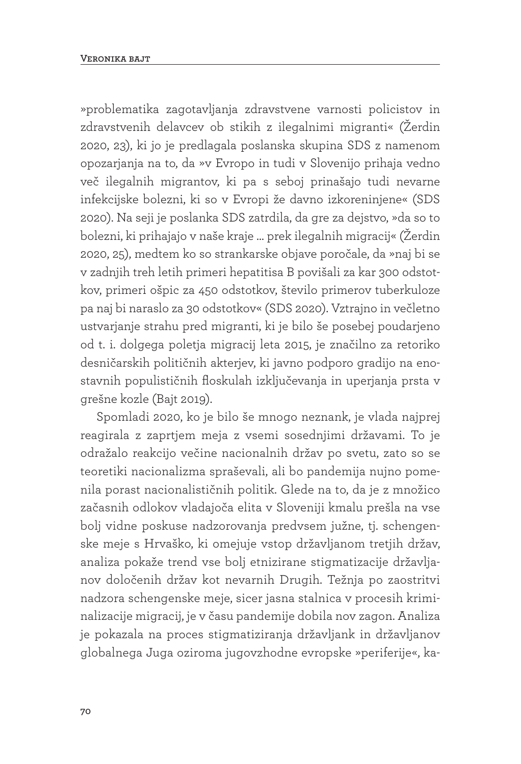»problematika zagotavljanja zdravstvene varnosti policistov in zdravstvenih delavcev ob stikih z ilegalnimi migranti« (Žerdin 2020, 23), ki jo je predlagala poslanska skupina SDS z namenom opozarjanja na to, da »v Evropo in tudi v Slovenijo prihaja vedno več ilegalnih migrantov, ki pa s seboj prinašajo tudi nevarne infekcijske bolezni, ki so v Evropi že davno izkoreninjene« (SDS 2020). Na seji je poslanka SDS zatrdila, da gre za dejstvo, »da so to bolezni, ki prihajajo v naše kraje … prek ilegalnih migracij« (Žerdin 2020, 25), medtem ko so strankarske objave poročale, da »naj bi se v zadnjih treh letih primeri hepatitisa B povišali za kar 300 odstotkov, primeri ošpic za 450 odstotkov, število primerov tuberkuloze pa naj bi naraslo za 30 odstotkov« (SDS 2020). Vztrajno in večletno ustvarjanje strahu pred migranti, ki je bilo še posebej poudarjeno od t. i. dolgega poletja migracij leta 2015, je značilno za retoriko desničarskih političnih akterjev, ki javno podporo gradijo na enostavnih populističnih floskulah izključevanja in uperjanja prsta v grešne kozle (Bajt 2019).

Spomladi 2020, ko je bilo še mnogo neznank, je vlada najprej reagirala z zaprtjem meja z vsemi sosednjimi državami. To je odražalo reakcijo večine nacionalnih držav po svetu, zato so se teoretiki nacionalizma spraševali, ali bo pandemija nujno pomenila porast nacionalističnih politik. Glede na to, da je z množico začasnih odlokov vladajoča elita v Sloveniji kmalu prešla na vse bolj vidne poskuse nadzorovanja predvsem južne, tj. schengenske meje s Hrvaško, ki omejuje vstop državljanom tretjih držav, analiza pokaže trend vse bolj etnizirane stigmatizacije državljanov določenih držav kot nevarnih Drugih. Težnja po zaostritvi nadzora schengenske meje, sicer jasna stalnica v procesih kriminalizacije migracij, je v času pandemije dobila nov zagon. Analiza je pokazala na proces stigmatiziranja državljank in državljanov globalnega Juga oziroma jugovzhodne evropske »periferije«, ka-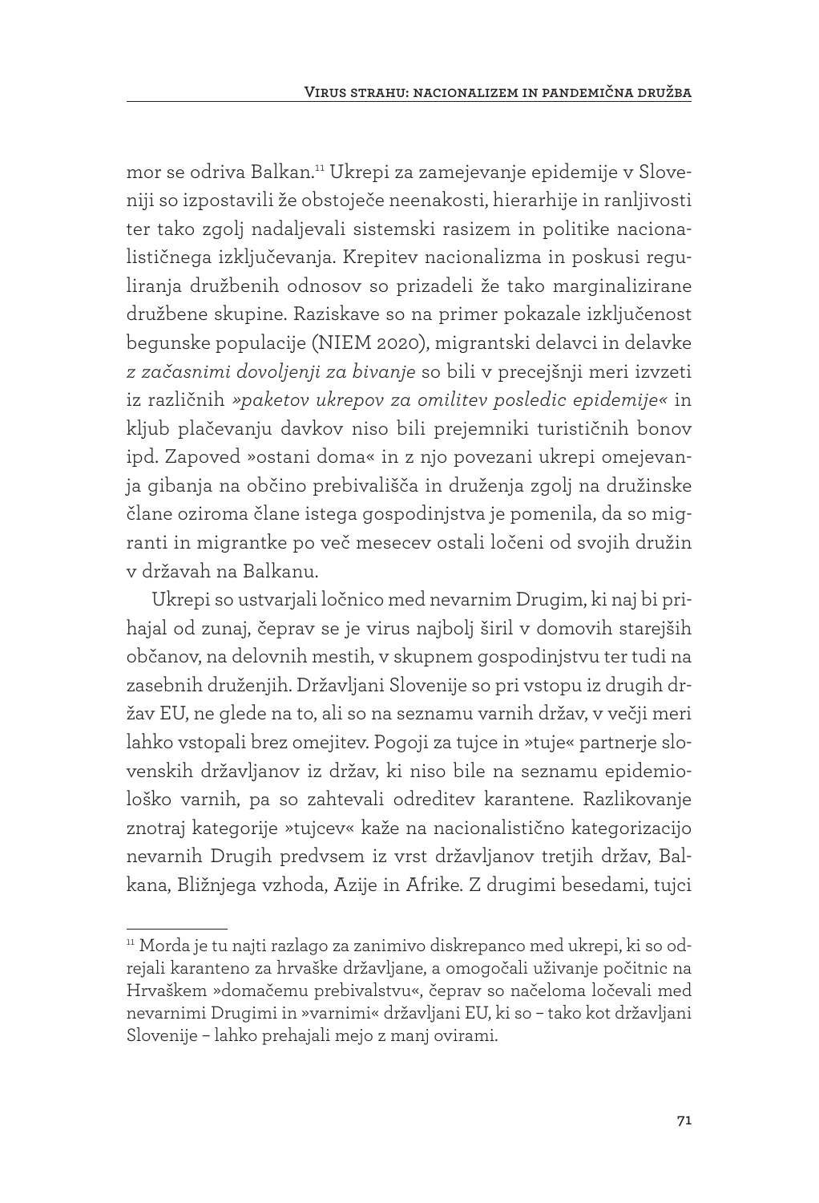mor se odriva Balkan.[11] Ukrepi za zamejevanje epidemije v Sloveniji so izpostavili že obstoječe neenakosti, hierarhije in ranljivosti ter tako zgolj nadaljevali sistemski rasizem in politike nacionalističnega izključevanja. Krepitev nacionalizma in poskusi reguliranja družbenih odnosov so prizadeli že tako marginalizirane družbene skupine. Raziskave so na primer pokazale izključenost begunske populacije (NIEM 2020), migrantski delavci in delavke *z začasnimi dovoljenji za bivanje* so bili v precejšnji meri izvzeti iz različnih *»paketov ukrepov za omilitev posledic epidemije«* in kljub plačevanju davkov niso bili prejemniki turističnih bonov ipd. Zapoved »ostani doma« in z njo povezani ukrepi omejevanja gibanja na občino prebivališča in druženja zgolj na družinske člane oziroma člane istega gospodinjstva je pomenila, da so migranti in migrantke po več mesecev ostali ločeni od svojih družin v državah na Balkanu.

Ukrepi so ustvarjali ločnico med nevarnim Drugim, ki naj bi prihajal od zunaj, čeprav se je virus najbolj širil v domovih starejših občanov, na delovnih mestih, v skupnem gospodinjstvu ter tudi na zasebnih druženjih. Državljani Slovenije so pri vstopu iz drugih držav EU, ne glede na to, ali so na seznamu varnih držav, v večji meri lahko vstopali brez omejitev. Pogoji za tujce in »tuje« partnerje slovenskih državljanov iz držav, ki niso bile na seznamu epidemiološko varnih, pa so zahtevali odreditev karantene. Razlikovanje znotraj kategorije »tujcev« kaže na nacionalistično kategorizacijo nevarnih Drugih predvsem iz vrst državljanov tretjih držav, Balkana, Bližnjega vzhoda, Azije in Afrike. Z drugimi besedami, tujci

---

[11] Morda je tu najti razlago za zanimivo diskrepanco med ukrepi, ki so odrejali karanteno za hrvaške državljane, a omogočali uživanje počitnic na Hrvaškem »domačemu prebivalstvu«, čeprav so načeloma ločevali med nevarnimi Drugimi in »varnimi« državljani EU, ki so – tako kot državljani Slovenije – lahko prehajali mejo z manj ovirami.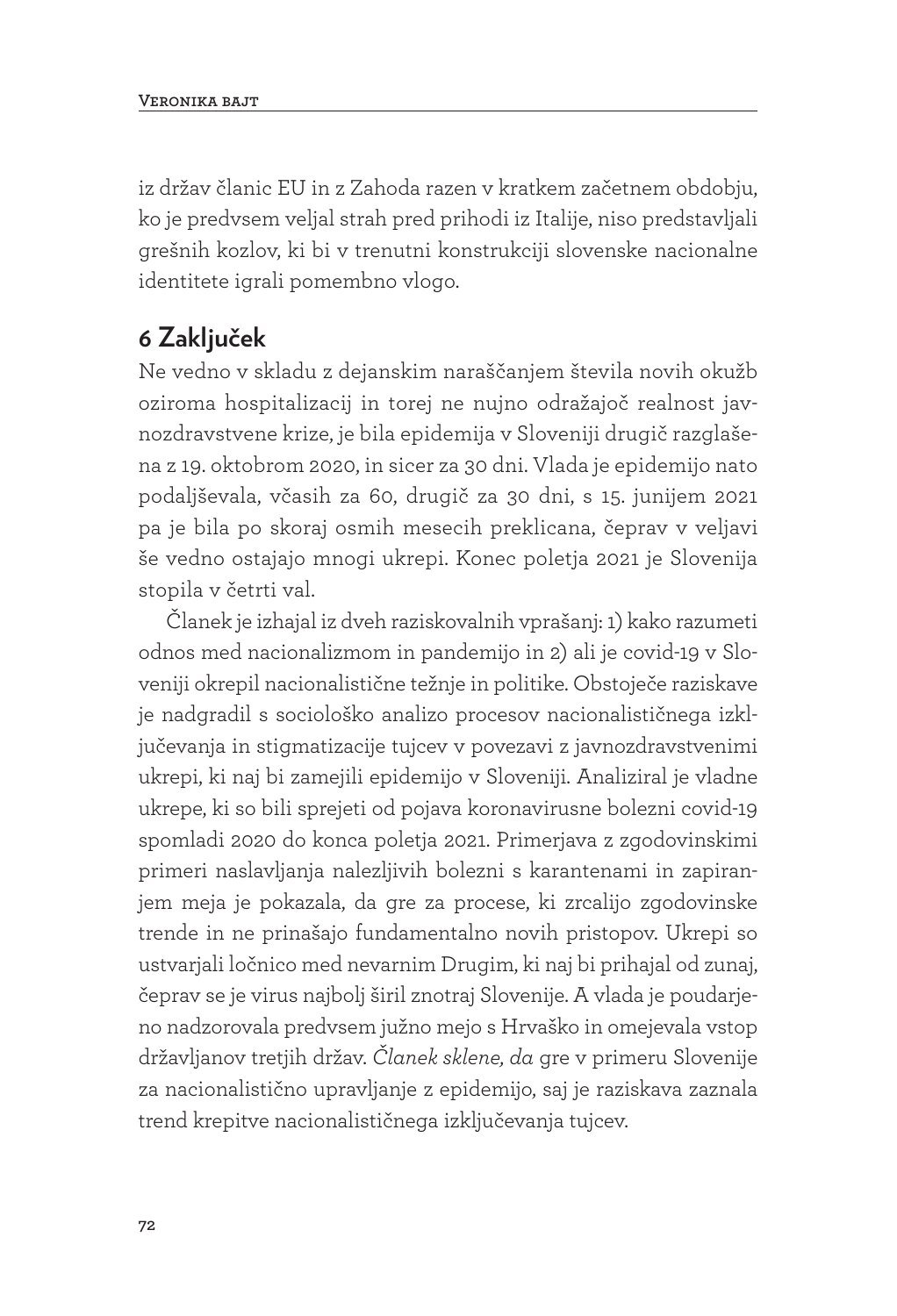iz držav članic EU in z Zahoda razen v kratkem začetnem obdobju, ko je predvsem veljal strah pred prihodi iz Italije, niso predstavljali grešnih kozlov, ki bi v trenutni konstrukciji slovenske nacionalne identitete igrali pomembno vlogo.

## 6 Zaključek

Ne vedno v skladu z dejanskim naraščanjem števila novih okužb oziroma hospitalizacij in torej ne nujno odražajoč realnost javnozdravstvene krize, je bila epidemija v Sloveniji drugič razglašena z 19. oktobrom 2020, in sicer za 30 dni. Vlada je epidemijo nato podaljševala, včasih za 60, drugič za 30 dni, s 15. junijem 2021 pa je bila po skoraj osmih mesecih preklicana, čeprav v veljavi še vedno ostajajo mnogi ukrepi. Konec poletja 2021 je Slovenija stopila v četrti val.

Članek je izhajal iz dveh raziskovalnih vprašanj: 1) kako razumeti odnos med nacionalizmom in pandemijo in 2) ali je covid-19 v Sloveniji okrepil nacionalistične težnje in politike. Obstoječe raziskave je nadgradil s sociološko analizo procesov nacionalističnega izključevanja in stigmatizacije tujcev v povezavi z javnozdravstvenimi ukrepi, ki naj bi zamejili epidemijo v Sloveniji. Analiziral je vladne ukrepe, ki so bili sprejeti od pojava koronavirusne bolezni covid-19 spomladi 2020 do konca poletja 2021. Primerjava z zgodovinskimi primeri naslavljanja nalezljivih bolezni s karantenami in zapiranjem meja je pokazala, da gre za procese, ki zrcalijo zgodovinske trende in ne prinašajo fundamentalno novih pristopov. Ukrepi so ustvarjali ločnico med nevarnim Drugim, ki naj bi prihajal od zunaj, čeprav se je virus najbolj širil znotraj Slovenije. A vlada je poudarjeno nadzorovala predvsem južno mejo s Hrvaško in omejevala vstop državljanov tretjih držav. *Članek sklene, da* gre v primeru Slovenije za nacionalistično upravljanje z epidemijo, saj je raziskava zaznala trend krepitve nacionalističnega izključevanja tujcev.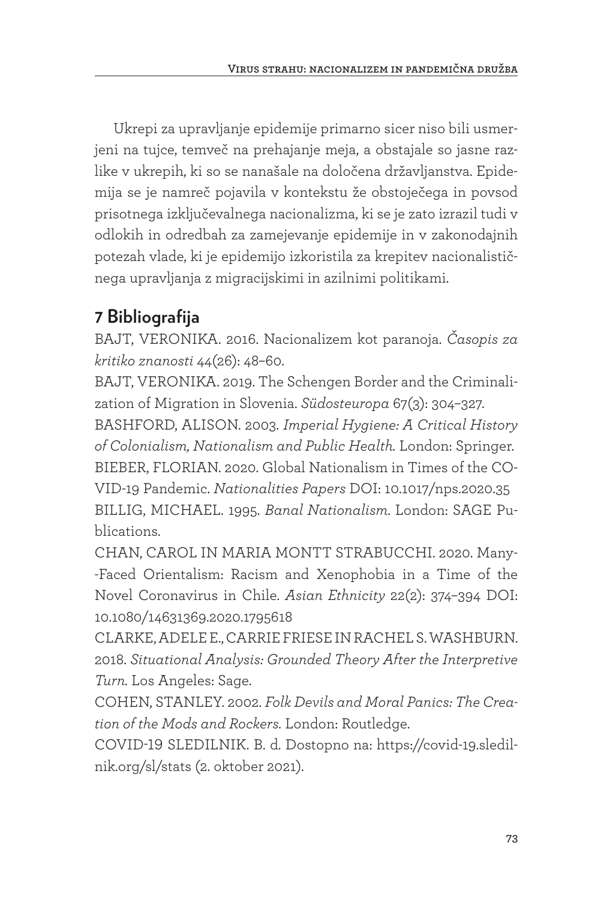Ukrepi za upravljanje epidemije primarno sicer niso bili usmerjeni na tujce, temveč na prehajanje meja, a obstajale so jasne razlike v ukrepih, ki so se nanašale na določena državljanstva. Epidemija se je namreč pojavila v kontekstu že obstoječega in povsod prisotnega izključevalnega nacionalizma, ki se je zato izrazil tudi v odlokih in odredbah za zamejevanje epidemije in v zakonodajnih potezah vlade, ki je epidemijo izkoristila za krepitev nacionalističnega upravljanja z migracijskimi in azilnimi politikami.

## 7 Bibliografija

BAJT, VERONIKA. 2016. Nacionalizem kot paranoja. *Časopis za kritiko znanosti* 44(26): 48–60.

BAJT, VERONIKA. 2019. The Schengen Border and the Criminalization of Migration in Slovenia. *Südosteuropa* 67(3): 304–327.

BASHFORD, ALISON. 2003. *Imperial Hygiene: A Critical History of Colonialism, Nationalism and Public Health.* London: Springer.

BIEBER, FLORIAN. 2020. Global Nationalism in Times of the COVID-19 Pandemic. *Nationalities Papers* DOI: 10.1017/nps.2020.35

BILLIG, MICHAEL. 1995. *Banal Nationalism.* London: SAGE Publications.

CHAN, CAROL IN MARIA MONTT STRABUCCHI. 2020. Many-Faced Orientalism: Racism and Xenophobia in a Time of the Novel Coronavirus in Chile. *Asian Ethnicity* 22(2): 374–394 DOI: 10.1080/14631369.2020.1795618

CLARKE, ADELE E., CARRIE FRIESE IN RACHEL S. WASHBURN. 2018. *Situational Analysis: Grounded Theory After the Interpretive Turn.* Los Angeles: Sage.

COHEN, STANLEY. 2002. *Folk Devils and Moral Panics: The Creation of the Mods and Rockers.* London: Routledge.

COVID-19 SLEDILNIK. B. d. Dostopno na: https://covid-19.sledilnik.org/sl/stats (2. oktober 2021).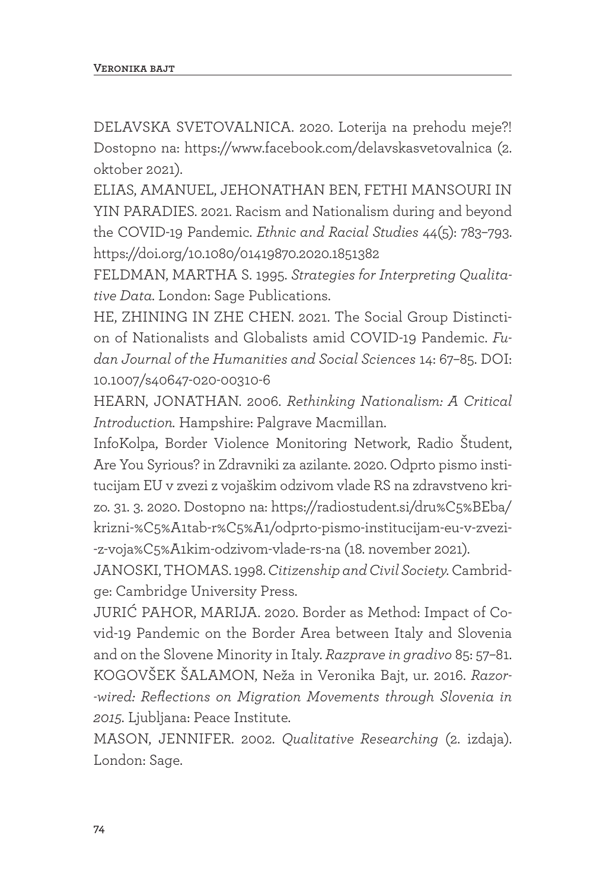DELAVSKA SVETOVALNICA. 2020. Loterija na prehodu meje?! Dostopno na: https://www.facebook.com/delavskasvetovalnica (2. oktober 2021).

ELIAS, AMANUEL, JEHONATHAN BEN, FETHI MANSOURI IN YIN PARADIES. 2021. Racism and Nationalism during and beyond the COVID-19 Pandemic. *Ethnic and Racial Studies* 44(5): 783–793. https://doi.org/10.1080/01419870.2020.1851382

FELDMAN, MARTHA S. 1995. *Strategies for Interpreting Qualitative Data*. London: Sage Publications.

HE, ZHINING IN ZHE CHEN. 2021. The Social Group Distinction of Nationalists and Globalists amid COVID-19 Pandemic. *Fudan Journal of the Humanities and Social Sciences* 14: 67–85. DOI: 10.1007/s40647-020-00310-6

HEARN, JONATHAN. 2006. *Rethinking Nationalism: A Critical Introduction*. Hampshire: Palgrave Macmillan.

InfoKolpa, Border Violence Monitoring Network, Radio Študent, Are You Syrious? in Zdravniki za azilante. 2020. Odprto pismo institucijam EU v zvezi z vojaškim odzivom vlade RS na zdravstveno krizo. 31. 3. 2020. Dostopno na: https://radiostudent.si/dru%C5%BEba/krizni-%C5%A1tab-r%C5%A1/odprto-pismo-institucijam-eu-v-zvezi--z-voja%C5%A1kim-odzivom-vlade-rs-na (18. november 2021).

JANOSKI, THOMAS. 1998. *Citizenship and Civil Society*. Cambridge: Cambridge University Press.

JURIĆ PAHOR, MARIJA. 2020. Border as Method: Impact of Covid-19 Pandemic on the Border Area between Italy and Slovenia and on the Slovene Minority in Italy. *Razprave in gradivo* 85: 57–81.

KOGOVŠEK ŠALAMON, Neža in Veronika Bajt, ur. 2016. *Razor--wired: Reflections on Migration Movements through Slovenia in 2015*. Ljubljana: Peace Institute.

MASON, JENNIFER. 2002. *Qualitative Researching* (2. izdaja). London: Sage.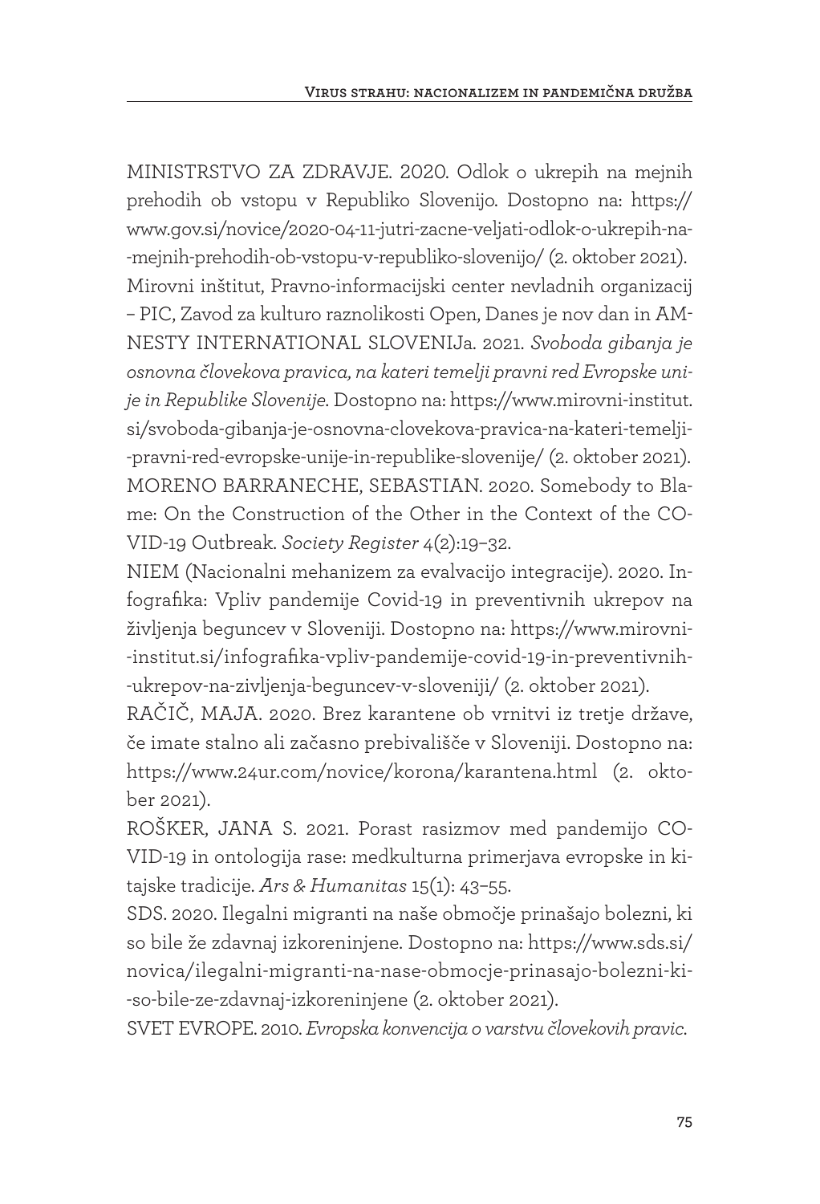MINISTRSTVO ZA ZDRAVJE. 2020. Odlok o ukrepih na mejnih prehodih ob vstopu v Republiko Slovenijo. Dostopno na: https://www.gov.si/novice/2020-04-11-jutri-zacne-veljati-odlok-o-ukrepih-na-mejnih-prehodih-ob-vstopu-v-republiko-slovenijo/ (2. oktober 2021).

Mirovni inštitut, Pravno-informacijski center nevladnih organizacij – PIC, Zavod za kulturo raznolikosti Open, Danes je nov dan in AMNESTY INTERNATIONAL SLOVENIJa. 2021. *Svoboda gibanja je osnovna človekova pravica, na kateri temelji pravni red Evropske unije in Republike Slovenije.* Dostopno na: https://www.mirovni-institut.si/svoboda-gibanja-je-osnovna-clovekova-pravica-na-kateri-temelji-pravni-red-evropske-unije-in-republike-slovenije/ (2. oktober 2021).

MORENO BARRANECHE, SEBASTIAN. 2020. Somebody to Blame: On the Construction of the Other in the Context of the COVID-19 Outbreak. *Society Register* 4(2):19–32.

NIEM (Nacionalni mehanizem za evalvacijo integracije). 2020. Infografika: Vpliv pandemije Covid-19 in preventivnih ukrepov na življenja beguncev v Sloveniji. Dostopno na: https://www.mirovni-institut.si/infografika-vpliv-pandemije-covid-19-in-preventivnih-ukrepov-na-zivljenja-beguncev-v-sloveniji/ (2. oktober 2021).

RAČIČ, MAJA. 2020. Brez karantene ob vrnitvi iz tretje države, če imate stalno ali začasno prebivališče v Sloveniji. Dostopno na: https://www.24ur.com/novice/korona/karantena.html (2. oktober 2021).

ROŠKER, JANA S. 2021. Porast rasizmov med pandemijo COVID-19 in ontologija rase: medkulturna primerjava evropske in kitajske tradicije. *Ars & Humanitas* 15(1): 43–55.

SDS. 2020. Ilegalni migranti na naše območje prinašajo bolezni, ki so bile že zdavnaj izkoreninjene. Dostopno na: https://www.sds.si/novica/ilegalni-migranti-na-nase-obmocje-prinasajo-bolezni-ki-so-bile-ze-zdavnaj-izkoreninjene (2. oktober 2021).

SVET EVROPE. 2010. *Evropska konvencija o varstvu človekovih pravic.*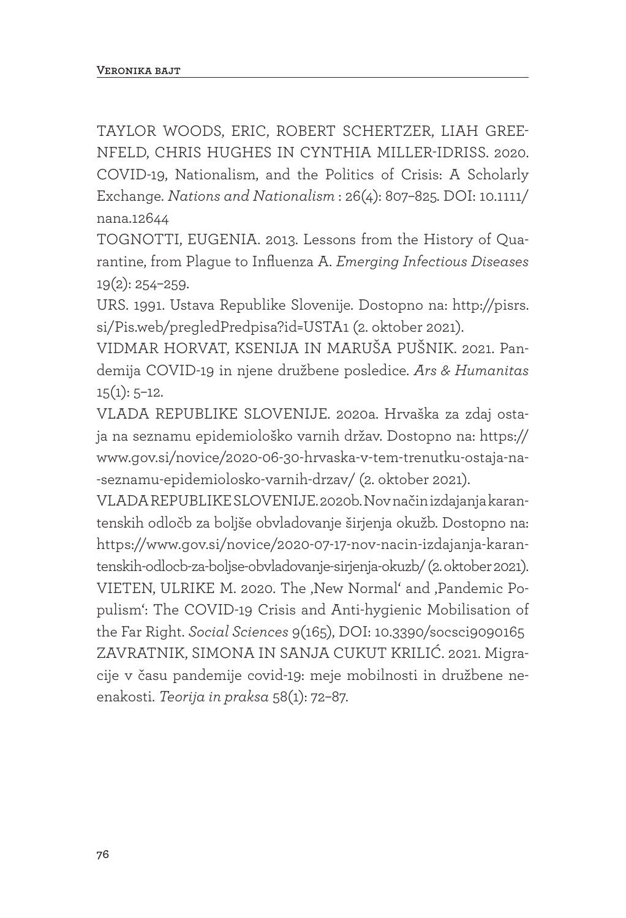TAYLOR WOODS, ERIC, ROBERT SCHERTZER, LIAH GREENFELD, CHRIS HUGHES IN CYNTHIA MILLER-IDRISS. 2020. COVID-19, Nationalism, and the Politics of Crisis: A Scholarly Exchange. *Nations and Nationalism* : 26(4): 807–825. DOI: 10.1111/nana.12644

TOGNOTTI, EUGENIA. 2013. Lessons from the History of Quarantine, from Plague to Influenza A. *Emerging Infectious Diseases* 19(2): 254–259.

URS. 1991. Ustava Republike Slovenije. Dostopno na: http://pisrs.si/Pis.web/pregledPredpisa?id=USTA1 (2. oktober 2021).

VIDMAR HORVAT, KSENIJA IN MARUŠA PUŠNIK. 2021. Pandemija COVID-19 in njene družbene posledice. *Ars & Humanitas* 15(1): 5–12.

VLADA REPUBLIKE SLOVENIJE. 2020a. Hrvaška za zdaj ostaja na seznamu epidemiološko varnih držav. Dostopno na: https://www.gov.si/novice/2020-06-30-hrvaska-v-tem-trenutku-ostaja-na--seznamu-epidemiolosko-varnih-drzav/ (2. oktober 2021).

VLADA REPUBLIKE SLOVENIJE. 2020b. Nov način izdajanja karantenskih odločb za boljše obvladovanje širjenja okužb. Dostopno na: https://www.gov.si/novice/2020-07-17-nov-nacin-izdajanja-karantenskih-odlocb-za-boljse-obvladovanje-sirjenja-okuzb/ (2. oktober 2021).

VIETEN, ULRIKE M. 2020. The ‚New Normal' and ‚Pandemic Populism': The COVID-19 Crisis and Anti-hygienic Mobilisation of the Far Right. *Social Sciences* 9(165), DOI: 10.3390/socsci9090165

ZAVRATNIK, SIMONA IN SANJA CUKUT KRILIĆ. 2021. Migracije v času pandemije covid-19: meje mobilnosti in družbene neenakosti. *Teorija in praksa* 58(1): 72–87.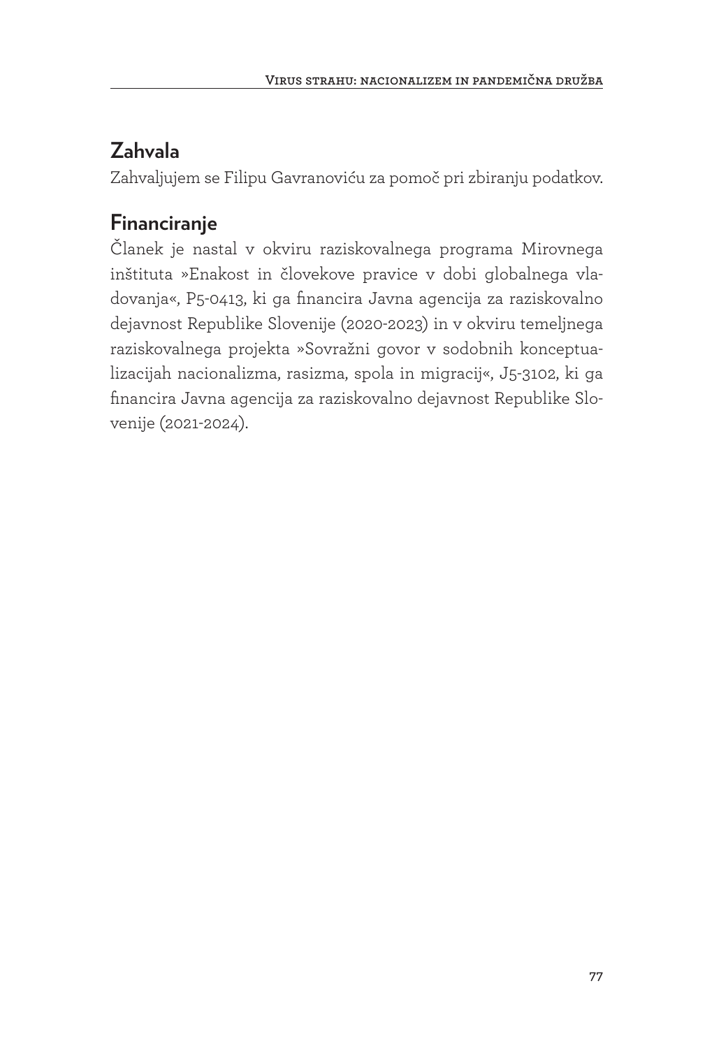## Zahvala

Zahvaljujem se Filipu Gavranoviću za pomoč pri zbiranju podatkov.

## Financiranje

Članek je nastal v okviru raziskovalnega programa Mirovnega inštituta »Enakost in človekove pravice v dobi globalnega vladovanja«, P5-0413, ki ga financira Javna agencija za raziskovalno dejavnost Republike Slovenije (2020-2023) in v okviru temeljnega raziskovalnega projekta »Sovražni govor v sodobnih konceptualizacijah nacionalizma, rasizma, spola in migracij«, J5-3102, ki ga financira Javna agencija za raziskovalno dejavnost Republike Slovenije (2021-2024).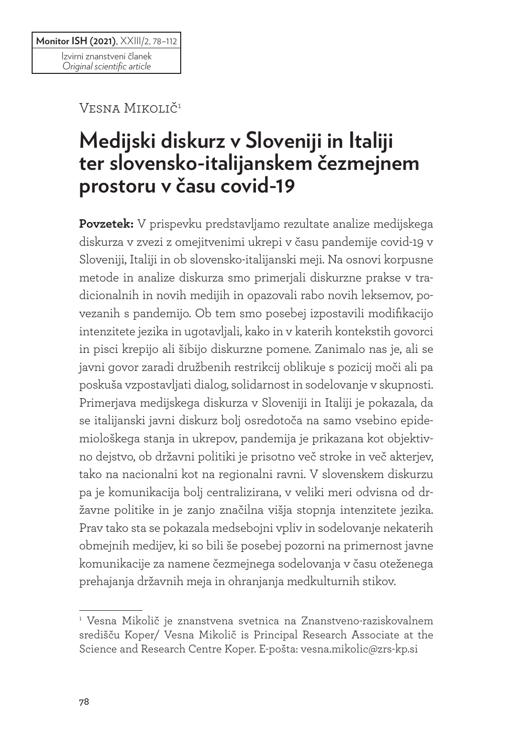Izvirni znanstveni članek
*Original scientific article*

Vesna Mikolič[1]

# Medijski diskurz v Sloveniji in Italiji ter slovensko-italijanskem čezmejnem prostoru v času covid-19

**Povzetek:** V prispevku predstavljamo rezultate analize medijskega diskurza v zvezi z omejitvenimi ukrepi v času pandemije covid-19 v Sloveniji, Italiji in ob slovensko-italijanski meji. Na osnovi korpusne metode in analize diskurza smo primerjali diskurzne prakse v tradicionalnih in novih medijih in opazovali rabo novih leksemov, povezanih s pandemijo. Ob tem smo posebej izpostavili modifikacijo intenzitete jezika in ugotavljali, kako in v katerih kontekstih govorci in pisci krepijo ali šibijo diskurzne pomene. Zanimalo nas je, ali se javni govor zaradi družbenih restrikcij oblikuje s pozicij moči ali pa poskuša vzpostavljati dialog, solidarnost in sodelovanje v skupnosti. Primerjava medijskega diskurza v Sloveniji in Italiji je pokazala, da se italijanski javni diskurz bolj osredotoča na samo vsebino epidemiološkega stanja in ukrepov, pandemija je prikazana kot objektivno dejstvo, ob državni politiki je prisotno več stroke in več akterjev, tako na nacionalni kot na regionalni ravni. V slovenskem diskurzu pa je komunikacija bolj centralizirana, v veliki meri odvisna od državne politike in je zanjo značilna višja stopnja intenzitete jezika. Prav tako sta se pokazala medsebojni vpliv in sodelovanje nekaterih obmejnih medijev, ki so bili še posebej pozorni na primernost javne komunikacije za namene čezmejnega sodelovanja v času oteženega prehajanja državnih meja in ohranjanja medkulturnih stikov.

---

[1] Vesna Mikolič je znanstvena svetnica na Znanstveno-raziskovalnem središču Koper/ Vesna Mikolič is Principal Research Associate at the Science and Research Centre Koper. E-pošta: vesna.mikolic@zrs-kp.si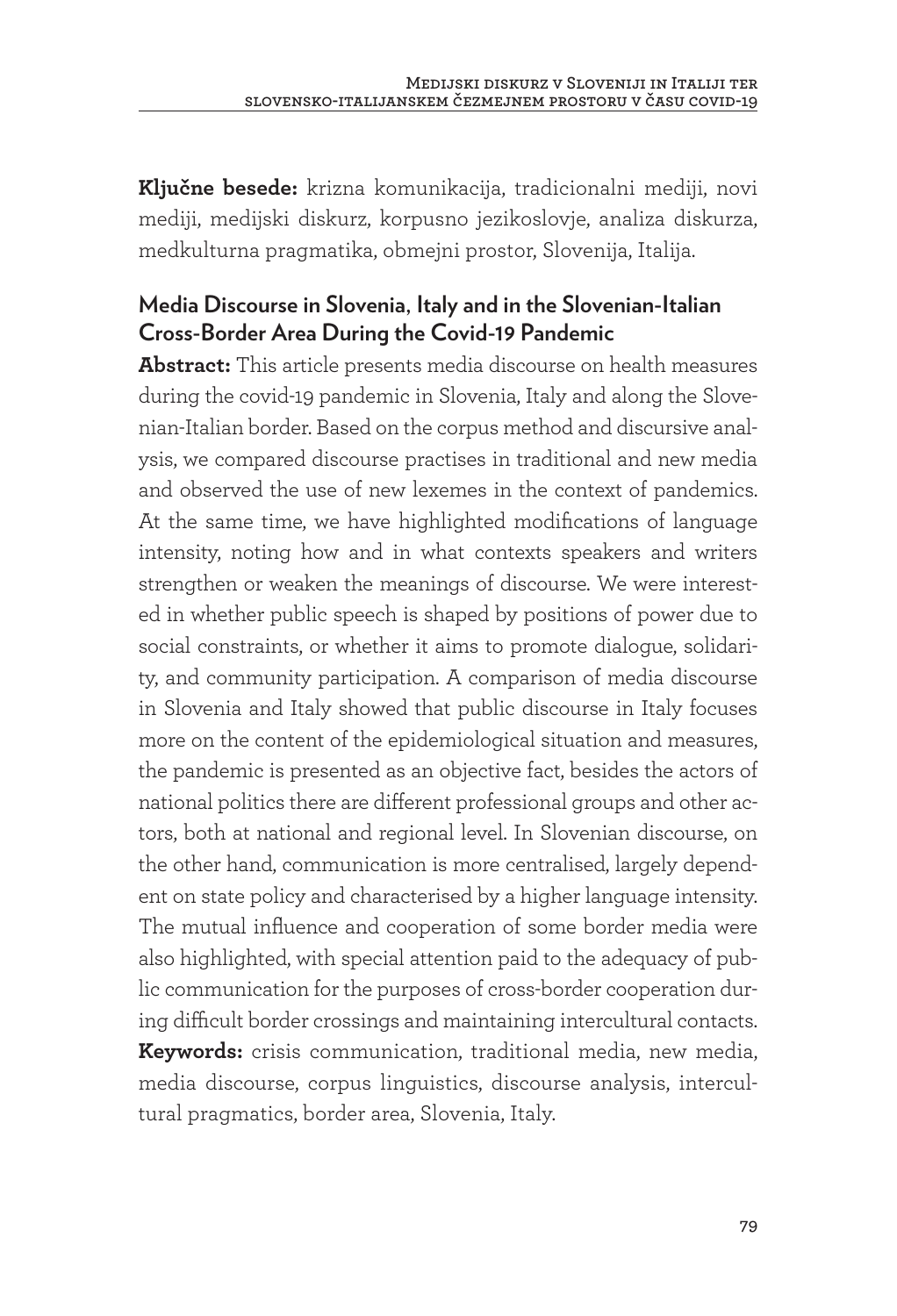**Ključne besede:** krizna komunikacija, tradicionalni mediji, novi mediji, medijski diskurz, korpusno jezikoslovje, analiza diskurza, medkulturna pragmatika, obmejni prostor, Slovenija, Italija.

## Media Discourse in Slovenia, Italy and in the Slovenian-Italian Cross-Border Area During the Covid-19 Pandemic

**Abstract:** This article presents media discourse on health measures during the covid-19 pandemic in Slovenia, Italy and along the Slovenian-Italian border. Based on the corpus method and discursive analysis, we compared discourse practises in traditional and new media and observed the use of new lexemes in the context of pandemics. At the same time, we have highlighted modifications of language intensity, noting how and in what contexts speakers and writers strengthen or weaken the meanings of discourse. We were interested in whether public speech is shaped by positions of power due to social constraints, or whether it aims to promote dialogue, solidarity, and community participation. A comparison of media discourse in Slovenia and Italy showed that public discourse in Italy focuses more on the content of the epidemiological situation and measures, the pandemic is presented as an objective fact, besides the actors of national politics there are different professional groups and other actors, both at national and regional level. In Slovenian discourse, on the other hand, communication is more centralised, largely dependent on state policy and characterised by a higher language intensity. The mutual influence and cooperation of some border media were also highlighted, with special attention paid to the adequacy of public communication for the purposes of cross-border cooperation during difficult border crossings and maintaining intercultural contacts.

**Keywords:** crisis communication, traditional media, new media, media discourse, corpus linguistics, discourse analysis, intercultural pragmatics, border area, Slovenia, Italy.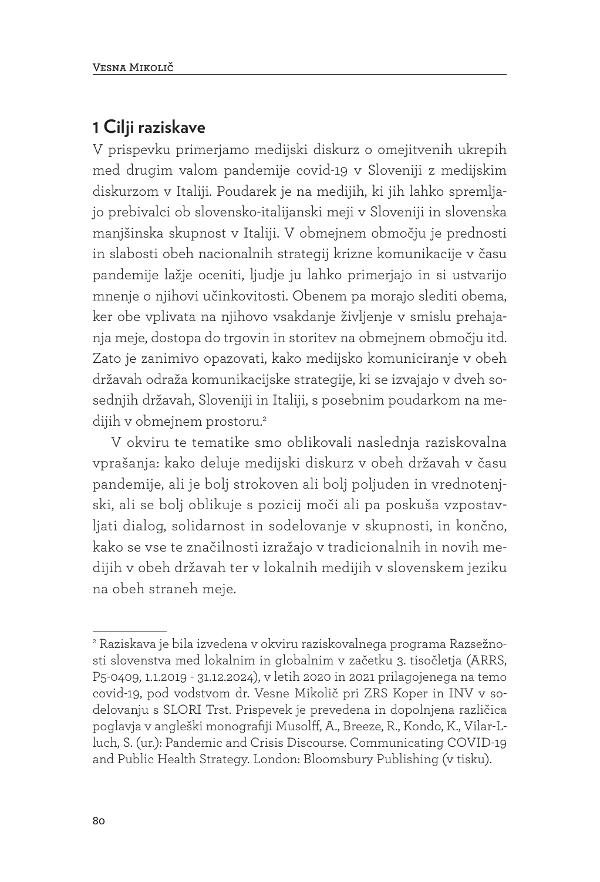## 1 Cilji raziskave

V prispevku primerjamo medijski diskurz o omejitvenih ukrepih med drugim valom pandemije covid-19 v Sloveniji z medijskim diskurzom v Italiji. Poudarek je na medijih, ki jih lahko spremljajo prebivalci ob slovensko-italijanski meji v Sloveniji in slovenska manjšinska skupnost v Italiji. V obmejnem območju je prednosti in slabosti obeh nacionalnih strategij krizne komunikacije v času pandemije lažje oceniti, ljudje ju lahko primerjajo in si ustvarijo mnenje o njihovi učinkovitosti. Obenem pa morajo slediti obema, ker obe vplivata na njihovo vsakdanje življenje v smislu prehajanja meje, dostopa do trgovin in storitev na obmejnem območju itd. Zato je zanimivo opazovati, kako medijsko komuniciranje v obeh državah odraža komunikacijske strategije, ki se izvajajo v dveh sosednjih državah, Sloveniji in Italiji, s posebnim poudarkom na medijih v obmejnem prostoru.[2]

V okviru te tematike smo oblikovali naslednja raziskovalna vprašanja: kako deluje medijski diskurz v obeh državah v času pandemije, ali je bolj strokoven ali bolj poljuden in vrednotenjski, ali se bolj oblikuje s pozicij moči ali pa poskuša vzpostavljati dialog, solidarnost in sodelovanje v skupnosti, in končno, kako se vse te značilnosti izražajo v tradicionalnih in novih medijih v obeh državah ter v lokalnih medijih v slovenskem jeziku na obeh straneh meje.

---

[2] Raziskava je bila izvedena v okviru raziskovalnega programa Razsežnosti slovenstva med lokalnim in globalnim v začetku 3. tisočletja (ARRS, P5-0409, 1.1.2019 - 31.12.2024), v letih 2020 in 2021 prilagojenega na temo covid-19, pod vodstvom dr. Vesne Mikolič pri ZRS Koper in INV v sodelovanju s SLORI Trst. Prispevek je prevedena in dopolnjena različica poglavja v angleški monografiji Musolff, A., Breeze, R., Kondo, K., Vilar-Lluch, S. (ur.): Pandemic and Crisis Discourse. Communicating COVID-19 and Public Health Strategy. London: Bloomsbury Publishing (v tisku).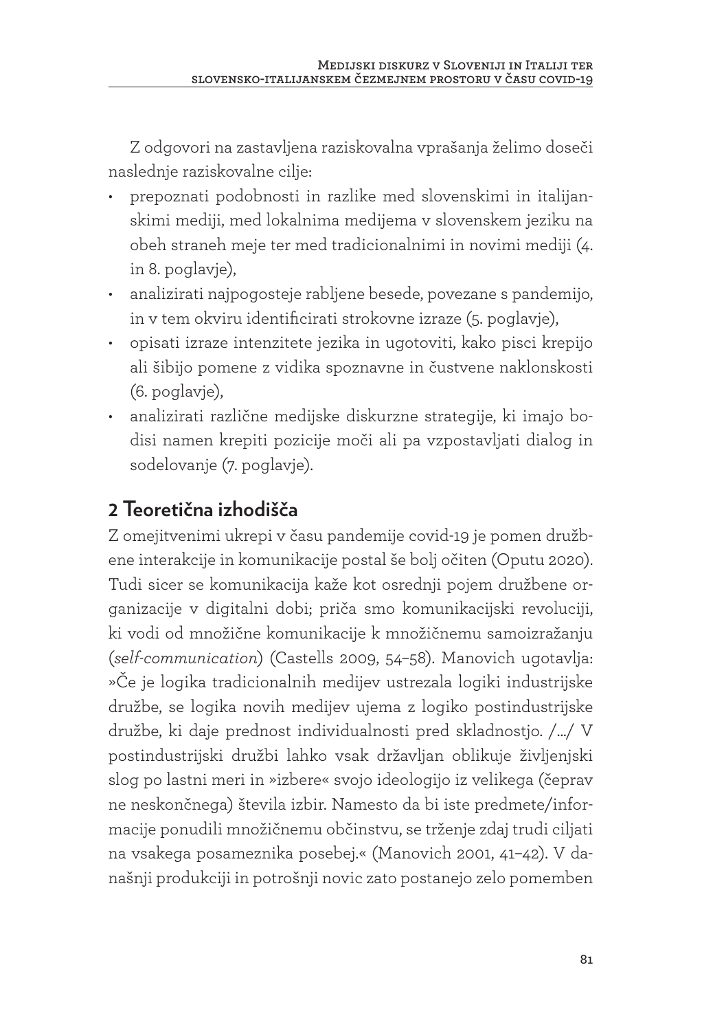Z odgovori na zastavljena raziskovalna vprašanja želimo doseči naslednje raziskovalne cilje:

- prepoznati podobnosti in razlike med slovenskimi in italijanskimi mediji, med lokalnima medijema v slovenskem jeziku na obeh straneh meje ter med tradicionalnimi in novimi mediji (4. in 8. poglavje),
- analizirati najpogosteje rabljene besede, povezane s pandemijo, in v tem okviru identificirati strokovne izraze (5. poglavje),
- opisati izraze intenzitete jezika in ugotoviti, kako pisci krepijo ali šibijo pomene z vidika spoznavne in čustvene naklonskosti (6. poglavje),
- analizirati različne medijske diskurzne strategije, ki imajo bodisi namen krepiti pozicije moči ali pa vzpostavljati dialog in sodelovanje (7. poglavje).

## 2 Teoretična izhodišča

Z omejitvenimi ukrepi v času pandemije covid-19 je pomen družbene interakcije in komunikacije postal še bolj očiten (Oputu 2020). Tudi sicer se komunikacija kaže kot osrednji pojem družbene organizacije v digitalni dobi; priča smo komunikacijski revoluciji, ki vodi od množične komunikacije k množičnemu samoizražanju (*self-communication*) (Castells 2009, 54–58). Manovich ugotavlja: »Če je logika tradicionalnih medijev ustrezala logiki industrijske družbe, se logika novih medijev ujema z logiko postindustrijske družbe, ki daje prednost individualnosti pred skladnostjo. /…/ V postindustrijski družbi lahko vsak državljan oblikuje življenjski slog po lastni meri in »izbere« svojo ideologijo iz velikega (čeprav ne neskončnega) števila izbir. Namesto da bi iste predmete/informacije ponudili množičnemu občinstvu, se trženje zdaj trudi ciljati na vsakega posameznika posebej.« (Manovich 2001, 41–42). V današnji produkciji in potrošnji novic zato postanejo zelo pomemben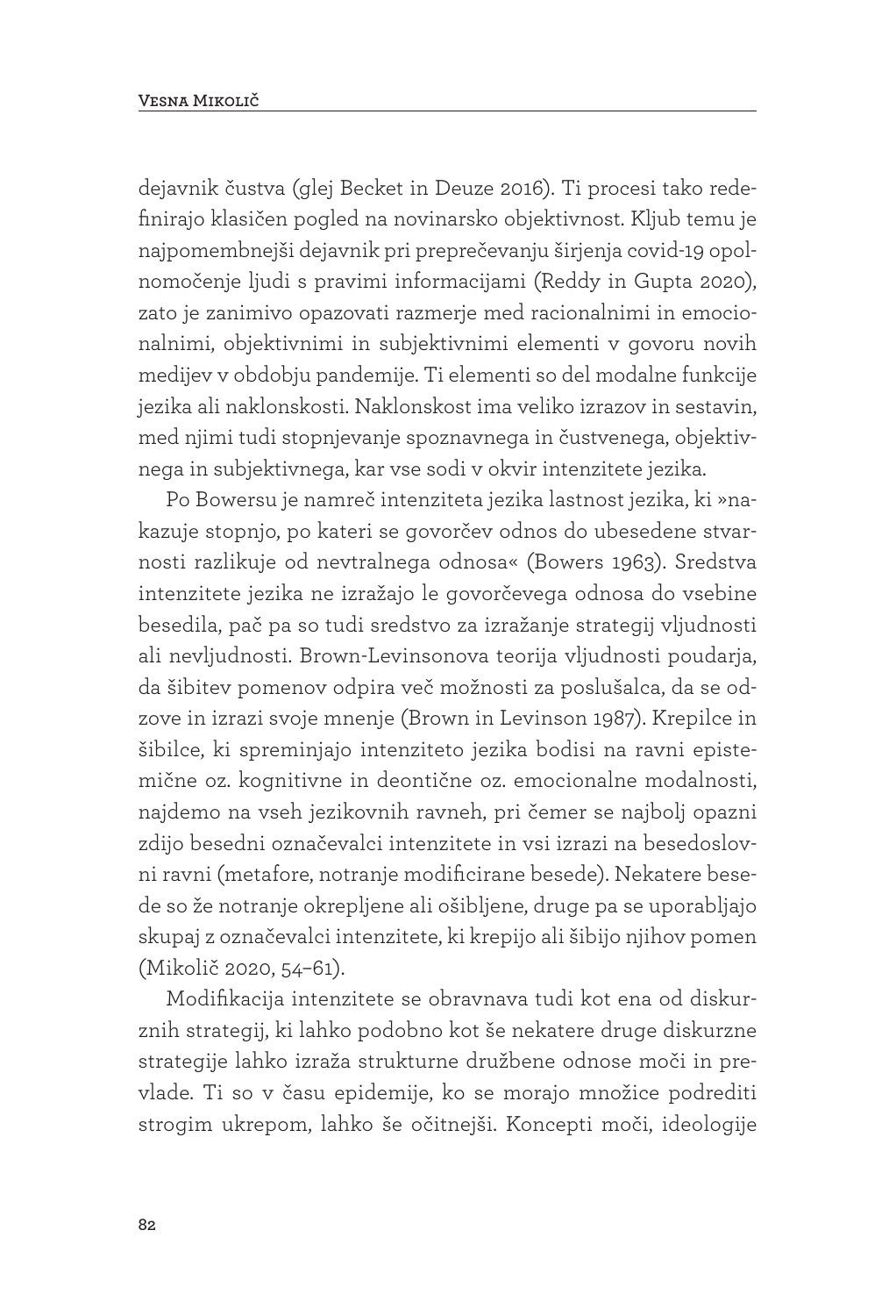dejavnik čustva (glej Becket in Deuze 2016). Ti procesi tako redefinirajo klasičen pogled na novinarsko objektivnost. Kljub temu je najpomembnejši dejavnik pri preprečevanju širjenja covid-19 opolnomočenje ljudi s pravimi informacijami (Reddy in Gupta 2020), zato je zanimivo opazovati razmerje med racionalnimi in emocionalnimi, objektivnimi in subjektivnimi elementi v govoru novih medijev v obdobju pandemije. Ti elementi so del modalne funkcije jezika ali naklonskosti. Naklonskost ima veliko izrazov in sestavin, med njimi tudi stopnjevanje spoznavnega in čustvenega, objektivnega in subjektivnega, kar vse sodi v okvir intenzitete jezika.

Po Bowersu je namreč intenziteta jezika lastnost jezika, ki »nakazuje stopnjo, po kateri se govorčev odnos do ubesedene stvarnosti razlikuje od nevtralnega odnosa« (Bowers 1963). Sredstva intenzitete jezika ne izražajo le govorčevega odnosa do vsebine besedila, pač pa so tudi sredstvo za izražanje strategij vljudnosti ali nevljudnosti. Brown-Levinsonova teorija vljudnosti poudarja, da šibitev pomenov odpira več možnosti za poslušalca, da se odzove in izrazi svoje mnenje (Brown in Levinson 1987). Krepilce in šibilce, ki spreminjajo intenziteto jezika bodisi na ravni epistemične oz. kognitivne in deontične oz. emocionalne modalnosti, najdemo na vseh jezikovnih ravneh, pri čemer se najbolj opazni zdijo besedni označevalci intenzitete in vsi izrazi na besedoslovni ravni (metafore, notranje modificirane besede). Nekatere besede so že notranje okrepljene ali ošibljene, druge pa se uporabljajo skupaj z označevalci intenzitete, ki krepijo ali šibijo njihov pomen (Mikolič 2020, 54–61).

Modifikacija intenzitete se obravnava tudi kot ena od diskurznih strategij, ki lahko podobno kot še nekatere druge diskurzne strategije lahko izraža strukturne družbene odnose moči in prevlade. Ti so v času epidemije, ko se morajo množice podrediti strogim ukrepom, lahko še očitnejši. Koncepti moči, ideologije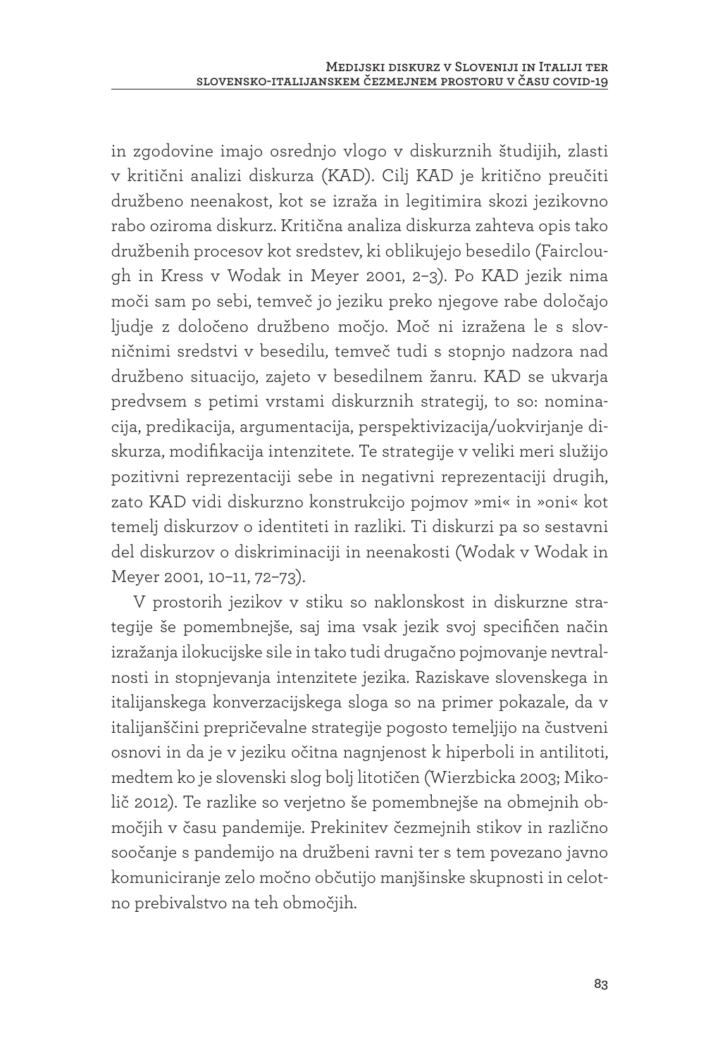in zgodovine imajo osrednjo vlogo v diskurznih študijih, zlasti v kritični analizi diskurza (KAD). Cilj KAD je kritično preučiti družbeno neenakost, kot se izraža in legitimira skozi jezikovno rabo oziroma diskurz. Kritična analiza diskurza zahteva opis tako družbenih procesov kot sredstev, ki oblikujejo besedilo (Fairclough in Kress v Wodak in Meyer 2001, 2–3). Po KAD jezik nima moči sam po sebi, temveč jo jeziku preko njegove rabe določajo ljudje z določeno družbeno močjo. Moč ni izražena le s slovničnimi sredstvi v besedilu, temveč tudi s stopnjo nadzora nad družbeno situacijo, zajeto v besedilnem žanru. KAD se ukvarja predvsem s petimi vrstami diskurznih strategij, to so: nominacija, predikacija, argumentacija, perspektivizacija/uokvirjanje diskurza, modifikacija intenzitete. Te strategije v veliki meri služijo pozitivni reprezentaciji sebe in negativni reprezentaciji drugih, zato KAD vidi diskurzno konstrukcijo pojmov »mi« in »oni« kot temelj diskurzov o identiteti in razliki. Ti diskurzi pa so sestavni del diskurzov o diskriminaciji in neenakosti (Wodak v Wodak in Meyer 2001, 10–11, 72–73).

V prostorih jezikov v stiku so naklonskost in diskurzne strategije še pomembnejše, saj ima vsak jezik svoj specifičen način izražanja ilokucijske sile in tako tudi drugačno pojmovanje nevtralnosti in stopnjevanja intenzitete jezika. Raziskave slovenskega in italijanskega konverzacijskega sloga so na primer pokazale, da v italijanščini prepričevalne strategije pogosto temeljijo na čustveni osnovi in da je v jeziku očitna nagnjenost k hiperboli in antilitoti, medtem ko je slovenski slog bolj litotičen (Wierzbicka 2003; Mikolič 2012). Te razlike so verjetno še pomembnejše na obmejnih območjih v času pandemije. Prekinitev čezmejnih stikov in različno soočanje s pandemijo na družbeni ravni ter s tem povezano javno komuniciranje zelo močno občutijo manjšinske skupnosti in celotno prebivalstvo na teh območjih.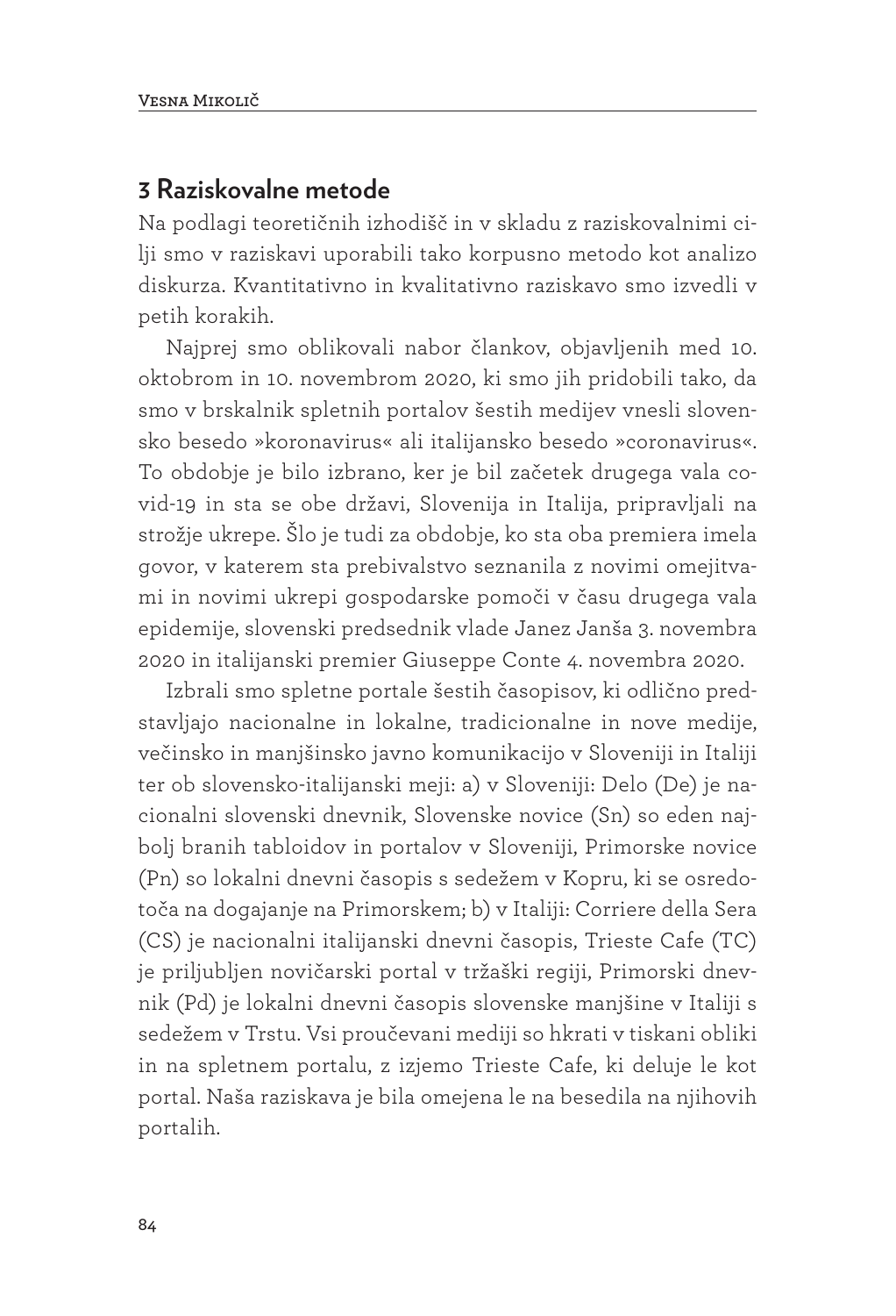## 3 Raziskovalne metode

Na podlagi teoretičnih izhodišč in v skladu z raziskovalnimi cilji smo v raziskavi uporabili tako korpusno metodo kot analizo diskurza. Kvantitativno in kvalitativno raziskavo smo izvedli v petih korakih.

Najprej smo oblikovali nabor člankov, objavljenih med 10. oktobrom in 10. novembrom 2020, ki smo jih pridobili tako, da smo v brskalnik spletnih portalov šestih medijev vnesli slovensko besedo »koronavirus« ali italijansko besedo »coronavirus«. To obdobje je bilo izbrano, ker je bil začetek drugega vala covid-19 in sta se obe državi, Slovenija in Italija, pripravljali na strožje ukrepe. Šlo je tudi za obdobje, ko sta oba premiera imela govor, v katerem sta prebivalstvo seznanila z novimi omejitvami in novimi ukrepi gospodarske pomoči v času drugega vala epidemije, slovenski predsednik vlade Janez Janša 3. novembra 2020 in italijanski premier Giuseppe Conte 4. novembra 2020.

Izbrali smo spletne portale šestih časopisov, ki odlično predstavljajo nacionalne in lokalne, tradicionalne in nove medije, večinsko in manjšinsko javno komunikacijo v Sloveniji in Italiji ter ob slovensko-italijanski meji: a) v Sloveniji: Delo (De) je nacionalni slovenski dnevnik, Slovenske novice (Sn) so eden najbolj branih tabloidov in portalov v Sloveniji, Primorske novice (Pn) so lokalni dnevni časopis s sedežem v Kopru, ki se osredotoča na dogajanje na Primorskem; b) v Italiji: Corriere della Sera (CS) je nacionalni italijanski dnevni časopis, Trieste Cafe (TC) je priljubljen novičarski portal v tržaški regiji, Primorski dnevnik (Pd) je lokalni dnevni časopis slovenske manjšine v Italiji s sedežem v Trstu. Vsi proučevani mediji so hkrati v tiskani obliki in na spletnem portalu, z izjemo Trieste Cafe, ki deluje le kot portal. Naša raziskava je bila omejena le na besedila na njihovih portalih.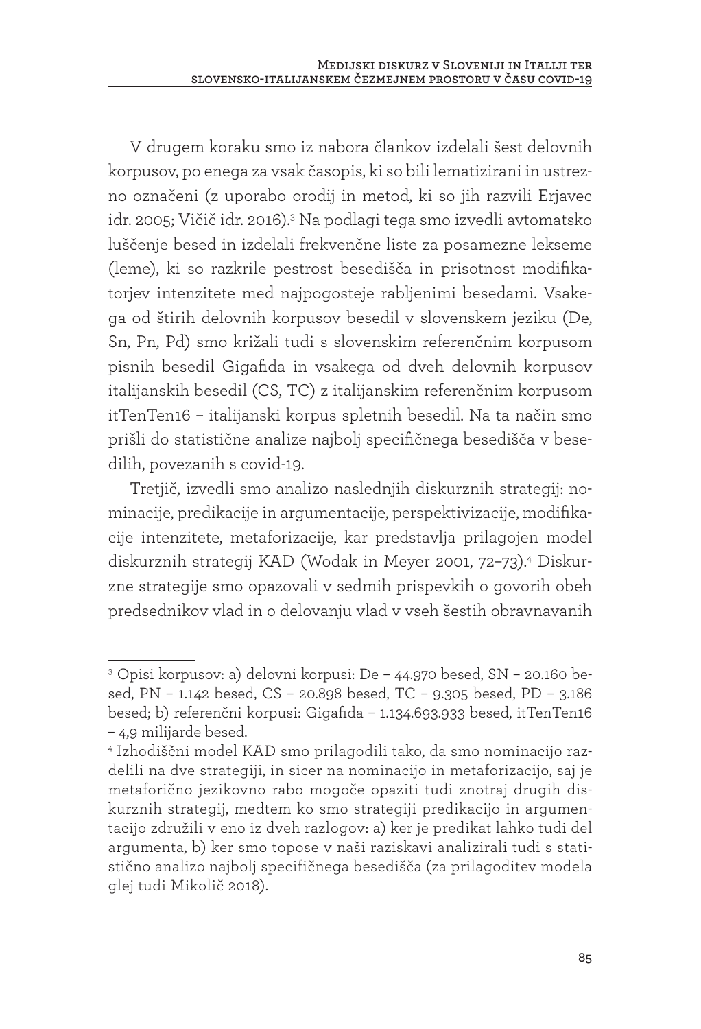V drugem koraku smo iz nabora člankov izdelali šest delovnih korpusov, po enega za vsak časopis, ki so bili lematizirani in ustrezno označeni (z uporabo orodij in metod, ki so jih razvili Erjavec idr. 2005; Vičič idr. 2016).[3] Na podlagi tega smo izvedli avtomatsko luščenje besed in izdelali frekvenčne liste za posamezne lekseme (leme), ki so razkrile pestrost besedišča in prisotnost modifikatorjev intenzitete med najpogosteje rabljenimi besedami. Vsakega od štirih delovnih korpusov besedil v slovenskem jeziku (De, Sn, Pn, Pd) smo križali tudi s slovenskim referenčnim korpusom pisnih besedil Gigafida in vsakega od dveh delovnih korpusov italijanskih besedil (CS, TC) z italijanskim referenčnim korpusom itTenTen16 – italijanski korpus spletnih besedil. Na ta način smo prišli do statistične analize najbolj specifičnega besedišča v besedilih, povezanih s covid-19.

Tretjič, izvedli smo analizo naslednjih diskurznih strategij: nominacije, predikacije in argumentacije, perspektivizacije, modifikacije intenzitete, metaforizacije, kar predstavlja prilagojen model diskurznih strategij KAD (Wodak in Meyer 2001, 72–73).[4] Diskurzne strategije smo opazovali v sedmih prispevkih o govorih obeh predsednikov vlad in o delovanju vlad v vseh šestih obravnavanih

---

[3] Opisi korpusov: a) delovni korpusi: De – 44.970 besed, SN – 20.160 besed, PN – 1.142 besed, CS – 20.898 besed, TC – 9.305 besed, PD – 3.186 besed; b) referenčni korpusi: Gigafida – 1.134.693.933 besed, itTenTen16 – 4,9 milijarde besed.

[4] Izhodiščni model KAD smo prilagodili tako, da smo nominacijo razdelili na dve strategiji, in sicer na nominacijo in metaforizacijo, saj je metaforično jezikovno rabo mogoče opaziti tudi znotraj drugih diskurznih strategij, medtem ko smo strategiji predikacijo in argumentacijo združili v eno iz dveh razlogov: a) ker je predikat lahko tudi del argumenta, b) ker smo topose v naši raziskavi analizirali tudi s statistično analizo najbolj specifičnega besedišča (za prilagoditev modela glej tudi Mikolič 2018).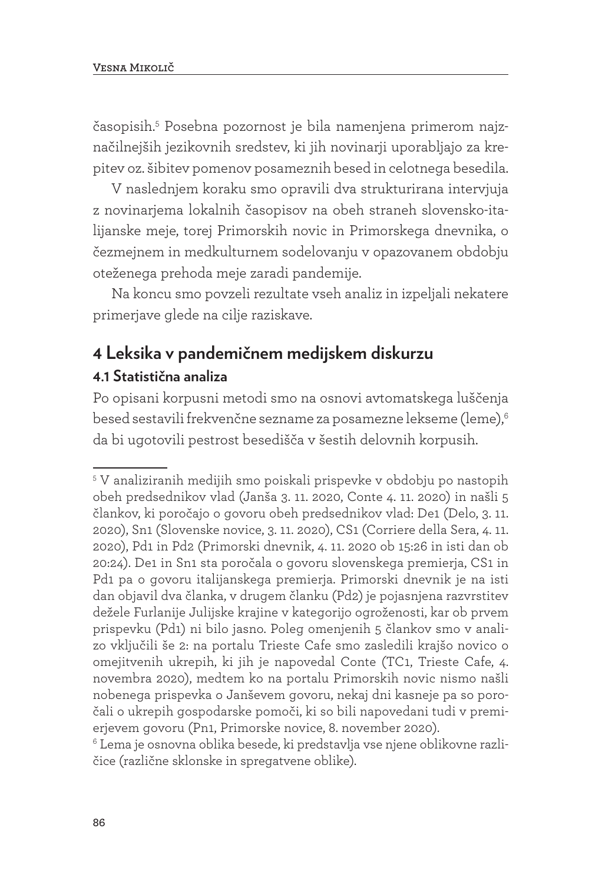časopisih.[5] Posebna pozornost je bila namenjena primerom najznačilnejših jezikovnih sredstev, ki jih novinarji uporabljajo za krepitev oz. šibitev pomenov posameznih besed in celotnega besedila.

V naslednjem koraku smo opravili dva strukturirana intervjuja z novinarjema lokalnih časopisov na obeh straneh slovensko-italijanske meje, torej Primorskih novic in Primorskega dnevnika, o čezmejnem in medkulturnem sodelovanju v opazovanem obdobju oteženega prehoda meje zaradi pandemije.

Na koncu smo povzeli rezultate vseh analiz in izpeljali nekatere primerjave glede na cilje raziskave.

## 4 Leksika v pandemičnem medijskem diskurzu

### 4.1 Statistična analiza

Po opisani korpusni metodi smo na osnovi avtomatskega luščenja besed sestavili frekvenčne sezname za posamezne lekseme (leme),[6] da bi ugotovili pestrost besedišča v šestih delovnih korpusih.

---

[5] V analiziranih medijih smo poiskali prispevke v obdobju po nastopih obeh predsednikov vlad (Janša 3. 11. 2020, Conte 4. 11. 2020) in našli 5 člankov, ki poročajo o govoru obeh predsednikov vlad: De1 (Delo, 3. 11. 2020), Sn1 (Slovenske novice, 3. 11. 2020), CS1 (Corriere della Sera, 4. 11. 2020), Pd1 in Pd2 (Primorski dnevnik, 4. 11. 2020 ob 15:26 in isti dan ob 20:24). De1 in Sn1 sta poročala o govoru slovenskega premierja, CS1 in Pd1 pa o govoru italijanskega premierja. Primorski dnevnik je na isti dan objavil dva članka, v drugem članku (Pd2) je pojasnjena razvrstitev dežele Furlanije Julijske krajine v kategorijo ogroženosti, kar ob prvem prispevku (Pd1) ni bilo jasno. Poleg omenjenih 5 člankov smo v analizo vključili še 2: na portalu Trieste Cafe smo zasledili krajšo novico o omejitvenih ukrepih, ki jih je napovedal Conte (TC1, Trieste Cafe, 4. novembra 2020), medtem ko na portalu Primorskih novic nismo našli nobenega prispevka o Janševem govoru, nekaj dni kasneje pa so poročali o ukrepih gospodarske pomoči, ki so bili napovedani tudi v premierjevem govoru (Pn1, Primorske novice, 8. november 2020).

[6] Lema je osnovna oblika besede, ki predstavlja vse njene oblikovne različice (različne sklonske in spregatvene oblike).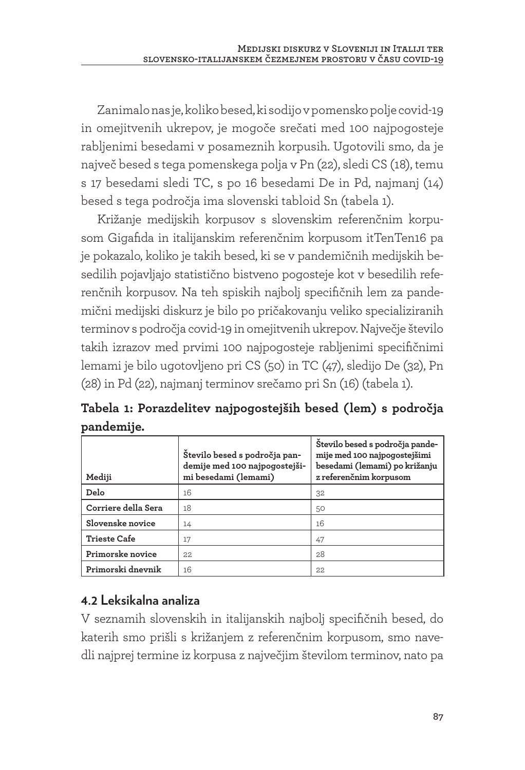Zanimalo nas je, koliko besed, ki sodijo v pomensko polje covid-19 in omejitvenih ukrepov, je mogoče srečati med 100 najpogosteje rabljenimi besedami v posameznih korpusih. Ugotovili smo, da je največ besed s tega pomenskega polja v Pn (22), sledi CS (18), temu s 17 besedami sledi TC, s po 16 besedami De in Pd, najmanj (14) besed s tega področja ima slovenski tabloid Sn (tabela 1).

Križanje medijskih korpusov s slovenskim referenčnim korpusom Gigafida in italijanskim referenčnim korpusom itTenTen16 pa je pokazalo, koliko je takih besed, ki se v pandemičnih medijskih besedilih pojavljajo statistično bistveno pogosteje kot v besedilih referenčnih korpusov. Na teh spiskih najbolj specifičnih lem za pandemični medijski diskurz je bilo po pričakovanju veliko specializiranih terminov s področja covid-19 in omejitvenih ukrepov. Največje število takih izrazov med prvimi 100 najpogosteje rabljenimi specifičnimi lemami je bilo ugotovljeno pri CS (50) in TC (47), sledijo De (32), Pn (28) in Pd (22), najmanj terminov srečamo pri Sn (16) (tabela 1).

**Tabela 1: Porazdelitev najpogostejših besed (lem) s področja pandemije.**

| Mediji | Število besed s področja pandemije med 100 najpogostejšimi besedami (lemami) | Število besed s področja pandemije med 100 najpogostejšimi besedami (lemami) po križanju z referenčnim korpusom |
|---|---|---|
| **Delo** | 16 | 32 |
| **Corriere della Sera** | 18 | 50 |
| **Slovenske novice** | 14 | 16 |
| **Trieste Cafe** | 17 | 47 |
| **Primorske novice** | 22 | 28 |
| **Primorski dnevnik** | 16 | 22 |

## 4.2 Leksikalna analiza

V seznamih slovenskih in italijanskih najbolj specifičnih besed, do katerih smo prišli s križanjem z referenčnim korpusom, smo navedli najprej termine iz korpusa z največjim številom terminov, nato pa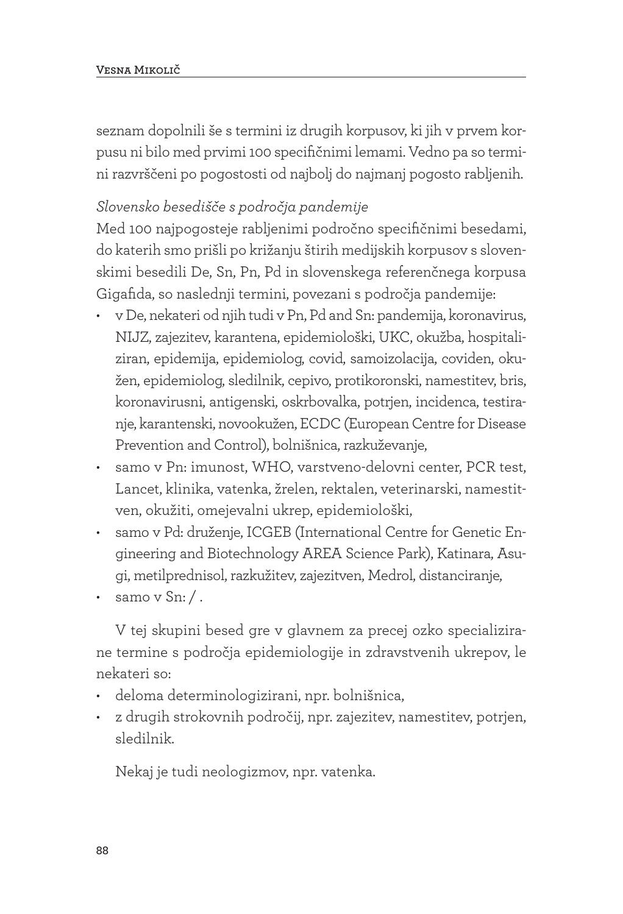seznam dopolnili še s termini iz drugih korpusov, ki jih v prvem korpusu ni bilo med prvimi 100 specifičnimi lemami. Vedno pa so termini razvrščeni po pogostosti od najbolj do najmanj pogosto rabljenih.

*Slovensko besedišče s področja pandemije*

Med 100 najpogosteje rabljenimi področno specifičnimi besedami, do katerih smo prišli po križanju štirih medijskih korpusov s slovenskimi besedili De, Sn, Pn, Pd in slovenskega referenčnega korpusa Gigafida, so naslednji termini, povezani s področja pandemije:

- v De, nekateri od njih tudi v Pn, Pd and Sn: pandemija, koronavirus, NIJZ, zajezitev, karantena, epidemiološki, UKC, okužba, hospitaliziran, epidemija, epidemiolog, covid, samoizolacija, coviden, okužen, epidemiolog, sledilnik, cepivo, protikoronski, namestitev, bris, koronavirusni, antigenski, oskrbovalka, potrjen, incidenca, testiranje, karantenski, novookužen, ECDC (European Centre for Disease Prevention and Control), bolnišnica, razkuževanje,
- samo v Pn: imunost, WHO, varstveno-delovni center, PCR test, Lancet, klinika, vatenka, žrelen, rektalen, veterinarski, namestitven, okužiti, omejevalni ukrep, epidemiološki,
- samo v Pd: druženje, ICGEB (International Centre for Genetic Engineering and Biotechnology AREA Science Park), Katinara, Asugi, metilprednisol, razkužitev, zajezitven, Medrol, distanciranje,
- samo v Sn: / .

V tej skupini besed gre v glavnem za precej ozko specializirane termine s področja epidemiologije in zdravstvenih ukrepov, le nekateri so:

- deloma determinologizirani, npr. bolnišnica,
- z drugih strokovnih področij, npr. zajezitev, namestitev, potrjen, sledilnik.

Nekaj je tudi neologizmov, npr. vatenka.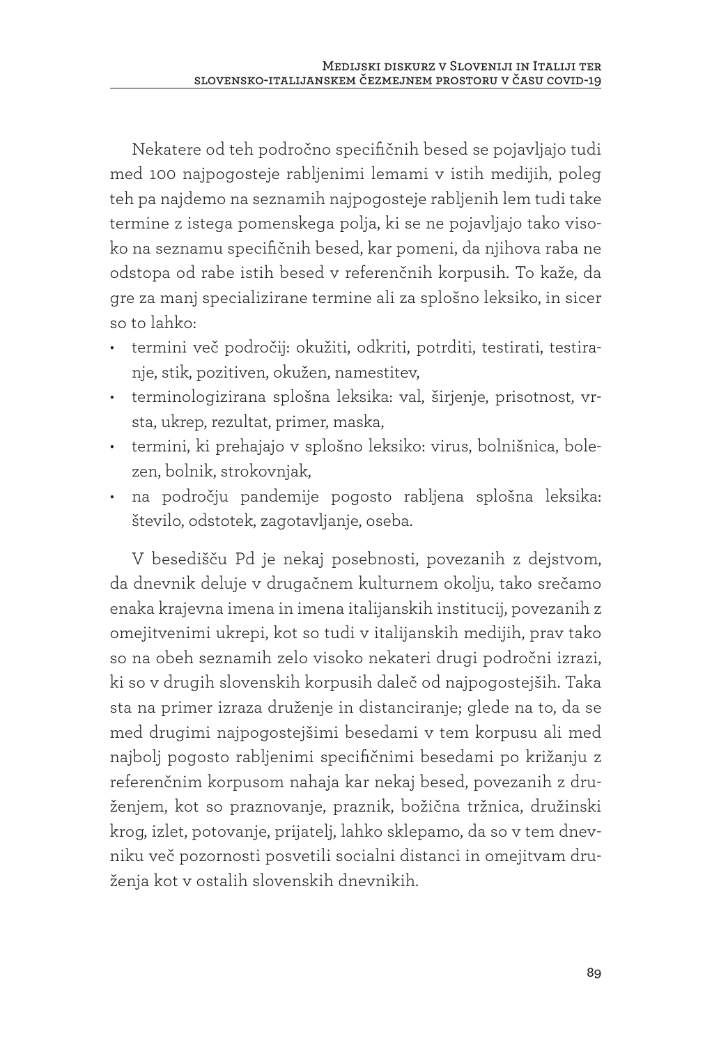Nekatere od teh področno specifičnih besed se pojavljajo tudi med 100 najpogosteje rabljenimi lemami v istih medijih, poleg teh pa najdemo na seznamih najpogosteje rabljenih lem tudi take termine z istega pomenskega polja, ki se ne pojavljajo tako visoko na seznamu specifičnih besed, kar pomeni, da njihova raba ne odstopa od rabe istih besed v referenčnih korpusih. To kaže, da gre za manj specializirane termine ali za splošno leksiko, in sicer so to lahko:

- termini več področij: okužiti, odkriti, potrditi, testirati, testiranje, stik, pozitiven, okužen, namestitev,
- terminologizirana splošna leksika: val, širjenje, prisotnost, vrsta, ukrep, rezultat, primer, maska,
- termini, ki prehajajo v splošno leksiko: virus, bolnišnica, bolezen, bolnik, strokovnjak,
- na področju pandemije pogosto rabljena splošna leksika: število, odstotek, zagotavljanje, oseba.

V besedišču Pd je nekaj posebnosti, povezanih z dejstvom, da dnevnik deluje v drugačnem kulturnem okolju, tako srečamo enaka krajevna imena in imena italijanskih institucij, povezanih z omejitvenimi ukrepi, kot so tudi v italijanskih medijih, prav tako so na obeh seznamih zelo visoko nekateri drugi področni izrazi, ki so v drugih slovenskih korpusih daleč od najpogostejših. Taka sta na primer izraza druženje in distanciranje; glede na to, da se med drugimi najpogostejšimi besedami v tem korpusu ali med najbolj pogosto rabljenimi specifičnimi besedami po križanju z referenčnim korpusom nahaja kar nekaj besed, povezanih z druženjem, kot so praznovanje, praznik, božična tržnica, družinski krog, izlet, potovanje, prijatelj, lahko sklepamo, da so v tem dnevniku več pozornosti posvetili socialni distanci in omejitvam druženja kot v ostalih slovenskih dnevnikih.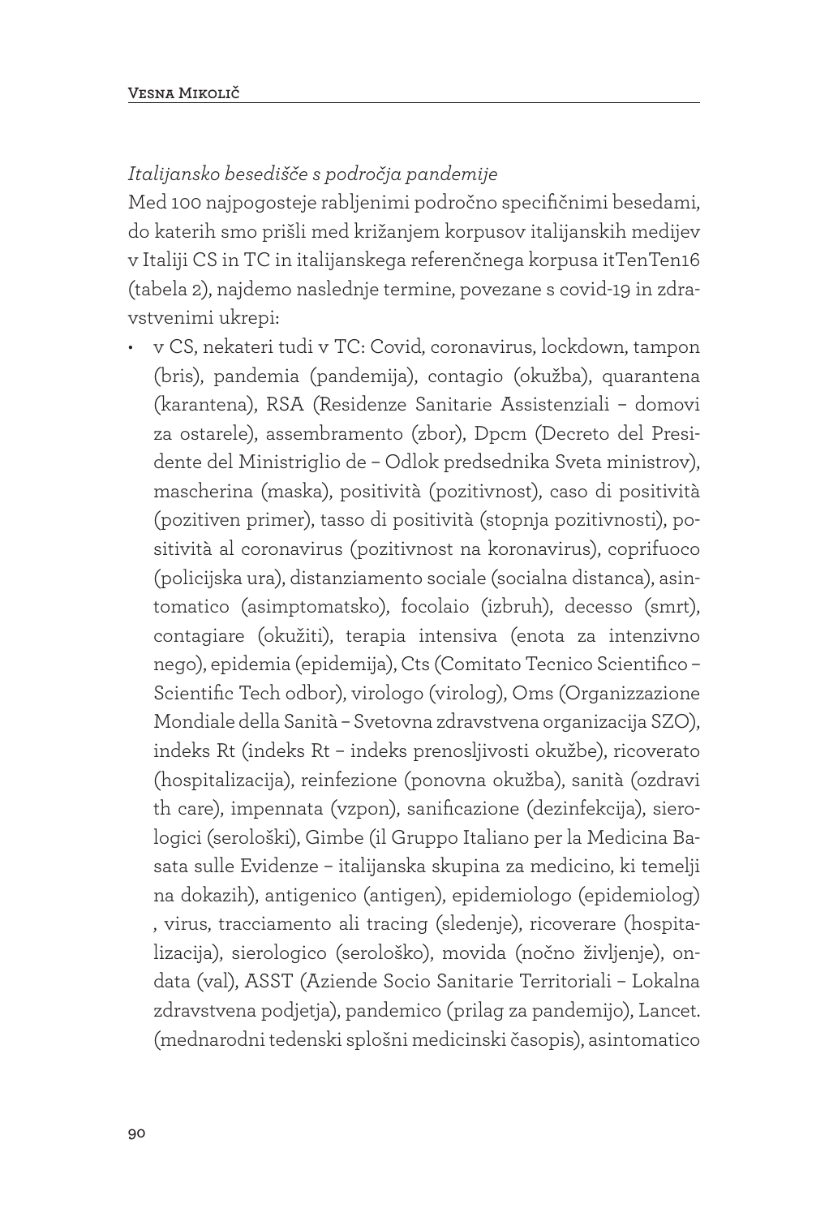*Italijansko besedišče s področja pandemije*

Med 100 najpogosteje rabljenimi področno specifičnimi besedami, do katerih smo prišli med križanjem korpusov italijanskih medijev v Italiji CS in TC in italijanskega referenčnega korpusa itTenTen16 (tabela 2), najdemo naslednje termine, povezane s covid-19 in zdravstvenimi ukrepi:

- v CS, nekateri tudi v TC: Covid, coronavirus, lockdown, tampon (bris), pandemia (pandemija), contagio (okužba), quarantena (karantena), RSA (Residenze Sanitarie Assistenziali – domovi za ostarele), assembramento (zbor), Dpcm (Decreto del Presidente del Ministriglio de – Odlok predsednika Sveta ministrov), mascherina (maska), positività (pozitivnost), caso di positività (pozitiven primer), tasso di positività (stopnja pozitivnosti), positività al coronavirus (pozitivnost na koronavirus), coprifuoco (policijska ura), distanziamento sociale (socialna distanca), asintomatico (asimptomatsko), focolaio (izbruh), decesso (smrt), contagiare (okužiti), terapia intensiva (enota za intenzivno nego), epidemia (epidemija), Cts (Comitato Tecnico Scientifico – Scientific Tech odbor), virologo (virolog), Oms (Organizzazione Mondiale della Sanità – Svetovna zdravstvena organizacija SZO), indeks Rt (indeks Rt – indeks prenosljivosti okužbe), ricoverato (hospitalizacija), reinfezione (ponovna okužba), sanità (ozdravi th care), impennata (vzpon), sanificazione (dezinfekcija), sierologici (serološki), Gimbe (il Gruppo Italiano per la Medicina Basata sulle Evidenze – italijanska skupina za medicino, ki temelji na dokazih), antigenico (antigen), epidemiologo (epidemiolog) , virus, tracciamento ali tracing (sledenje), ricoverare (hospitalizacija), sierologico (serološko), movida (nočno življenje), ondata (val), ASST (Aziende Socio Sanitarie Territoriali – Lokalna zdravstvena podjetja), pandemico (prilag za pandemijo), Lancet. (mednarodni tedenski splošni medicinski časopis), asintomatico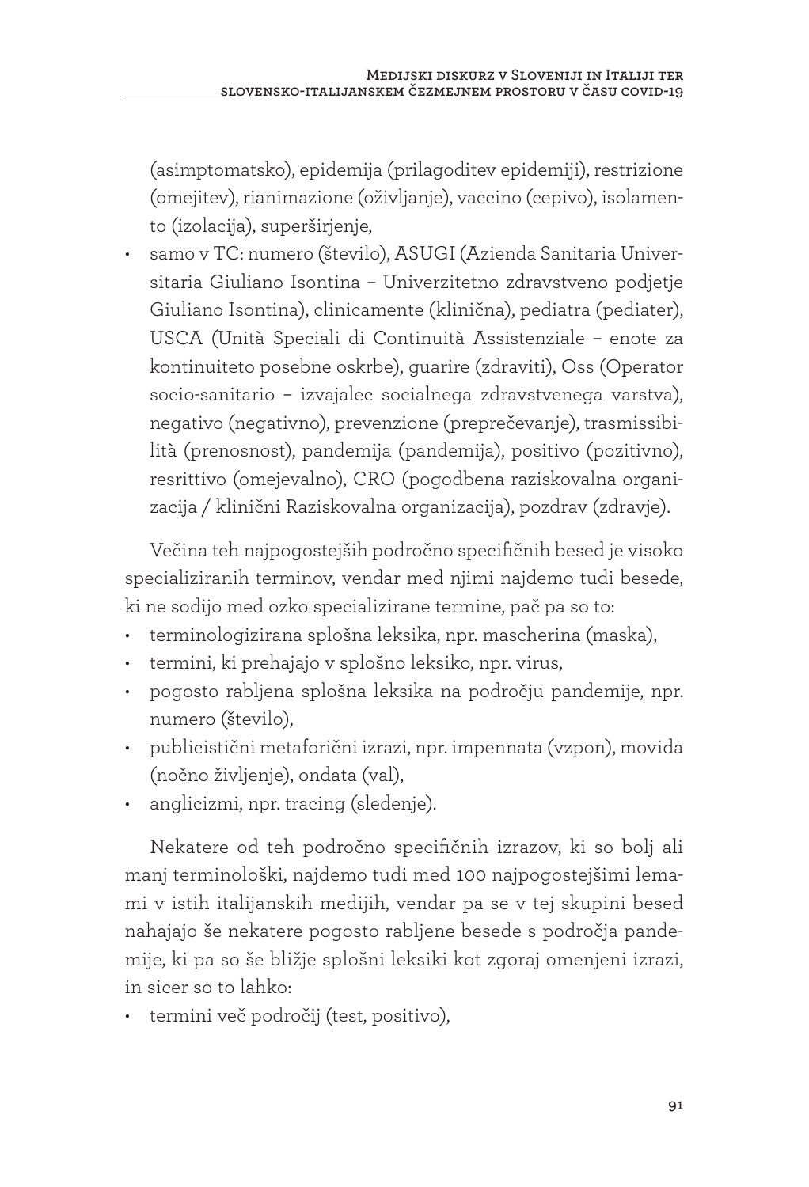(asimptomatsko), epidemija (prilagoditev epidemiji), restrizione (omejitev), rianimazione (oživljanje), vaccino (cepivo), isolamento (izolacija), superširjenje,

- samo v TC: numero (število), ASUGI (Azienda Sanitaria Universitaria Giuliano Isontina – Univerzitetno zdravstveno podjetje Giuliano Isontina), clinicamente (klinična), pediatra (pediater), USCA (Unità Speciali di Continuità Assistenziale – enote za kontinuiteto posebne oskrbe), guarire (zdraviti), Oss (Operator socio-sanitario – izvajalec socialnega zdravstvenega varstva), negativo (negativno), prevenzione (preprečevanje), trasmissibilità (prenosnost), pandemija (pandemija), positivo (pozitivno), resrittivo (omejevalno), CRO (pogodbena raziskovalna organizacija / klinični Raziskovalna organizacija), pozdrav (zdravje).

Večina teh najpogostejših področno specifičnih besed je visoko specializiranih terminov, vendar med njimi najdemo tudi besede, ki ne sodijo med ozko specializirane termine, pač pa so to:

- terminologizirana splošna leksika, npr. mascherina (maska),
- termini, ki prehajajo v splošno leksiko, npr. virus,
- pogosto rabljena splošna leksika na področju pandemije, npr. numero (število),
- publicistični metaforični izrazi, npr. impennata (vzpon), movida (nočno življenje), ondata (val),
- anglicizmi, npr. tracing (sledenje).

Nekatere od teh področno specifičnih izrazov, ki so bolj ali manj terminološki, najdemo tudi med 100 najpogostejšimi lemami v istih italijanskih medijih, vendar pa se v tej skupini besed nahajajo še nekatere pogosto rabljene besede s področja pandemije, ki pa so še bližje splošni leksiki kot zgoraj omenjeni izrazi, in sicer so to lahko:

- termini več področij (test, positivo),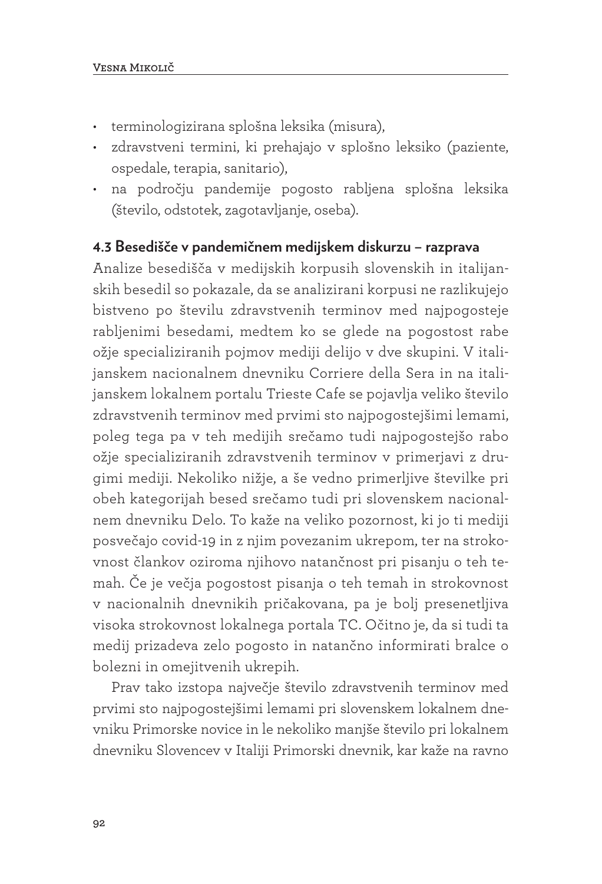- terminologizirana splošna leksika (misura),
- zdravstveni termini, ki prehajajo v splošno leksiko (paziente, ospedale, terapia, sanitario),
- na področju pandemije pogosto rabljena splošna leksika (število, odstotek, zagotavljanje, oseba).

### 4.3 Besedišče v pandemičnem medijskem diskurzu – razprava

Analize besedišča v medijskih korpusih slovenskih in italijanskih besedil so pokazale, da se analizirani korpusi ne razlikujejo bistveno po številu zdravstvenih terminov med najpogosteje rabljenimi besedami, medtem ko se glede na pogostost rabe ožje specializiranih pojmov mediji delijo v dve skupini. V italijanskem nacionalnem dnevniku Corriere della Sera in na italijanskem lokalnem portalu Trieste Cafe se pojavlja veliko število zdravstvenih terminov med prvimi sto najpogostejšimi lemami, poleg tega pa v teh medijih srečamo tudi najpogostejšo rabo ožje specializiranih zdravstvenih terminov v primerjavi z drugimi mediji. Nekoliko nižje, a še vedno primerljive številke pri obeh kategorijah besed srečamo tudi pri slovenskem nacionalnem dnevniku Delo. To kaže na veliko pozornost, ki jo ti mediji posvečajo covid-19 in z njim povezanim ukrepom, ter na strokovnost člankov oziroma njihovo natančnost pri pisanju o teh temah. Če je večja pogostost pisanja o teh temah in strokovnost v nacionalnih dnevnikih pričakovana, pa je bolj presenetljiva visoka strokovnost lokalnega portala TC. Očitno je, da si tudi ta medij prizadeva zelo pogosto in natančno informirati bralce o bolezni in omejitvenih ukrepih.

Prav tako izstopa največje število zdravstvenih terminov med prvimi sto najpogostejšimi lemami pri slovenskem lokalnem dnevniku Primorske novice in le nekoliko manjše število pri lokalnem dnevniku Slovencev v Italiji Primorski dnevnik, kar kaže na ravno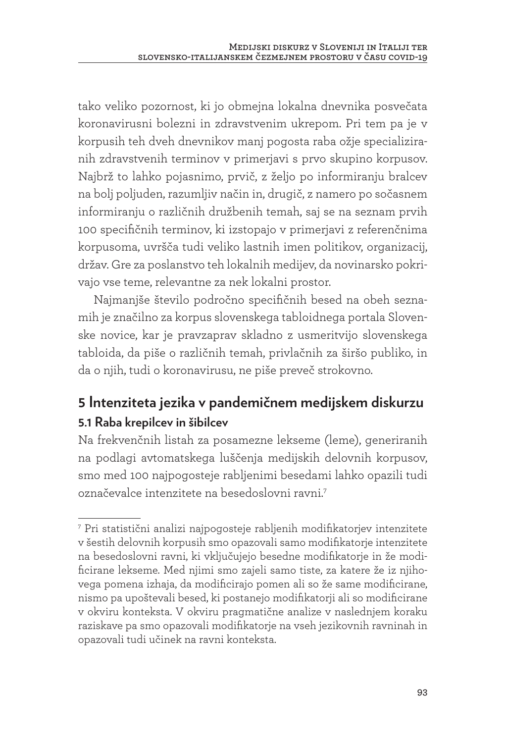tako veliko pozornost, ki jo obmejna lokalna dnevnika posvečata koronavirusni bolezni in zdravstvenim ukrepom. Pri tem pa je v korpusih teh dveh dnevnikov manj pogosta raba ožje specializiranih zdravstvenih terminov v primerjavi s prvo skupino korpusov. Najbrž to lahko pojasnimo, prvič, z željo po informiranju bralcev na bolj poljuden, razumljiv način in, drugič, z namero po sočasnem informiranju o različnih družbenih temah, saj se na seznam prvih 100 specifičnih terminov, ki izstopajo v primerjavi z referenčnima korpusoma, uvršča tudi veliko lastnih imen politikov, organizacij, držav. Gre za poslanstvo teh lokalnih medijev, da novinarsko pokrivajo vse teme, relevantne za nek lokalni prostor.

Najmanjše število področno specifičnih besed na obeh seznamih je značilno za korpus slovenskega tabloidnega portala Slovenske novice, kar je pravzaprav skladno z usmeritvijo slovenskega tabloida, da piše o različnih temah, privlačnih za širšo publiko, in da o njih, tudi o koronavirusu, ne piše preveč strokovno.

## 5 Intenziteta jezika v pandemičnem medijskem diskurzu

### 5.1 Raba krepilcev in šibilcev

Na frekvenčnih listah za posamezne lekseme (leme), generiranih na podlagi avtomatskega luščenja medijskih delovnih korpusov, smo med 100 najpogosteje rabljenimi besedami lahko opazili tudi označevalce intenzitete na besedoslovni ravni.[7]

---

[7] Pri statistični analizi najpogosteje rabljenih modifikatorjev intenzitete v šestih delovnih korpusih smo opazovali samo modifikatorje intenzitete na besedoslovni ravni, ki vključujejo besedne modifikatorje in že modificirane lekseme. Med njimi smo zajeli samo tiste, za katere že iz njihovega pomena izhaja, da modificirajo pomen ali so že same modificirane, nismo pa upoštevali besed, ki postanejo modifikatorji ali so modificirane v okviru konteksta. V okviru pragmatične analize v naslednjem koraku raziskave pa smo opazovali modifikatorje na vseh jezikovnih ravninah in opazovali tudi učinek na ravni konteksta.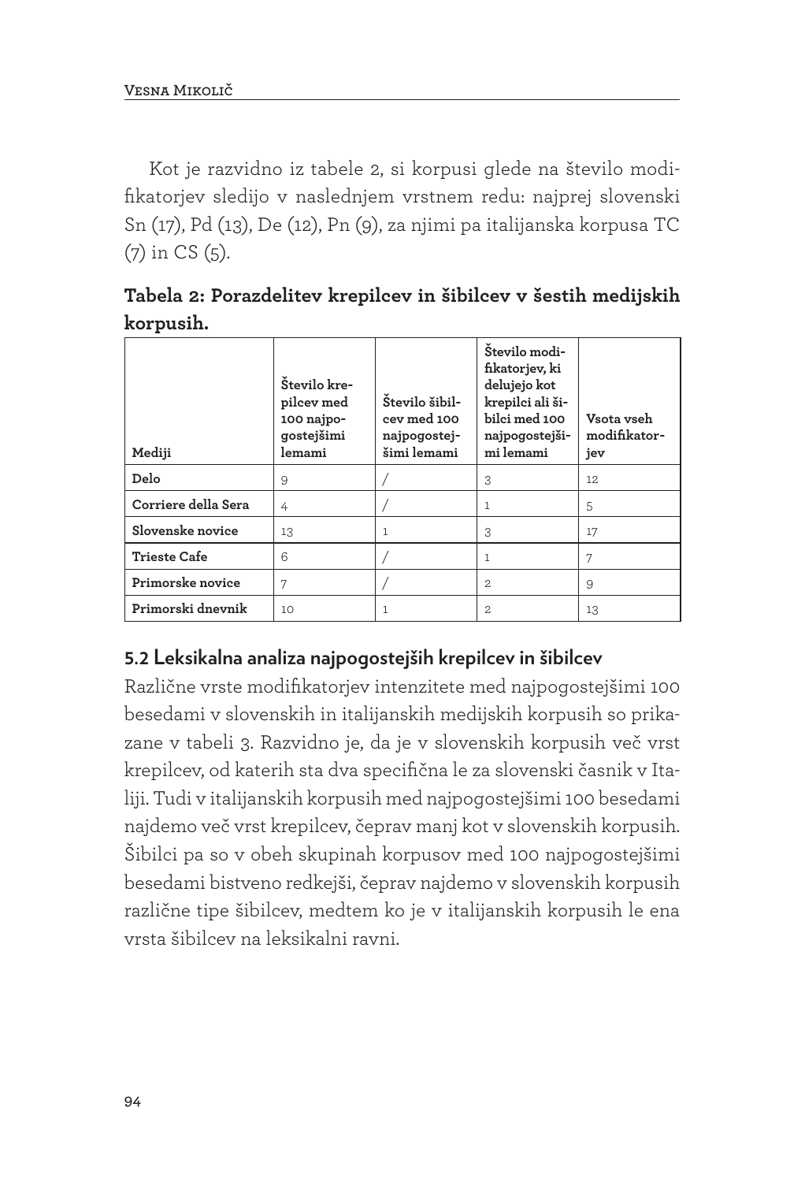Kot je razvidno iz tabele 2, si korpusi glede na število modifikatorjev sledijo v naslednjem vrstnem redu: najprej slovenski Sn (17), Pd (13), De (12), Pn (9), za njimi pa italijanska korpusa TC (7) in CS (5).

**Tabela 2: Porazdelitev krepilcev in šibilcev v šestih medijskih korpusih.**

| Mediji | Število krepilcev med 100 najpogostejšimi lemami | Število šibilcev med 100 najpogostejšimi lemami | Število modifikatorjev, ki delujejo kot krepilci ali šibilci med 100 najpogostejšimi lemami | Vsota vseh modifikatorjev |
|---|---|---|---|---|
| **Delo** | 9 | / | 3 | 12 |
| **Corriere della Sera** | 4 | / | 1 | 5 |
| **Slovenske novice** | 13 | 1 | 3 | 17 |
| **Trieste Cafe** | 6 | / | 1 | 7 |
| **Primorske novice** | 7 | / | 2 | 9 |
| **Primorski dnevnik** | 10 | 1 | 2 | 13 |

## 5.2 Leksikalna analiza najpogostejših krepilcev in šibilcev

Različne vrste modifikatorjev intenzitete med najpogostejšimi 100 besedami v slovenskih in italijanskih medijskih korpusih so prikazane v tabeli 3. Razvidno je, da je v slovenskih korpusih več vrst krepilcev, od katerih sta dva specifična le za slovenski časnik v Italiji. Tudi v italijanskih korpusih med najpogostejšimi 100 besedami najdemo več vrst krepilcev, čeprav manj kot v slovenskih korpusih. Šibilci pa so v obeh skupinah korpusov med 100 najpogostejšimi besedami bistveno redkejši, čeprav najdemo v slovenskih korpusih različne tipe šibilcev, medtem ko je v italijanskih korpusih le ena vrsta šibilcev na leksikalni ravni.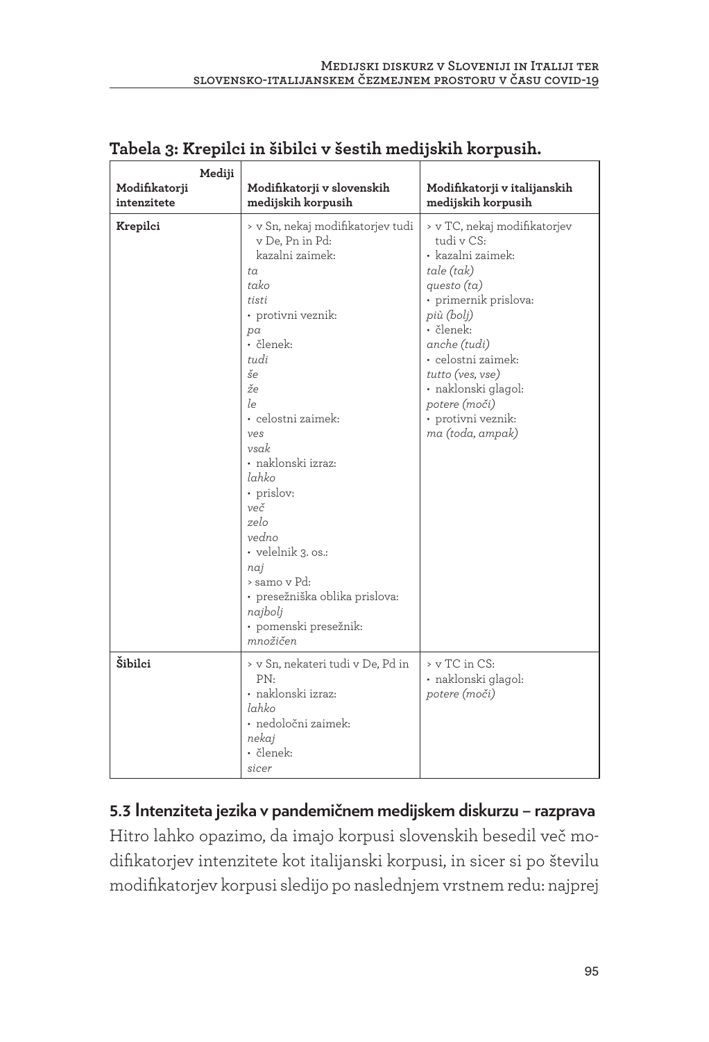**Tabela 3: Krepilci in šibilci v šestih medijskih korpusih.**

| Mediji<br>Modifikatorji intenzitete | Modifikatorji v slovenskih medijskih korpusih | Modifikatorji v italijanskih medijskih korpusih |
| --- | --- | --- |
| **Krepilci** | › v Sn, nekaj modifikatorjev tudi v De, Pn in Pd:<br>kazalni zaimek:<br>*ta*<br>*tako*<br>*tisti*<br>• protivni veznik:<br>*pa*<br>• členek:<br>*tudi*<br>*še*<br>*že*<br>*le*<br>• celostni zaimek:<br>*ves*<br>*vsak*<br>• naklonski izraz:<br>*lahko*<br>• prislov:<br>*več*<br>*zelo*<br>*vedno*<br>• velelnik 3. os.:<br>*naj*<br>› samo v Pd:<br>• presežniška oblika prislova:<br>*najbolj*<br>• pomenski presežnik:<br>*množičen* | › v TC, nekaj modifikatorjev tudi v CS:<br>• kazalni zaimek:<br>*tale (tak)*<br>*questo (ta)*<br>• primernik prislova:<br>*più (bolj)*<br>• členek:<br>*anche (tudi)*<br>• celostni zaimek:<br>*tutto (ves, vse)*<br>• naklonski glagol:<br>*potere (moči)*<br>• protivni veznik:<br>*ma (toda, ampak)* |
| **Šibilci** | › v Sn, nekateri tudi v De, Pd in PN:<br>• naklonski izraz:<br>*lahko*<br>• nedoločni zaimek:<br>*nekaj*<br>• členek:<br>*sicer* | › v TC in CS:<br>• naklonski glagol:<br>*potere (moči)* |

### 5.3 Intenziteta jezika v pandemičnem medijskem diskurzu – razprava

Hitro lahko opazimo, da imajo korpusi slovenskih besedil več modifikatorjev intenzitete kot italijanski korpusi, in sicer si po številu modifikatorjev korpusi sledijo po naslednjem vrstnem redu: najprej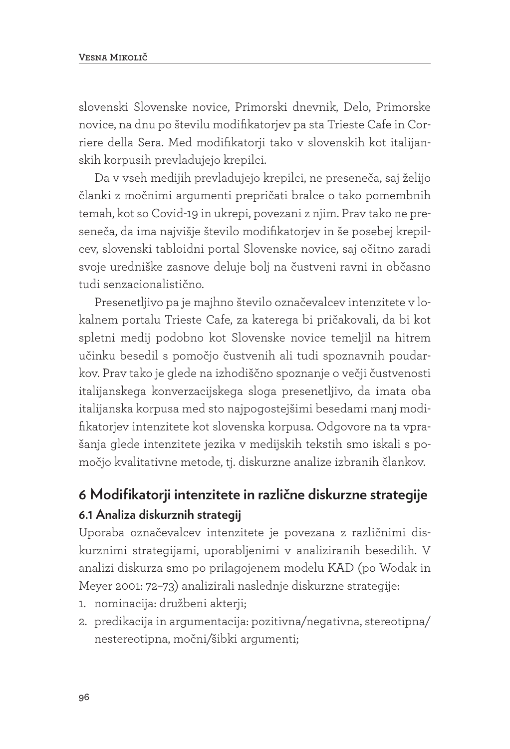slovenski Slovenske novice, Primorski dnevnik, Delo, Primorske novice, na dnu po številu modifikatorjev pa sta Trieste Cafe in Corriere della Sera. Med modifikatorji tako v slovenskih kot italijanskih korpusih prevladujejo krepilci.

Da v vseh medijih prevladujejo krepilci, ne preseneča, saj želijo članki z močnimi argumenti prepričati bralce o tako pomembnih temah, kot so Covid-19 in ukrepi, povezani z njim. Prav tako ne preseneča, da ima najvišje število modifikatorjev in še posebej krepilcev, slovenski tabloidni portal Slovenske novice, saj očitno zaradi svoje uredniške zasnove deluje bolj na čustveni ravni in občasno tudi senzacionalistično.

Presenetljivo pa je majhno število označevalcev intenzitete v lokalnem portalu Trieste Cafe, za katerega bi pričakovali, da bi kot spletni medij podobno kot Slovenske novice temeljil na hitrem učinku besedil s pomočjo čustvenih ali tudi spoznavnih poudarkov. Prav tako je glede na izhodiščno spoznanje o večji čustvenosti italijanskega konverzacijskega sloga presenetljivo, da imata oba italijanska korpusa med sto najpogostejšimi besedami manj modifikatorjev intenzitete kot slovenska korpusa. Odgovore na ta vprašanja glede intenzitete jezika v medijskih tekstih smo iskali s pomočjo kvalitativne metode, tj. diskurzne analize izbranih člankov.

## 6 Modifikatorji intenzitete in različne diskurzne strategije

### 6.1 Analiza diskurznih strategij

Uporaba označevalcev intenzitete je povezana z različnimi diskurznimi strategijami, uporabljenimi v analiziranih besedilih. V analizi diskurza smo po prilagojenem modelu KAD (po Wodak in Meyer 2001: 72–73) analizirali naslednje diskurzne strategije:

1. nominacija: družbeni akterji;
2. predikacija in argumentacija: pozitivna/negativna, stereotipna/nestereotipna, močni/šibki argumenti;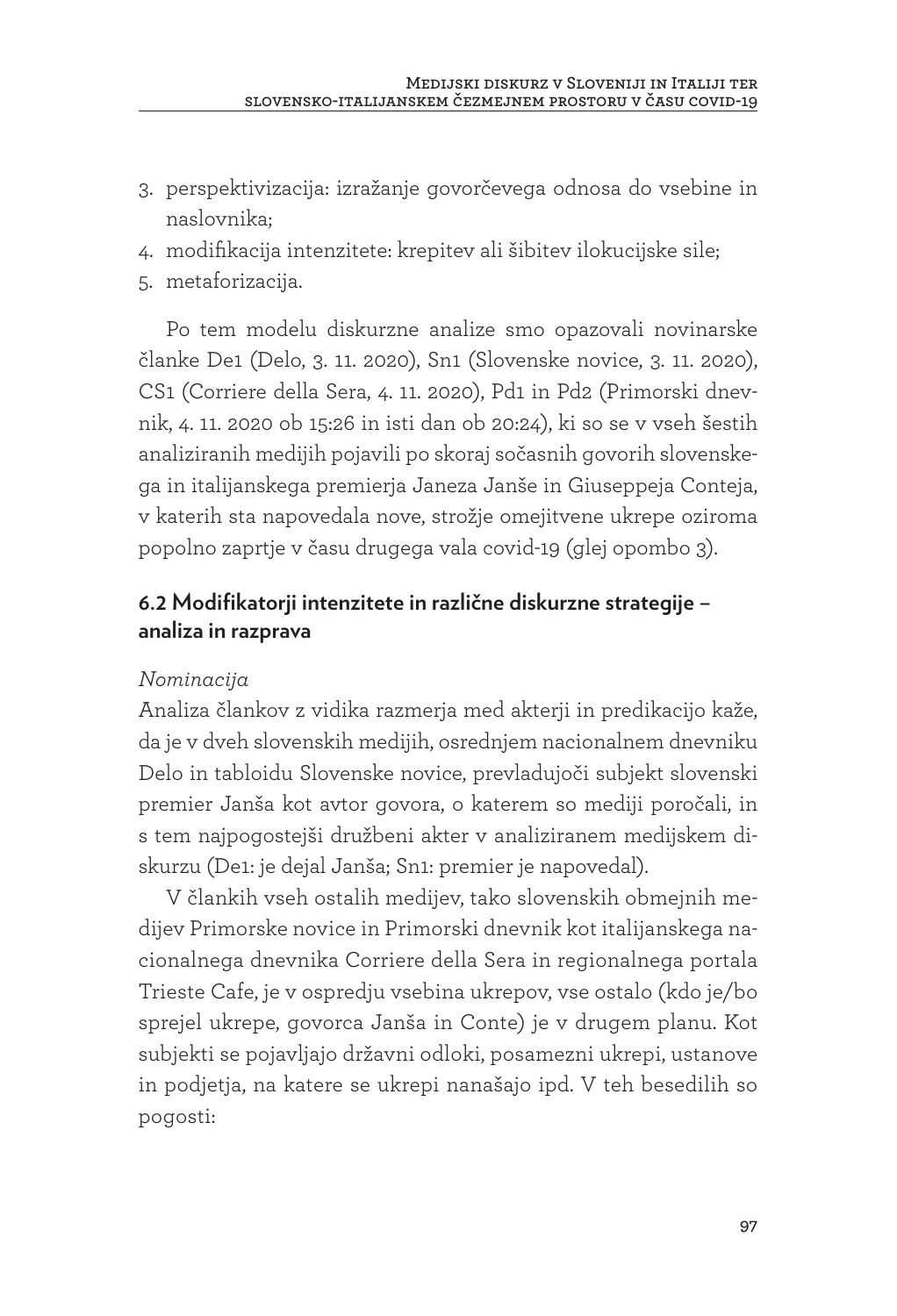3. perspektivizacija: izražanje govorčevega odnosa do vsebine in naslovnika;
4. modifikacija intenzitete: krepitev ali šibitev ilokucijske sile;
5. metaforizacija.

Po tem modelu diskurzne analize smo opazovali novinarske članke De1 (Delo, 3. 11. 2020), Sn1 (Slovenske novice, 3. 11. 2020), CS1 (Corriere della Sera, 4. 11. 2020), Pd1 in Pd2 (Primorski dnevnik, 4. 11. 2020 ob 15:26 in isti dan ob 20:24), ki so se v vseh šestih analiziranih medijih pojavili po skoraj sočasnih govorih slovenskega in italijanskega premierja Janeza Janše in Giuseppeja Conteja, v katerih sta napovedala nove, strožje omejitvene ukrepe oziroma popolno zaprtje v času drugega vala covid-19 (glej opombo 3).

## 6.2 Modifikatorji intenzitete in različne diskurzne strategije – analiza in razprava

*Nominacija*

Analiza člankov z vidika razmerja med akterji in predikacijo kaže, da je v dveh slovenskih medijih, osrednjem nacionalnem dnevniku Delo in tabloidu Slovenske novice, prevladujoči subjekt slovenski premier Janša kot avtor govora, o katerem so mediji poročali, in s tem najpogostejši družbeni akter v analiziranem medijskem diskurzu (De1: je dejal Janša; Sn1: premier je napovedal).

V člankih vseh ostalih medijev, tako slovenskih obmejnih medijev Primorske novice in Primorski dnevnik kot italijanskega nacionalnega dnevnika Corriere della Sera in regionalnega portala Trieste Cafe, je v ospredju vsebina ukrepov, vse ostalo (kdo je/bo sprejel ukrepe, govorca Janša in Conte) je v drugem planu. Kot subjekti se pojavljajo državni odloki, posamezni ukrepi, ustanove in podjetja, na katere se ukrepi nanašajo ipd. V teh besedilih so pogosti: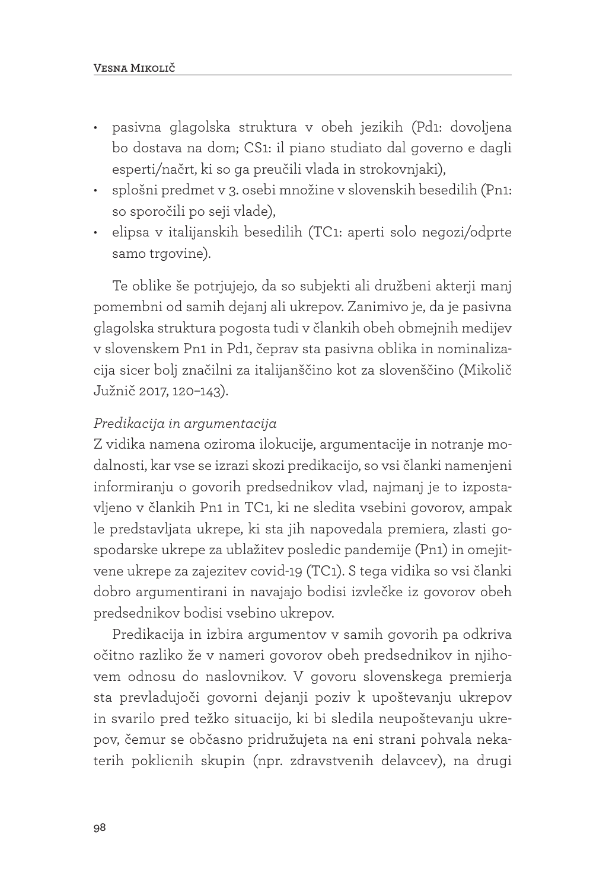- pasivna glagolska struktura v obeh jezikih (Pd1: dovoljena bo dostava na dom; CS1: il piano studiato dal governo e dagli esperti/načrt, ki so ga preučili vlada in strokovnjaki),
- splošni predmet v 3. osebi množine v slovenskih besedilih (Pn1: so sporočili po seji vlade),
- elipsa v italijanskih besedilih (TC1: aperti solo negozi/odprte samo trgovine).

Te oblike še potrjujejo, da so subjekti ali družbeni akterji manj pomembni od samih dejanj ali ukrepov. Zanimivo je, da je pasivna glagolska struktura pogosta tudi v člankih obeh obmejnih medijev v slovenskem Pn1 in Pd1, čeprav sta pasivna oblika in nominalizacija sicer bolj značilni za italijanščino kot za slovenščino (Mikolič Južnič 2017, 120–143).

*Predikacija in argumentacija*

Z vidika namena oziroma ilokucije, argumentacije in notranje modalnosti, kar vse se izrazi skozi predikacijo, so vsi članki namenjeni informiranju o govorih predsednikov vlad, najmanj je to izpostavljeno v člankih Pn1 in TC1, ki ne sledita vsebini govorov, ampak le predstavljata ukrepe, ki sta jih napovedala premiera, zlasti gospodarske ukrepe za ublažitev posledic pandemije (Pn1) in omejitvene ukrepe za zajezitev covid-19 (TC1). S tega vidika so vsi članki dobro argumentirani in navajajo bodisi izvlečke iz govorov obeh predsednikov bodisi vsebino ukrepov.

Predikacija in izbira argumentov v samih govorih pa odkriva očitno razliko že v nameri govorov obeh predsednikov in njihovem odnosu do naslovnikov. V govoru slovenskega premierja sta prevladujoči govorni dejanji poziv k upoštevanju ukrepov in svarilo pred težko situacijo, ki bi sledila neupoštevanju ukrepov, čemur se občasno pridružujeta na eni strani pohvala nekaterih poklicnih skupin (npr. zdravstvenih delavcev), na drugi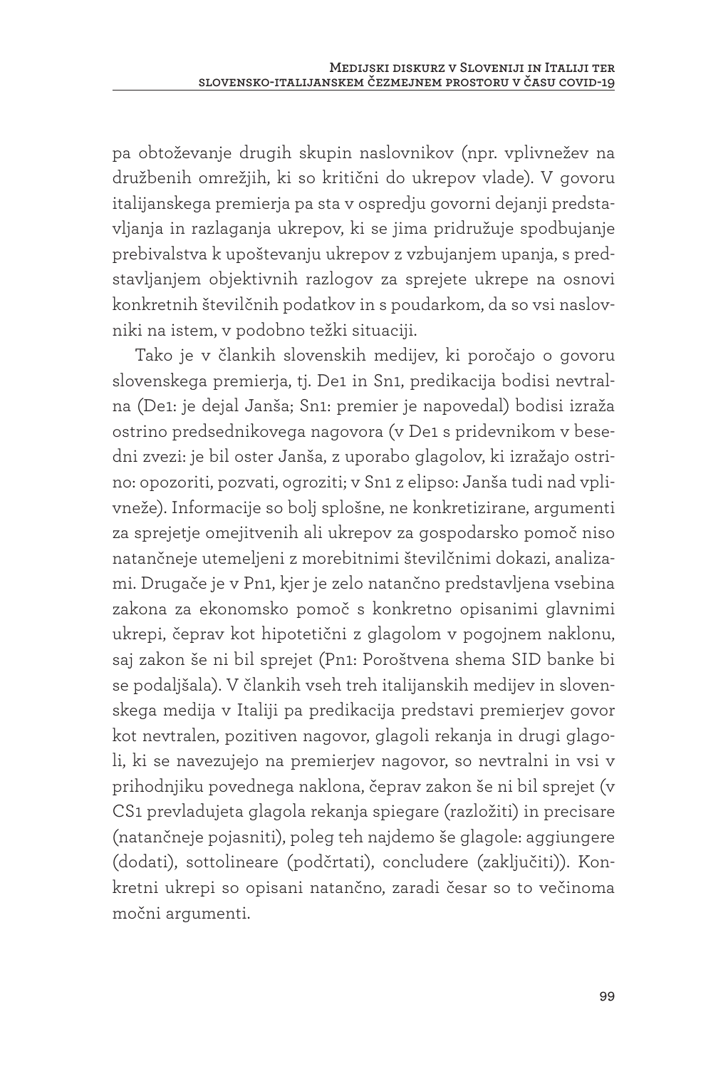pa obtoževanje drugih skupin naslovnikov (npr. vplivnežev na družbenih omrežjih, ki so kritični do ukrepov vlade). V govoru italijanskega premierja pa sta v ospredju govorni dejanji predstavljanja in razlaganja ukrepov, ki se jima pridružuje spodbujanje prebivalstva k upoštevanju ukrepov z vzbujanjem upanja, s predstavljanjem objektivnih razlogov za sprejete ukrepe na osnovi konkretnih številčnih podatkov in s poudarkom, da so vsi naslovniki na istem, v podobno težki situaciji.

Tako je v člankih slovenskih medijev, ki poročajo o govoru slovenskega premierja, tj. De1 in Sn1, predikacija bodisi nevtralna (De1: je dejal Janša; Sn1: premier je napovedal) bodisi izraža ostrino predsednikovega nagovora (v De1 s pridevnikom v besedni zvezi: je bil oster Janša, z uporabo glagolov, ki izražajo ostrino: opozoriti, pozvati, ogroziti; v Sn1 z elipso: Janša tudi nad vplivneže). Informacije so bolj splošne, ne konkretizirane, argumenti za sprejetje omejitvenih ali ukrepov za gospodarsko pomoč niso natančneje utemeljeni z morebitnimi številčnimi dokazi, analizami. Drugače je v Pn1, kjer je zelo natančno predstavljena vsebina zakona za ekonomsko pomoč s konkretno opisanimi glavnimi ukrepi, čeprav kot hipotetični z glagolom v pogojnem naklonu, saj zakon še ni bil sprejet (Pn1: Poroštvena shema SID banke bi se podaljšala). V člankih vseh treh italijanskih medijev in slovenskega medija v Italiji pa predikacija predstavi premierjev govor kot nevtralen, pozitiven nagovor, glagoli rekanja in drugi glagoli, ki se navezujejo na premierjev nagovor, so nevtralni in vsi v prihodnjiku povednega naklona, čeprav zakon še ni bil sprejet (v CS1 prevladujeta glagola rekanja spiegare (razložiti) in precisare (natančneje pojasniti), poleg teh najdemo še glagole: aggiungere (dodati), sottolineare (podčrtati), concludere (zaključiti)). Konkretni ukrepi so opisani natančno, zaradi česar so to večinoma močni argumenti.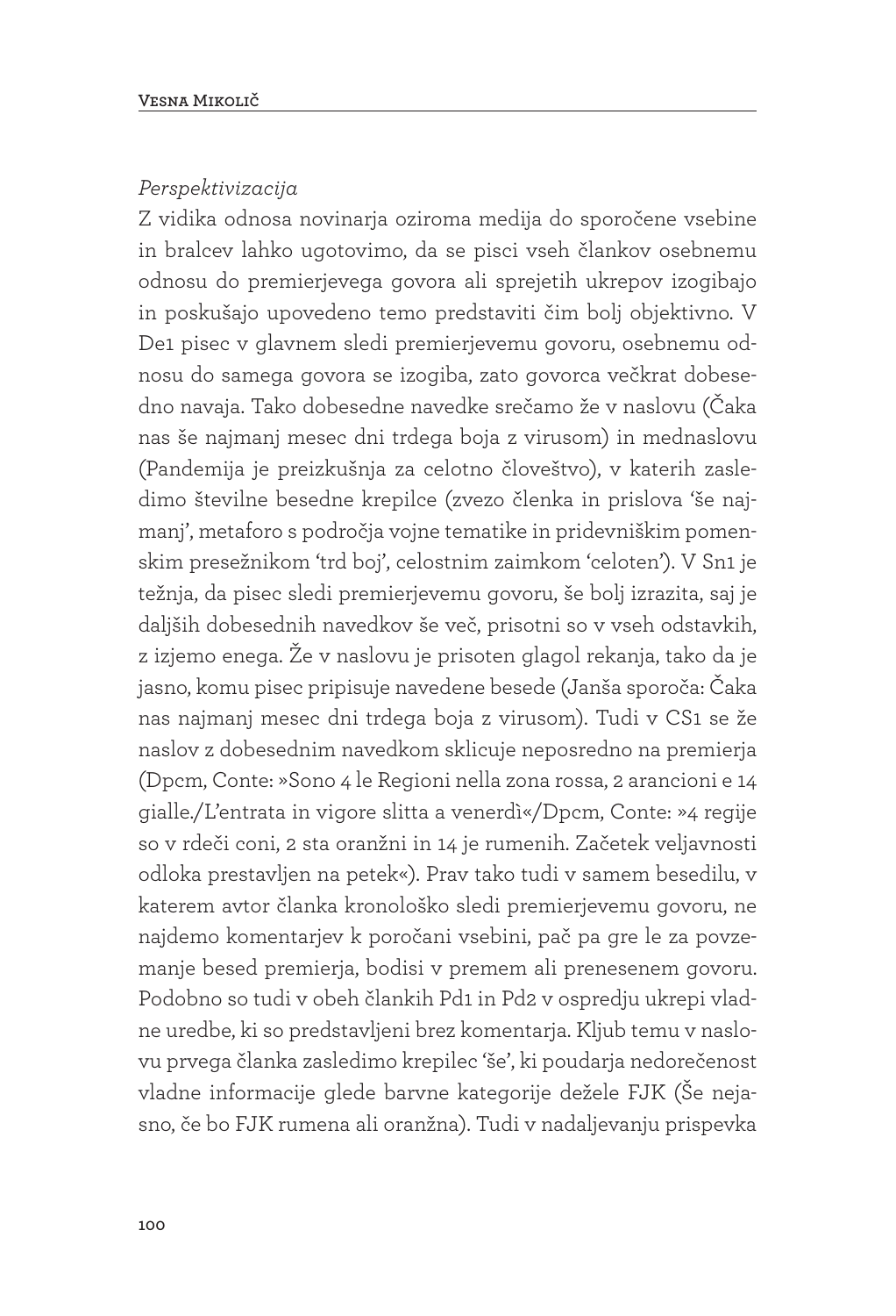*Perspektivizacija*

Z vidika odnosa novinarja oziroma medija do sporočene vsebine in bralcev lahko ugotovimo, da se pisci vseh člankov osebnemu odnosu do premierjevega govora ali sprejetih ukrepov izogibajo in poskušajo upovedeno temo predstaviti čim bolj objektivno. V De1 pisec v glavnem sledi premierjevemu govoru, osebnemu odnosu do samega govora se izogiba, zato govorca večkrat dobesedno navaja. Tako dobesedne navedke srečamo že v naslovu (Čaka nas še najmanj mesec dni trdega boja z virusom) in mednaslovu (Pandemija je preizkušnja za celotno človeštvo), v katerih zasledimo številne besedne krepilce (zvezo členka in prislova 'še najmanj', metaforo s področja vojne tematike in pridevniškim pomenskim presežnikom 'trd boj', celostnim zaimkom 'celoten'). V Sn1 je težnja, da pisec sledi premierjevemu govoru, še bolj izrazita, saj je daljših dobesednih navedkov še več, prisotni so v vseh odstavkih, z izjemo enega. Že v naslovu je prisoten glagol rekanja, tako da je jasno, komu pisec pripisuje navedene besede (Janša sporoča: Čaka nas najmanj mesec dni trdega boja z virusom). Tudi v CS1 se že naslov z dobesednim navedkom sklicuje neposredno na premierja (Dpcm, Conte: »Sono 4 le Regioni nella zona rossa, 2 arancioni e 14 gialle./L'entrata in vigore slitta a venerdì«/Dpcm, Conte: »4 regije so v rdeči coni, 2 sta oranžni in 14 je rumenih. Začetek veljavnosti odloka prestavljen na petek«). Prav tako tudi v samem besedilu, v katerem avtor članka kronološko sledi premierjevemu govoru, ne najdemo komentarjev k poročani vsebini, pač pa gre le za povzemanje besed premierja, bodisi v premem ali prenesenem govoru. Podobno so tudi v obeh člankih Pd1 in Pd2 v ospredju ukrepi vladne uredbe, ki so predstavljeni brez komentarja. Kljub temu v naslovu prvega članka zasledimo krepilec 'še', ki poudarja nedorečenost vladne informacije glede barvne kategorije dežele FJK (Še nejasno, če bo FJK rumena ali oranžna). Tudi v nadaljevanju prispevka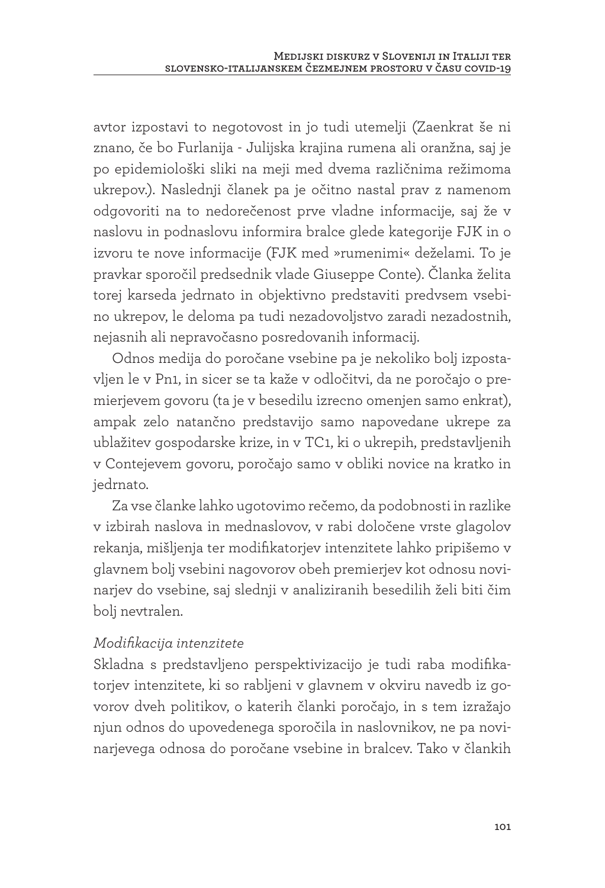avtor izpostavi to negotovost in jo tudi utemelji (Zaenkrat še ni znano, če bo Furlanija - Julijska krajina rumena ali oranžna, saj je po epidemiološki sliki na meji med dvema različnima režimoma ukrepov.). Naslednji članek pa je očitno nastal prav z namenom odgovoriti na to nedorečenost prve vladne informacije, saj že v naslovu in podnaslovu informira bralce glede kategorije FJK in o izvoru te nove informacije (FJK med »rumenimi« deželami. To je pravkar sporočil predsednik vlade Giuseppe Conte). Članka želita torej karseda jedrnato in objektivno predstaviti predvsem vsebino ukrepov, le deloma pa tudi nezadovoljstvo zaradi nezadostnih, nejasnih ali nepravočasno posredovanih informacij.

Odnos medija do poročane vsebine pa je nekoliko bolj izpostavljen le v Pn1, in sicer se ta kaže v odločitvi, da ne poročajo o premierjevem govoru (ta je v besedilu izrecno omenjen samo enkrat), ampak zelo natančno predstavijo samo napovedane ukrepe za ublažitev gospodarske krize, in v TC1, ki o ukrepih, predstavljenih v Contejevem govoru, poročajo samo v obliki novice na kratko in jedrnato.

Za vse članke lahko ugotovimo rečemo, da podobnosti in razlike v izbirah naslova in mednaslovov, v rabi določene vrste glagolov rekanja, mišljenja ter modifikatorjev intenzitete lahko pripišemo v glavnem bolj vsebini nagovorov obeh premierjev kot odnosu novinarjev do vsebine, saj slednji v analiziranih besedilih želi biti čim bolj nevtralen.

*Modifikacija intenzitete*

Skladna s predstavljeno perspektivizacijo je tudi raba modifikatorjev intenzitete, ki so rabljeni v glavnem v okviru navedb iz govorov dveh politikov, o katerih članki poročajo, in s tem izražajo njun odnos do upovedenega sporočila in naslovnikov, ne pa novinarjevega odnosa do poročane vsebine in bralcev. Tako v člankih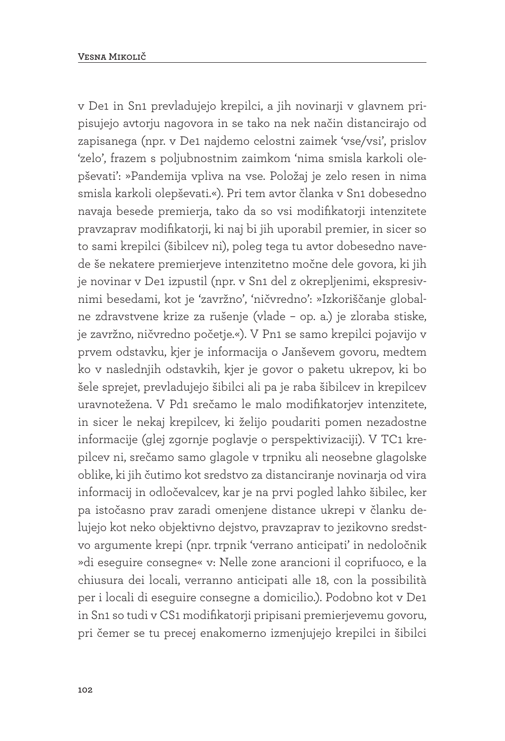v De1 in Sn1 prevladujejo krepilci, a jih novinarji v glavnem pripisujejo avtorju nagovora in se tako na nek način distancirajo od zapisanega (npr. v De1 najdemo celostni zaimek 'vse/vsi', prislov 'zelo', frazem s poljubnostnim zaimkom 'nima smisla karkoli olepševati': »Pandemija vpliva na vse. Položaj je zelo resen in nima smisla karkoli olepševati.«). Pri tem avtor članka v Sn1 dobesedno navaja besede premierja, tako da so vsi modifikatorji intenzitete pravzaprav modifikatorji, ki naj bi jih uporabil premier, in sicer so to sami krepilci (šibilcev ni), poleg tega tu avtor dobesedno navede še nekatere premierjeve intenzitetno močne dele govora, ki jih je novinar v De1 izpustil (npr. v Sn1 del z okrepljenimi, ekspresivnimi besedami, kot je 'zavržno', 'ničvredno': »Izkoriščanje globalne zdravstvene krize za rušenje (vlade – op. a.) je zloraba stiske, je zavržno, ničvredno početje.«). V Pn1 se samo krepilci pojavijo v prvem odstavku, kjer je informacija o Janševem govoru, medtem ko v naslednjih odstavkih, kjer je govor o paketu ukrepov, ki bo šele sprejet, prevladujejo šibilci ali pa je raba šibilcev in krepilcev uravnotežena. V Pd1 srečamo le malo modifikatorjev intenzitete, in sicer le nekaj krepilcev, ki želijo poudariti pomen nezadostne informacije (glej zgornje poglavje o perspektivizaciji). V TC1 krepilcev ni, srečamo samo glagole v trpniku ali neosebne glagolske oblike, ki jih čutimo kot sredstvo za distanciranje novinarja od vira informacij in odločevalcev, kar je na prvi pogled lahko šibilec, ker pa istočasno prav zaradi omenjene distance ukrepi v članku delujejo kot neko objektivno dejstvo, pravzaprav to jezikovno sredstvo argumente krepi (npr. trpnik 'verrano anticipati' in nedoločnik »di eseguire consegne« v: Nelle zone arancioni il coprifuoco, e la chiusura dei locali, verranno anticipati alle 18, con la possibilità per i locali di eseguire consegne a domicilio.). Podobno kot v De1 in Sn1 so tudi v CS1 modifikatorji pripisani premierjevemu govoru, pri čemer se tu precej enakomerno izmenjujejo krepilci in šibilci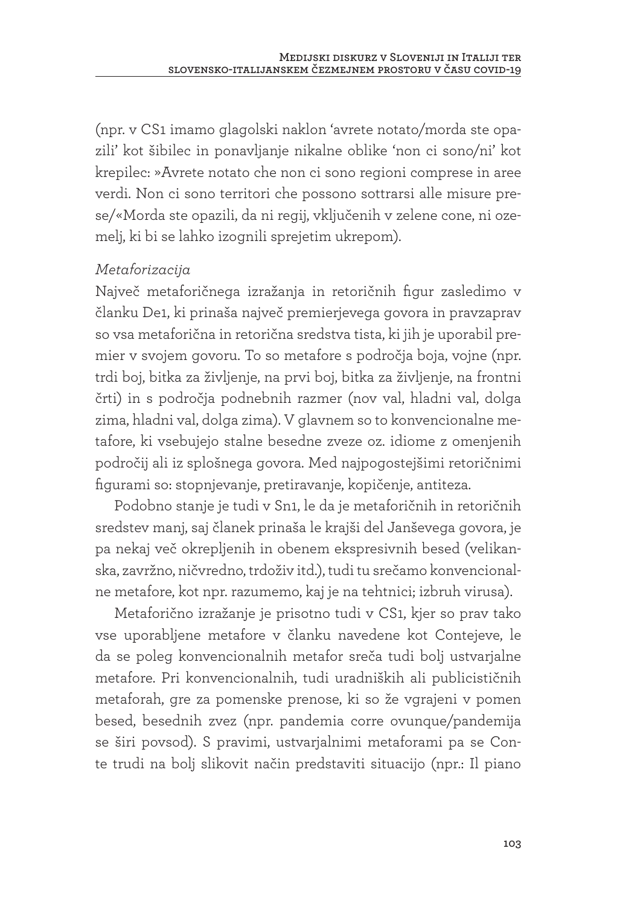(npr. v CS1 imamo glagolski naklon 'avrete notato/morda ste opazili' kot šibilec in ponavljanje nikalne oblike 'non ci sono/ni' kot krepilec: »Avrete notato che non ci sono regioni comprese in aree verdi. Non ci sono territori che possono sottrarsi alle misure prese/«Morda ste opazili, da ni regij, vključenih v zelene cone, ni ozemelj, ki bi se lahko izognili sprejetim ukrepom).

*Metaforizacija*

Največ metaforičnega izražanja in retoričnih figur zasledimo v članku De1, ki prinaša največ premierjevega govora in pravzaprav so vsa metaforična in retorična sredstva tista, ki jih je uporabil premier v svojem govoru. To so metafore s področja boja, vojne (npr. trdi boj, bitka za življenje, na prvi boj, bitka za življenje, na frontni črti) in s področja podnebnih razmer (nov val, hladni val, dolga zima, hladni val, dolga zima). V glavnem so to konvencionalne metafore, ki vsebujejo stalne besedne zveze oz. idiome z omenjenih področij ali iz splošnega govora. Med najpogostejšimi retoričnimi figurami so: stopnjevanje, pretiravanje, kopičenje, antiteza.

Podobno stanje je tudi v Sn1, le da je metaforičnih in retoričnih sredstev manj, saj članek prinaša le krajši del Janševega govora, je pa nekaj več okrepljenih in obenem ekspresivnih besed (velikanska, zavržno, ničvredno, trdoživ itd.), tudi tu srečamo konvencionalne metafore, kot npr. razumemo, kaj je na tehtnici; izbruh virusa).

Metaforično izražanje je prisotno tudi v CS1, kjer so prav tako vse uporabljene metafore v članku navedene kot Contejeve, le da se poleg konvencionalnih metafor sreča tudi bolj ustvarjalne metafore. Pri konvencionalnih, tudi uradniških ali publicističnih metaforah, gre za pomenske prenose, ki so že vgrajeni v pomen besed, besednih zvez (npr. pandemia corre ovunque/pandemija se širi povsod). S pravimi, ustvarjalnimi metaforami pa se Conte trudi na bolj slikovit način predstaviti situacijo (npr.: Il piano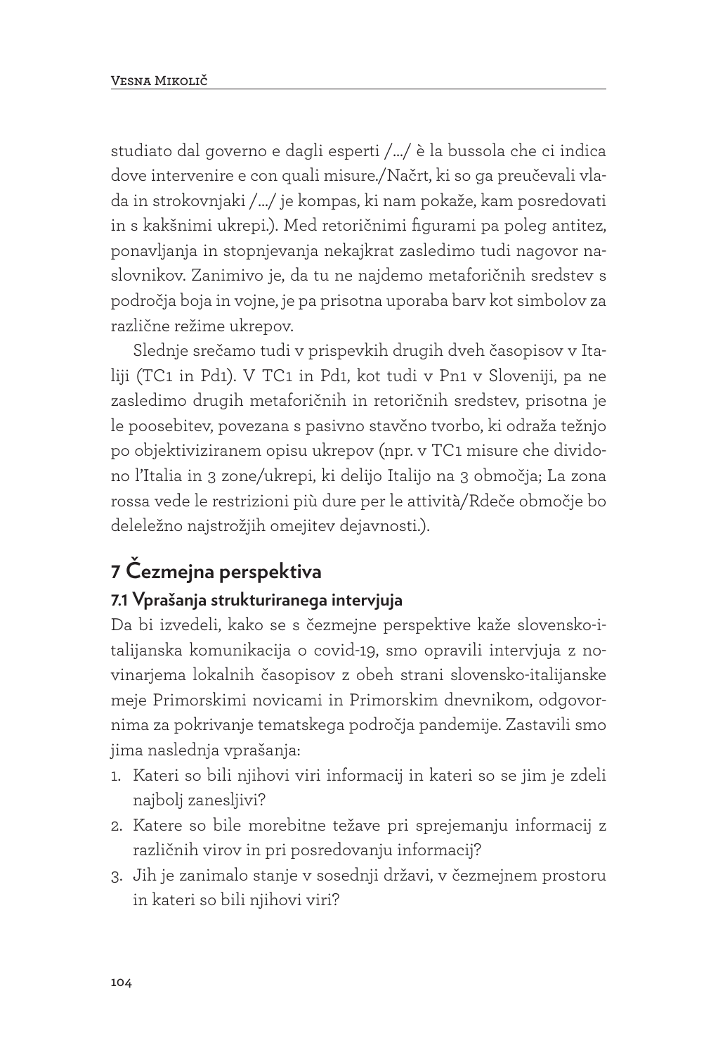studiato dal governo e dagli esperti /…/ è la bussola che ci indica dove intervenire e con quali misure./Načrt, ki so ga preučevali vlada in strokovnjaki /…/ je kompas, ki nam pokaže, kam posredovati in s kakšnimi ukrepi.). Med retoričnimi figurami pa poleg antitez, ponavljanja in stopnjevanja nekajkrat zasledimo tudi nagovor naslovnikov. Zanimivo je, da tu ne najdemo metaforičnih sredstev s področja boja in vojne, je pa prisotna uporaba barv kot simbolov za različne režime ukrepov.

Slednje srečamo tudi v prispevkih drugih dveh časopisov v Italiji (TC1 in Pd1). V TC1 in Pd1, kot tudi v Pn1 v Sloveniji, pa ne zasledimo drugih metaforičnih in retoričnih sredstev, prisotna je le poosebitev, povezana s pasivno stavčno tvorbo, ki odraža težnjo po objektiviziranem opisu ukrepov (npr. v TC1 misure che dividono l'Italia in 3 zone/ukrepi, ki delijo Italijo na 3 območja; La zona rossa vede le restrizioni più dure per le attività/Rdeče območje bo deležno najstrožjih omejitev dejavnosti.).

## 7 Čezmejna perspektiva

### 7.1 Vprašanja strukturiranega intervjuja

Da bi izvedeli, kako se s čezmejne perspektive kaže slovensko-italijanska komunikacija o covid-19, smo opravili intervjuja z novinarjema lokalnih časopisov z obeh strani slovensko-italijanske meje Primorskimi novicami in Primorskim dnevnikom, odgovornima za pokrivanje tematskega področja pandemije. Zastavili smo jima naslednja vprašanja:

1. Kateri so bili njihovi viri informacij in kateri so se jim je zdeli najbolj zanesljivi?
2. Katere so bile morebitne težave pri sprejemanju informacij z različnih virov in pri posredovanju informacij?
3. Jih je zanimalo stanje v sosednji državi, v čezmejnem prostoru in kateri so bili njihovi viri?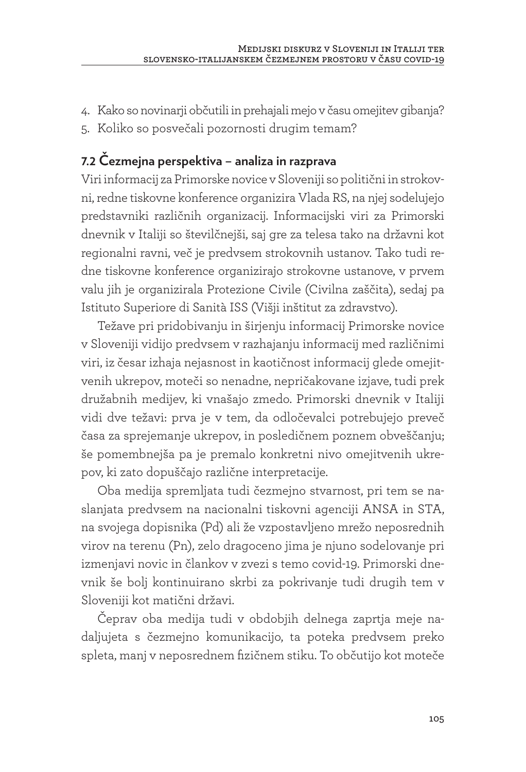4. Kako so novinarji občutili in prehajali mejo v času omejitev gibanja?
5. Koliko so posvečali pozornosti drugim temam?

## 7.2 Čezmejna perspektiva – analiza in razprava

Viri informacij za Primorske novice v Sloveniji so politični in strokovni, redne tiskovne konference organizira Vlada RS, na njej sodelujejo predstavniki različnih organizacij. Informacijski viri za Primorski dnevnik v Italiji so številčnejši, saj gre za telesa tako na državni kot regionalni ravni, več je predvsem strokovnih ustanov. Tako tudi redne tiskovne konference organizirajo strokovne ustanove, v prvem valu jih je organizirala Protezione Civile (Civilna zaščita), sedaj pa Istituto Superiore di Sanità ISS (Višji inštitut za zdravstvo).

Težave pri pridobivanju in širjenju informacij Primorske novice v Sloveniji vidijo predvsem v razhajanju informacij med različnimi viri, iz česar izhaja nejasnost in kaotičnost informacij glede omejitvenih ukrepov, moteči so nenadne, nepričakovane izjave, tudi prek družabnih medijev, ki vnašajo zmedo. Primorski dnevnik v Italiji vidi dve težavi: prva je v tem, da odločevalci potrebujejo preveč časa za sprejemanje ukrepov, in posledičnem poznem obveščanju; še pomembnejša pa je premalo konkretni nivo omejitvenih ukrepov, ki zato dopuščajo različne interpretacije.

Oba medija spremljata tudi čezmejno stvarnost, pri tem se naslanjata predvsem na nacionalni tiskovni agenciji ANSA in STA, na svojega dopisnika (Pd) ali že vzpostavljeno mrežo neposrednih virov na terenu (Pn), zelo dragoceno jima je njuno sodelovanje pri izmenjavi novic in člankov v zvezi s temo covid-19. Primorski dnevnik še bolj kontinuirano skrbi za pokrivanje tudi drugih tem v Sloveniji kot matični državi.

Čeprav oba medija tudi v obdobjih delnega zaprtja meje nadaljujeta s čezmejno komunikacijo, ta poteka predvsem preko spleta, manj v neposrednem fizičnem stiku. To občutijo kot moteče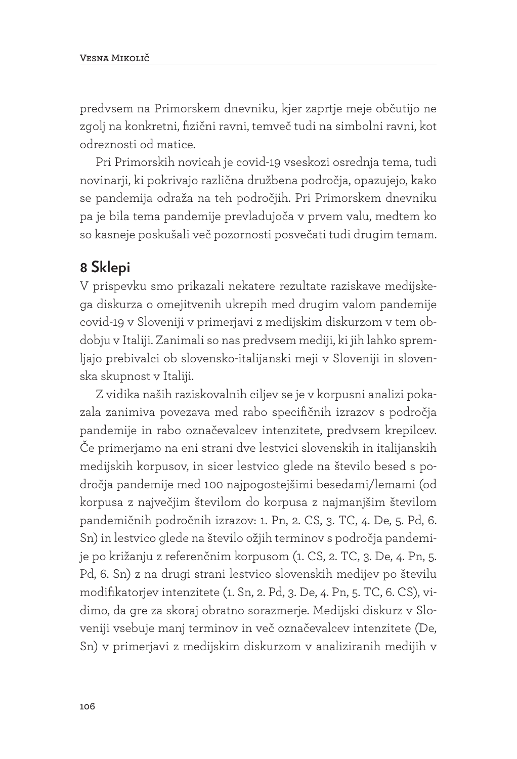predvsem na Primorskem dnevniku, kjer zaprtje meje občutijo ne zgolj na konkretni, fizični ravni, temveč tudi na simbolni ravni, kot odreznosti od matice.

Pri Primorskih novicah je covid-19 vseskozi osrednja tema, tudi novinarji, ki pokrivajo različna družbena področja, opazujejo, kako se pandemija odraža na teh področjih. Pri Primorskem dnevniku pa je bila tema pandemije prevladujoča v prvem valu, medtem ko so kasneje poskušali več pozornosti posvečati tudi drugim temam.

## 8 Sklepi

V prispevku smo prikazali nekatere rezultate raziskave medijskega diskurza o omejitvenih ukrepih med drugim valom pandemije covid-19 v Sloveniji v primerjavi z medijskim diskurzom v tem obdobju v Italiji. Zanimali so nas predvsem mediji, ki jih lahko spremljajo prebivalci ob slovensko-italijanski meji v Sloveniji in slovenska skupnost v Italiji.

Z vidika naših raziskovalnih ciljev se je v korpusni analizi pokazala zanimiva povezava med rabo specifičnih izrazov s področja pandemije in rabo označevalcev intenzitete, predvsem krepilcev. Če primerjamo na eni strani dve lestvici slovenskih in italijanskih medijskih korpusov, in sicer lestvico glede na število besed s področja pandemije med 100 najpogostejšimi besedami/lemami (od korpusa z največjim številom do korpusa z najmanjšim številom pandemičnih področnih izrazov: 1. Pn, 2. CS, 3. TC, 4. De, 5. Pd, 6. Sn) in lestvico glede na število ožjih terminov s področja pandemije po križanju z referenčnim korpusom (1. CS, 2. TC, 3. De, 4. Pn, 5. Pd, 6. Sn) z na drugi strani lestvico slovenskih medijev po številu modifikatorjev intenzitete (1. Sn, 2. Pd, 3. De, 4. Pn, 5. TC, 6. CS), vidimo, da gre za skoraj obratno sorazmerje. Medijski diskurz v Sloveniji vsebuje manj terminov in več označevalcev intenzitete (De, Sn) v primerjavi z medijskim diskurzom v analiziranih medijih v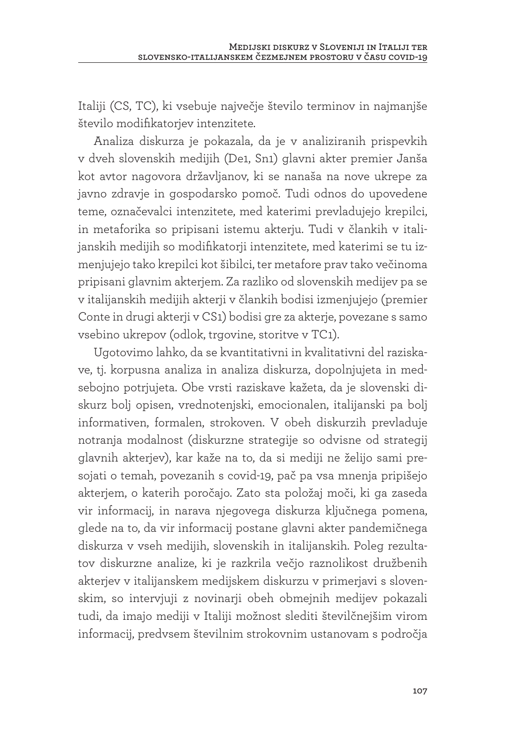Italiji (CS, TC), ki vsebuje največje število terminov in najmanjše število modifikatorjev intenzitete.

Analiza diskurza je pokazala, da je v analiziranih prispevkih v dveh slovenskih medijih (De1, Sn1) glavni akter premier Janša kot avtor nagovora državljanov, ki se nanaša na nove ukrepe za javno zdravje in gospodarsko pomoč. Tudi odnos do upovedene teme, označevalci intenzitete, med katerimi prevladujejo krepilci, in metaforika so pripisani istemu akterju. Tudi v člankih v italijanskih medijih so modifikatorji intenzitete, med katerimi se tu izmenjujejo tako krepilci kot šibilci, ter metafore prav tako večinoma pripisani glavnim akterjem. Za razliko od slovenskih medijev pa se v italijanskih medijih akterji v člankih bodisi izmenjujejo (premier Conte in drugi akterji v CS1) bodisi gre za akterje, povezane s samo vsebino ukrepov (odlok, trgovine, storitve v TC1).

Ugotovimo lahko, da se kvantitativni in kvalitativni del raziskave, tj. korpusna analiza in analiza diskurza, dopolnjujeta in medsebojno potrjujeta. Obe vrsti raziskave kažeta, da je slovenski diskurz bolj opisen, vrednotenjski, emocionalen, italijanski pa bolj informativen, formalen, strokoven. V obeh diskurzih prevladuje notranja modalnost (diskurzne strategije so odvisne od strategij glavnih akterjev), kar kaže na to, da si mediji ne želijo sami presojati o temah, povezanih s covid-19, pač pa vsa mnenja pripišejo akterjem, o katerih poročajo. Zato sta položaj moči, ki ga zaseda vir informacij, in narava njegovega diskurza ključnega pomena, glede na to, da vir informacij postane glavni akter pandemičnega diskurza v vseh medijih, slovenskih in italijanskih. Poleg rezultatov diskurzne analize, ki je razkrila večjo raznolikost družbenih akterjev v italijanskem medijskem diskurzu v primerjavi s slovenskim, so intervjuji z novinarji obeh obmejnih medijev pokazali tudi, da imajo mediji v Italiji možnost slediti številčnejšim virom informacij, predvsem številnim strokovnim ustanovam s področja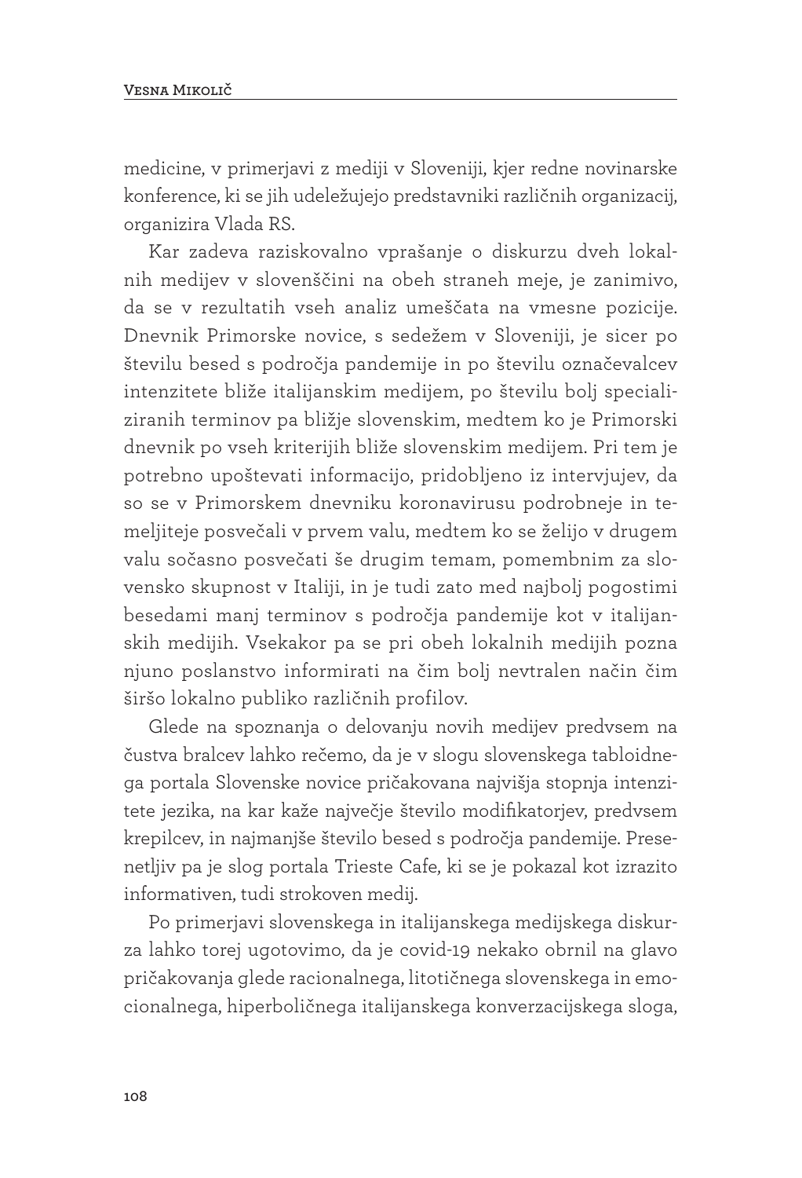medicine, v primerjavi z mediji v Sloveniji, kjer redne novinarske konference, ki se jih udeležujejo predstavniki različnih organizacij, organizira Vlada RS.

Kar zadeva raziskovalno vprašanje o diskurzu dveh lokalnih medijev v slovenščini na obeh straneh meje, je zanimivo, da se v rezultatih vseh analiz umeščata na vmesne pozicije. Dnevnik Primorske novice, s sedežem v Sloveniji, je sicer po številu besed s področja pandemije in po številu označevalcev intenzitete bliže italijanskim medijem, po številu bolj specializiranih terminov pa bližje slovenskim, medtem ko je Primorski dnevnik po vseh kriterijih bliže slovenskim medijem. Pri tem je potrebno upoštevati informacijo, pridobljeno iz intervjujev, da so se v Primorskem dnevniku koronavirusu podrobneje in temeljiteje posvečali v prvem valu, medtem ko se želijo v drugem valu sočasno posvečati še drugim temam, pomembnim za slovensko skupnost v Italiji, in je tudi zato med najbolj pogostimi besedami manj terminov s področja pandemije kot v italijanskih medijih. Vsekakor pa se pri obeh lokalnih medijih pozna njuno poslanstvo informirati na čim bolj nevtralen način čim širšo lokalno publiko različnih profilov.

Glede na spoznanja o delovanju novih medijev predvsem na čustva bralcev lahko rečemo, da je v slogu slovenskega tabloidnega portala Slovenske novice pričakovana najvišja stopnja intenzitete jezika, na kar kaže največje število modifikatorjev, predvsem krepilcev, in najmanjše število besed s področja pandemije. Presenetljiv pa je slog portala Trieste Cafe, ki se je pokazal kot izrazito informativen, tudi strokoven medij.

Po primerjavi slovenskega in italijanskega medijskega diskurza lahko torej ugotovimo, da je covid-19 nekako obrnil na glavo pričakovanja glede racionalnega, litotičnega slovenskega in emocionalnega, hiperboličnega italijanskega konverzacijskega sloga,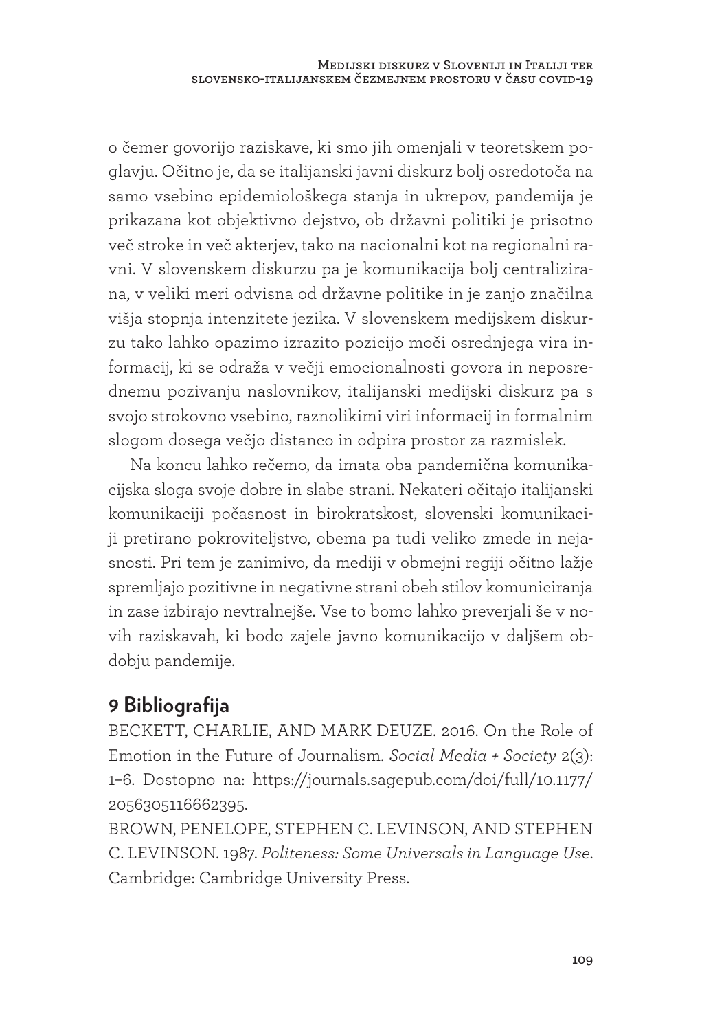o čemer govorijo raziskave, ki smo jih omenjali v teoretskem poglavju. Očitno je, da se italijanski javni diskurz bolj osredotoča na samo vsebino epidemiološkega stanja in ukrepov, pandemija je prikazana kot objektivno dejstvo, ob državni politiki je prisotno več stroke in več akterjev, tako na nacionalni kot na regionalni ravni. V slovenskem diskurzu pa je komunikacija bolj centralizirana, v veliki meri odvisna od državne politike in je zanjo značilna višja stopnja intenzitete jezika. V slovenskem medijskem diskurzu tako lahko opazimo izrazito pozicijo moči osrednjega vira informacij, ki se odraža v večji emocionalnosti govora in neposrednemu pozivanju naslovnikov, italijanski medijski diskurz pa s svojo strokovno vsebino, raznolikimi viri informacij in formalnim slogom dosega večjo distanco in odpira prostor za razmislek.

Na koncu lahko rečemo, da imata oba pandemična komunikacijska sloga svoje dobre in slabe strani. Nekateri očitajo italijanski komunikaciji počasnost in birokratskost, slovenski komunikaciji pretirano pokroviteljstvo, obema pa tudi veliko zmede in nejasnosti. Pri tem je zanimivo, da mediji v obmejni regiji očitno lažje spremljajo pozitivne in negativne strani obeh stilov komuniciranja in zase izbirajo nevtralnejše. Vse to bomo lahko preverjali še v novih raziskavah, ki bodo zajele javno komunikacijo v daljšem obdobju pandemije.

## 9 Bibliografija

BECKETT, CHARLIE, AND MARK DEUZE. 2016. On the Role of Emotion in the Future of Journalism. *Social Media + Society* 2(3): 1–6. Dostopno na: https://journals.sagepub.com/doi/full/10.1177/2056305116662395.

BROWN, PENELOPE, STEPHEN C. LEVINSON, AND STEPHEN C. LEVINSON. 1987. *Politeness: Some Universals in Language Use*. Cambridge: Cambridge University Press.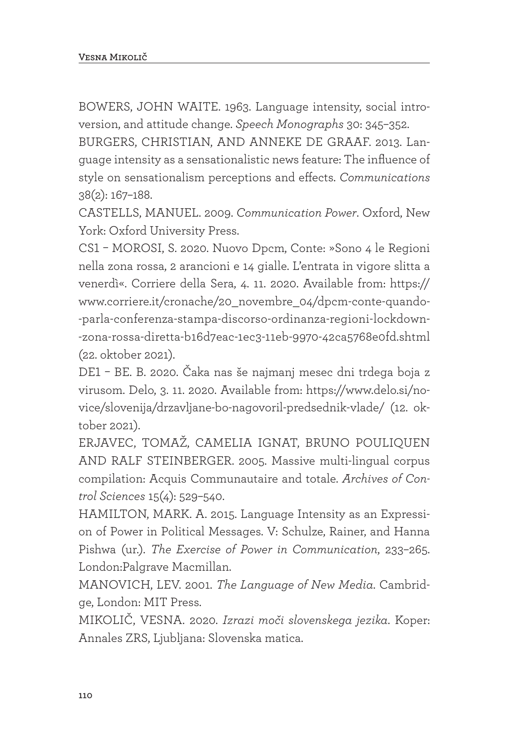BOWERS, JOHN WAITE. 1963. Language intensity, social introversion, and attitude change. *Speech Monographs* 30: 345–352.

BURGERS, CHRISTIAN, AND ANNEKE DE GRAAF. 2013. Language intensity as a sensationalistic news feature: The influence of style on sensationalism perceptions and effects. *Communications* 38(2): 167–188.

CASTELLS, MANUEL. 2009. *Communication Power*. Oxford, New York: Oxford University Press.

CS1 – MOROSI, S. 2020. Nuovo Dpcm, Conte: »Sono 4 le Regioni nella zona rossa, 2 arancioni e 14 gialle. L'entrata in vigore slitta a venerdì«. Corriere della Sera, 4. 11. 2020. Available from: https://www.corriere.it/cronache/20_novembre_04/dpcm-conte-quando-parla-conferenza-stampa-discorso-ordinanza-regioni-lockdown-zona-rossa-diretta-b16d7eac-1ec3-11eb-9970-42ca5768e0fd.shtml (22. oktober 2021).

DE1 – BE. B. 2020. Čaka nas še najmanj mesec dni trdega boja z virusom. Delo, 3. 11. 2020. Available from: https://www.delo.si/novice/slovenija/drzavljane-bo-nagovoril-predsednik-vlade/ (12. oktober 2021).

ERJAVEC, TOMAŽ, CAMELIA IGNAT, BRUNO POULIQUEN AND RALF STEINBERGER. 2005. Massive multi-lingual corpus compilation: Acquis Communautaire and totale. *Archives of Control Sciences* 15(4): 529–540.

HAMILTON, MARK. A. 2015. Language Intensity as an Expression of Power in Political Messages. V: Schulze, Rainer, and Hanna Pishwa (ur.). *The Exercise of Power in Communication*, 233–265. London:Palgrave Macmillan.

MANOVICH, LEV. 2001. *The Language of New Media*. Cambridge, London: MIT Press.

MIKOLIČ, VESNA. 2020. *Izrazi moči slovenskega jezika*. Koper: Annales ZRS, Ljubljana: Slovenska matica.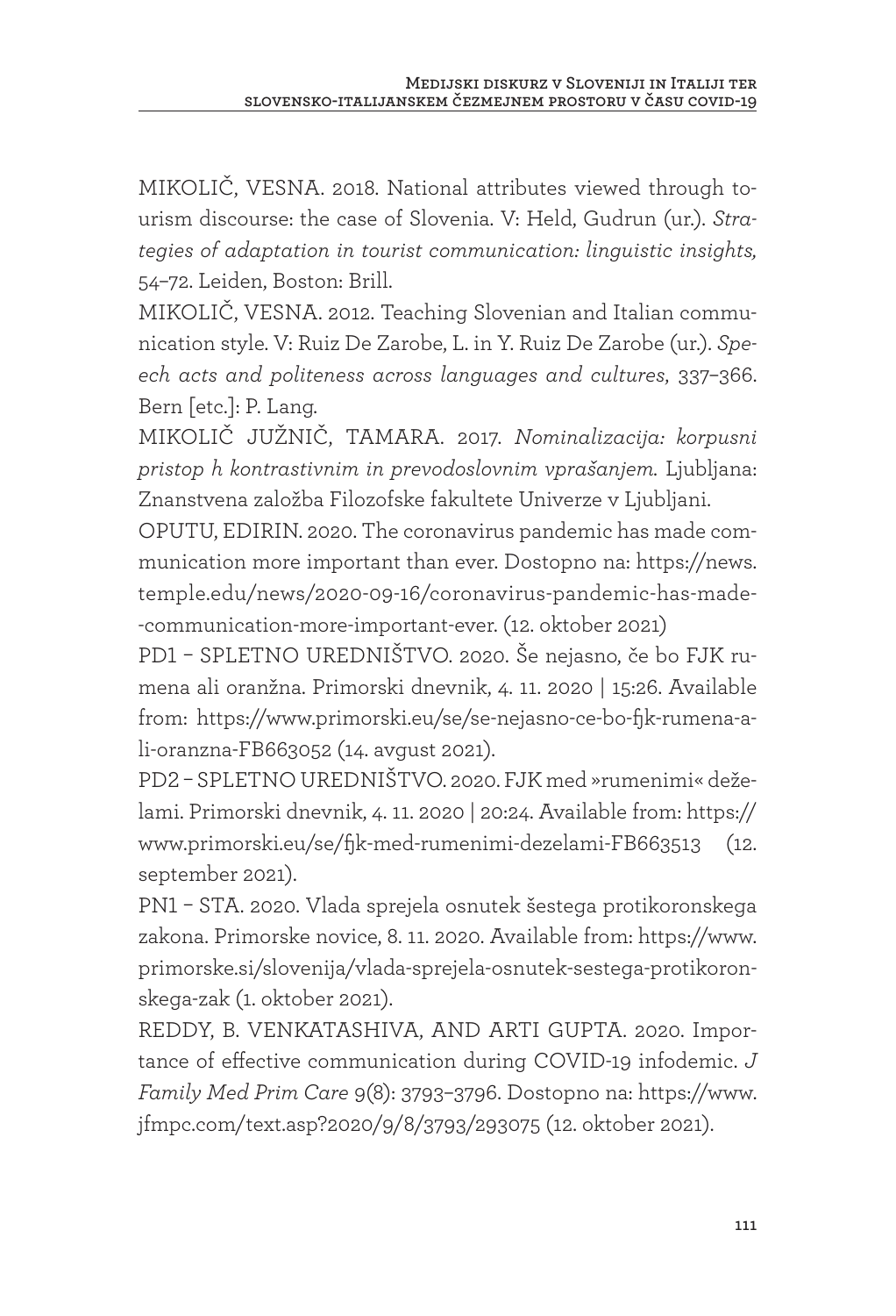MIKOLIČ, VESNA. 2018. National attributes viewed through tourism discourse: the case of Slovenia. V: Held, Gudrun (ur.). *Strategies of adaptation in tourist communication: linguistic insights,* 54–72. Leiden, Boston: Brill.

MIKOLIČ, VESNA. 2012. Teaching Slovenian and Italian communication style. V: Ruiz De Zarobe, L. in Y. Ruiz De Zarobe (ur.). *Speech acts and politeness across languages and cultures*, 337–366. Bern [etc.]: P. Lang.

MIKOLIČ JUŽNIČ, TAMARA. 2017. *Nominalizacija: korpusni pristop h kontrastivnim in prevodoslovnim vprašanjem.* Ljubljana: Znanstvena založba Filozofske fakultete Univerze v Ljubljani.

OPUTU, EDIRIN. 2020. The coronavirus pandemic has made communication more important than ever. Dostopno na: https://news.temple.edu/news/2020-09-16/coronavirus-pandemic-has-made-communication-more-important-ever. (12. oktober 2021)

PD1 – SPLETNO UREDNIŠTVO. 2020. Še nejasno, če bo FJK rumena ali oranžna. Primorski dnevnik, 4. 11. 2020 | 15:26. Available from: https://www.primorski.eu/se/se-nejasno-ce-bo-fjk-rumena-ali-oranzna-FB663052 (14. avgust 2021).

PD2 – SPLETNO UREDNIŠTVO. 2020. FJK med »rumenimi« deželami. Primorski dnevnik, 4. 11. 2020 | 20:24. Available from: https://www.primorski.eu/se/fjk-med-rumenimi-dezelami-FB663513 (12. september 2021).

PN1 – STA. 2020. Vlada sprejela osnutek šestega protikoronskega zakona. Primorske novice, 8. 11. 2020. Available from: https://www.primorske.si/slovenija/vlada-sprejela-osnutek-sestega-protikoronskega-zak (1. oktober 2021).

REDDY, B. VENKATASHIVA, AND ARTI GUPTA. 2020. Importance of effective communication during COVID-19 infodemic. *J Family Med Prim Care* 9(8): 3793–3796. Dostopno na: https://www.jfmpc.com/text.asp?2020/9/8/3793/293075 (12. oktober 2021).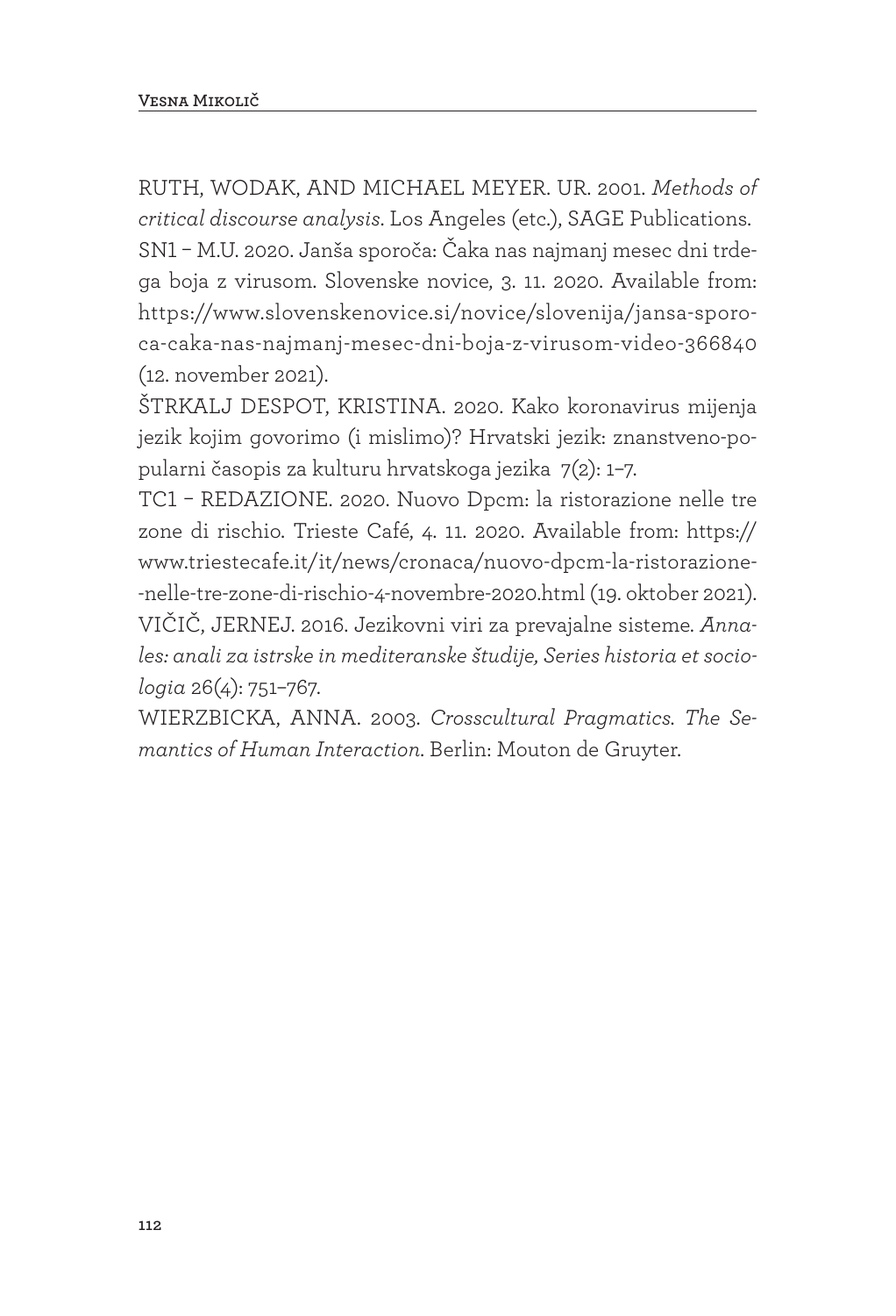RUTH, WODAK, AND MICHAEL MEYER. UR. 2001. *Methods of critical discourse analysis*. Los Angeles (etc.), SAGE Publications.

SN1 – M.U. 2020. Janša sporoča: Čaka nas najmanj mesec dni trdega boja z virusom. Slovenske novice, 3. 11. 2020. Available from: https://www.slovenskenovice.si/novice/slovenija/jansa-sporoca-caka-nas-najmanj-mesec-dni-boja-z-virusom-video-366840 (12. november 2021).

ŠTRKALJ DESPOT, KRISTINA. 2020. Kako koronavirus mijenja jezik kojim govorimo (i mislimo)? Hrvatski jezik: znanstveno-popularni časopis za kulturu hrvatskoga jezika 7(2): 1–7.

TC1 – REDAZIONE. 2020. Nuovo Dpcm: la ristorazione nelle tre zone di rischio. Trieste Café, 4. 11. 2020. Available from: https://www.triestecafe.it/it/news/cronaca/nuovo-dpcm-la-ristorazione-nelle-tre-zone-di-rischio-4-novembre-2020.html (19. oktober 2021).

VIČIČ, JERNEJ. 2016. Jezikovni viri za prevajalne sisteme. *Annales: anali za istrske in mediteranske študije, Series historia et sociologia* 26(4): 751–767.

WIERZBICKA, ANNA. 2003. *Crosscultural Pragmatics. The Semantics of Human Interaction*. Berlin: Mouton de Gruyter.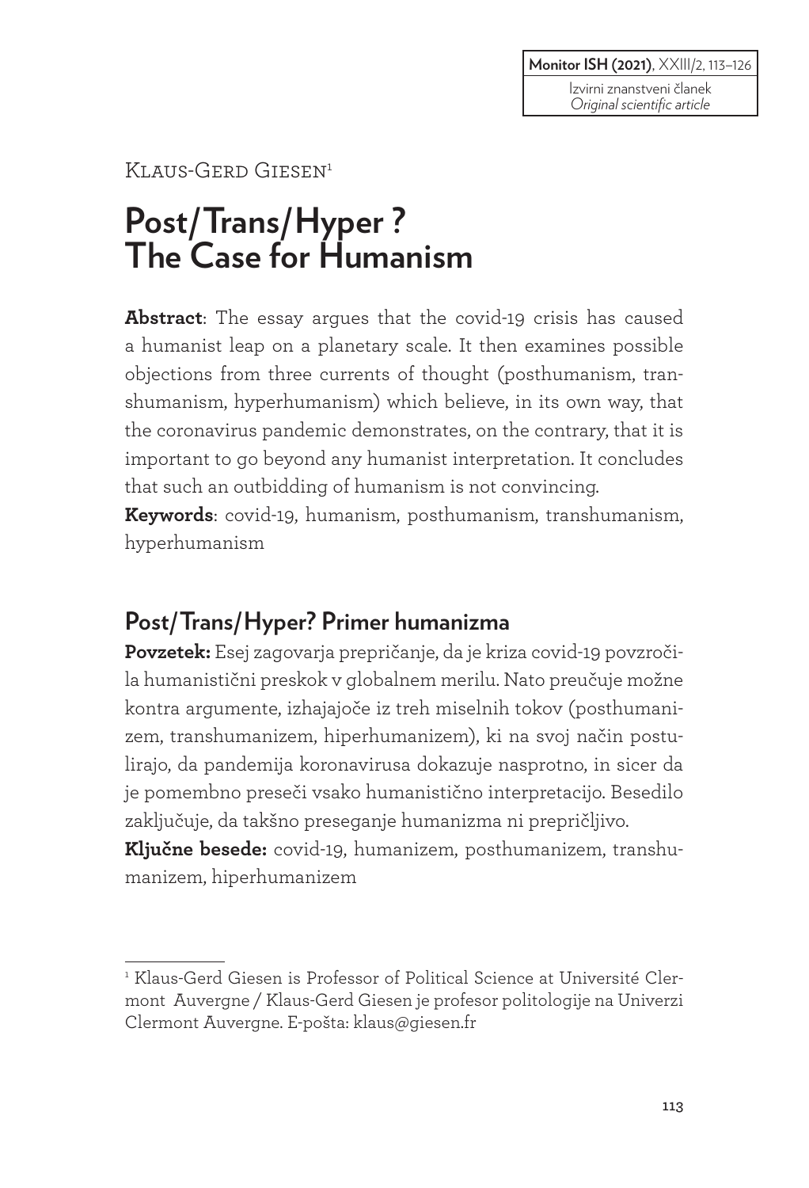Izvirni znanstveni članek
*Original scientific article*

Klaus-Gerd Giesen[1]

# Post/Trans/Hyper ? The Case for Humanism

**Abstract**: The essay argues that the covid-19 crisis has caused a humanist leap on a planetary scale. It then examines possible objections from three currents of thought (posthumanism, transhumanism, hyperhumanism) which believe, in its own way, that the coronavirus pandemic demonstrates, on the contrary, that it is important to go beyond any humanist interpretation. It concludes that such an outbidding of humanism is not convincing.

**Keywords**: covid-19, humanism, posthumanism, transhumanism, hyperhumanism

## Post/Trans/Hyper? Primer humanizma

**Povzetek:** Esej zagovarja prepričanje, da je kriza covid-19 povzročila humanistični preskok v globalnem merilu. Nato preučuje možne kontra argumente, izhajajoče iz treh miselnih tokov (posthumanizem, transhumanizem, hiperhumanizem), ki na svoj način postulirajo, da pandemija koronavirusa dokazuje nasprotno, in sicer da je pomembno preseči vsako humanistično interpretacijo. Besedilo zaključuje, da takšno preseganje humanizma ni prepričljivo.

**Ključne besede:** covid-19, humanizem, posthumanizem, transhumanizem, hiperhumanizem

---

[1] Klaus-Gerd Giesen is Professor of Political Science at Université Clermont Auvergne / Klaus-Gerd Giesen je profesor politologije na Univerzi Clermont Auvergne. E-pošta: klaus@giesen.fr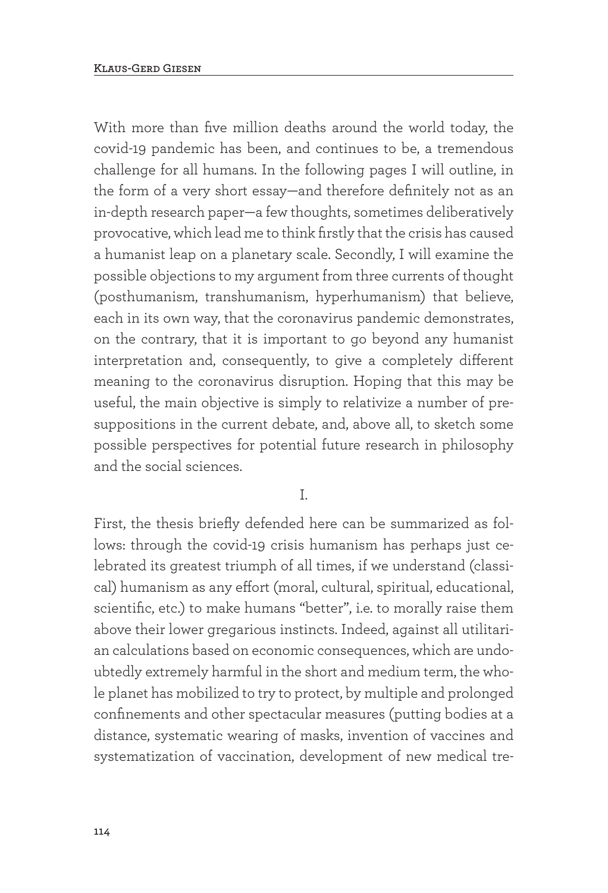With more than five million deaths around the world today, the covid-19 pandemic has been, and continues to be, a tremendous challenge for all humans. In the following pages I will outline, in the form of a very short essay—and therefore definitely not as an in-depth research paper—a few thoughts, sometimes deliberatively provocative, which lead me to think firstly that the crisis has caused a humanist leap on a planetary scale. Secondly, I will examine the possible objections to my argument from three currents of thought (posthumanism, transhumanism, hyperhumanism) that believe, each in its own way, that the coronavirus pandemic demonstrates, on the contrary, that it is important to go beyond any humanist interpretation and, consequently, to give a completely different meaning to the coronavirus disruption. Hoping that this may be useful, the main objective is simply to relativize a number of presuppositions in the current debate, and, above all, to sketch some possible perspectives for potential future research in philosophy and the social sciences.

I.

First, the thesis briefly defended here can be summarized as follows: through the covid-19 crisis humanism has perhaps just celebrated its greatest triumph of all times, if we understand (classical) humanism as any effort (moral, cultural, spiritual, educational, scientific, etc.) to make humans "better", i.e. to morally raise them above their lower gregarious instincts. Indeed, against all utilitarian calculations based on economic consequences, which are undoubtedly extremely harmful in the short and medium term, the whole planet has mobilized to try to protect, by multiple and prolonged confinements and other spectacular measures (putting bodies at a distance, systematic wearing of masks, invention of vaccines and systematization of vaccination, development of new medical tre-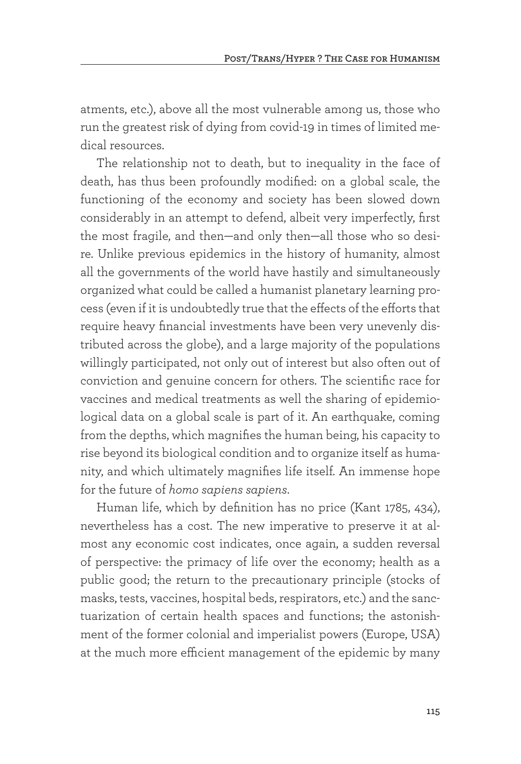atments, etc.), above all the most vulnerable among us, those who run the greatest risk of dying from covid-19 in times of limited medical resources.

The relationship not to death, but to inequality in the face of death, has thus been profoundly modified: on a global scale, the functioning of the economy and society has been slowed down considerably in an attempt to defend, albeit very imperfectly, first the most fragile, and then—and only then—all those who so desire. Unlike previous epidemics in the history of humanity, almost all the governments of the world have hastily and simultaneously organized what could be called a humanist planetary learning process (even if it is undoubtedly true that the effects of the efforts that require heavy financial investments have been very unevenly distributed across the globe), and a large majority of the populations willingly participated, not only out of interest but also often out of conviction and genuine concern for others. The scientific race for vaccines and medical treatments as well the sharing of epidemiological data on a global scale is part of it. An earthquake, coming from the depths, which magnifies the human being, his capacity to rise beyond its biological condition and to organize itself as humanity, and which ultimately magnifies life itself. An immense hope for the future of *homo sapiens sapiens*.

Human life, which by definition has no price (Kant 1785, 434), nevertheless has a cost. The new imperative to preserve it at almost any economic cost indicates, once again, a sudden reversal of perspective: the primacy of life over the economy; health as a public good; the return to the precautionary principle (stocks of masks, tests, vaccines, hospital beds, respirators, etc.) and the sanctuarization of certain health spaces and functions; the astonishment of the former colonial and imperialist powers (Europe, USA) at the much more efficient management of the epidemic by many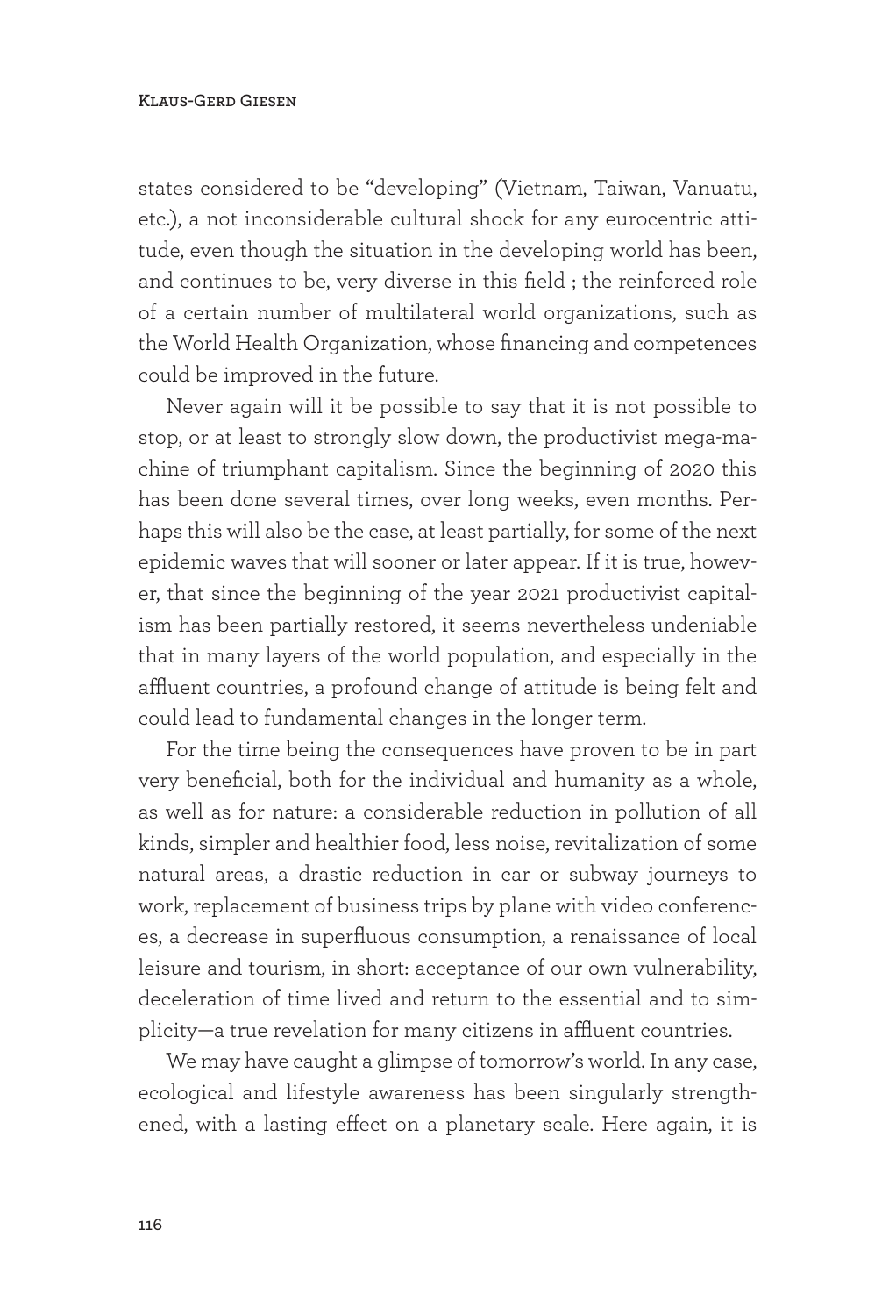states considered to be "developing" (Vietnam, Taiwan, Vanuatu, etc.), a not inconsiderable cultural shock for any eurocentric attitude, even though the situation in the developing world has been, and continues to be, very diverse in this field ; the reinforced role of a certain number of multilateral world organizations, such as the World Health Organization, whose financing and competences could be improved in the future.

Never again will it be possible to say that it is not possible to stop, or at least to strongly slow down, the productivist mega-machine of triumphant capitalism. Since the beginning of 2020 this has been done several times, over long weeks, even months. Perhaps this will also be the case, at least partially, for some of the next epidemic waves that will sooner or later appear. If it is true, however, that since the beginning of the year 2021 productivist capitalism has been partially restored, it seems nevertheless undeniable that in many layers of the world population, and especially in the affluent countries, a profound change of attitude is being felt and could lead to fundamental changes in the longer term.

For the time being the consequences have proven to be in part very beneficial, both for the individual and humanity as a whole, as well as for nature: a considerable reduction in pollution of all kinds, simpler and healthier food, less noise, revitalization of some natural areas, a drastic reduction in car or subway journeys to work, replacement of business trips by plane with video conferences, a decrease in superfluous consumption, a renaissance of local leisure and tourism, in short: acceptance of our own vulnerability, deceleration of time lived and return to the essential and to simplicity—a true revelation for many citizens in affluent countries.

We may have caught a glimpse of tomorrow's world. In any case, ecological and lifestyle awareness has been singularly strengthened, with a lasting effect on a planetary scale. Here again, it is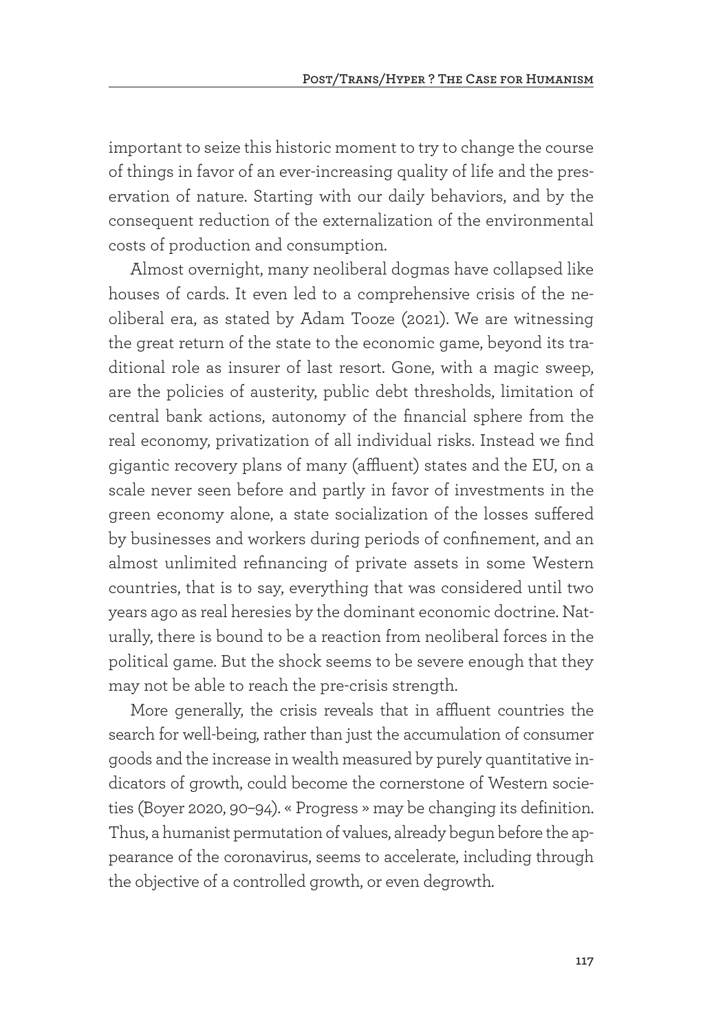important to seize this historic moment to try to change the course of things in favor of an ever-increasing quality of life and the preservation of nature. Starting with our daily behaviors, and by the consequent reduction of the externalization of the environmental costs of production and consumption.

Almost overnight, many neoliberal dogmas have collapsed like houses of cards. It even led to a comprehensive crisis of the neoliberal era, as stated by Adam Tooze (2021). We are witnessing the great return of the state to the economic game, beyond its traditional role as insurer of last resort. Gone, with a magic sweep, are the policies of austerity, public debt thresholds, limitation of central bank actions, autonomy of the financial sphere from the real economy, privatization of all individual risks. Instead we find gigantic recovery plans of many (affluent) states and the EU, on a scale never seen before and partly in favor of investments in the green economy alone, a state socialization of the losses suffered by businesses and workers during periods of confinement, and an almost unlimited refinancing of private assets in some Western countries, that is to say, everything that was considered until two years ago as real heresies by the dominant economic doctrine. Naturally, there is bound to be a reaction from neoliberal forces in the political game. But the shock seems to be severe enough that they may not be able to reach the pre-crisis strength.

More generally, the crisis reveals that in affluent countries the search for well-being, rather than just the accumulation of consumer goods and the increase in wealth measured by purely quantitative indicators of growth, could become the cornerstone of Western societies (Boyer 2020, 90–94). « Progress » may be changing its definition. Thus, a humanist permutation of values, already begun before the appearance of the coronavirus, seems to accelerate, including through the objective of a controlled growth, or even degrowth.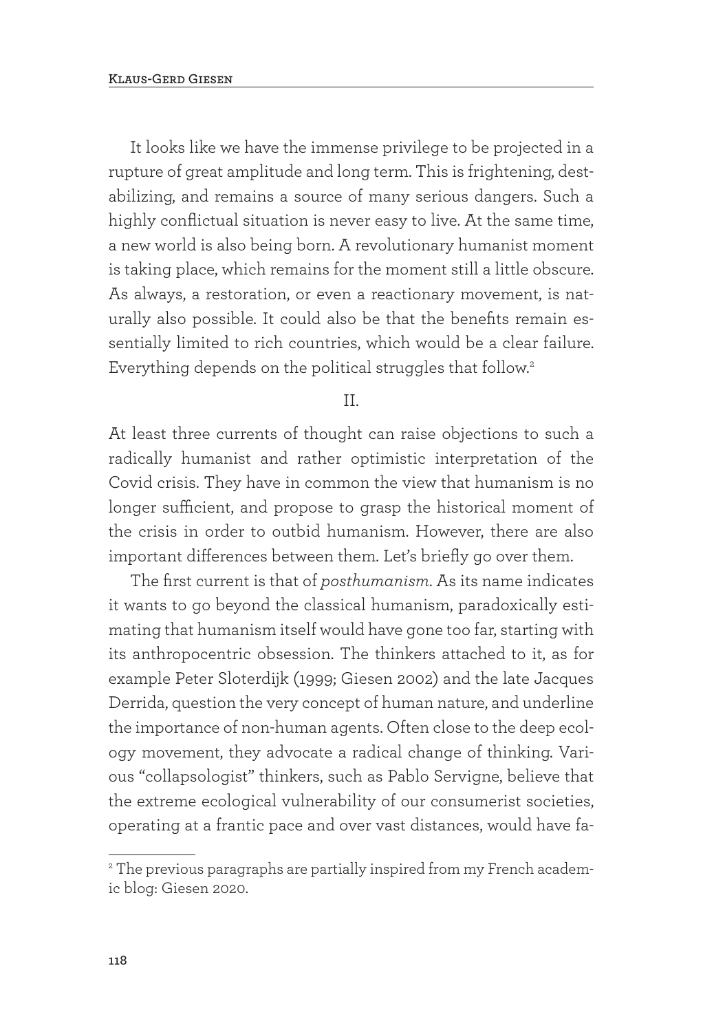It looks like we have the immense privilege to be projected in a rupture of great amplitude and long term. This is frightening, destabilizing, and remains a source of many serious dangers. Such a highly conflictual situation is never easy to live. At the same time, a new world is also being born. A revolutionary humanist moment is taking place, which remains for the moment still a little obscure. As always, a restoration, or even a reactionary movement, is naturally also possible. It could also be that the benefits remain essentially limited to rich countries, which would be a clear failure. Everything depends on the political struggles that follow.[2]

## II.

At least three currents of thought can raise objections to such a radically humanist and rather optimistic interpretation of the Covid crisis. They have in common the view that humanism is no longer sufficient, and propose to grasp the historical moment of the crisis in order to outbid humanism. However, there are also important differences between them. Let's briefly go over them.

The first current is that of *posthumanism*. As its name indicates it wants to go beyond the classical humanism, paradoxically estimating that humanism itself would have gone too far, starting with its anthropocentric obsession. The thinkers attached to it, as for example Peter Sloterdijk (1999; Giesen 2002) and the late Jacques Derrida, question the very concept of human nature, and underline the importance of non-human agents. Often close to the deep ecology movement, they advocate a radical change of thinking. Various "collapsologist" thinkers, such as Pablo Servigne, believe that the extreme ecological vulnerability of our consumerist societies, operating at a frantic pace and over vast distances, would have fa-

[2] The previous paragraphs are partially inspired from my French academic blog: Giesen 2020.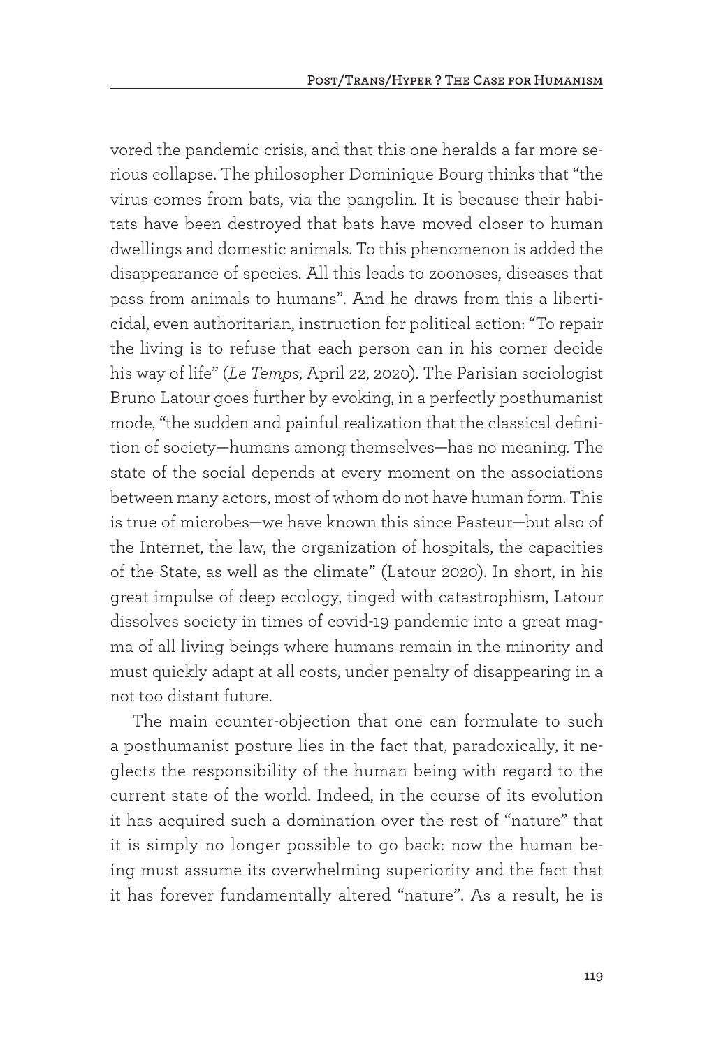vored the pandemic crisis, and that this one heralds a far more serious collapse. The philosopher Dominique Bourg thinks that "the virus comes from bats, via the pangolin. It is because their habitats have been destroyed that bats have moved closer to human dwellings and domestic animals. To this phenomenon is added the disappearance of species. All this leads to zoonoses, diseases that pass from animals to humans". And he draws from this a liberticidal, even authoritarian, instruction for political action: "To repair the living is to refuse that each person can in his corner decide his way of life" (*Le Temps*, April 22, 2020). The Parisian sociologist Bruno Latour goes further by evoking, in a perfectly posthumanist mode, "the sudden and painful realization that the classical definition of society—humans among themselves—has no meaning. The state of the social depends at every moment on the associations between many actors, most of whom do not have human form. This is true of microbes—we have known this since Pasteur—but also of the Internet, the law, the organization of hospitals, the capacities of the State, as well as the climate" (Latour 2020). In short, in his great impulse of deep ecology, tinged with catastrophism, Latour dissolves society in times of covid-19 pandemic into a great magma of all living beings where humans remain in the minority and must quickly adapt at all costs, under penalty of disappearing in a not too distant future.

The main counter-objection that one can formulate to such a posthumanist posture lies in the fact that, paradoxically, it neglects the responsibility of the human being with regard to the current state of the world. Indeed, in the course of its evolution it has acquired such a domination over the rest of "nature" that it is simply no longer possible to go back: now the human being must assume its overwhelming superiority and the fact that it has forever fundamentally altered "nature". As a result, he is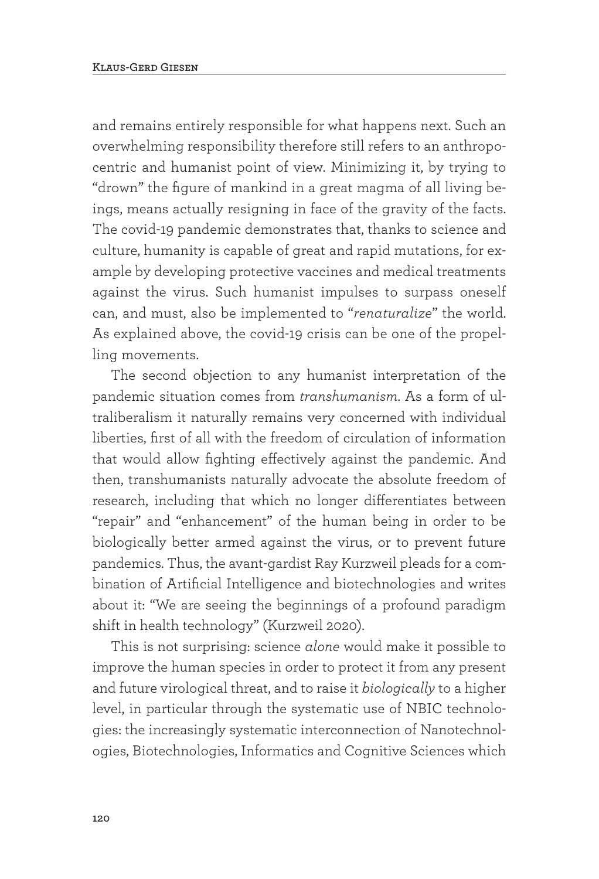and remains entirely responsible for what happens next. Such an overwhelming responsibility therefore still refers to an anthropocentric and humanist point of view. Minimizing it, by trying to "drown" the figure of mankind in a great magma of all living beings, means actually resigning in face of the gravity of the facts. The covid-19 pandemic demonstrates that, thanks to science and culture, humanity is capable of great and rapid mutations, for example by developing protective vaccines and medical treatments against the virus. Such humanist impulses to surpass oneself can, and must, also be implemented to "*renaturalize*" the world. As explained above, the covid-19 crisis can be one of the propelling movements.

The second objection to any humanist interpretation of the pandemic situation comes from *transhumanism*. As a form of ultraliberalism it naturally remains very concerned with individual liberties, first of all with the freedom of circulation of information that would allow fighting effectively against the pandemic. And then, transhumanists naturally advocate the absolute freedom of research, including that which no longer differentiates between "repair" and "enhancement" of the human being in order to be biologically better armed against the virus, or to prevent future pandemics. Thus, the avant-gardist Ray Kurzweil pleads for a combination of Artificial Intelligence and biotechnologies and writes about it: "We are seeing the beginnings of a profound paradigm shift in health technology" (Kurzweil 2020).

This is not surprising: science *alone* would make it possible to improve the human species in order to protect it from any present and future virological threat, and to raise it *biologically* to a higher level, in particular through the systematic use of NBIC technologies: the increasingly systematic interconnection of Nanotechnologies, Biotechnologies, Informatics and Cognitive Sciences which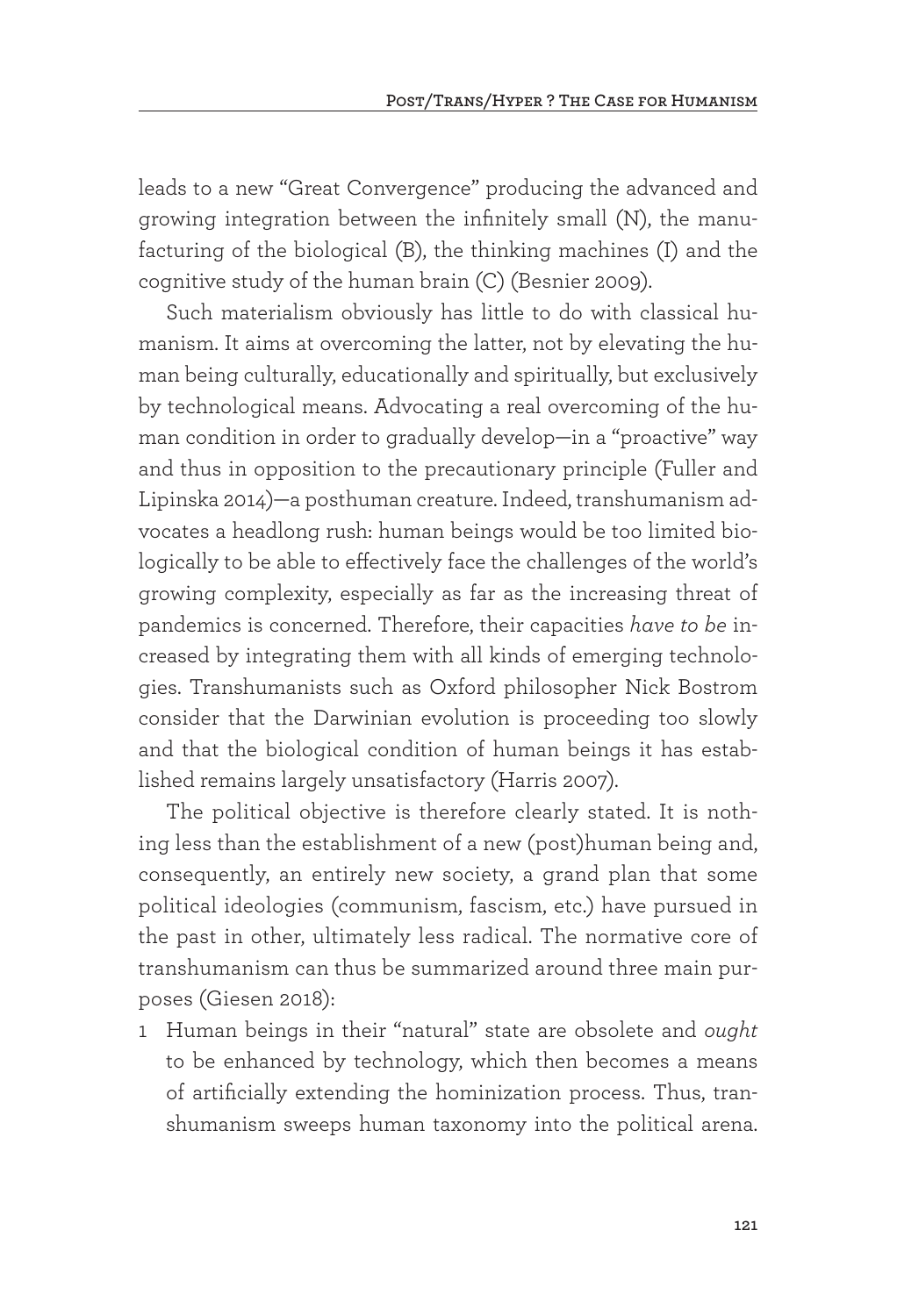leads to a new "Great Convergence" producing the advanced and growing integration between the infinitely small (N), the manufacturing of the biological (B), the thinking machines (I) and the cognitive study of the human brain (C) (Besnier 2009).

Such materialism obviously has little to do with classical humanism. It aims at overcoming the latter, not by elevating the human being culturally, educationally and spiritually, but exclusively by technological means. Advocating a real overcoming of the human condition in order to gradually develop—in a "proactive" way and thus in opposition to the precautionary principle (Fuller and Lipinska 2014)—a posthuman creature. Indeed, transhumanism advocates a headlong rush: human beings would be too limited biologically to be able to effectively face the challenges of the world's growing complexity, especially as far as the increasing threat of pandemics is concerned. Therefore, their capacities *have to be* increased by integrating them with all kinds of emerging technologies. Transhumanists such as Oxford philosopher Nick Bostrom consider that the Darwinian evolution is proceeding too slowly and that the biological condition of human beings it has established remains largely unsatisfactory (Harris 2007).

The political objective is therefore clearly stated. It is nothing less than the establishment of a new (post)human being and, consequently, an entirely new society, a grand plan that some political ideologies (communism, fascism, etc.) have pursued in the past in other, ultimately less radical. The normative core of transhumanism can thus be summarized around three main purposes (Giesen 2018):

1. Human beings in their "natural" state are obsolete and *ought* to be enhanced by technology, which then becomes a means of artificially extending the hominization process. Thus, transhumanism sweeps human taxonomy into the political arena.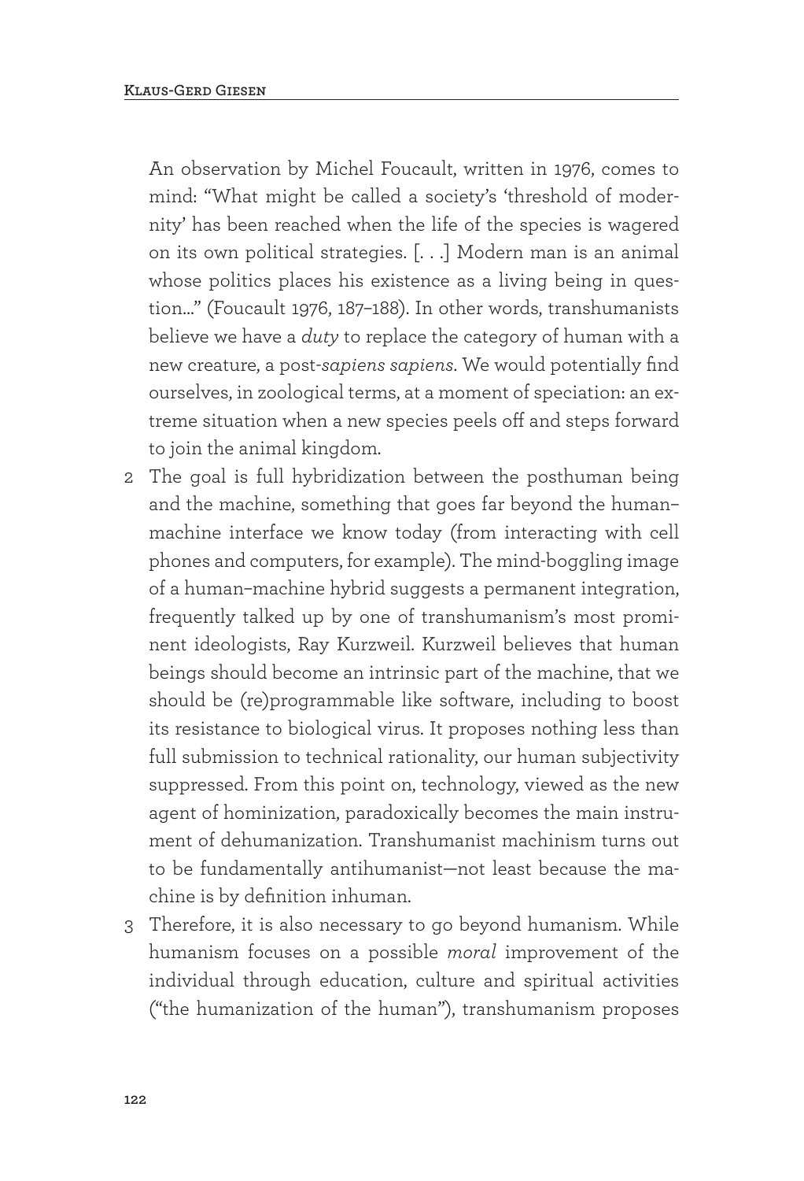An observation by Michel Foucault, written in 1976, comes to mind: "What might be called a society's 'threshold of modernity' has been reached when the life of the species is wagered on its own political strategies. [. . .] Modern man is an animal whose politics places his existence as a living being in question..." (Foucault 1976, 187–188). In other words, transhumanists believe we have a *duty* to replace the category of human with a new creature, a post-*sapiens sapiens*. We would potentially find ourselves, in zoological terms, at a moment of speciation: an extreme situation when a new species peels off and steps forward to join the animal kingdom.

2 The goal is full hybridization between the posthuman being and the machine, something that goes far beyond the human–machine interface we know today (from interacting with cell phones and computers, for example). The mind-boggling image of a human–machine hybrid suggests a permanent integration, frequently talked up by one of transhumanism's most prominent ideologists, Ray Kurzweil. Kurzweil believes that human beings should become an intrinsic part of the machine, that we should be (re)programmable like software, including to boost its resistance to biological virus. It proposes nothing less than full submission to technical rationality, our human subjectivity suppressed. From this point on, technology, viewed as the new agent of hominization, paradoxically becomes the main instrument of dehumanization. Transhumanist machinism turns out to be fundamentally antihumanist—not least because the machine is by definition inhuman.

3 Therefore, it is also necessary to go beyond humanism. While humanism focuses on a possible *moral* improvement of the individual through education, culture and spiritual activities ("the humanization of the human"), transhumanism proposes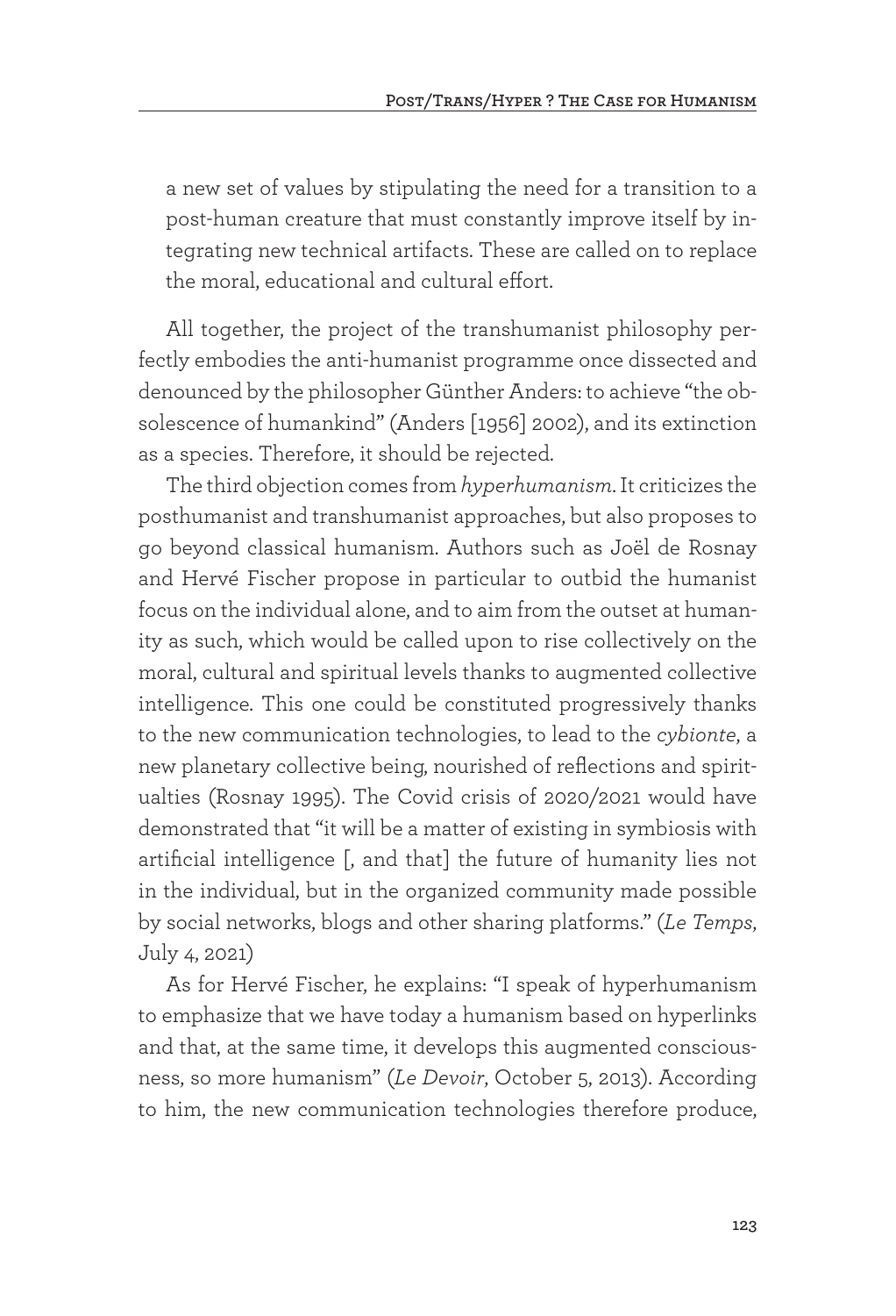a new set of values by stipulating the need for a transition to a post-human creature that must constantly improve itself by integrating new technical artifacts. These are called on to replace the moral, educational and cultural effort.

All together, the project of the transhumanist philosophy perfectly embodies the anti-humanist programme once dissected and denounced by the philosopher Günther Anders: to achieve "the obsolescence of humankind" (Anders [1956] 2002), and its extinction as a species. Therefore, it should be rejected.

The third objection comes from *hyperhumanism*. It criticizes the posthumanist and transhumanist approaches, but also proposes to go beyond classical humanism. Authors such as Joël de Rosnay and Hervé Fischer propose in particular to outbid the humanist focus on the individual alone, and to aim from the outset at humanity as such, which would be called upon to rise collectively on the moral, cultural and spiritual levels thanks to augmented collective intelligence. This one could be constituted progressively thanks to the new communication technologies, to lead to the *cybionte*, a new planetary collective being, nourished of reflections and spiritualties (Rosnay 1995). The Covid crisis of 2020/2021 would have demonstrated that "it will be a matter of existing in symbiosis with artificial intelligence [, and that] the future of humanity lies not in the individual, but in the organized community made possible by social networks, blogs and other sharing platforms." (*Le Temps*, July 4, 2021)

As for Hervé Fischer, he explains: "I speak of hyperhumanism to emphasize that we have today a humanism based on hyperlinks and that, at the same time, it develops this augmented consciousness, so more humanism" (*Le Devoir*, October 5, 2013). According to him, the new communication technologies therefore produce,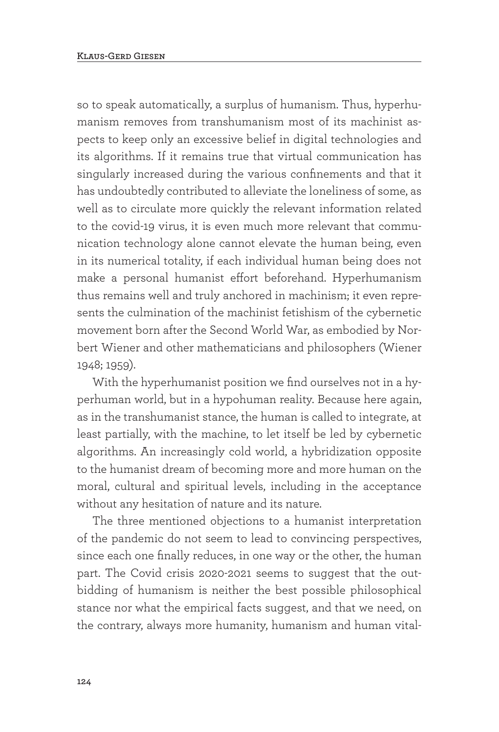so to speak automatically, a surplus of humanism. Thus, hyperhumanism removes from transhumanism most of its machinist aspects to keep only an excessive belief in digital technologies and its algorithms. If it remains true that virtual communication has singularly increased during the various confinements and that it has undoubtedly contributed to alleviate the loneliness of some, as well as to circulate more quickly the relevant information related to the covid-19 virus, it is even much more relevant that communication technology alone cannot elevate the human being, even in its numerical totality, if each individual human being does not make a personal humanist effort beforehand. Hyperhumanism thus remains well and truly anchored in machinism; it even represents the culmination of the machinist fetishism of the cybernetic movement born after the Second World War, as embodied by Norbert Wiener and other mathematicians and philosophers (Wiener 1948; 1959).

With the hyperhumanist position we find ourselves not in a hyperhuman world, but in a hypohuman reality. Because here again, as in the transhumanist stance, the human is called to integrate, at least partially, with the machine, to let itself be led by cybernetic algorithms. An increasingly cold world, a hybridization opposite to the humanist dream of becoming more and more human on the moral, cultural and spiritual levels, including in the acceptance without any hesitation of nature and its nature.

The three mentioned objections to a humanist interpretation of the pandemic do not seem to lead to convincing perspectives, since each one finally reduces, in one way or the other, the human part. The Covid crisis 2020-2021 seems to suggest that the outbidding of humanism is neither the best possible philosophical stance nor what the empirical facts suggest, and that we need, on the contrary, always more humanity, humanism and human vital-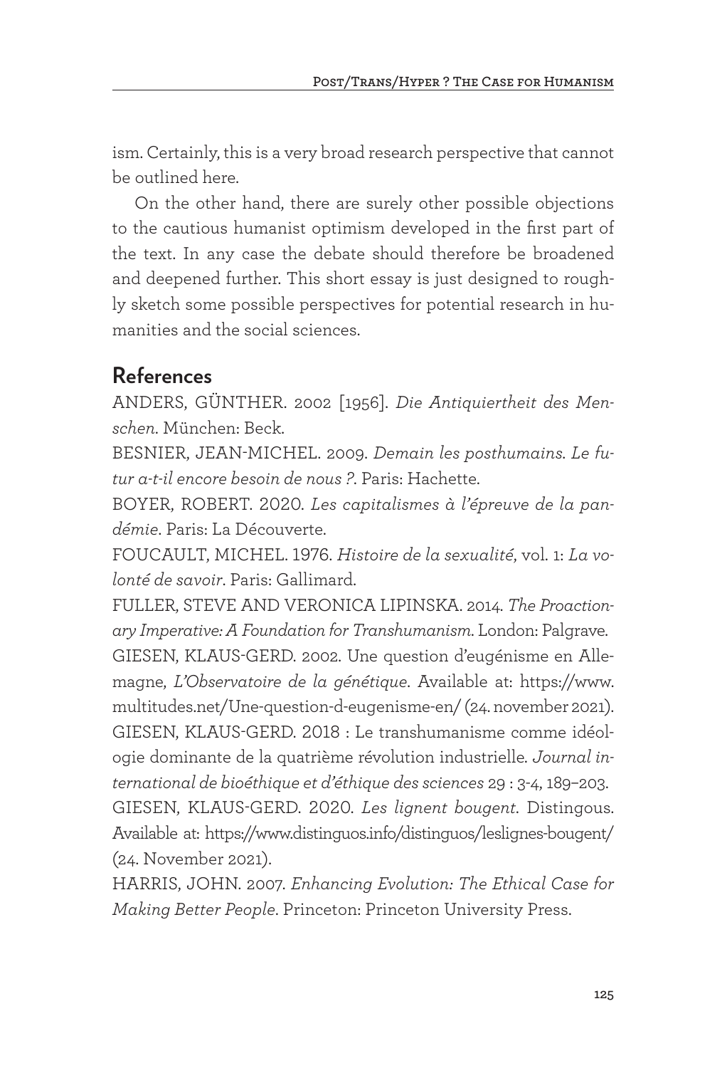ism. Certainly, this is a very broad research perspective that cannot be outlined here.

On the other hand, there are surely other possible objections to the cautious humanist optimism developed in the first part of the text. In any case the debate should therefore be broadened and deepened further. This short essay is just designed to roughly sketch some possible perspectives for potential research in humanities and the social sciences.

## References

ANDERS, GÜNTHER. 2002 [1956]. *Die Antiquiertheit des Menschen*. München: Beck.

BESNIER, JEAN-MICHEL. 2009. *Demain les posthumains. Le futur a-t-il encore besoin de nous ?*. Paris: Hachette.

BOYER, ROBERT. 2020. *Les capitalismes à l'épreuve de la pandémie*. Paris: La Découverte.

FOUCAULT, MICHEL. 1976. *Histoire de la sexualité*, vol. 1: *La volonté de savoir*. Paris: Gallimard.

FULLER, STEVE AND VERONICA LIPINSKA. 2014. *The Proactionary Imperative: A Foundation for Transhumanism*. London: Palgrave.

GIESEN, KLAUS-GERD. 2002. Une question d'eugénisme en Allemagne, *L'Observatoire de la génétique*. Available at: https://www.multitudes.net/Une-question-d-eugenisme-en/ (24. november 2021).

GIESEN, KLAUS-GERD. 2018 : Le transhumanisme comme idéologie dominante de la quatrième révolution industrielle. *Journal international de bioéthique et d'éthique des sciences* 29 : 3-4, 189–203.

GIESEN, KLAUS-GERD. 2020. *Les lignent bougent*. Distingous. Available at: https://www.distinguos.info/distinguos/leslignes-bougent/ (24. November 2021).

HARRIS, JOHN. 2007. *Enhancing Evolution: The Ethical Case for Making Better People*. Princeton: Princeton University Press.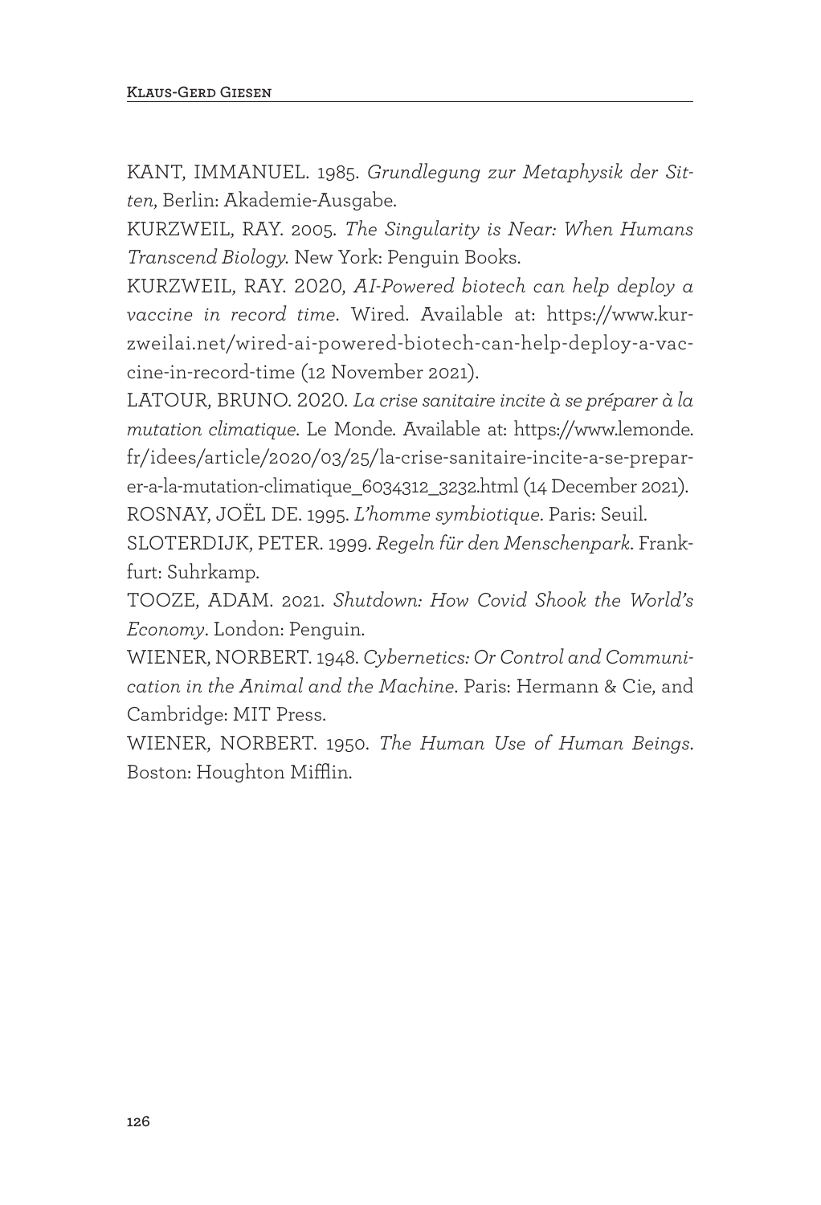KANT, IMMANUEL. 1985. *Grundlegung zur Metaphysik der Sitten*, Berlin: Akademie-Ausgabe.

KURZWEIL, RAY. 2005. *The Singularity is Near: When Humans Transcend Biology*. New York: Penguin Books.

KURZWEIL, RAY. 2020, *AI-Powered biotech can help deploy a vaccine in record time*. Wired. Available at: https://www.kurzweilai.net/wired-ai-powered-biotech-can-help-deploy-a-vaccine-in-record-time (12 November 2021).

LATOUR, BRUNO. 2020. *La crise sanitaire incite à se préparer à la mutation climatique*. Le Monde. Available at: https://www.lemonde.fr/idees/article/2020/03/25/la-crise-sanitaire-incite-a-se-preparer-a-la-mutation-climatique_6034312_3232.html (14 December 2021).

ROSNAY, JOËL DE. 1995. *L'homme symbiotique*. Paris: Seuil.

SLOTERDIJK, PETER. 1999. *Regeln für den Menschenpark*. Frankfurt: Suhrkamp.

TOOZE, ADAM. 2021. *Shutdown: How Covid Shook the World's Economy*. London: Penguin.

WIENER, NORBERT. 1948. *Cybernetics: Or Control and Communication in the Animal and the Machine*. Paris: Hermann & Cie, and Cambridge: MIT Press.

WIENER, NORBERT. 1950. *The Human Use of Human Beings*. Boston: Houghton Mifflin.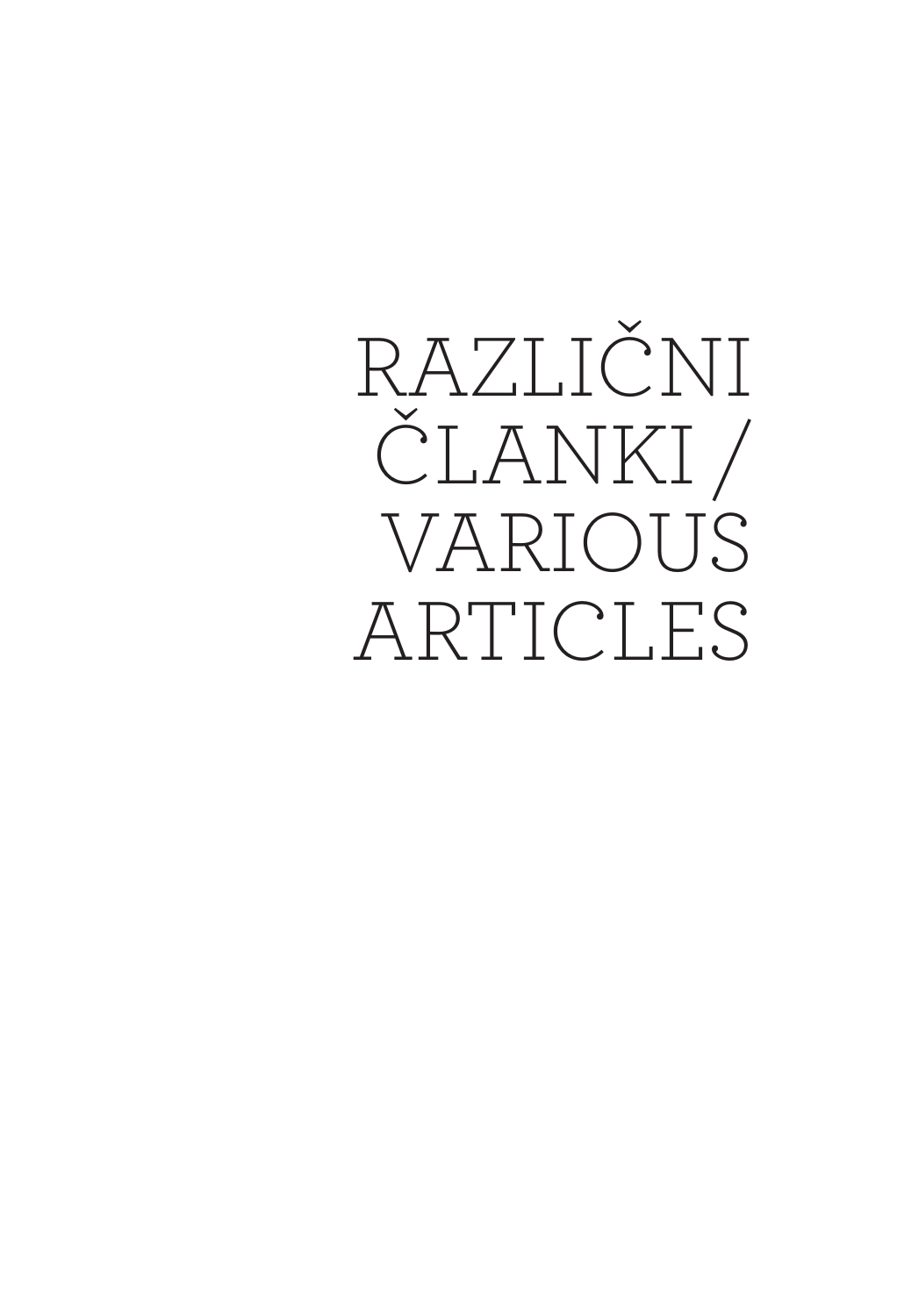# RAZLIČNI ČLANKI / VARIOUS ARTICLES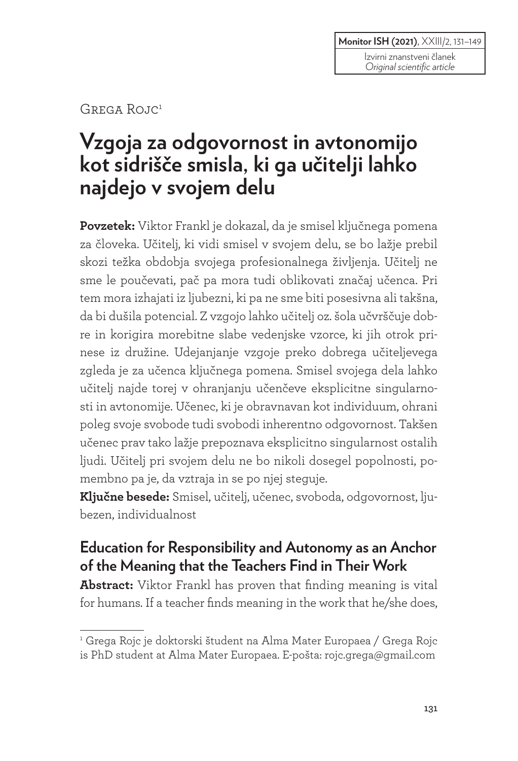Izvirni znanstveni članek
*Original scientific article*

Grega Rojc[1]

# Vzgoja za odgovornost in avtonomijo kot sidrišče smisla, ki ga učitelji lahko najdejo v svojem delu

**Povzetek:** Viktor Frankl je dokazal, da je smisel ključnega pomena za človeka. Učitelj, ki vidi smisel v svojem delu, se bo lažje prebil skozi težka obdobja svojega profesionalnega življenja. Učitelj ne sme le poučevati, pač pa mora tudi oblikovati značaj učenca. Pri tem mora izhajati iz ljubezni, ki pa ne sme biti posesivna ali takšna, da bi dušila potencial. Z vzgojo lahko učitelj oz. šola učvrščuje dobre in korigira morebitne slabe vedenjske vzorce, ki jih otrok prinese iz družine. Udejanjanje vzgoje preko dobrega učiteljevega zgleda je za učenca ključnega pomena. Smisel svojega dela lahko učitelj najde torej v ohranjanju učenčeve eksplicitne singularnosti in avtonomije. Učenec, ki je obravnavan kot individuum, ohrani poleg svoje svobode tudi svobodi inherentno odgovornost. Takšen učenec prav tako lažje prepoznava eksplicitno singularnost ostalih ljudi. Učitelj pri svojem delu ne bo nikoli dosegel popolnosti, pomembno pa je, da vztraja in se po njej steguje.

**Ključne besede:** Smisel, učitelj, učenec, svoboda, odgovornost, ljubezen, individualnost

## Education for Responsibility and Autonomy as an Anchor of the Meaning that the Teachers Find in Their Work

**Abstract:** Viktor Frankl has proven that finding meaning is vital for humans. If a teacher finds meaning in the work that he/she does,

[1] Grega Rojc je doktorski študent na Alma Mater Europaea / Grega Rojc is PhD student at Alma Mater Europaea. E-pošta: rojc.grega@gmail.com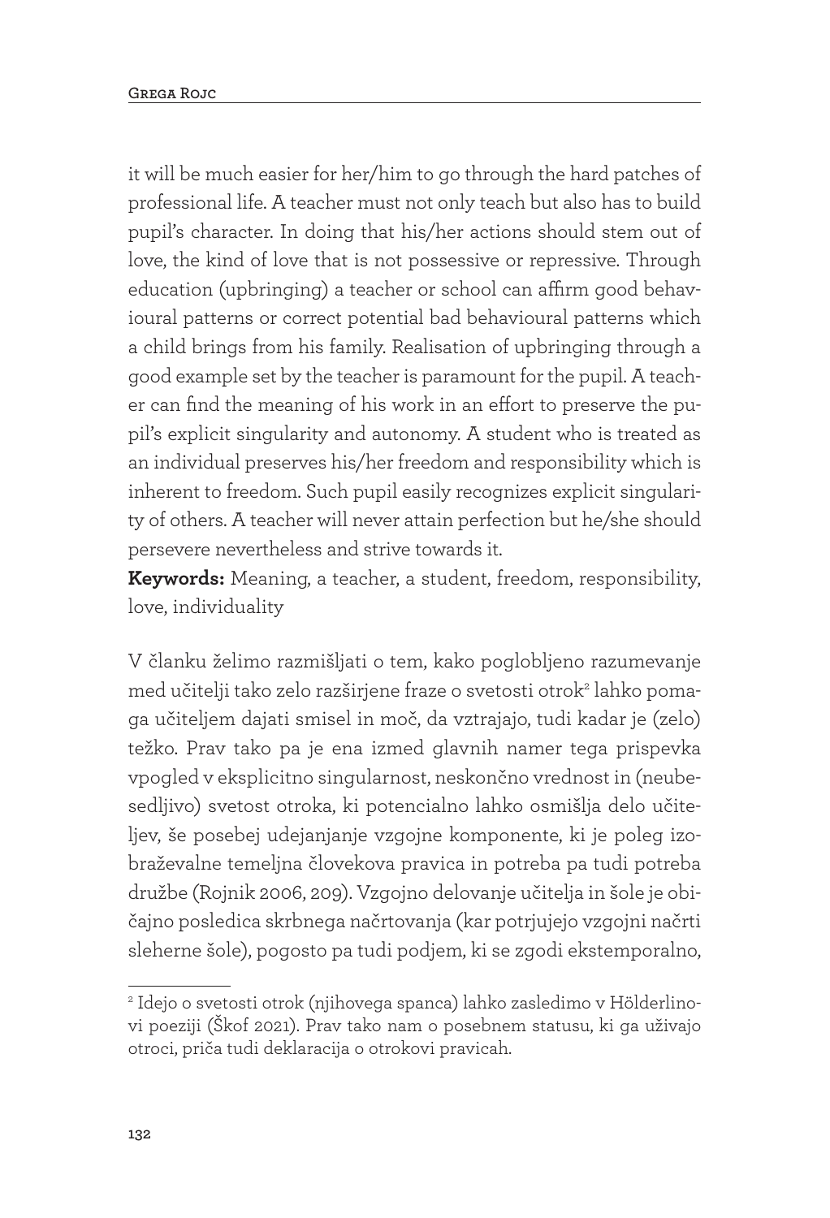it will be much easier for her/him to go through the hard patches of professional life. A teacher must not only teach but also has to build pupil's character. In doing that his/her actions should stem out of love, the kind of love that is not possessive or repressive. Through education (upbringing) a teacher or school can affirm good behavioural patterns or correct potential bad behavioural patterns which a child brings from his family. Realisation of upbringing through a good example set by the teacher is paramount for the pupil. A teacher can find the meaning of his work in an effort to preserve the pupil's explicit singularity and autonomy. A student who is treated as an individual preserves his/her freedom and responsibility which is inherent to freedom. Such pupil easily recognizes explicit singularity of others. A teacher will never attain perfection but he/she should persevere nevertheless and strive towards it.

**Keywords:** Meaning, a teacher, a student, freedom, responsibility, love, individuality

V članku želimo razmišljati o tem, kako poglobljeno razumevanje med učitelji tako zelo razširjene fraze o svetosti otrok[2] lahko pomaga učiteljem dajati smisel in moč, da vztrajajo, tudi kadar je (zelo) težko. Prav tako pa je ena izmed glavnih namer tega prispevka vpogled v eksplicitno singularnost, neskončno vrednost in (neubesedljivo) svetost otroka, ki potencialno lahko osmišlja delo učiteljev, še posebej udejanjanje vzgojne komponente, ki je poleg izobraževalne temeljna človekova pravica in potreba pa tudi potreba družbe (Rojnik 2006, 209). Vzgojno delovanje učitelja in šole je običajno posledica skrbnega načrtovanja (kar potrjujejo vzgojni načrti sleherne šole), pogosto pa tudi podjem, ki se zgodi ekstemporalno,

[2] Idejo o svetosti otrok (njihovega spanca) lahko zasledimo v Hölderlinovi poeziji (Škof 2021). Prav tako nam o posebnem statusu, ki ga uživajo otroci, priča tudi deklaracija o otrokovi pravicah.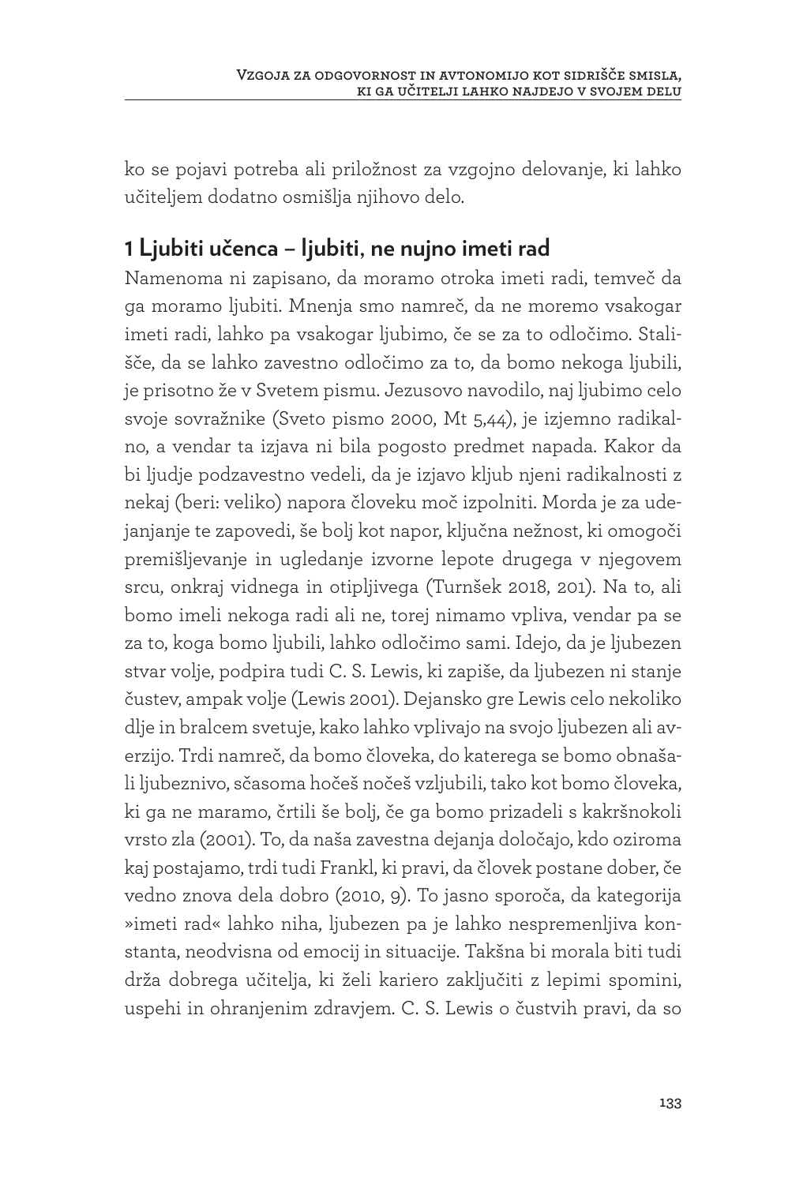ko se pojavi potreba ali priložnost za vzgojno delovanje, ki lahko učiteljem dodatno osmišlja njihovo delo.

## 1 Ljubiti učenca – ljubiti, ne nujno imeti rad

Namenoma ni zapisano, da moramo otroka imeti radi, temveč da ga moramo ljubiti. Mnenja smo namreč, da ne moremo vsakogar imeti radi, lahko pa vsakogar ljubimo, če se za to odločimo. Stališče, da se lahko zavestno odločimo za to, da bomo nekoga ljubili, je prisotno že v Svetem pismu. Jezusovo navodilo, naj ljubimo celo svoje sovražnike (Sveto pismo 2000, Mt 5,44), je izjemno radikalno, a vendar ta izjava ni bila pogosto predmet napada. Kakor da bi ljudje podzavestno vedeli, da je izjavo kljub njeni radikalnosti z nekaj (beri: veliko) napora človeku moč izpolniti. Morda je za udejanjanje te zapovedi, še bolj kot napor, ključna nežnost, ki omogoči premišljevanje in ugledanje izvorne lepote drugega v njegovem srcu, onkraj vidnega in otipljivega (Turnšek 2018, 201). Na to, ali bomo imeli nekoga radi ali ne, torej nimamo vpliva, vendar pa se za to, koga bomo ljubili, lahko odločimo sami. Idejo, da je ljubezen stvar volje, podpira tudi C. S. Lewis, ki zapiše, da ljubezen ni stanje čustev, ampak volje (Lewis 2001). Dejansko gre Lewis celo nekoliko dlje in bralcem svetuje, kako lahko vplivajo na svojo ljubezen ali averzijo. Trdi namreč, da bomo človeka, do katerega se bomo obnašali ljubeznivo, sčasoma hočeš nočeš vzljubili, tako kot bomo človeka, ki ga ne maramo, črtili še bolj, če ga bomo prizadeli s kakršnokoli vrsto zla (2001). To, da naša zavestna dejanja določajo, kdo oziroma kaj postajamo, trdi tudi Frankl, ki pravi, da človek postane dober, če vedno znova dela dobro (2010, 9). To jasno sporoča, da kategorija »imeti rad« lahko niha, ljubezen pa je lahko nespremenljiva konstanta, neodvisna od emocij in situacije. Takšna bi morala biti tudi drža dobrega učitelja, ki želi kariero zaključiti z lepimi spomini, uspehi in ohranjenim zdravjem. C. S. Lewis o čustvih pravi, da so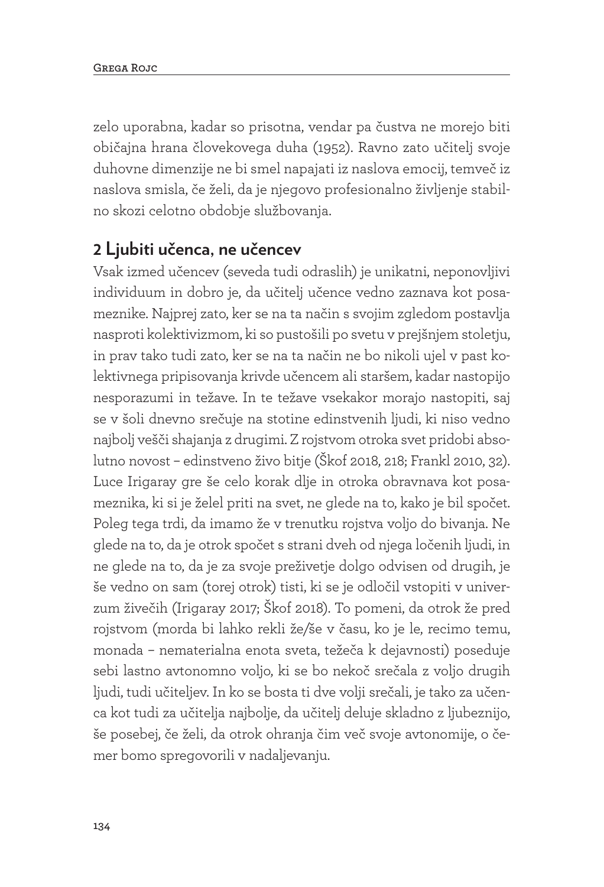zelo uporabna, kadar so prisotna, vendar pa čustva ne morejo biti običajna hrana človekovega duha (1952). Ravno zato učitelj svoje duhovne dimenzije ne bi smel napajati iz naslova emocij, temveč iz naslova smisla, če želi, da je njegovo profesionalno življenje stabilno skozi celotno obdobje službovanja.

## 2 Ljubiti učenca, ne učencev

Vsak izmed učencev (seveda tudi odraslih) je unikatni, neponovljivi individuum in dobro je, da učitelj učence vedno zaznava kot posameznike. Najprej zato, ker se na ta način s svojim zgledom postavlja nasproti kolektivizmom, ki so pustošili po svetu v prejšnjem stoletju, in prav tako tudi zato, ker se na ta način ne bo nikoli ujel v past kolektivnega pripisovanja krivde učencem ali staršem, kadar nastopijo nesporazumi in težave. In te težave vsekakor morajo nastopiti, saj se v šoli dnevno srečuje na stotine edinstvenih ljudi, ki niso vedno najbolj vešči shajanja z drugimi. Z rojstvom otroka svet pridobi absolutno novost – edinstveno živo bitje (Škof 2018, 218; Frankl 2010, 32). Luce Irigaray gre še celo korak dlje in otroka obravnava kot posameznika, ki si je želel priti na svet, ne glede na to, kako je bil spočet. Poleg tega trdi, da imamo že v trenutku rojstva voljo do bivanja. Ne glede na to, da je otrok spočet s strani dveh od njega ločenih ljudi, in ne glede na to, da je za svoje preživetje dolgo odvisen od drugih, je še vedno on sam (torej otrok) tisti, ki se je odločil vstopiti v univerzum živečih (Irigaray 2017; Škof 2018). To pomeni, da otrok že pred rojstvom (morda bi lahko rekli že/še v času, ko je le, recimo temu, monada – nematerialna enota sveta, težeča k dejavnosti) poseduje sebi lastno avtonomno voljo, ki se bo nekoč srečala z voljo drugih ljudi, tudi učiteljev. In ko se bosta ti dve volji srečali, je tako za učenca kot tudi za učitelja najbolje, da učitelj deluje skladno z ljubeznijo, še posebej, če želi, da otrok ohranja čim več svoje avtonomije, o čemer bomo spregovorili v nadaljevanju.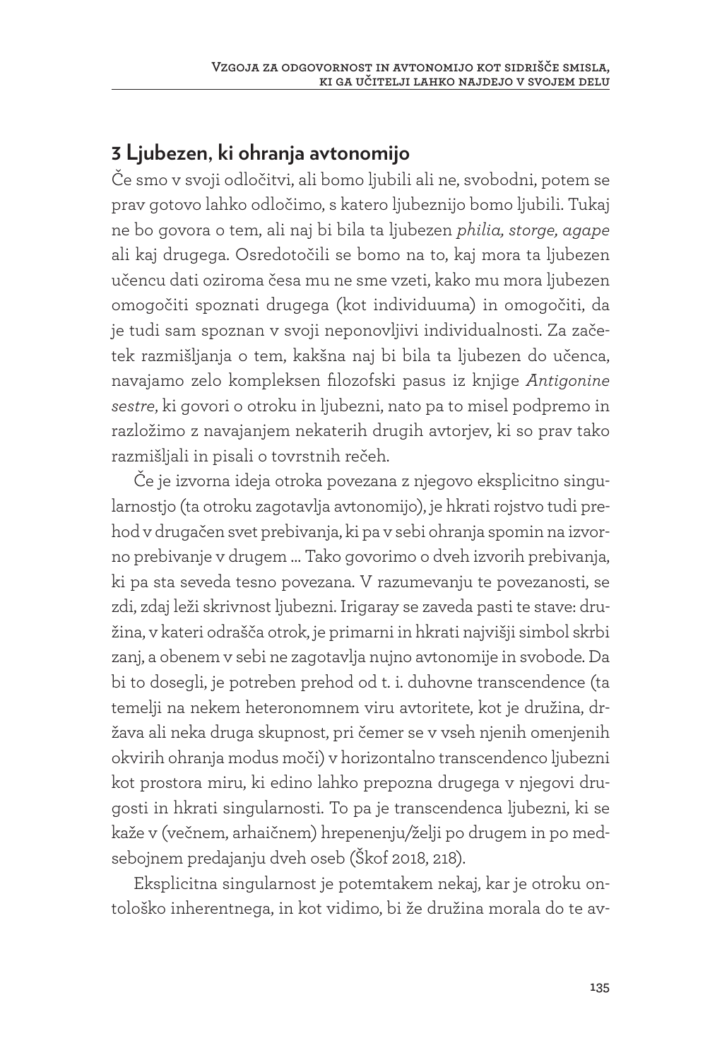## 3 Ljubezen, ki ohranja avtonomijo

Če smo v svoji odločitvi, ali bomo ljubili ali ne, svobodni, potem se prav gotovo lahko odločimo, s katero ljubeznijo bomo ljubili. Tukaj ne bo govora o tem, ali naj bi bila ta ljubezen *philia, storge, agape* ali kaj drugega. Osredotočili se bomo na to, kaj mora ta ljubezen učencu dati oziroma česa mu ne sme vzeti, kako mu mora ljubezen omogočiti spoznati drugega (kot individuuma) in omogočiti, da je tudi sam spoznan v svoji neponovljivi individualnosti. Za začetek razmišljanja o tem, kakšna naj bi bila ta ljubezen do učenca, navajamo zelo kompleksen filozofski pasus iz knjige *Antigonine sestre,* ki govori o otroku in ljubezni, nato pa to misel podpremo in razložimo z navajanjem nekaterih drugih avtorjev, ki so prav tako razmišljali in pisali o tovrstnih rečeh.

Če je izvorna ideja otroka povezana z njegovo eksplicitno singularnostjo (ta otroku zagotavlja avtonomijo), je hkrati rojstvo tudi prehod v drugačen svet prebivanja, ki pa v sebi ohranja spomin na izvorno prebivanje v drugem … Tako govorimo o dveh izvorih prebivanja, ki pa sta seveda tesno povezana. V razumevanju te povezanosti, se zdi, zdaj leži skrivnost ljubezni. Irigaray se zaveda pasti te stave: družina, v kateri odrašča otrok, je primarni in hkrati najvišji simbol skrbi zanj, a obenem v sebi ne zagotavlja nujno avtonomije in svobode. Da bi to dosegli, je potreben prehod od t. i. duhovne transcendence (ta temelji na nekem heteronomnem viru avtoritete, kot je družina, država ali neka druga skupnost, pri čemer se v vseh njenih omenjenih okvirih ohranja modus moči) v horizontalno transcendenco ljubezni kot prostora miru, ki edino lahko prepozna drugega v njegovi drugosti in hkrati singularnosti. To pa je transcendenca ljubezni, ki se kaže v (večnem, arhaičnem) hrepenenju/želji po drugem in po medsebojnem predajanju dveh oseb (Škof 2018, 218).

Eksplicitna singularnost je potemtakem nekaj, kar je otroku ontološko inherentnega, in kot vidimo, bi že družina morala do te av-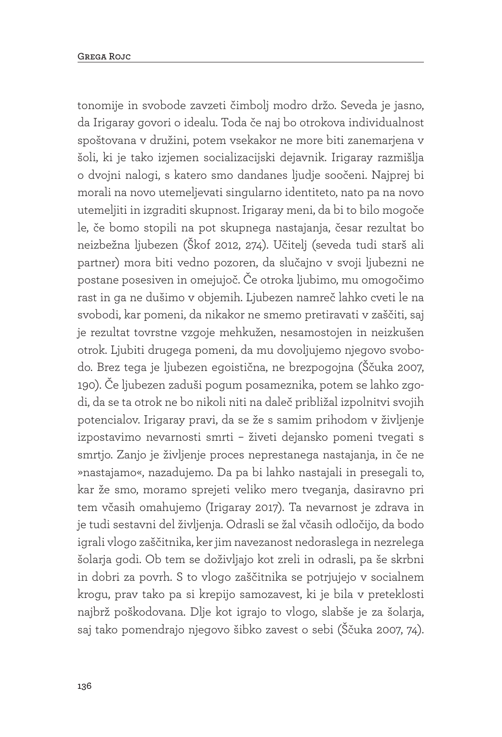tonomije in svobode zavzeti čimbolj modro držo. Seveda je jasno, da Irigaray govori o idealu. Toda če naj bo otrokova individualnost spoštovana v družini, potem vsekakor ne more biti zanemarjena v šoli, ki je tako izjemen socializacijski dejavnik. Irigaray razmišlja o dvojni nalogi, s katero smo dandanes ljudje soočeni. Najprej bi morali na novo utemeljevati singularno identiteto, nato pa na novo utemeljiti in izgraditi skupnost. Irigaray meni, da bi to bilo mogoče le, če bomo stopili na pot skupnega nastajanja, česar rezultat bo neizbežna ljubezen (Škof 2012, 274). Učitelj (seveda tudi starš ali partner) mora biti vedno pozoren, da slučajno v svoji ljubezni ne postane posesiven in omejujoč. Če otroka ljubimo, mu omogočimo rast in ga ne dušimo v objemih. Ljubezen namreč lahko cveti le na svobodi, kar pomeni, da nikakor ne smemo pretiravati v zaščiti, saj je rezultat tovrstne vzgoje mehkužen, nesamostojen in neizkušen otrok. Ljubiti drugega pomeni, da mu dovoljujemo njegovo svobodo. Brez tega je ljubezen egoistična, ne brezpogojna (Ščuka 2007, 190). Če ljubezen zaduši pogum posameznika, potem se lahko zgodi, da se ta otrok ne bo nikoli niti na daleč približal izpolnitvi svojih potencialov. Irigaray pravi, da se že s samim prihodom v življenje izpostavimo nevarnosti smrti – živeti dejansko pomeni tvegati s smrtjo. Zanjo je življenje proces neprestanega nastajanja, in če ne »nastajamo«, nazadujemo. Da pa bi lahko nastajali in presegali to, kar že smo, moramo sprejeti veliko mero tveganja, dasiravno pri tem včasih omahujemo (Irigaray 2017). Ta nevarnost je zdrava in je tudi sestavni del življenja. Odrasli se žal včasih odločijo, da bodo igrali vlogo zaščitnika, ker jim navezanost nedoraslega in nezrelega šolarja godi. Ob tem se doživljajo kot zreli in odrasli, pa še skrbni in dobri za povrh. S to vlogo zaščitnika se potrjujejo v socialnem krogu, prav tako pa si krepijo samozavest, ki je bila v preteklosti najbrž poškodovana. Dlje kot igrajo to vlogo, slabše je za šolarja, saj tako pomendrajo njegovo šibko zavest o sebi (Ščuka 2007, 74).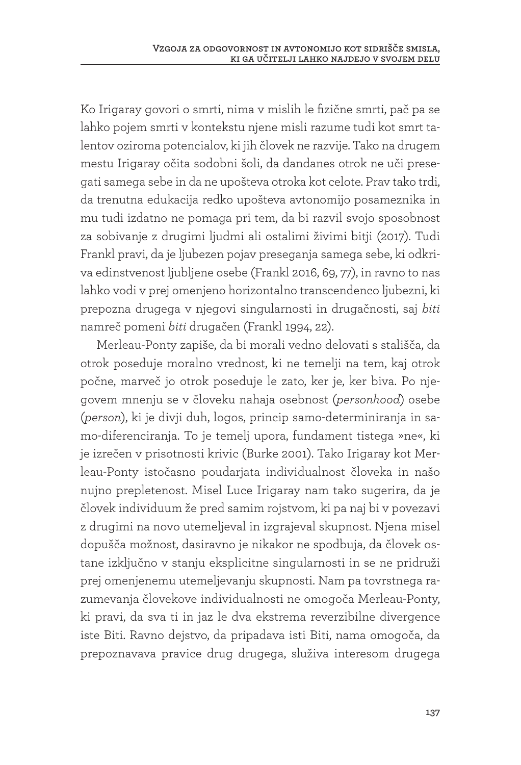Ko Irigaray govori o smrti, nima v mislih le fizične smrti, pač pa se lahko pojem smrti v kontekstu njene misli razume tudi kot smrt talentov oziroma potencialov, ki jih človek ne razvije. Tako na drugem mestu Irigaray očita sodobni šoli, da dandanes otrok ne uči presegati samega sebe in da ne upošteva otroka kot celote. Prav tako trdi, da trenutna edukacija redko upošteva avtonomijo posameznika in mu tudi izdatno ne pomaga pri tem, da bi razvil svojo sposobnost za sobivanje z drugimi ljudmi ali ostalimi živimi bitji (2017). Tudi Frankl pravi, da je ljubezen pojav preseganja samega sebe, ki odkriva edinstvenost ljubljene osebe (Frankl 2016, 69, 77), in ravno to nas lahko vodi v prej omenjeno horizontalno transcendenco ljubezni, ki prepozna drugega v njegovi singularnosti in drugačnosti, saj *biti* namreč pomeni *biti* drugačen (Frankl 1994, 22).

Merleau-Ponty zapiše, da bi morali vedno delovati s stališča, da otrok poseduje moralno vrednost, ki ne temelji na tem, kaj otrok počne, marveč jo otrok poseduje le zato, ker je, ker biva. Po njegovem mnenju se v človeku nahaja osebnost (*personhood*) osebe (*person*), ki je divji duh, logos, princip samo-determiniranja in samo-diferenciranja. To je temelj upora, fundament tistega »ne«, ki je izrečen v prisotnosti krivic (Burke 2001). Tako Irigaray kot Merleau-Ponty istočasno poudarjata individualnost človeka in našo nujno prepletenost. Misel Luce Irigaray nam tako sugerira, da je človek individuum že pred samim rojstvom, ki pa naj bi v povezavi z drugimi na novo utemeljeval in izgrajeval skupnost. Njena misel dopušča možnost, dasiravno je nikakor ne spodbuja, da človek ostane izključno v stanju eksplicitne singularnosti in se ne pridruži prej omenjenemu utemeljevanju skupnosti. Nam pa tovrstnega razumevanja človekove individualnosti ne omogoča Merleau-Ponty, ki pravi, da sva ti in jaz le dva ekstrema reverzibilne divergence iste Biti. Ravno dejstvo, da pripadava isti Biti, nama omogoča, da prepoznavava pravice drug drugega, služiva interesom drugega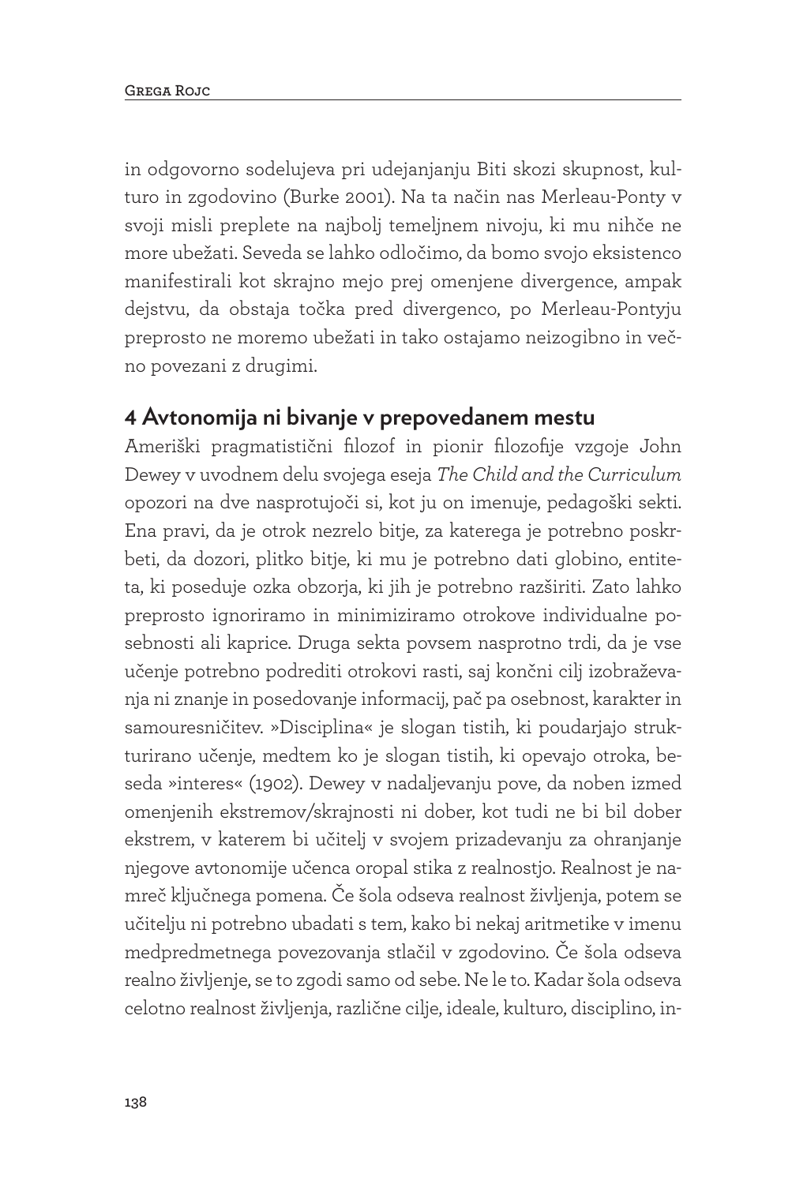in odgovorno sodelujeva pri udejanjanju Biti skozi skupnost, kulturo in zgodovino (Burke 2001). Na ta način nas Merleau-Ponty v svoji misli preplete na najbolj temeljnem nivoju, ki mu nihče ne more ubežati. Seveda se lahko odločimo, da bomo svojo eksistenco manifestirali kot skrajno mejo prej omenjene divergence, ampak dejstvu, da obstaja točka pred divergenco, po Merleau-Pontyju preprosto ne moremo ubežati in tako ostajamo neizogibno in večno povezani z drugimi.

## 4 Avtonomija ni bivanje v prepovedanem mestu

Ameriški pragmatistični filozof in pionir filozofije vzgoje John Dewey v uvodnem delu svojega eseja *The Child and the Curriculum* opozori na dve nasprotujoči si, kot ju on imenuje, pedagoški sekti. Ena pravi, da je otrok nezrelo bitje, za katerega je potrebno poskrbeti, da dozori, plitko bitje, ki mu je potrebno dati globino, entiteta, ki poseduje ozka obzorja, ki jih je potrebno razširiti. Zato lahko preprosto ignoriramo in minimiziramo otrokove individualne posebnosti ali kaprice. Druga sekta povsem nasprotno trdi, da je vse učenje potrebno podrediti otrokovi rasti, saj končni cilj izobraževanja ni znanje in posedovanje informacij, pač pa osebnost, karakter in samouresničitev. »Disciplina« je slogan tistih, ki poudarjajo strukturirano učenje, medtem ko je slogan tistih, ki opevajo otroka, beseda »interes« (1902). Dewey v nadaljevanju pove, da noben izmed omenjenih ekstremov/skrajnosti ni dober, kot tudi ne bi bil dober ekstrem, v katerem bi učitelj v svojem prizadevanju za ohranjanje njegove avtonomije učenca oropal stika z realnostjo. Realnost je namreč ključnega pomena. Če šola odseva realnost življenja, potem se učitelju ni potrebno ubadati s tem, kako bi nekaj aritmetike v imenu medpredmetnega povezovanja stlačil v zgodovino. Če šola odseva realno življenje, se to zgodi samo od sebe. Ne le to. Kadar šola odseva celotno realnost življenja, različne cilje, ideale, kulturo, disciplino, in-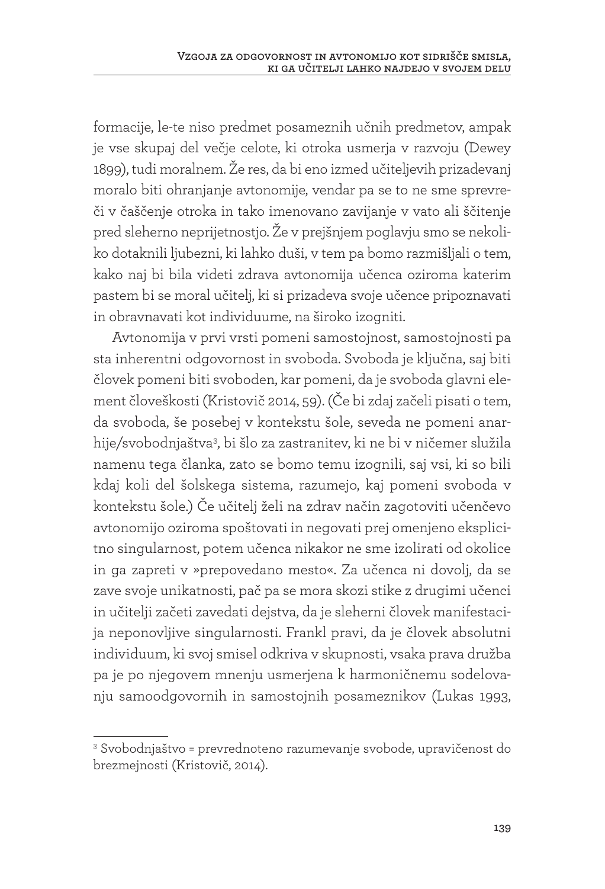formacije, le-te niso predmet posameznih učnih predmetov, ampak je vse skupaj del večje celote, ki otroka usmerja v razvoju (Dewey 1899), tudi moralnem. Že res, da bi eno izmed učiteljevih prizadevanj moralo biti ohranjanje avtonomije, vendar pa se to ne sme sprevreči v čaščenje otroka in tako imenovano zavijanje v vato ali ščitenje pred sleherno neprijetnostjo. Že v prejšnjem poglavju smo se nekoliko dotaknili ljubezni, ki lahko duši, v tem pa bomo razmišljali o tem, kako naj bi bila videti zdrava avtonomija učenca oziroma katerim pastem bi se moral učitelj, ki si prizadeva svoje učence pripoznavati in obravnavati kot individuume, na široko izogniti.

Avtonomija v prvi vrsti pomeni samostojnost, samostojnosti pa sta inherentni odgovornost in svoboda. Svoboda je ključna, saj biti človek pomeni biti svoboden, kar pomeni, da je svoboda glavni element človeškosti (Kristovič 2014, 59). (Če bi zdaj začeli pisati o tem, da svoboda, še posebej v kontekstu šole, seveda ne pomeni anarhije/svobodnjaštva[3], bi šlo za zastranitev, ki ne bi v ničemer služila namenu tega članka, zato se bomo temu izognili, saj vsi, ki so bili kdaj koli del šolskega sistema, razumejo, kaj pomeni svoboda v kontekstu šole.) Če učitelj želi na zdrav način zagotoviti učenčevo avtonomijo oziroma spoštovati in negovati prej omenjeno eksplicitno singularnost, potem učenca nikakor ne sme izolirati od okolice in ga zapreti v »prepovedano mesto«. Za učenca ni dovolj, da se zave svoje unikatnosti, pač pa se mora skozi stike z drugimi učenci in učitelji začeti zavedati dejstva, da je sleherni človek manifestacija neponovljive singularnosti. Frankl pravi, da je človek absolutni individuum, ki svoj smisel odkriva v skupnosti, vsaka prava družba pa je po njegovem mnenju usmerjena k harmoničnemu sodelovanju samoodgovornih in samostojnih posameznikov (Lukas 1993,

[3] Svobodnjaštvo = prevrednoteno razumevanje svobode, upravičenost do brezmejnosti (Kristovič, 2014).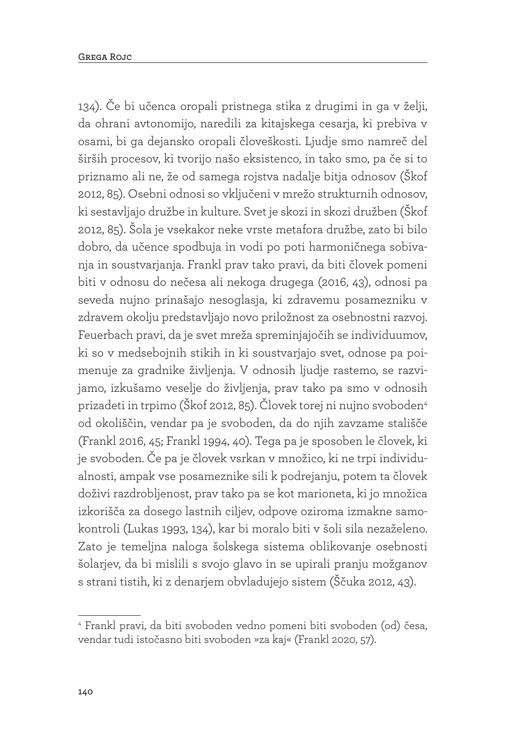134). Če bi učenca oropali pristnega stika z drugimi in ga v želji, da ohrani avtonomijo, naredili za kitajskega cesarja, ki prebiva v osami, bi ga dejansko oropali človeškosti. Ljudje smo namreč del širših procesov, ki tvorijo našo eksistenco, in tako smo, pa če si to priznamo ali ne, že od samega rojstva nadalje bitja odnosov (Škof 2012, 85). Osebni odnosi so vključeni v mrežo strukturnih odnosov, ki sestavljajo družbe in kulture. Svet je skozi in skozi družben (Škof 2012, 85). Šola je vsekakor neke vrste metafora družbe, zato bi bilo dobro, da učence spodbuja in vodi po poti harmoničnega sobivanja in soustvarjanja. Frankl prav tako pravi, da biti človek pomeni biti v odnosu do nečesa ali nekoga drugega (2016, 43), odnosi pa seveda nujno prinašajo nesoglasja, ki zdravemu posamezniku v zdravem okolju predstavljajo novo priložnost za osebnostni razvoj. Feuerbach pravi, da je svet mreža spreminjajočih se individuumov, ki so v medsebojnih stikih in ki soustvarjajo svet, odnose pa poimenuje za gradnike življenja. V odnosih ljudje rastemo, se razvijamo, izkušamo veselje do življenja, prav tako pa smo v odnosih prizadeti in trpimo (Škof 2012, 85). Človek torej ni nujno svoboden[4] od okoliščin, vendar pa je svoboden, da do njih zavzame stališče (Frankl 2016, 45; Frankl 1994, 40). Tega pa je sposoben le človek, ki je svoboden. Če pa je človek vsrkan v množico, ki ne trpi individualnosti, ampak vse posameznike sili k podrejanju, potem ta človek doživi razdrobljenost, prav tako pa se kot marioneta, ki jo množica izkorišča za dosego lastnih ciljev, odpove oziroma izmakne samokontroli (Lukas 1993, 134), kar bi moralo biti v šoli sila nezaželeno. Zato je temeljna naloga šolskega sistema oblikovanje osebnosti šolarjev, da bi mislili s svojo glavo in se upirali pranju možganov s strani tistih, ki z denarjem obvladujejo sistem (Ščuka 2012, 43).

[4] Frankl pravi, da biti svoboden vedno pomeni biti svoboden (od) česa, vendar tudi istočasno biti svoboden »za kaj« (Frankl 2020, 57).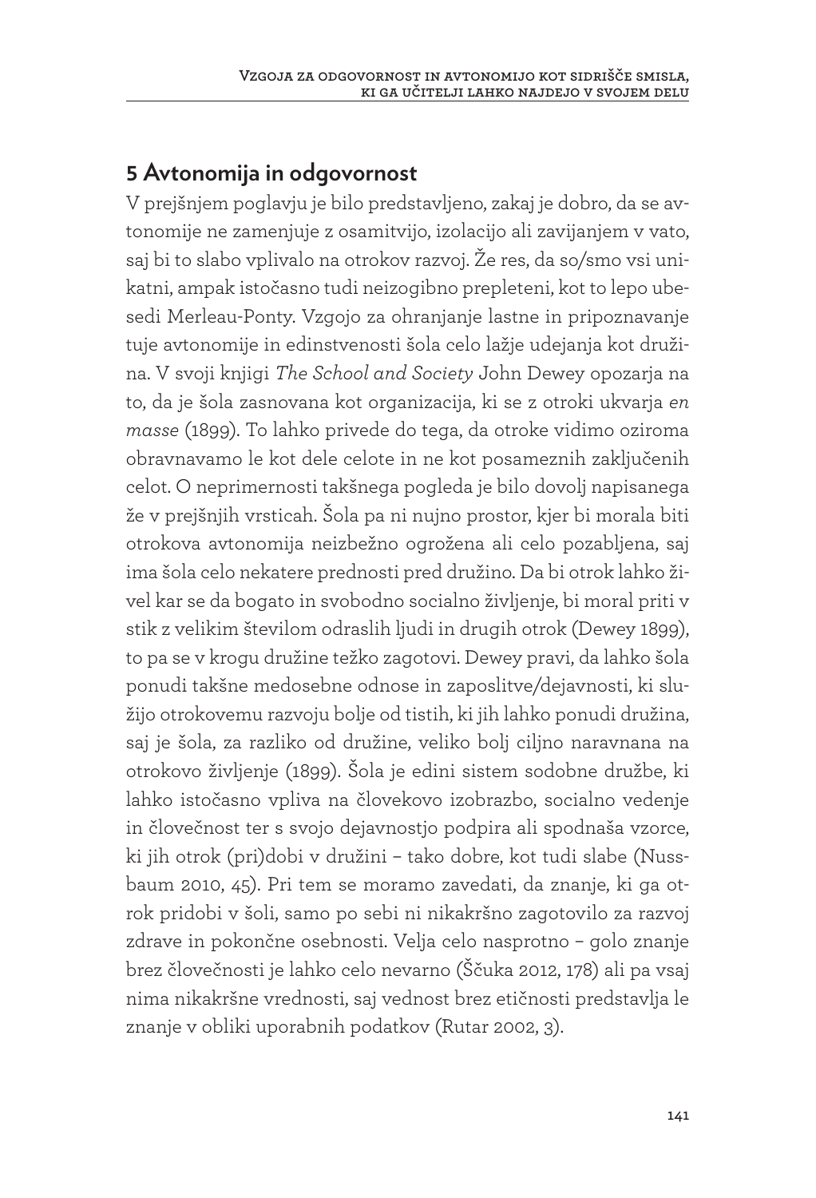## 5 Avtonomija in odgovornost

V prejšnjem poglavju je bilo predstavljeno, zakaj je dobro, da se avtonomije ne zamenjuje z osamitvijo, izolacijo ali zavijanjem v vato, saj bi to slabo vplivalo na otrokov razvoj. Že res, da so/smo vsi unikatni, ampak istočasno tudi neizogibno prepleteni, kot to lepo ubesedi Merleau-Ponty. Vzgojo za ohranjanje lastne in pripoznavanje tuje avtonomije in edinstvenosti šola celo lažje udejanja kot družina. V svoji knjigi *The School and Society* John Dewey opozarja na to, da je šola zasnovana kot organizacija, ki se z otroki ukvarja *en masse* (1899). To lahko privede do tega, da otroke vidimo oziroma obravnavamo le kot dele celote in ne kot posameznih zaključenih celot. O neprimernosti takšnega pogleda je bilo dovolj napisanega že v prejšnjih vrsticah. Šola pa ni nujno prostor, kjer bi morala biti otrokova avtonomija neizbežno ogrožena ali celo pozabljena, saj ima šola celo nekatere prednosti pred družino. Da bi otrok lahko živel kar se da bogato in svobodno socialno življenje, bi moral priti v stik z velikim številom odraslih ljudi in drugih otrok (Dewey 1899), to pa se v krogu družine težko zagotovi. Dewey pravi, da lahko šola ponudi takšne medosebne odnose in zaposlitve/dejavnosti, ki služijo otrokovemu razvoju bolje od tistih, ki jih lahko ponudi družina, saj je šola, za razliko od družine, veliko bolj ciljno naravnana na otrokovo življenje (1899). Šola je edini sistem sodobne družbe, ki lahko istočasno vpliva na človekovo izobrazbo, socialno vedenje in človečnost ter s svojo dejavnostjo podpira ali spodnaša vzorce, ki jih otrok (pri)dobi v družini – tako dobre, kot tudi slabe (Nussbaum 2010, 45). Pri tem se moramo zavedati, da znanje, ki ga otrok pridobi v šoli, samo po sebi ni nikakršno zagotovilo za razvoj zdrave in pokončne osebnosti. Velja celo nasprotno – golo znanje brez človečnosti je lahko celo nevarno (Ščuka 2012, 178) ali pa vsaj nima nikakršne vrednosti, saj vednost brez etičnosti predstavlja le znanje v obliki uporabnih podatkov (Rutar 2002, 3).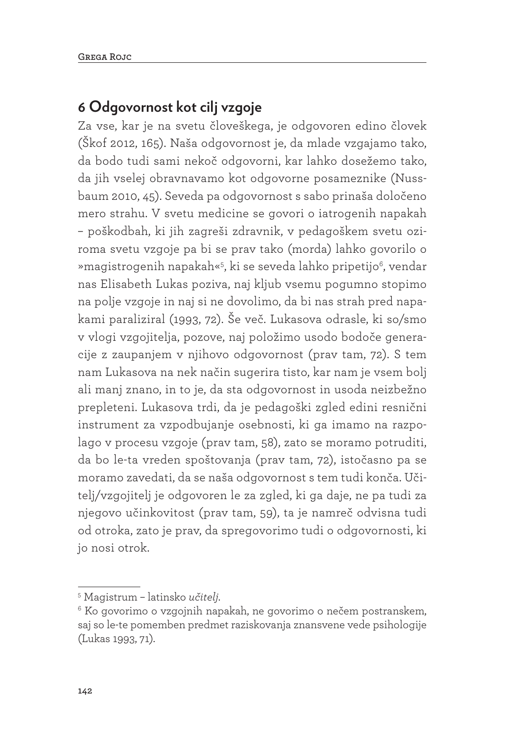## 6 Odgovornost kot cilj vzgoje

Za vse, kar je na svetu človeškega, je odgovoren edino človek (Škof 2012, 165). Naša odgovornost je, da mlade vzgajamo tako, da bodo tudi sami nekoč odgovorni, kar lahko dosežemo tako, da jih vselej obravnavamo kot odgovorne posameznike (Nussbaum 2010, 45). Seveda pa odgovornost s sabo prinaša določeno mero strahu. V svetu medicine se govori o iatrogenih napakah – poškodbah, ki jih zagreši zdravnik, v pedagoškem svetu oziroma svetu vzgoje pa bi se prav tako (morda) lahko govorilo o »magistrogenih napakah«[5], ki se seveda lahko pripetijo[6], vendar nas Elisabeth Lukas poziva, naj kljub vsemu pogumno stopimo na polje vzgoje in naj si ne dovolimo, da bi nas strah pred napakami paraliziral (1993, 72). Še več. Lukasova odrasle, ki so/smo v vlogi vzgojitelja, pozove, naj položimo usodo bodoče generacije z zaupanjem v njihovo odgovornost (prav tam, 72). S tem nam Lukasova na nek način sugerira tisto, kar nam je vsem bolj ali manj znano, in to je, da sta odgovornost in usoda neizbežno prepleteni. Lukasova trdi, da je pedagoški zgled edini resnični instrument za vzpodbujanje osebnosti, ki ga imamo na razpolago v procesu vzgoje (prav tam, 58), zato se moramo potruditi, da bo le-ta vreden spoštovanja (prav tam, 72), istočasno pa se moramo zavedati, da se naša odgovornost s tem tudi konča. Učitelj/vzgojitelj je odgovoren le za zgled, ki ga daje, ne pa tudi za njegovo učinkovitost (prav tam, 59), ta je namreč odvisna tudi od otroka, zato je prav, da spregovorimo tudi o odgovornosti, ki jo nosi otrok.

---

[5] Magistrum – latinsko *učitelj*.

[6] Ko govorimo o vzgojnih napakah, ne govorimo o nečem postranskem, saj so le-te pomemben predmet raziskovanja znansvene vede psihologije (Lukas 1993, 71).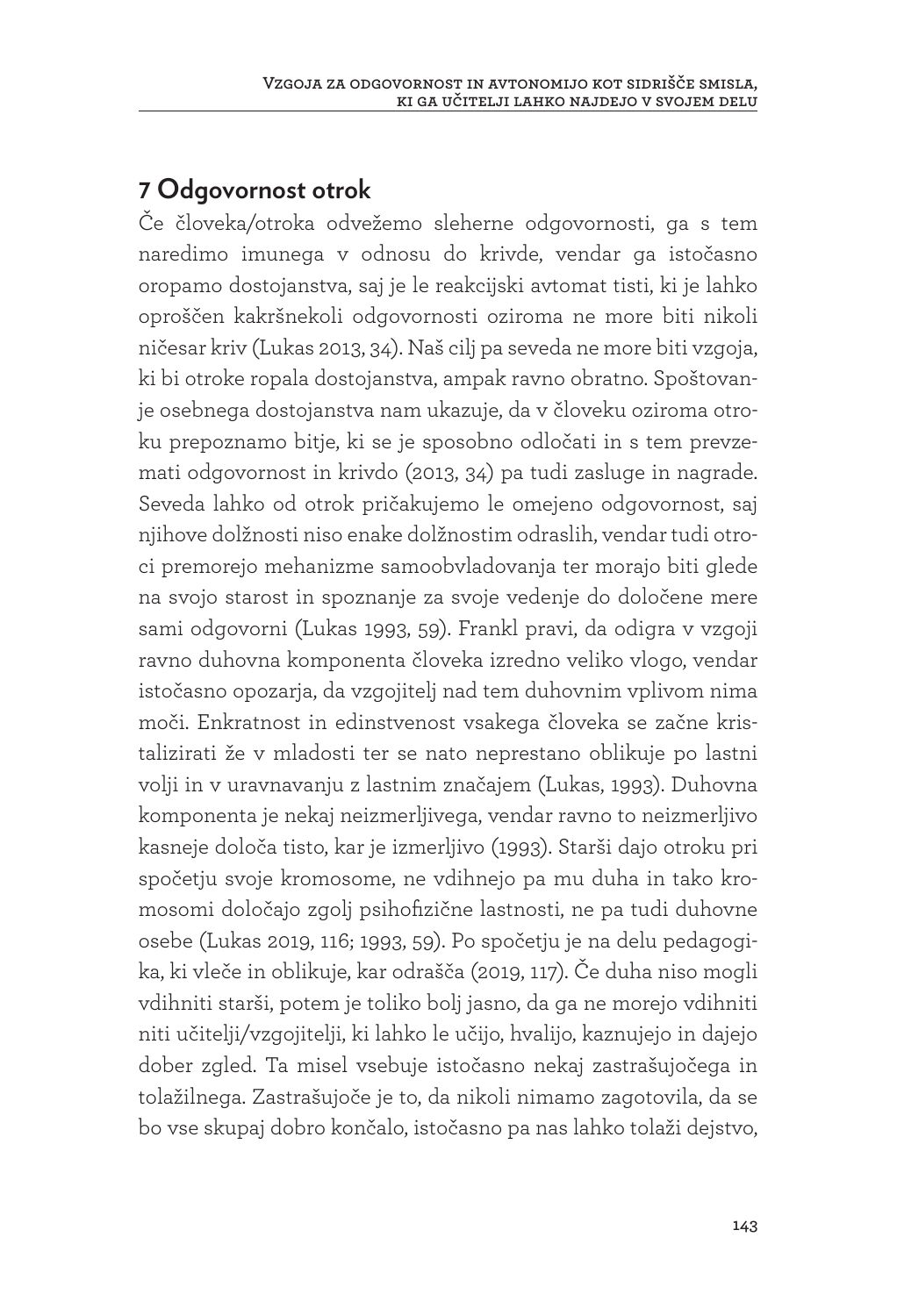## 7 Odgovornost otrok

Če človeka/otroka odvežemo sleherne odgovornosti, ga s tem naredimo imunega v odnosu do krivde, vendar ga istočasno oropamo dostojanstva, saj je le reakcijski avtomat tisti, ki je lahko oproščen kakršnekoli odgovornosti oziroma ne more biti nikoli ničesar kriv (Lukas 2013, 34). Naš cilj pa seveda ne more biti vzgoja, ki bi otroke ropala dostojanstva, ampak ravno obratno. Spoštovanje osebnega dostojanstva nam ukazuje, da v človeku oziroma otroku prepoznamo bitje, ki se je sposobno odločati in s tem prevzemati odgovornost in krivdo (2013, 34) pa tudi zasluge in nagrade. Seveda lahko od otrok pričakujemo le omejeno odgovornost, saj njihove dolžnosti niso enake dolžnostim odraslih, vendar tudi otroci premorejo mehanizme samoobvladovanja ter morajo biti glede na svojo starost in spoznanje za svoje vedenje do določene mere sami odgovorni (Lukas 1993, 59). Frankl pravi, da odigra v vzgoji ravno duhovna komponenta človeka izredno veliko vlogo, vendar istočasno opozarja, da vzgojitelj nad tem duhovnim vplivom nima moči. Enkratnost in edinstvenost vsakega človeka se začne kristalizirati že v mladosti ter se nato neprestano oblikuje po lastni volji in v uravnavanju z lastnim značajem (Lukas, 1993). Duhovna komponenta je nekaj neizmerljivega, vendar ravno to neizmerljivo kasneje določa tisto, kar je izmerljivo (1993). Starši dajo otroku pri spočetju svoje kromosome, ne vdihnejo pa mu duha in tako kromosomi določajo zgolj psihofizične lastnosti, ne pa tudi duhovne osebe (Lukas 2019, 116; 1993, 59). Po spočetju je na delu pedagogika, ki vleče in oblikuje, kar odrašča (2019, 117). Če duha niso mogli vdihniti starši, potem je toliko bolj jasno, da ga ne morejo vdihniti niti učitelji/vzgojitelji, ki lahko le učijo, hvalijo, kaznujejo in dajejo dober zgled. Ta misel vsebuje istočasno nekaj zastrašujočega in tolažilnega. Zastrašujoče je to, da nikoli nimamo zagotovila, da se bo vse skupaj dobro končalo, istočasno pa nas lahko tolaži dejstvo,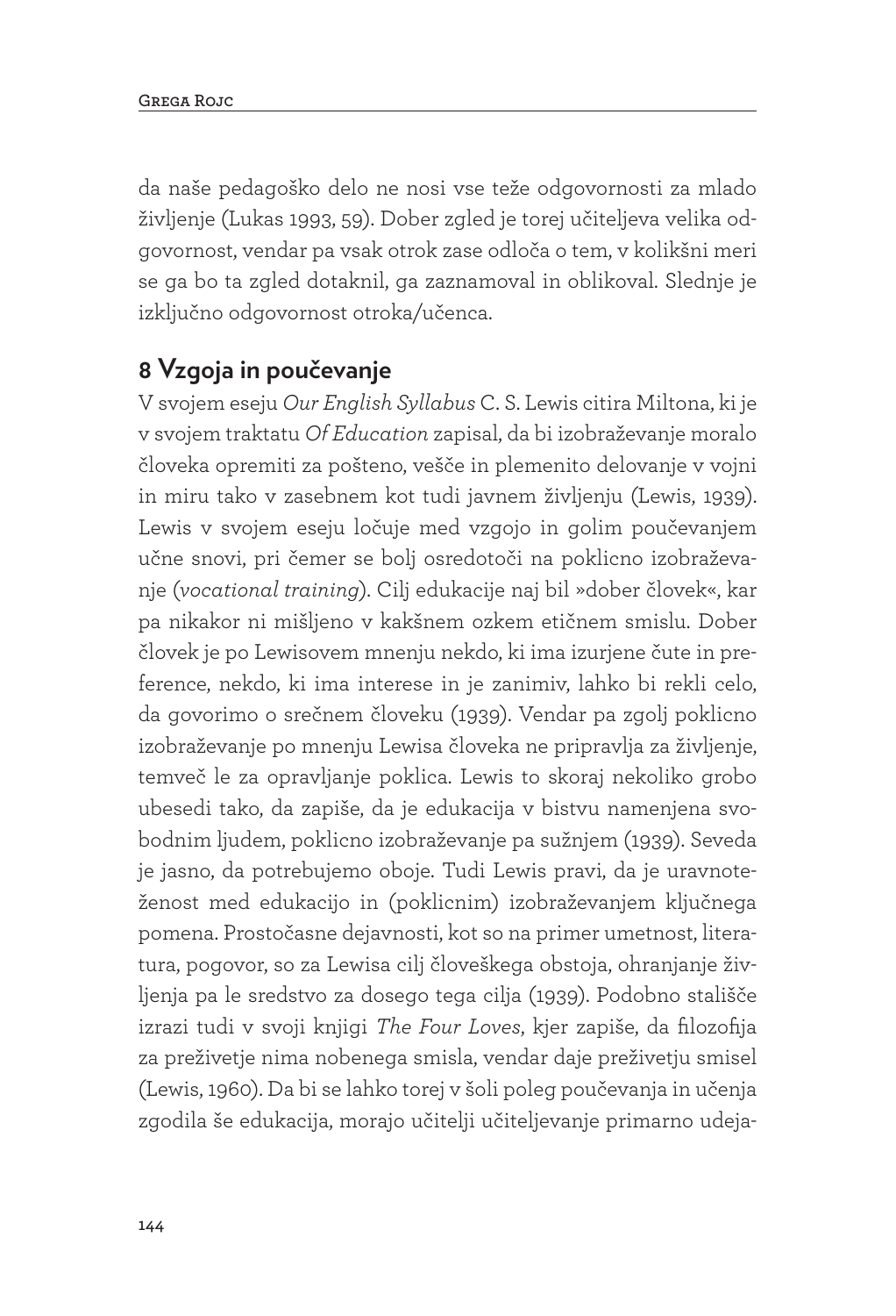da naše pedagoško delo ne nosi vse teže odgovornosti za mlado življenje (Lukas 1993, 59). Dober zgled je torej učiteljeva velika odgovornost, vendar pa vsak otrok zase odloča o tem, v kolikšni meri se ga bo ta zgled dotaknil, ga zaznamoval in oblikoval. Slednje je izključno odgovornost otroka/učenca.

## 8 Vzgoja in poučevanje

V svojem eseju *Our English Syllabus* C. S. Lewis citira Miltona, ki je v svojem traktatu *Of Education* zapisal, da bi izobraževanje moralo človeka opremiti za pošteno, vešče in plemenito delovanje v vojni in miru tako v zasebnem kot tudi javnem življenju (Lewis, 1939). Lewis v svojem eseju ločuje med vzgojo in golim poučevanjem učne snovi, pri čemer se bolj osredotoči na poklicno izobraževanje (*vocational training*). Cilj edukacije naj bil »dober človek«, kar pa nikakor ni mišljeno v kakšnem ozkem etičnem smislu. Dober človek je po Lewisovem mnenju nekdo, ki ima izurjene čute in preference, nekdo, ki ima interese in je zanimiv, lahko bi rekli celo, da govorimo o srečnem človeku (1939). Vendar pa zgolj poklicno izobraževanje po mnenju Lewisa človeka ne pripravlja za življenje, temveč le za opravljanje poklica. Lewis to skoraj nekoliko grobo ubesedi tako, da zapiše, da je edukacija v bistvu namenjena svobodnim ljudem, poklicno izobraževanje pa sužnjem (1939). Seveda je jasno, da potrebujemo oboje. Tudi Lewis pravi, da je uravnoteženost med edukacijo in (poklicnim) izobraževanjem ključnega pomena. Prostočasne dejavnosti, kot so na primer umetnost, literatura, pogovor, so za Lewisa cilj človeškega obstoja, ohranjanje življenja pa le sredstvo za dosego tega cilja (1939). Podobno stališče izrazi tudi v svoji knjigi *The Four Loves*, kjer zapiše, da filozofija za preživetje nima nobenega smisla, vendar daje preživetju smisel (Lewis, 1960). Da bi se lahko torej v šoli poleg poučevanja in učenja zgodila še edukacija, morajo učitelji učiteljevanje primarno udeja-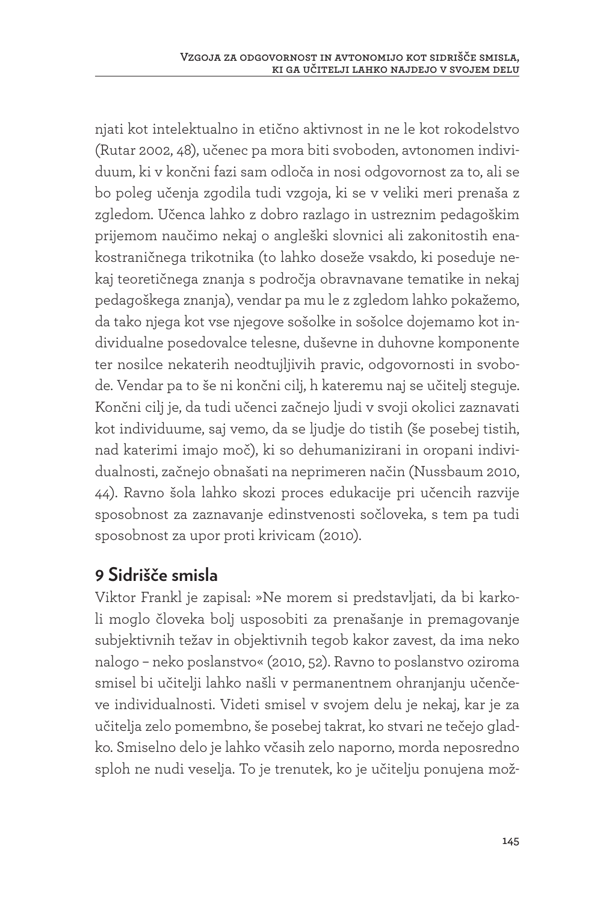njati kot intelektualno in etično aktivnost in ne le kot rokodelstvo (Rutar 2002, 48), učenec pa mora biti svoboden, avtonomen individuum, ki v končni fazi sam odloča in nosi odgovornost za to, ali se bo poleg učenja zgodila tudi vzgoja, ki se v veliki meri prenaša z zgledom. Učenca lahko z dobro razlago in ustreznim pedagoškim prijemom naučimo nekaj o angleški slovnici ali zakonitostih enakostraničnega trikotnika (to lahko doseže vsakdo, ki poseduje nekaj teoretičnega znanja s področja obravnavane tematike in nekaj pedagoškega znanja), vendar pa mu le z zgledom lahko pokažemo, da tako njega kot vse njegove sošolke in sošolce dojemamo kot individualne posedovalce telesne, duševne in duhovne komponente ter nosilce nekaterih neodtujljivih pravic, odgovornosti in svobode. Vendar pa to še ni končni cilj, h kateremu naj se učitelj steguje. Končni cilj je, da tudi učenci začnejo ljudi v svoji okolici zaznavati kot individuume, saj vemo, da se ljudje do tistih (še posebej tistih, nad katerimi imajo moč), ki so dehumanizirani in oropani individualnosti, začnejo obnašati na neprimeren način (Nussbaum 2010, 44). Ravno šola lahko skozi proces edukacije pri učencih razvije sposobnost za zaznavanje edinstvenosti sočloveka, s tem pa tudi sposobnost za upor proti krivicam (2010).

## 9 Sidrišče smisla

Viktor Frankl je zapisal: »Ne morem si predstavljati, da bi karkoli moglo človeka bolj usposobiti za prenašanje in premagovanje subjektivnih težav in objektivnih tegob kakor zavest, da ima neko nalogo – neko poslanstvo« (2010, 52). Ravno to poslanstvo oziroma smisel bi učitelji lahko našli v permanentnem ohranjanju učenčeve individualnosti. Videti smisel v svojem delu je nekaj, kar je za učitelja zelo pomembno, še posebej takrat, ko stvari ne tečejo gladko. Smiselno delo je lahko včasih zelo naporno, morda neposredno sploh ne nudi veselja. To je trenutek, ko je učitelju ponujena mož-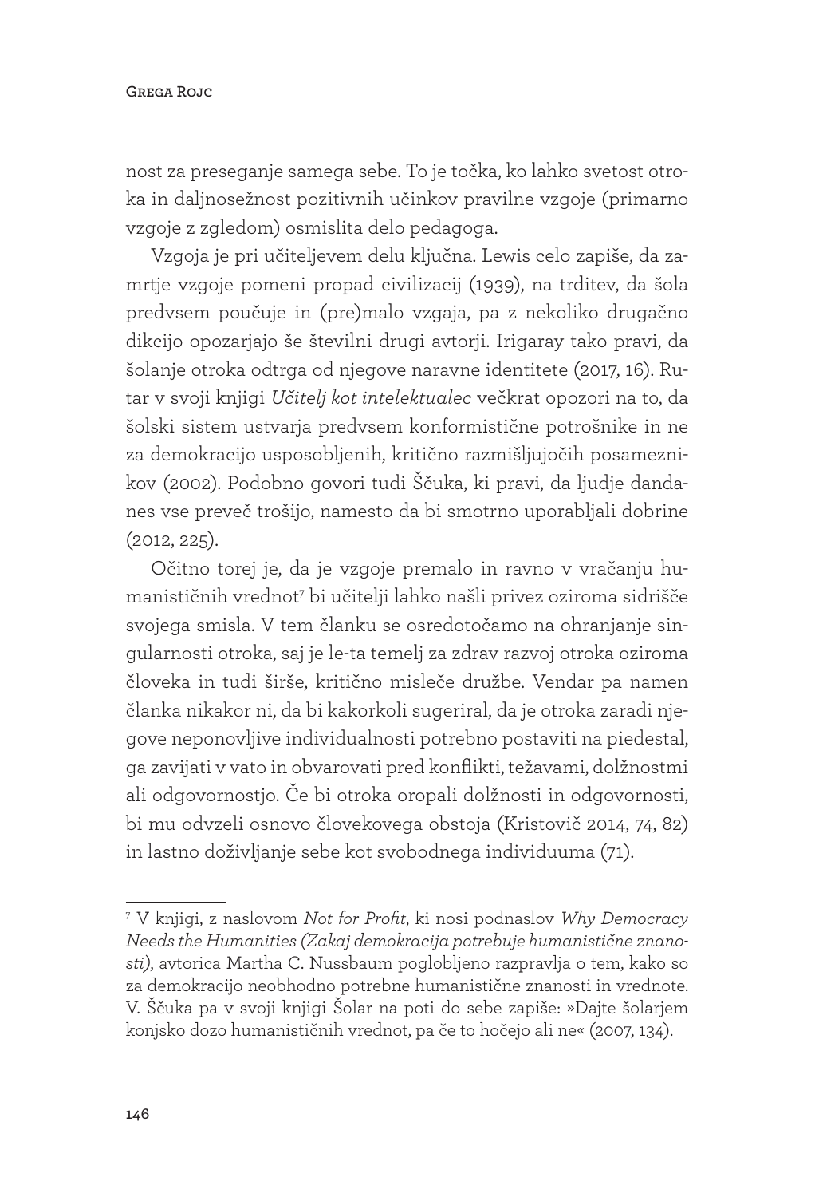nost za preseganje samega sebe. To je točka, ko lahko svetost otroka in daljnosežnost pozitivnih učinkov pravilne vzgoje (primarno vzgoje z zgledom) osmislita delo pedagoga.

Vzgoja je pri učiteljevem delu ključna. Lewis celo zapiše, da zamrtje vzgoje pomeni propad civilizacij (1939), na trditev, da šola predvsem poučuje in (pre)malo vzgaja, pa z nekoliko drugačno dikcijo opozarjajo še številni drugi avtorji. Irigaray tako pravi, da šolanje otroka odtrga od njegove naravne identitete (2017, 16). Rutar v svoji knjigi *Učitelj kot intelektualec* večkrat opozori na to, da šolski sistem ustvarja predvsem konformistične potrošnike in ne za demokracijo usposobljenih, kritično razmišljujočih posameznikov (2002). Podobno govori tudi Ščuka, ki pravi, da ljudje dandanes vse preveč trošijo, namesto da bi smotrno uporabljali dobrine (2012, 225).

Očitno torej je, da je vzgoje premalo in ravno v vračanju humanističnih vrednot[7] bi učitelji lahko našli privez oziroma sidrišče svojega smisla. V tem članku se osredotočamo na ohranjanje singularnosti otroka, saj je le-ta temelj za zdrav razvoj otroka oziroma človeka in tudi širše, kritično misleče družbe. Vendar pa namen članka nikakor ni, da bi kakorkoli sugeriral, da je otroka zaradi njegove neponovljive individualnosti potrebno postaviti na piedestal, ga zavijati v vato in obvarovati pred konflikti, težavami, dolžnostmi ali odgovornostjo. Če bi otroka oropali dolžnosti in odgovornosti, bi mu odvzeli osnovo človekovega obstoja (Kristovič 2014, 74, 82) in lastno doživljanje sebe kot svobodnega individuuma (71).

---

[7] V knjigi, z naslovom *Not for Profit*, ki nosi podnaslov *Why Democracy Needs the Humanities (Zakaj demokracija potrebuje humanistične znanosti)*, avtorica Martha C. Nussbaum poglobljeno razpravlja o tem, kako so za demokracijo neobhodno potrebne humanistične znanosti in vrednote. V. Ščuka pa v svoji knjigi Šolar na poti do sebe zapiše: »Dajte šolarjem konjsko dozo humanističnih vrednot, pa če to hočejo ali ne« (2007, 134).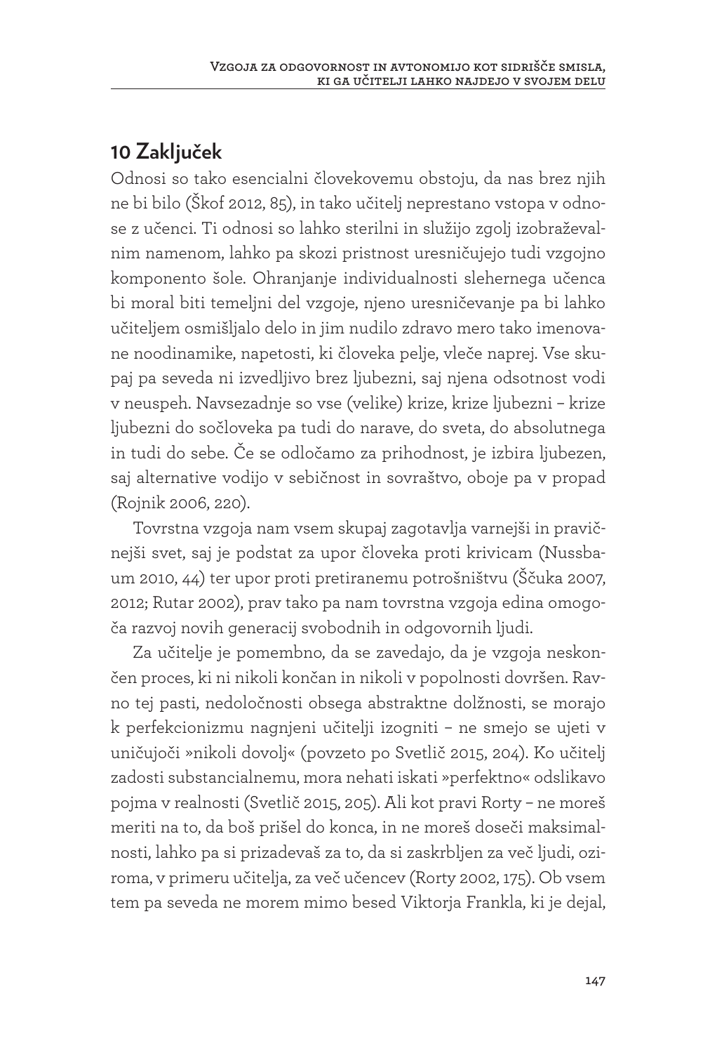## 10 Zaključek

Odnosi so tako esencialni človekovemu obstoju, da nas brez njih ne bi bilo (Škof 2012, 85), in tako učitelj nenehno vstopa v odnose z učenci. Ti odnosi so lahko sterilni in služijo zgolj izobraževalnim namenom, lahko pa skozi pristnost uresničujejo tudi vzgojno komponento šole. Ohranjanje individualnosti slehernega učenca bi moral biti temeljni del vzgoje, njeno uresničevanje pa bi lahko učiteljem osmišljalo delo in jim nudilo zdravo mero tako imenovane noodinamike, napetosti, ki človeka pelje, vleče naprej. Vse skupaj pa seveda ni izvedljivo brez ljubezni, saj njena odsotnost vodi v neuspeh. Navsezadnje so vse (velike) krize, krize ljubezni – krize ljubezni do sočloveka pa tudi do narave, do sveta, do absolutnega in tudi do sebe. Če se odločamo za prihodnost, je izbira ljubezen, saj alternative vodijo v sebičnost in sovraštvo, oboje pa v propad (Rojnik 2006, 220).

Tovrstna vzgoja nam vsem skupaj zagotavlja varnejši in pravičnejši svet, saj je podstat za upor človeka proti krivicam (Nussbaum 2010, 44) ter upor proti pretiranemu potrošništvu (Ščuka 2007, 2012; Rutar 2002), prav tako pa nam tovrstna vzgoja edina omogoča razvoj novih generacij svobodnih in odgovornih ljudi.

Za učitelje je pomembno, da se zavedajo, da je vzgoja neskončen proces, ki ni nikoli končan in nikoli v popolnosti dovršen. Ravno tej pasti, nedoločnosti obsega abstraktne dolžnosti, se morajo k perfekcionizmu nagnjeni učitelji izogniti – ne smejo se ujeti v uničujoči »nikoli dovolj« (povzeto po Svetlič 2015, 204). Ko učitelj zadosti substancialnemu, mora nehati iskati »perfektno« odslikavo pojma v realnosti (Svetlič 2015, 205). Ali kot pravi Rorty – ne moreš meriti na to, da boš prišel do konca, in ne moreš doseči maksimalnosti, lahko pa si prizadevaš za to, da si zaskrbljen za več ljudi, oziroma, v primeru učitelja, za več učencev (Rorty 2002, 175). Ob vsem tem pa seveda ne morem mimo besed Viktorja Frankla, ki je dejal,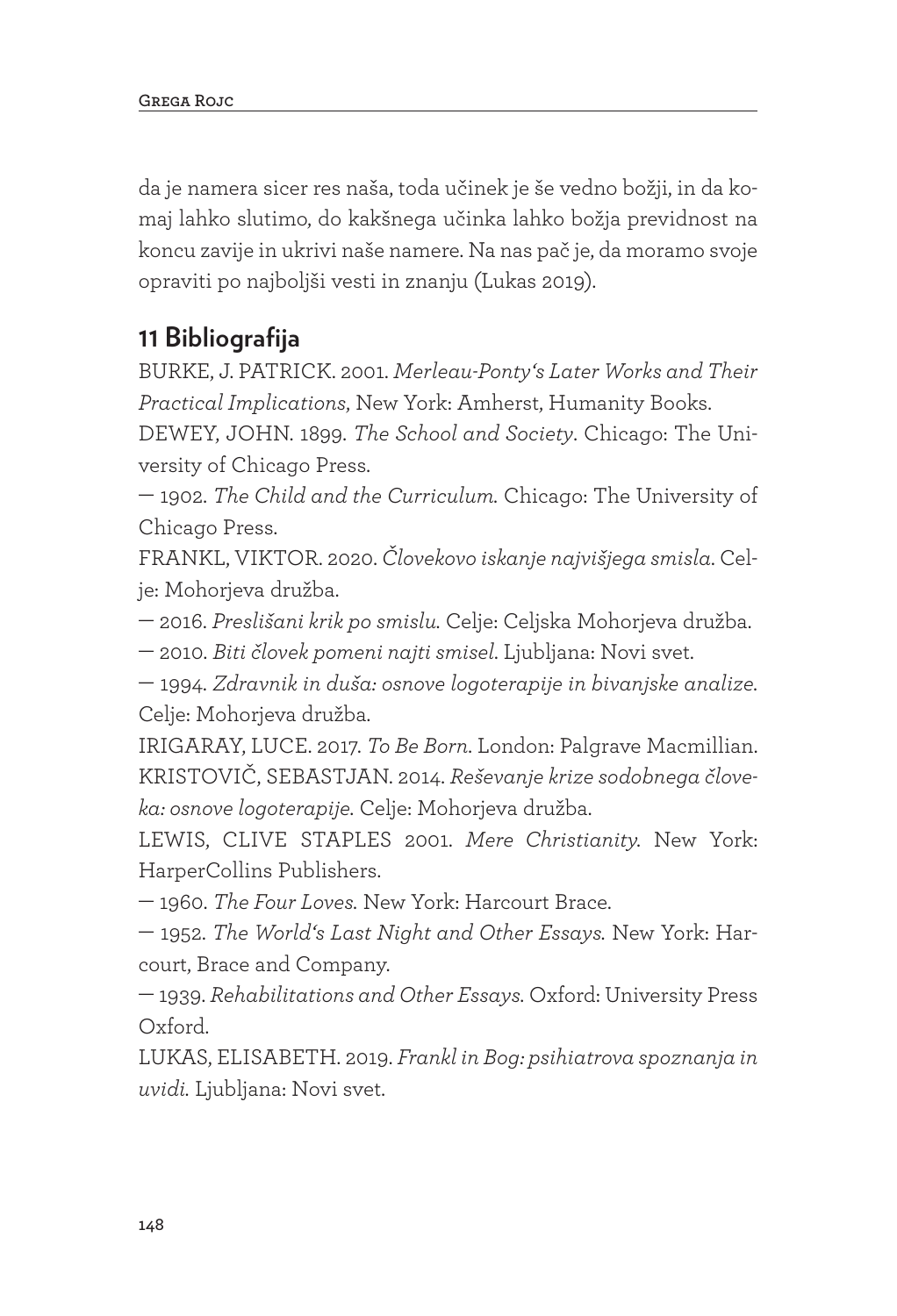da je namera sicer res naša, toda učinek je še vedno božji, in da komaj lahko slutimo, do kakšnega učinka lahko božja previdnost na koncu zavije in ukrivi naše namere. Na nas pač je, da moramo svoje opraviti po najboljši vesti in znanju (Lukas 2019).

## 11 Bibliografija

BURKE, J. PATRICK. 2001. *Merleau-Ponty's Later Works and Their Practical Implications,* New York: Amherst, Humanity Books.

DEWEY, JOHN. 1899. *The School and Society*. Chicago: The University of Chicago Press.

— 1902. *The Child and the Curriculum.* Chicago: The University of Chicago Press.

FRANKL, VIKTOR. 2020. *Človekovo iskanje najvišjega smisla*. Celje: Mohorjeva družba.

— 2016. *Preslišani krik po smislu.* Celje: Celjska Mohorjeva družba.

— 2010. *Biti človek pomeni najti smisel*. Ljubljana: Novi svet.

— 1994. *Zdravnik in duša: osnove logoterapije in bivanjske analize*. Celje: Mohorjeva družba.

IRIGARAY, LUCE. 2017. *To Be Born*. London: Palgrave Macmillian.

KRISTOVIČ, SEBASTJAN. 2014. *Reševanje krize sodobnega človeka: osnove logoterapije*. Celje: Mohorjeva družba.

LEWIS, CLIVE STAPLES 2001. *Mere Christianity.* New York: HarperCollins Publishers.

— 1960. *The Four Loves.* New York: Harcourt Brace.

— 1952. *The World's Last Night and Other Essays.* New York: Harcourt, Brace and Company.

— 1939. *Rehabilitations and Other Essays.* Oxford: University Press Oxford.

LUKAS, ELISABETH. 2019. *Frankl in Bog: psihiatrova spoznanja in uvidi.* Ljubljana: Novi svet.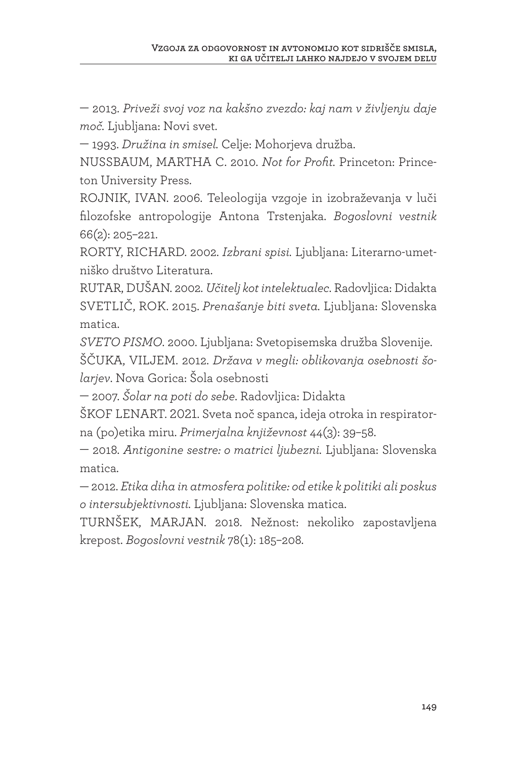— 2013. *Priveži svoj voz na kakšno zvezdo: kaj nam v življenju daje moč.* Ljubljana: Novi svet.

— 1993. *Družina in smisel.* Celje: Mohorjeva družba.

NUSSBAUM, MARTHA C. 2010. *Not for Profit.* Princeton: Princeton University Press.

ROJNIK, IVAN. 2006. Teleologija vzgoje in izobraževanja v luči filozofske antropologije Antona Trstenjaka. *Bogoslovni vestnik* 66(2): 205–221.

RORTY, RICHARD. 2002. *Izbrani spisi.* Ljubljana: Literarno-umetniško društvo Literatura.

RUTAR, DUŠAN. 2002. *Učitelj kot intelektualec*. Radovljica: Didakta

SVETLIČ, ROK. 2015. *Prenašanje biti sveta.* Ljubljana: Slovenska matica.

*SVETO PISMO*. 2000. Ljubljana: Svetopisemska družba Slovenije.

ŠČUKA, VILJEM. 2012. *Država v megli: oblikovanja osebnosti šolarjev*. Nova Gorica: Šola osebnosti

— 2007. *Šolar na poti do sebe*. Radovljica: Didakta

ŠKOF LENART. 2021. Sveta noč spanca, ideja otroka in respiratorna (po)etika miru. *Primerjalna književnost* 44(3): 39–58.

— 2018. *Antigonine sestre: o matrici ljubezni.* Ljubljana: Slovenska matica.

— 2012. *Etika diha in atmosfera politike: od etike k politiki ali poskus o intersubjektivnosti.* Ljubljana: Slovenska matica.

TURNŠEK, MARJAN. 2018. Nežnost: nekoliko zapostavljena krepost. *Bogoslovni vestnik* 78(1): 185–208.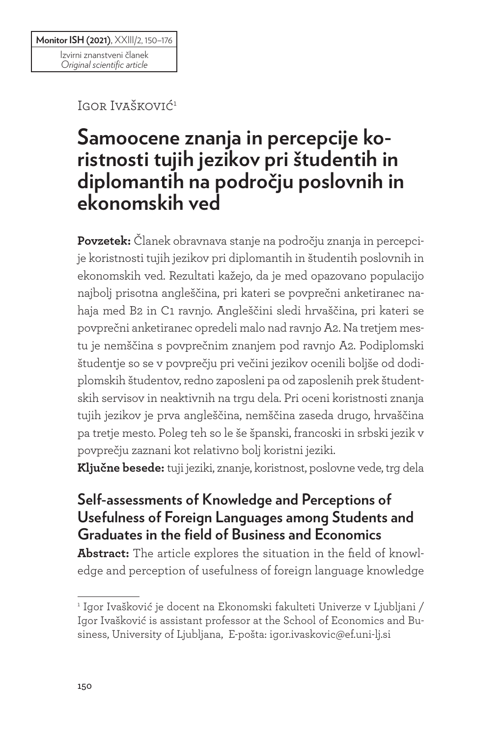Izvirni znanstveni članek
*Original scientific article*

Igor Ivašković[1]

# Samoocene znanja in percepcije koristnosti tujih jezikov pri študentih in diplomantih na področju poslovnih in ekonomskih ved

**Povzetek:** Članek obravnava stanje na področju znanja in percepcije koristnosti tujih jezikov pri diplomantih in študentih poslovnih in ekonomskih ved. Rezultati kažejo, da je med opazovano populacijo najbolj prisotna angleščina, pri kateri se povprečni anketiranec nahaja med B2 in C1 ravnjo. Angleščini sledi hrvaščina, pri kateri se povprečni anketiranec opredeli malo nad ravnjo A2. Na tretjem mestu je nemščina s povprečnim znanjem pod ravnjo A2. Podiplomski študentje so se v povprečju pri večini jezikov ocenili boljše od dodiplomskih študentov, redno zaposleni pa od zaposlenih prek študentskih servisov in neaktivnih na trgu dela. Pri oceni koristnosti znanja tujih jezikov je prva angleščina, nemščina zaseda drugo, hrvaščina pa tretje mesto. Poleg teh so le še španski, francoski in srbski jezik v povprečju zaznani kot relativno bolj koristni jeziki.

**Ključne besede:** tuji jeziki, znanje, koristnost, poslovne vede, trg dela

## Self-assessments of Knowledge and Perceptions of Usefulness of Foreign Languages among Students and Graduates in the field of Business and Economics

**Abstract:** The article explores the situation in the field of knowledge and perception of usefulness of foreign language knowledge

---

[1] Igor Ivašković je docent na Ekonomski fakulteti Univerze v Ljubljani / Igor Ivašković is assistant professor at the School of Economics and Business, University of Ljubljana, E-pošta: igor.ivaskovic@ef.uni-lj.si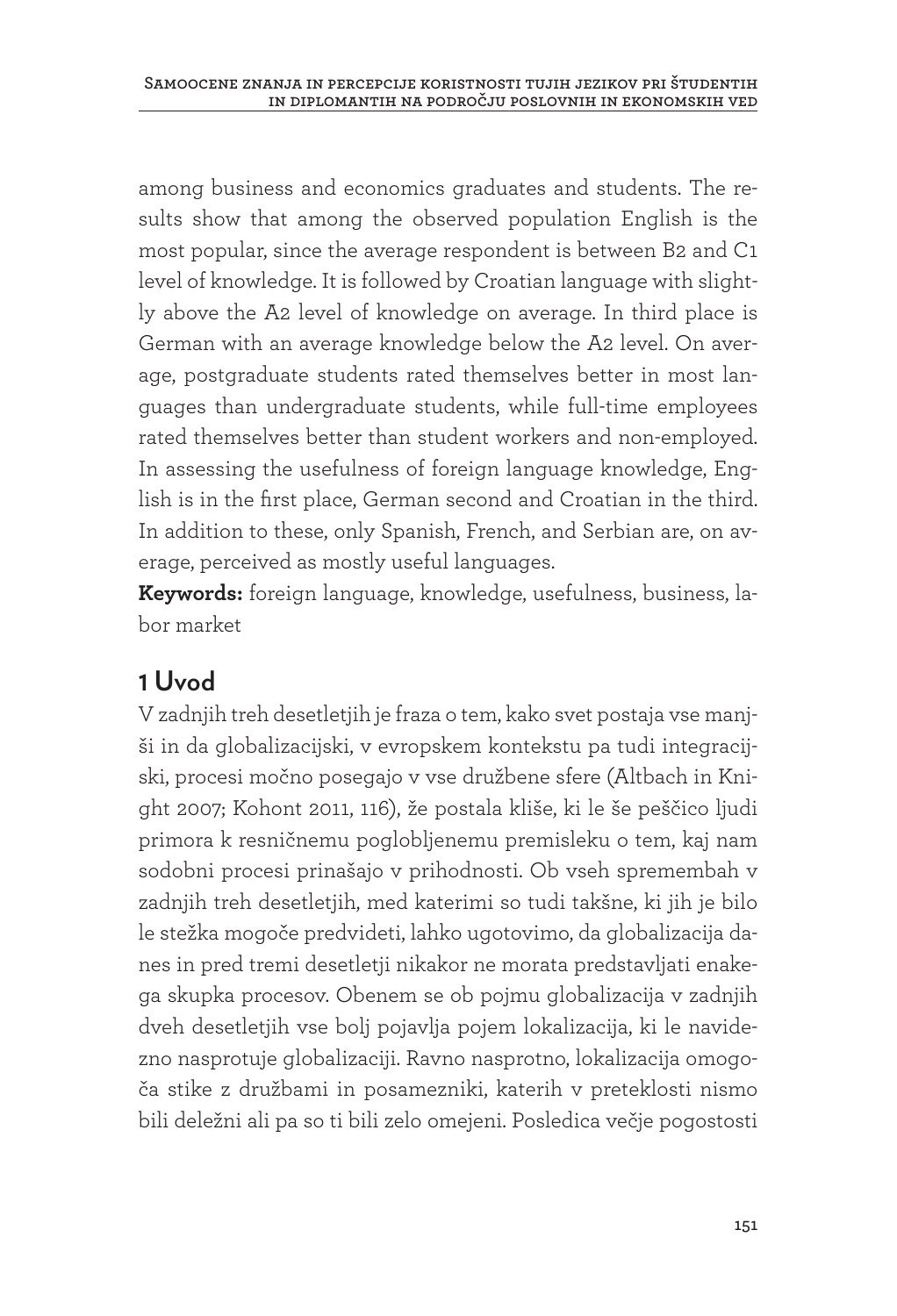among business and economics graduates and students. The results show that among the observed population English is the most popular, since the average respondent is between B2 and C1 level of knowledge. It is followed by Croatian language with slightly above the A2 level of knowledge on average. In third place is German with an average knowledge below the A2 level. On average, postgraduate students rated themselves better in most languages than undergraduate students, while full-time employees rated themselves better than student workers and non-employed. In assessing the usefulness of foreign language knowledge, English is in the first place, German second and Croatian in the third. In addition to these, only Spanish, French, and Serbian are, on average, perceived as mostly useful languages.

**Keywords:** foreign language, knowledge, usefulness, business, labor market

## 1 Uvod

V zadnjih treh desetletjih je fraza o tem, kako svet postaja vse manjši in da globalizacijski, v evropskem kontekstu pa tudi integracijski, procesi močno posegajo v vse družbene sfere (Altbach in Knight 2007; Kohont 2011, 116), že postala kliše, ki le še peščico ljudi primora k resničnemu poglobljenemu premisleku o tem, kaj nam sodobni procesi prinašajo v prihodnosti. Ob vseh spremembah v zadnjih treh desetletjih, med katerimi so tudi takšne, ki jih je bilo le stežka mogoče predvideti, lahko ugotovimo, da globalizacija danes in pred tremi desetletji nikakor ne morata predstavljati enakega skupka procesov. Obenem se ob pojmu globalizacija v zadnjih dveh desetletjih vse bolj pojavlja pojem lokalizacija, ki le navidezno nasprotuje globalizaciji. Ravno nasprotno, lokalizacija omogoča stike z družbami in posamezniki, katerih v preteklosti nismo bili deležni ali pa so ti bili zelo omejeni. Posledica večje pogostosti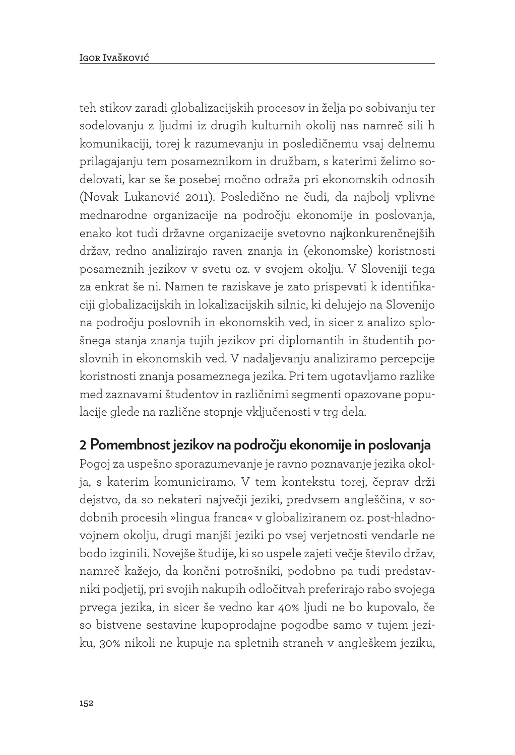teh stikov zaradi globalizacijskih procesov in želja po sobivanju ter sodelovanju z ljudmi iz drugih kulturnih okolij nas namreč sili h komunikaciji, torej k razumevanju in posledičnemu vsaj delnemu prilagajanju tem posameznikom in družbam, s katerimi želimo sodelovati, kar se še posebej močno odraža pri ekonomskih odnosih (Novak Lukanović 2011). Posledično ne čudi, da najbolj vplivne mednarodne organizacije na področju ekonomije in poslovanja, enako kot tudi državne organizacije svetovno najkonkurenčnejših držav, redno analizirajo raven znanja in (ekonomske) koristnosti posameznih jezikov v svetu oz. v svojem okolju. V Sloveniji tega za enkrat še ni. Namen te raziskave je zato prispevati k identifikaciji globalizacijskih in lokalizacijskih silnic, ki delujejo na Slovenijo na področju poslovnih in ekonomskih ved, in sicer z analizo splošnega stanja znanja tujih jezikov pri diplomantih in študentih poslovnih in ekonomskih ved. V nadaljevanju analiziramo percepcije koristnosti znanja posameznega jezika. Pri tem ugotavljamo razlike med zaznavami študentov in različnimi segmenti opazovane populacije glede na različne stopnje vključenosti v trg dela.

## 2 Pomembnost jezikov na področju ekonomije in poslovanja

Pogoj za uspešno sporazumevanje je ravno poznavanje jezika okolja, s katerim komuniciramo. V tem kontekstu torej, čeprav drži dejstvo, da so nekateri največji jeziki, predvsem angleščina, v sodobnih procesih »lingua franca« v globaliziranem oz. post-hladnovojnem okolju, drugi manjši jeziki po vsej verjetnosti vendarle ne bodo izginili. Novejše študije, ki so uspele zajeti večje število držav, namreč kažejo, da končni potrošniki, podobno pa tudi predstavniki podjetij, pri svojih nakupih odločitvah preferirajo rabo svojega prvega jezika, in sicer še vedno kar 40% ljudi ne bo kupovalo, če so bistvene sestavine kupoprodajne pogodbe samo v tujem jeziku, 30% nikoli ne kupuje na spletnih straneh v angleškem jeziku,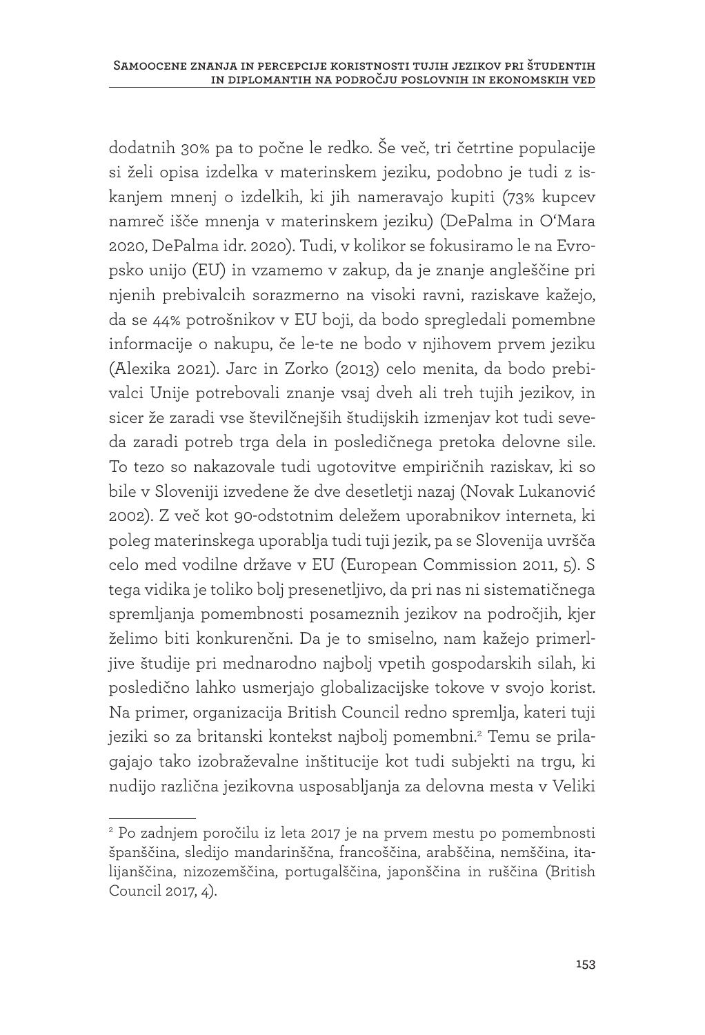dodatnih 30% pa to počne le redko. Še več, tri četrtine populacije si želi opisa izdelka v materinskem jeziku, podobno je tudi z iskanjem mnenj o izdelkih, ki jih nameravajo kupiti (73% kupcev namreč išče mnenja v materinskem jeziku) (DePalma in O'Mara 2020, DePalma idr. 2020). Tudi, v kolikor se fokusiramo le na Evropsko unijo (EU) in vzamemo v zakup, da je znanje angleščine pri njenih prebivalcih sorazmerno na visoki ravni, raziskave kažejo, da se 44% potrošnikov v EU boji, da bodo spregledali pomembne informacije o nakupu, če le-te ne bodo v njihovem prvem jeziku (Alexika 2021). Jarc in Zorko (2013) celo menita, da bodo prebivalci Unije potrebovali znanje vsaj dveh ali treh tujih jezikov, in sicer že zaradi vse številčnejših študijskih izmenjav kot tudi seveda zaradi potreb trga dela in posledičnega pretoka delovne sile. To tezo so nakazovale tudi ugotovitve empiričnih raziskav, ki so bile v Sloveniji izvedene že dve desetletji nazaj (Novak Lukanović 2002). Z več kot 90-odstotnim deležem uporabnikov interneta, ki poleg materinskega uporablja tudi tuji jezik, pa se Slovenija uvršča celo med vodilne države v EU (European Commission 2011, 5). S tega vidika je toliko bolj presenetljivo, da pri nas ni sistematičnega spremljanja pomembnosti posameznih jezikov na področjih, kjer želimo biti konkurenčni. Da je to smiselno, nam kažejo primerljive študije pri mednarodno najbolj vpetih gospodarskih silah, ki posledično lahko usmerjajo globalizacijske tokove v svojo korist. Na primer, organizacija British Council redno spremlja, kateri tuji jeziki so za britanski kontekst najbolj pomembni.[2] Temu se prilagajajo tako izobraževalne inštitucije kot tudi subjekti na trgu, ki nudijo različna jezikovna usposabljanja za delovna mesta v Veliki

---

[2] Po zadnjem poročilu iz leta 2017 je na prvem mestu po pomembnosti španščina, sledijo mandarinščna, francoščina, arabščina, nemščina, italijanščina, nizozemščina, portugalščina, japonščina in ruščina (British Council 2017, 4).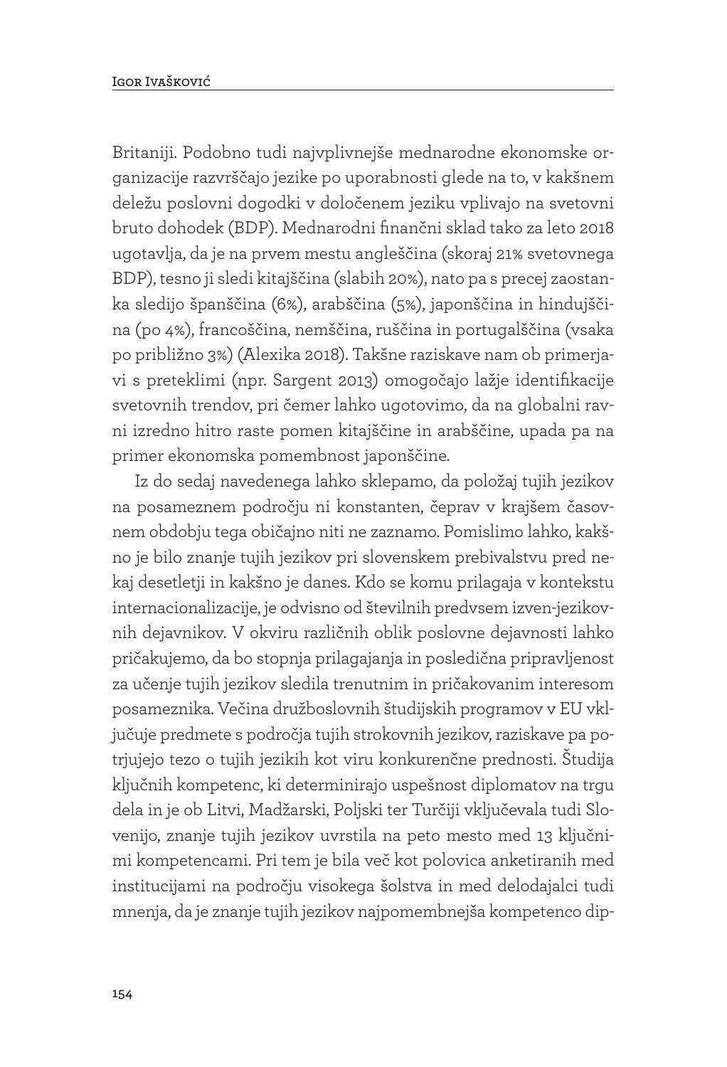Britaniji. Podobno tudi najvplivnejše mednarodne ekonomske organizacije razvrščajo jezike po uporabnosti glede na to, v kakšnem deležu poslovni dogodki v določenem jeziku vplivajo na svetovni bruto dohodek (BDP). Mednarodni finančni sklad tako za leto 2018 ugotavlja, da je na prvem mestu angleščina (skoraj 21% svetovnega BDP), tesno ji sledi kitajščina (slabih 20%), nato pa s precej zaostanka sledijo španščina (6%), arabščina (5%), japonščina in hindujščina (po 4%), francoščina, nemščina, ruščina in portugalščina (vsaka po približno 3%) (Alexika 2018). Takšne raziskave nam ob primerjavi s preteklimi (npr. Sargent 2013) omogočajo lažje identifikacije svetovnih trendov, pri čemer lahko ugotovimo, da na globalni ravni izredno hitro raste pomen kitajščine in arabščine, upada pa na primer ekonomska pomembnost japonščine.

Iz do sedaj navedenega lahko sklepamo, da položaj tujih jezikov na posameznem področju ni konstanten, čeprav v krajšem časovnem obdobju tega običajno niti ne zaznamo. Pomislimo lahko, kakšno je bilo znanje tujih jezikov pri slovenskem prebivalstvu pred nekaj desetletji in kakšno je danes. Kdo se komu prilagaja v kontekstu internacionalizacije, je odvisno od številnih predvsem izven-jezikovnih dejavnikov. V okviru različnih oblik poslovne dejavnosti lahko pričakujemo, da bo stopnja prilagajanja in posledična pripravljenost za učenje tujih jezikov sledila trenutnim in pričakovanim interesom posameznika. Večina družboslovnih študijskih programov v EU vključuje predmete s področja tujih strokovnih jezikov, raziskave pa potrjujejo tezo o tujih jezikih kot viru konkurenčne prednosti. Študija ključnih kompetenc, ki determinirajo uspešnost diplomatov na trgu dela in je ob Litvi, Madžarski, Poljski ter Turčiji vključevala tudi Slovenijo, znanje tujih jezikov uvrstila na peto mesto med 13 ključnimi kompetencami. Pri tem je bila več kot polovica anketiranih med institucijami na področju visokega šolstva in med delodajalci tudi mnenja, da je znanje tujih jezikov najpomembnejša kompetenco dip-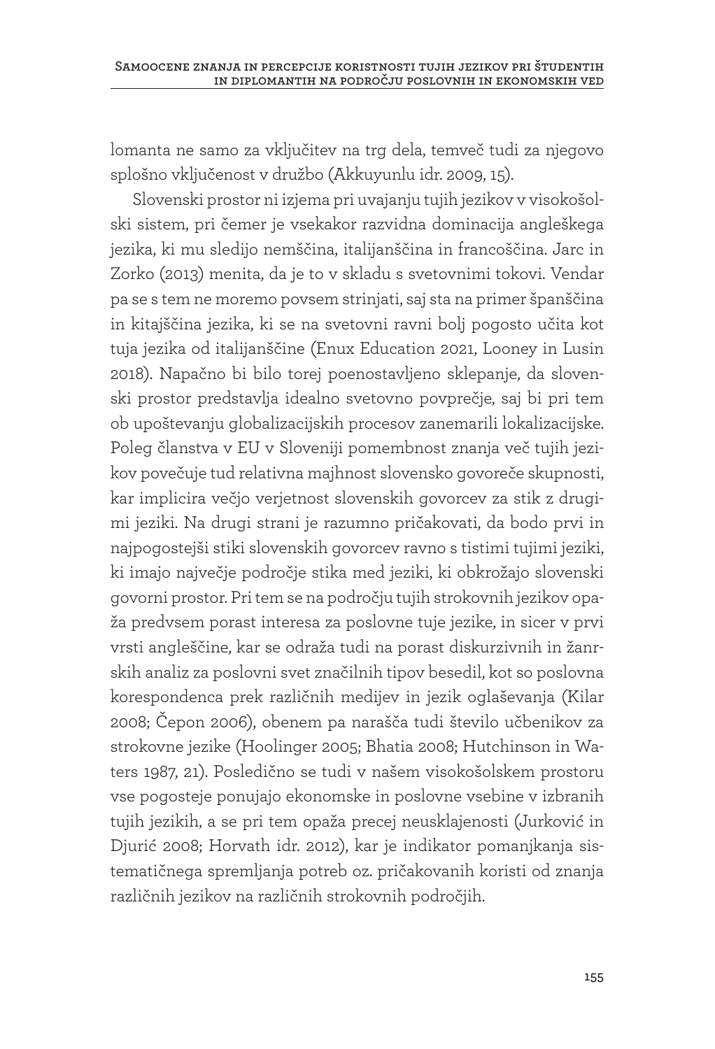lomanta ne samo za vključitev na trg dela, temveč tudi za njegovo splošno vključenost v družbo (Akkuyunlu idr. 2009, 15).

Slovenski prostor ni izjema pri uvajanju tujih jezikov v visokošolski sistem, pri čemer je vsekakor razvidna dominacija angleškega jezika, ki mu sledijo nemščina, italijanščina in francoščina. Jarc in Zorko (2013) menita, da je to v skladu s svetovnimi tokovi. Vendar pa se s tem ne moremo povsem strinjati, saj sta na primer španščina in kitajščina jezika, ki se na svetovni ravni bolj pogosto učita kot tuja jezika od italijanščine (Enux Education 2021, Looney in Lusin 2018). Napačno bi bilo torej poenostavljeno sklepanje, da slovenski prostor predstavlja idealno svetovno povprečje, saj bi pri tem ob upoštevanju globalizacijskih procesov zanemarili lokalizacijske. Poleg članstva v EU v Sloveniji pomembnost znanja več tujih jezikov povečuje tud relativna majhnost slovensko govoreče skupnosti, kar implicira večjo verjetnost slovenskih govorcev za stik z drugimi jeziki. Na drugi strani je razumno pričakovati, da bodo prvi in najpogostejši stiki slovenskih govorcev ravno s tistimi tujimi jeziki, ki imajo največje področje stika med jeziki, ki obkrožajo slovenski govorni prostor. Pri tem se na področju tujih strokovnih jezikov opaža predvsem porast interesa za poslovne tuje jezike, in sicer v prvi vrsti angleščine, kar se odraža tudi na porast diskurzivnih in žanrskih analiz za poslovni svet značilnih tipov besedil, kot so poslovna korespondenca prek različnih medijev in jezik oglaševanja (Kilar 2008; Čepon 2006), obenem pa narašča tudi število učbenikov za strokovne jezike (Hoolinger 2005; Bhatia 2008; Hutchinson in Waters 1987, 21). Posledično se tudi v našem visokošolskem prostoru vse pogosteje ponujajo ekonomske in poslovne vsebine v izbranih tujih jezikih, a se pri tem opaža precej neusklajenosti (Jurković in Djurić 2008; Horvath idr. 2012), kar je indikator pomanjkanja sistematičnega spremljanja potreb oz. pričakovanih koristi od znanja različnih jezikov na različnih strokovnih področjih.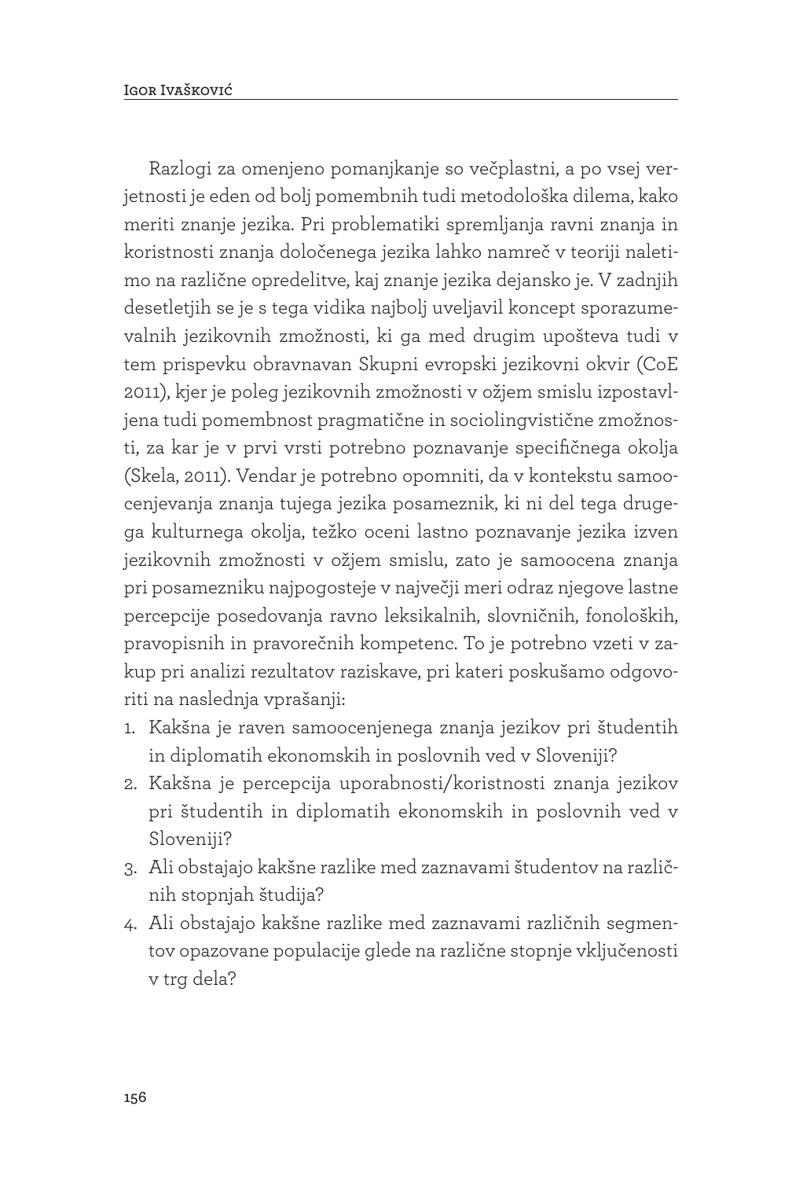Razlogi za omenjeno pomanjkanje so večplastni, a po vsej verjetnosti je eden od bolj pomembnih tudi metodološka dilema, kako meriti znanje jezika. Pri problematiki spremljanja ravni znanja in koristnosti znanja določenega jezika lahko namreč v teoriji naletimo na različne opredelitve, kaj znanje jezika dejansko je. V zadnjih desetletjih se je s tega vidika najbolj uveljavil koncept sporazumevalnih jezikovnih zmožnosti, ki ga med drugim upošteva tudi v tem prispevku obravnavan Skupni evropski jezikovni okvir (CoE 2011), kjer je poleg jezikovnih zmožnosti v ožjem smislu izpostavljena tudi pomembnost pragmatične in sociolingvistične zmožnosti, za kar je v prvi vrsti potrebno poznavanje specifičnega okolja (Skela, 2011). Vendar je potrebno opomniti, da v kontekstu samoocenjevanja znanja tujega jezika posameznik, ki ni del tega drugega kulturnega okolja, težko oceni lastno poznavanje jezika izven jezikovnih zmožnosti v ožjem smislu, zato je samoocena znanja pri posamezniku najpogosteje v največji meri odraz njegove lastne percepcije posedovanja ravno leksikalnih, slovničnih, fonoloških, pravopisnih in pravorečnih kompetenc. To je potrebno vzeti v zakup pri analizi rezultatov raziskave, pri kateri poskušamo odgovoriti na naslednja vprašanji:

1. Kakšna je raven samoocenjenega znanja jezikov pri študentih in diplomatih ekonomskih in poslovnih ved v Sloveniji?
2. Kakšna je percepcija uporabnosti/koristnosti znanja jezikov pri študentih in diplomatih ekonomskih in poslovnih ved v Sloveniji?
3. Ali obstajajo kakšne razlike med zaznavami študentov na različnih stopnjah študija?
4. Ali obstajajo kakšne razlike med zaznavami različnih segmentov opazovane populacije glede na različne stopnje vključenosti v trg dela?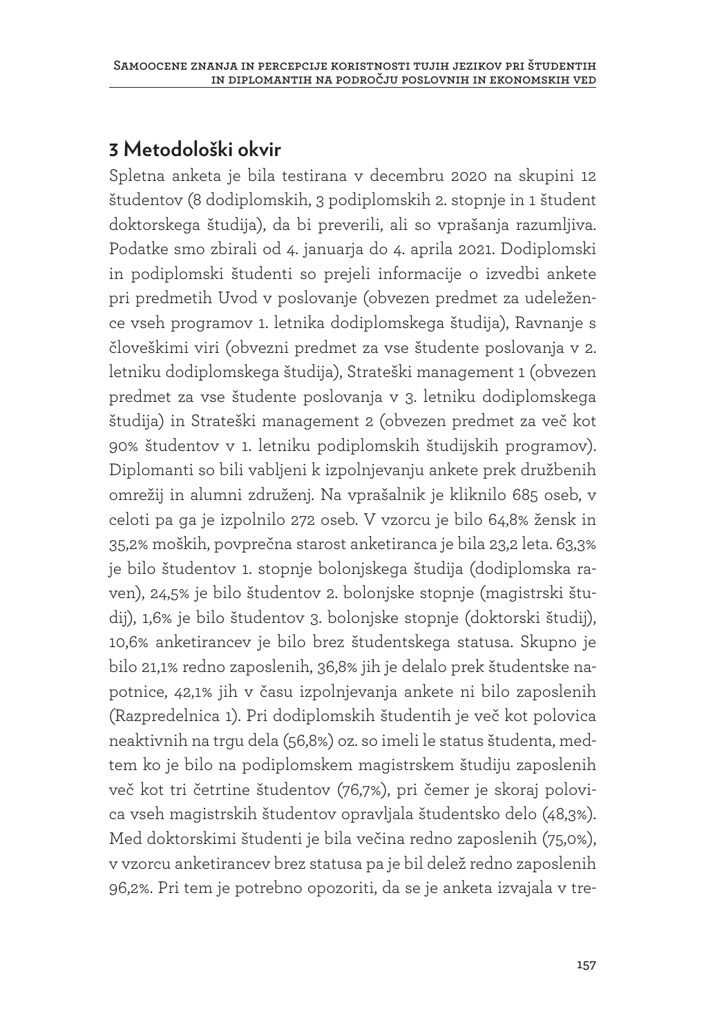## 3 Metodološki okvir

Spletna anketa je bila testirana v decembru 2020 na skupini 12 študentov (8 dodiplomskih, 3 podiplomskih 2. stopnje in 1 študent doktorskega študija), da bi preverili, ali so vprašanja razumljiva. Podatke smo zbirali od 4. januarja do 4. aprila 2021. Dodiplomski in podiplomski študenti so prejeli informacije o izvedbi ankete pri predmetih Uvod v poslovanje (obvezen predmet za udeležence vseh programov 1. letnika dodiplomskega študija), Ravnanje s človeškimi viri (obvezni predmet za vse študente poslovanja v 2. letniku dodiplomskega študija), Strateški management 1 (obvezen predmet za vse študente poslovanja v 3. letniku dodiplomskega študija) in Strateški management 2 (obvezen predmet za več kot 90% študentov v 1. letniku podiplomskih študijskih programov). Diplomanti so bili vabljeni k izpolnjevanju ankete prek družbenih omrežij in alumni združenj. Na vprašalnik je kliknilo 685 oseb, v celoti pa ga je izpolnilo 272 oseb. V vzorcu je bilo 64,8% žensk in 35,2% moških, povprečna starost anketiranca je bila 23,2 leta. 63,3% je bilo študentov 1. stopnje bolonjskega študija (dodiplomska raven), 24,5% je bilo študentov 2. bolonjske stopnje (magistrski študij), 1,6% je bilo študentov 3. bolonjske stopnje (doktorski študij), 10,6% anketirancev je bilo brez študentskega statusa. Skupno je bilo 21,1% redno zaposlenih, 36,8% jih je delalo prek študentske napotnice, 42,1% jih v času izpolnjevanja ankete ni bilo zaposlenih (Razpredelnica 1). Pri dodiplomskih študentih je več kot polovica neaktivnih na trgu dela (56,8%) oz. so imeli le status študenta, medtem ko je bilo na podiplomskem magistrskem študiju zaposlenih več kot tri četrtine študentov (76,7%), pri čemer je skoraj polovica vseh magistrskih študentov opravljala študentsko delo (48,3%). Med doktorskimi študenti je bila večina redno zaposlenih (75,0%), v vzorcu anketirancev brez statusa pa je bil delež redno zaposlenih 96,2%. Pri tem je potrebno opozoriti, da se je anketa izvajala v tre-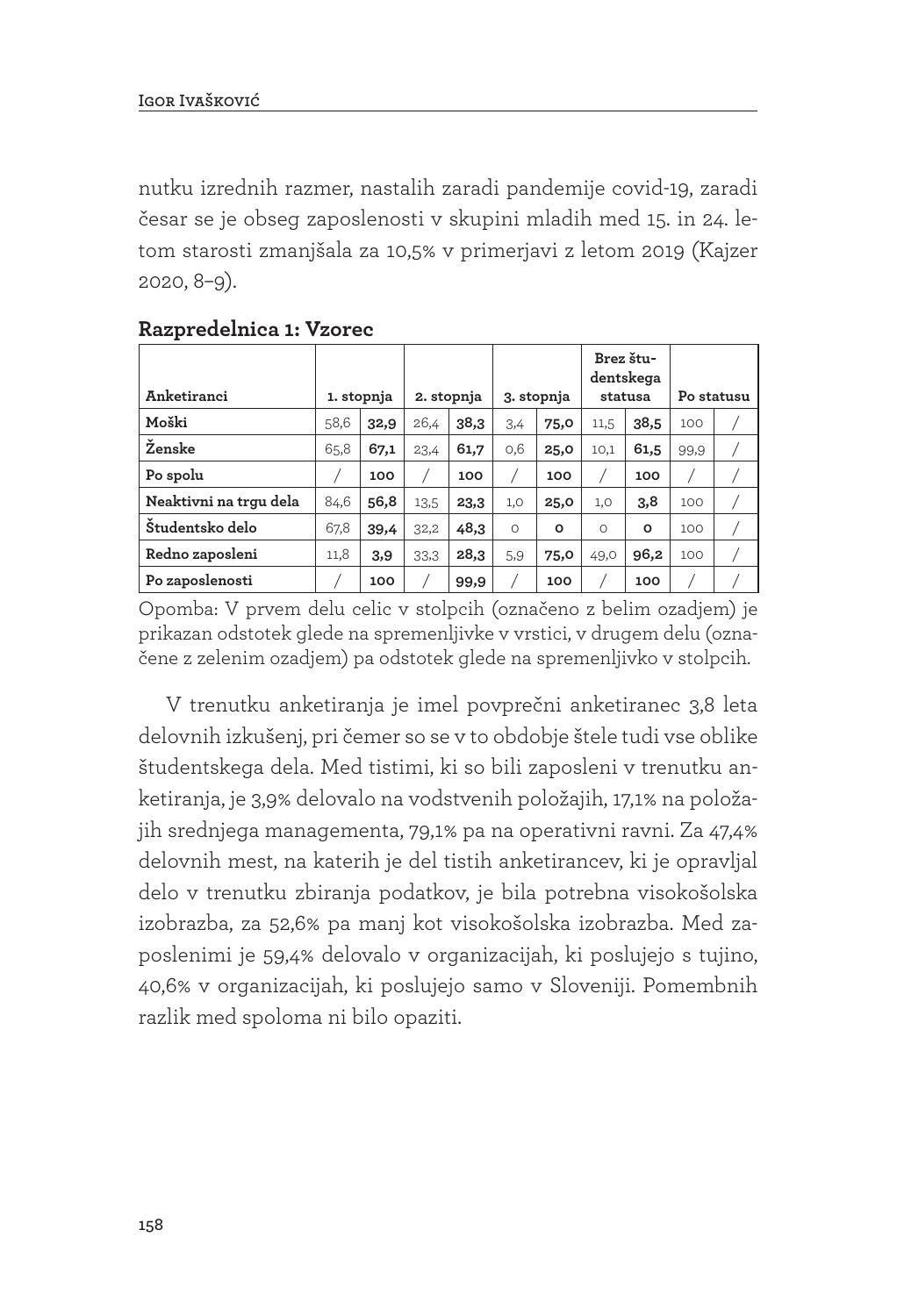nutku izrednih razmer, nastalih zaradi pandemije covid-19, zaradi česar se je obseg zaposlenosti v skupini mladih med 15. in 24. letom starosti zmanjšala za 10,5% v primerjavi z letom 2019 (Kajzer 2020, 8–9).

**Razpredelnica 1: Vzorec**

| Anketiranci | 1. stopnja | | 2. stopnja | | 3. stopnja | | Brez študentskega statusa | | Po statusu | |
|---|---|---|---|---|---|---|---|---|---|---|
| **Moški** | 58,6 | **32,9** | 26,4 | **38,3** | 3,4 | **75,0** | 11,5 | **38,5** | 100 | / |
| **Ženske** | 65,8 | **67,1** | 23,4 | **61,7** | 0,6 | **25,0** | 10,1 | **61,5** | 99,9 | / |
| **Po spolu** | / | **100** | / | **100** | / | **100** | / | **100** | / | / |
| **Neaktivni na trgu dela** | 84,6 | **56,8** | 13,5 | **23,3** | 1,0 | **25,0** | 1,0 | **3,8** | 100 | / |
| **Študentsko delo** | 67,8 | **39,4** | 32,2 | **48,3** | 0 | **0** | 0 | **0** | 100 | / |
| **Redno zaposleni** | 11,8 | **3,9** | 33,3 | **28,3** | 5,9 | **75,0** | 49,0 | **96,2** | 100 | / |
| **Po zaposlenosti** | / | **100** | / | **99,9** | / | **100** | / | **100** | / | / |

Opomba: V prvem delu celic v stolpcih (označeno z belim ozadjem) je prikazan odstotek glede na spremenljivke v vrstici, v drugem delu (označene z zelenim ozadjem) pa odstotek glede na spremenljivko v stolpcih.

V trenutku anketiranja je imel povprečni anketiranec 3,8 leta delovnih izkušenj, pri čemer so se v to obdobje štele tudi vse oblike študentskega dela. Med tistimi, ki so bili zaposleni v trenutku anketiranja, je 3,9% delovalo na vodstvenih položajih, 17,1% na položajih srednjega managementa, 79,1% pa na operativni ravni. Za 47,4% delovnih mest, na katerih je del tistih anketirancev, ki je opravljal delo v trenutku zbiranja podatkov, je bila potrebna visokošolska izobrazba, za 52,6% pa manj kot visokošolska izobrazba. Med zaposlenimi je 59,4% delovalo v organizacijah, ki poslujejo s tujino, 40,6% v organizacijah, ki poslujejo samo v Sloveniji. Pomembnih razlik med spoloma ni bilo opaziti.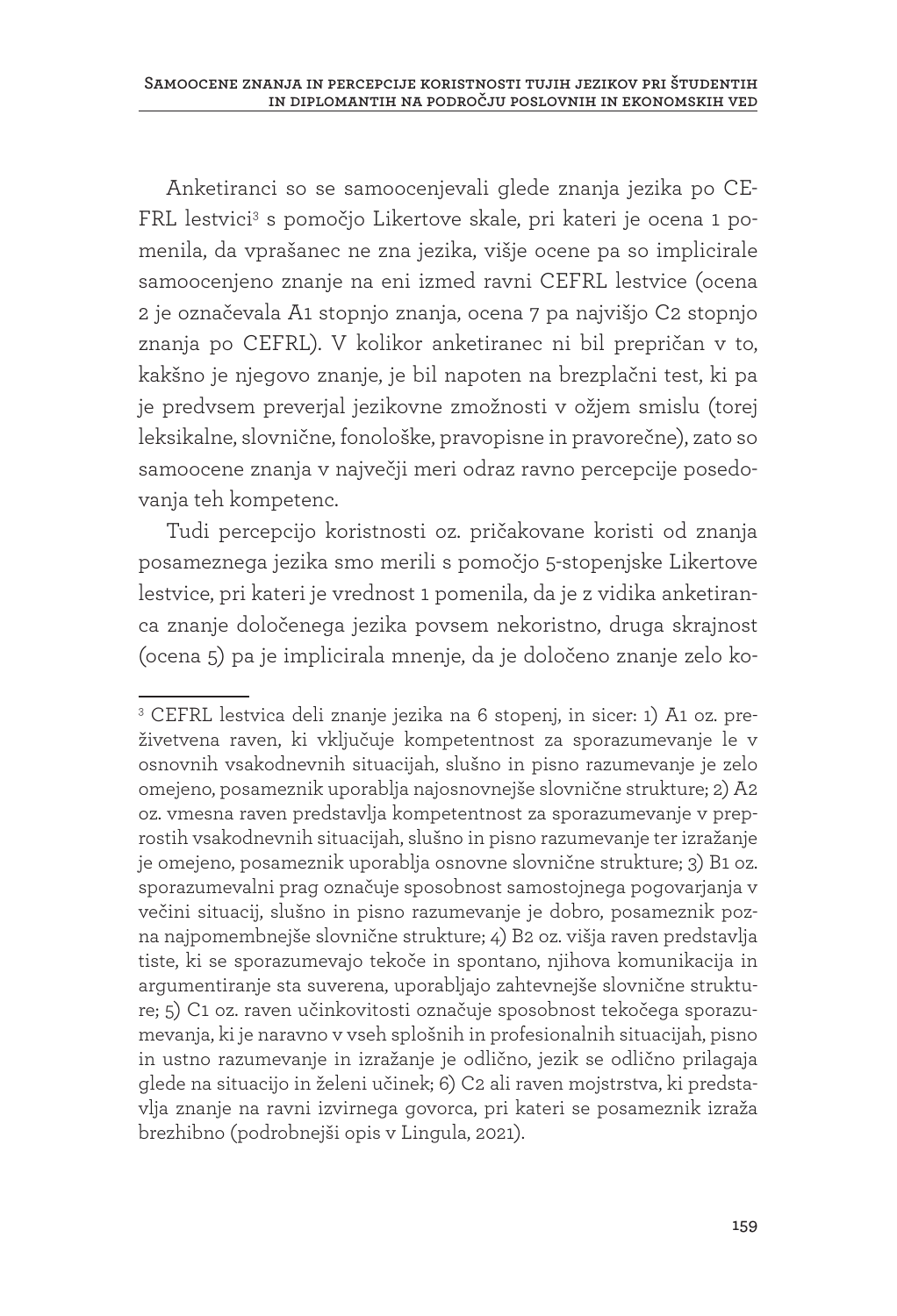Anketiranci so se samoocenjevali glede znanja jezika po CEFRL lestvici[3] s pomočjo Likertove skale, pri kateri je ocena 1 pomenila, da vprašanec ne zna jezika, višje ocene pa so implicirale samoocenjeno znanje na eni izmed ravni CEFRL lestvice (ocena 2 je označevala A1 stopnjo znanja, ocena 7 pa najvišjo C2 stopnjo znanja po CEFRL). V kolikor anketiranec ni bil prepričan v to, kakšno je njegovo znanje, je bil napoten na brezplačni test, ki pa je predvsem preverjal jezikovne zmožnosti v ožjem smislu (torej leksikalne, slovnične, fonološke, pravopisne in pravorečne), zato so samoocene znanja v največji meri odraz ravno percepcije posedovanja teh kompetenc.

Tudi percepcijo koristnosti oz. pričakovane koristi od znanja posameznega jezika smo merili s pomočjo 5-stopenjske Likertove lestvice, pri kateri je vrednost 1 pomenila, da je z vidika anketiranca znanje določenega jezika povsem nekoristno, druga skrajnost (ocena 5) pa je implicirala mnenje, da je določeno znanje zelo ko-

[3] CEFRL lestvica deli znanje jezika na 6 stopenj, in sicer: 1) A1 oz. preživetvena raven, ki vključuje kompetentnost za sporazumevanje le v osnovnih vsakodnevnih situacijah, slušno in pisno razumevanje je zelo omejeno, posameznik uporablja najosnovnejše slovnične strukture; 2) A2 oz. vmesna raven predstavlja kompetentnost za sporazumevanje v preprostih vsakodnevnih situacijah, slušno in pisno razumevanje ter izražanje je omejeno, posameznik uporablja osnovne slovnične strukture; 3) B1 oz. sporazumevalni prag označuje sposobnost samostojnega pogovarjanja v večini situacij, slušno in pisno razumevanje je dobro, posameznik pozna najpomembnejše slovnične strukture; 4) B2 oz. višja raven predstavlja tiste, ki se sporazumevajo tekoče in spontano, njihova komunikacija in argumentiranje sta suverena, uporabljajo zahtevnejše slovnične strukture; 5) C1 oz. raven učinkovitosti označuje sposobnost tekočega sporazumevanja, ki je naravno v vseh splošnih in profesionalnih situacijah, pisno in ustno razumevanje in izražanje je odlično, jezik se odlično prilagaja glede na situacijo in želeni učinek; 6) C2 ali raven mojstrstva, ki predstavlja znanje na ravni izvirnega govorca, pri kateri se posameznik izraža brezhibno (podrobnejši opis v Lingula, 2021).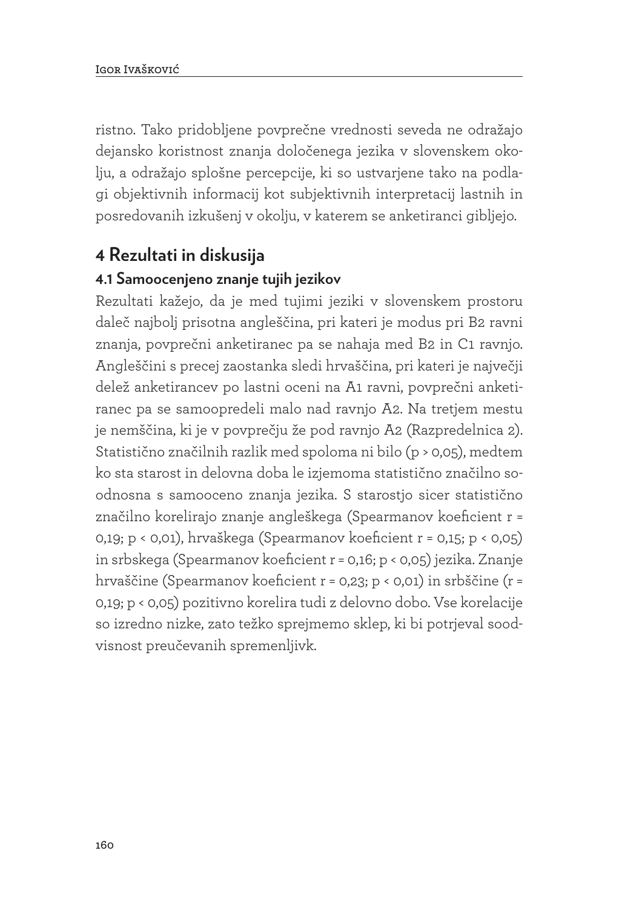ristno. Tako pridobljene povprečne vrednosti seveda ne odražajo dejansko koristnost znanja določenega jezika v slovenskem okolju, a odražajo splošne percepcije, ki so ustvarjene tako na podlagi objektivnih informacij kot subjektivnih interpretacij lastnih in posredovanih izkušenj v okolju, v katerem se anketiranci gibljejo.

## 4 Rezultati in diskusija

### 4.1 Samoocenjeno znanje tujih jezikov

Rezultati kažejo, da je med tujimi jeziki v slovenskem prostoru daleč najbolj prisotna angleščina, pri kateri je modus pri B2 ravni znanja, povprečni anketiranec pa se nahaja med B2 in C1 ravnjo. Angleščini s precej zaostanka sledi hrvaščina, pri kateri je največji delež anketirancev po lastni oceni na A1 ravni, povprečni anketiranec pa se samoopredeli malo nad ravnjo A2. Na tretjem mestu je nemščina, ki je v povprečju že pod ravnjo A2 (Razpredelnica 2). Statistično značilnih razlik med spoloma ni bilo ($p > 0,05$), medtem ko sta starost in delovna doba le izjemoma statistično značilno soodnosna s samooceno znanja jezika. S starostjo sicer statistično značilno korelirajo znanje angleškega (Spearmanov koeficient $r = 0,19$; $p < 0,01$), hrvaškega (Spearmanov koeficient $r = 0,15$; $p < 0,05$) in srbskega (Spearmanov koeficient $r = 0,16$; $p < 0,05$) jezika. Znanje hrvaščine (Spearmanov koeficient $r = 0,23$; $p < 0,01$) in srbščine ($r = 0,19$; $p < 0,05$) pozitivno korelira tudi z delovno dobo. Vse korelacije so izredno nizke, zato težko sprejmemo sklep, ki bi potrjeval soodvisnost preučevanih spremenljivk.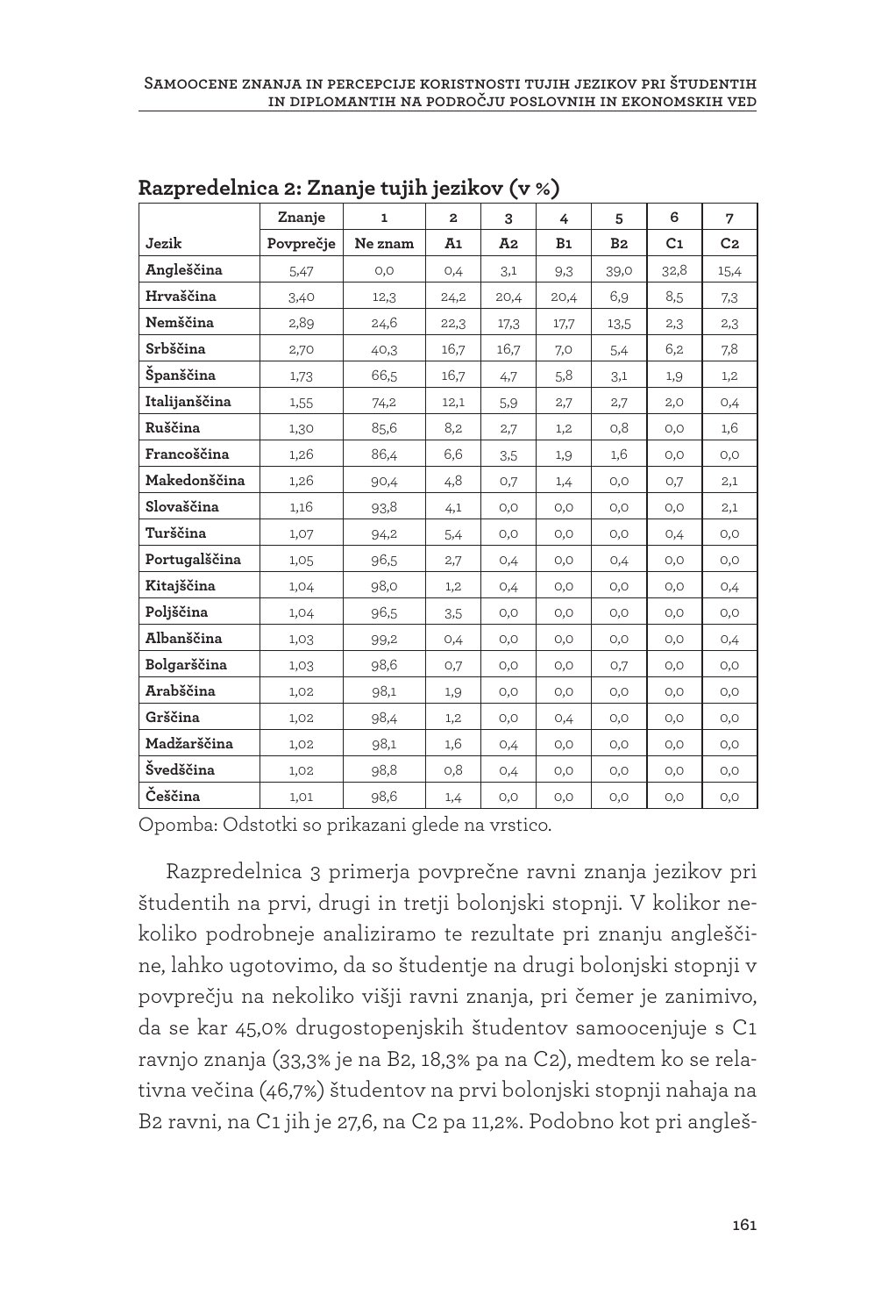**Razpredelnica 2: Znanje tujih jezikov (v %)**

| | Znanje | 1 | 2 | 3 | 4 | 5 | 6 | 7 |
|---|---|---|---|---|---|---|---|---|
| **Jezik** | **Povprečje** | **Ne znam** | **A1** | **A2** | **B1** | **B2** | **C1** | **C2** |
| **Angleščina** | 5,47 | 0,0 | 0,4 | 3,1 | 9,3 | 39,0 | 32,8 | 15,4 |
| **Hrvaščina** | 3,40 | 12,3 | 24,2 | 20,4 | 20,4 | 6,9 | 8,5 | 7,3 |
| **Nemščina** | 2,89 | 24,6 | 22,3 | 17,3 | 17,7 | 13,5 | 2,3 | 2,3 |
| **Srbščina** | 2,70 | 40,3 | 16,7 | 16,7 | 7,0 | 5,4 | 6,2 | 7,8 |
| **Španščina** | 1,73 | 66,5 | 16,7 | 4,7 | 5,8 | 3,1 | 1,9 | 1,2 |
| **Italijanščina** | 1,55 | 74,2 | 12,1 | 5,9 | 2,7 | 2,7 | 2,0 | 0,4 |
| **Ruščina** | 1,30 | 85,6 | 8,2 | 2,7 | 1,2 | 0,8 | 0,0 | 1,6 |
| **Francoščina** | 1,26 | 86,4 | 6,6 | 3,5 | 1,9 | 1,6 | 0,0 | 0,0 |
| **Makedonščina** | 1,26 | 90,4 | 4,8 | 0,7 | 1,4 | 0,0 | 0,7 | 2,1 |
| **Slovaščina** | 1,16 | 93,8 | 4,1 | 0,0 | 0,0 | 0,0 | 0,0 | 2,1 |
| **Turščina** | 1,07 | 94,2 | 5,4 | 0,0 | 0,0 | 0,0 | 0,4 | 0,0 |
| **Portugalščina** | 1,05 | 96,5 | 2,7 | 0,4 | 0,0 | 0,4 | 0,0 | 0,0 |
| **Kitajščina** | 1,04 | 98,0 | 1,2 | 0,4 | 0,0 | 0,0 | 0,0 | 0,4 |
| **Poljščina** | 1,04 | 96,5 | 3,5 | 0,0 | 0,0 | 0,0 | 0,0 | 0,0 |
| **Albanščina** | 1,03 | 99,2 | 0,4 | 0,0 | 0,0 | 0,0 | 0,0 | 0,4 |
| **Bolgarščina** | 1,03 | 98,6 | 0,7 | 0,0 | 0,0 | 0,7 | 0,0 | 0,0 |
| **Arabščina** | 1,02 | 98,1 | 1,9 | 0,0 | 0,0 | 0,0 | 0,0 | 0,0 |
| **Grščina** | 1,02 | 98,4 | 1,2 | 0,0 | 0,4 | 0,0 | 0,0 | 0,0 |
| **Madžarščina** | 1,02 | 98,1 | 1,6 | 0,4 | 0,0 | 0,0 | 0,0 | 0,0 |
| **Švedščina** | 1,02 | 98,8 | 0,8 | 0,4 | 0,0 | 0,0 | 0,0 | 0,0 |
| **Češčina** | 1,01 | 98,6 | 1,4 | 0,0 | 0,0 | 0,0 | 0,0 | 0,0 |

Opomba: Odstotki so prikazani glede na vrstico.

Razpredelnica 3 primerja povprečne ravni znanja jezikov pri študentih na prvi, drugi in tretji bolonjski stopnji. V kolikor nekoliko podrobneje analiziramo te rezultate pri znanju angleščine, lahko ugotovimo, da so študentje na drugi bolonjski stopnji v povprečju na nekoliko višji ravni znanja, pri čemer je zanimivo, da se kar 45,0% drugostopenjskih študentov samoocenjuje s C1 ravnjo znanja (33,3% je na B2, 18,3% pa na C2), medtem ko se relativna večina (46,7%) študentov na prvi bolonjski stopnji nahaja na B2 ravni, na C1 jih je 27,6, na C2 pa 11,2%. Podobno kot pri angleš-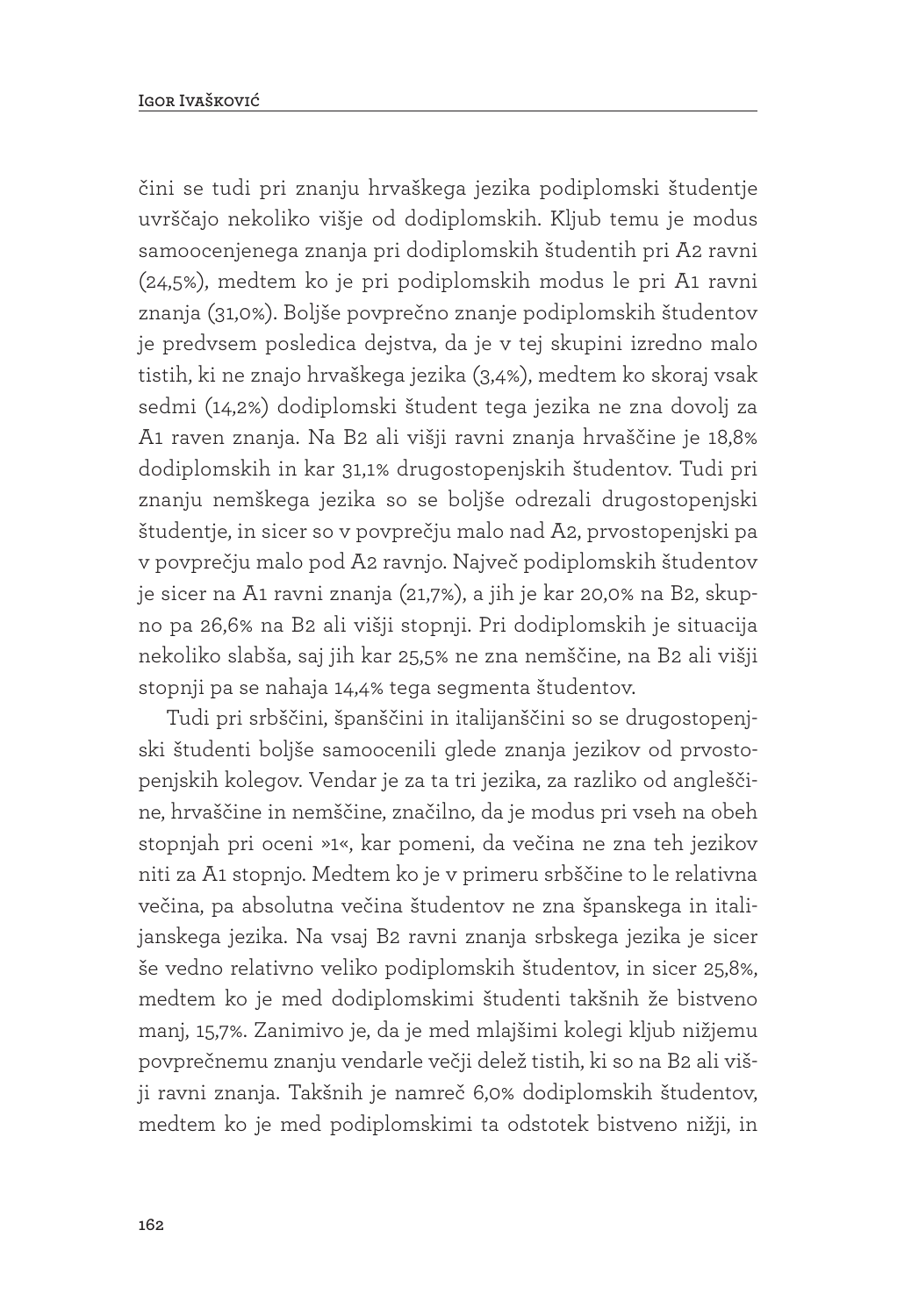čini se tudi pri znanju hrvaškega jezika podiplomski študentje uvrščajo nekoliko višje od dodiplomskih. Kljub temu je modus samoocenjenega znanja pri dodiplomskih študentih pri A2 ravni (24,5%), medtem ko je pri podiplomskih modus le pri A1 ravni znanja (31,0%). Boljše povprečno znanje podiplomskih študentov je predvsem posledica dejstva, da je v tej skupini izredno malo tistih, ki ne znajo hrvaškega jezika (3,4%), medtem ko skoraj vsak sedmi (14,2%) dodiplomski študent tega jezika ne zna dovolj za A1 raven znanja. Na B2 ali višji ravni znanja hrvaščine je 18,8% dodiplomskih in kar 31,1% drugostopenjskih študentov. Tudi pri znanju nemškega jezika so se boljše odrezali drugostopenjski študentje, in sicer so v povprečju malo nad A2, prvostopenjski pa v povprečju malo pod A2 ravnjo. Največ podiplomskih študentov je sicer na A1 ravni znanja (21,7%), a jih je kar 20,0% na B2, skupno pa 26,6% na B2 ali višji stopnji. Pri dodiplomskih je situacija nekoliko slabša, saj jih kar 25,5% ne zna nemščine, na B2 ali višji stopnji pa se nahaja 14,4% tega segmenta študentov.

Tudi pri srbščini, španščini in italijanščini so se drugostopenjski študenti boljše samoocenili glede znanja jezikov od prvostopenjskih kolegov. Vendar je za ta tri jezika, za razliko od angleščine, hrvaščine in nemščine, značilno, da je modus pri vseh na obeh stopnjah pri oceni »1«, kar pomeni, da večina ne zna teh jezikov niti za A1 stopnjo. Medtem ko je v primeru srbščine to le relativna večina, pa absolutna večina študentov ne zna španskega in italijanskega jezika. Na vsaj B2 ravni znanja srbskega jezika je sicer še vedno relativno veliko podiplomskih študentov, in sicer 25,8%, medtem ko je med dodiplomskimi študenti takšnih že bistveno manj, 15,7%. Zanimivo je, da je med mlajšimi kolegi kljub nižjemu povprečnemu znanju vendarle večji delež tistih, ki so na B2 ali višji ravni znanja. Takšnih je namreč 6,0% dodiplomskih študentov, medtem ko je med podiplomskimi ta odstotek bistveno nižji, in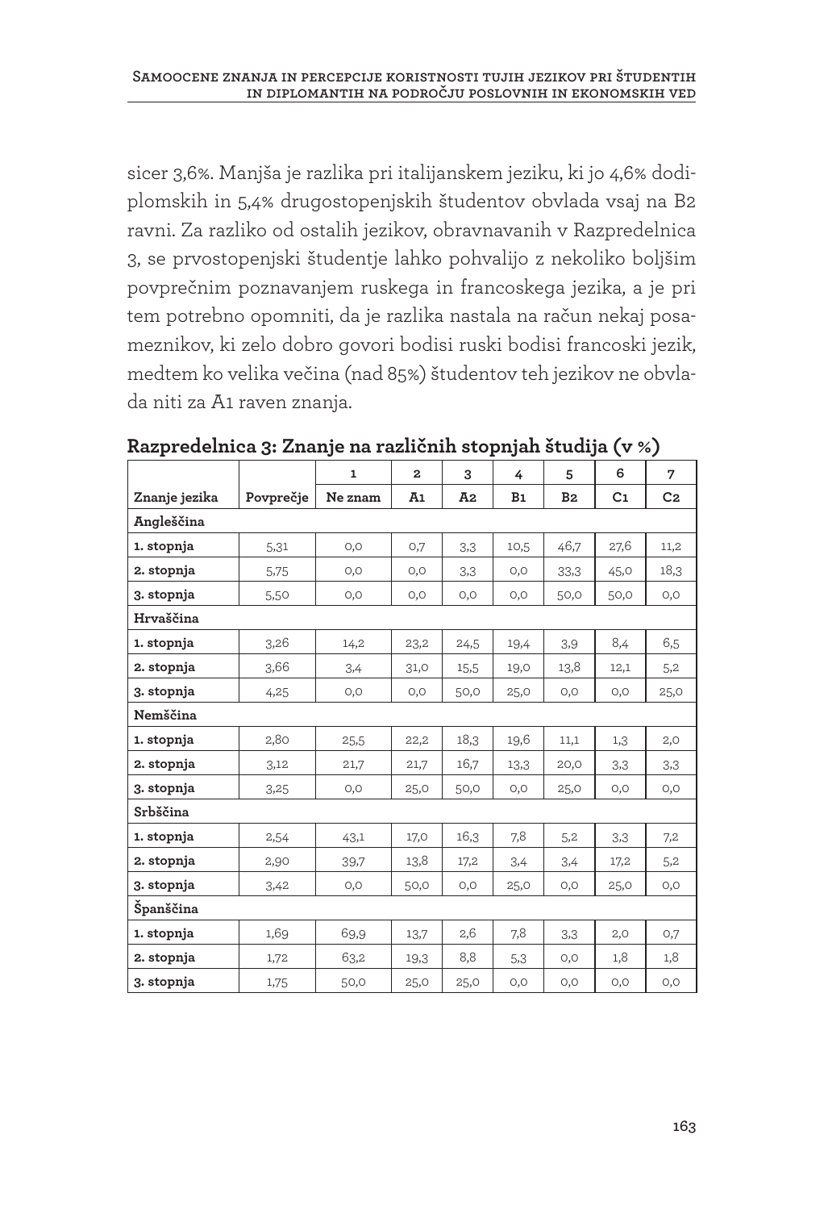sicer 3,6%. Manjša je razlika pri italijanskem jeziku, ki jo 4,6% dodiplomskih in 5,4% drugostopenjskih študentov obvlada vsaj na B2 ravni. Za razliko od ostalih jezikov, obravnavanih v Razpredelnica 3, se prvostopenjski študentje lahko pohvalijo z nekoliko boljšim povprečnim poznavanjem ruskega in francoskega jezika, a je pri tem potrebno opomniti, da je razlika nastala na račun nekaj posameznikov, ki zelo dobro govori bodisi ruski bodisi francoski jezik, medtem ko velika večina (nad 85%) študentov teh jezikov ne obvlada niti za A1 raven znanja.

**Razpredelnica 3: Znanje na različnih stopnjah študija (v %)**

| | | 1 | 2 | 3 | 4 | 5 | 6 | 7 |
|---|---|---|---|---|---|---|---|---|
| **Znanje jezika** | **Povprečje** | **Ne znam** | **A1** | **A2** | **B1** | **B2** | **C1** | **C2** |
| **Angleščina** | | | | | | | | |
| **1. stopnja** | 5,31 | 0,0 | 0,7 | 3,3 | 10,5 | 46,7 | 27,6 | 11,2 |
| **2. stopnja** | 5,75 | 0,0 | 0,0 | 3,3 | 0,0 | 33,3 | 45,0 | 18,3 |
| **3. stopnja** | 5,50 | 0,0 | 0,0 | 0,0 | 0,0 | 50,0 | 50,0 | 0,0 |
| **Hrvaščina** | | | | | | | | |
| **1. stopnja** | 3,26 | 14,2 | 23,2 | 24,5 | 19,4 | 3,9 | 8,4 | 6,5 |
| **2. stopnja** | 3,66 | 3,4 | 31,0 | 15,5 | 19,0 | 13,8 | 12,1 | 5,2 |
| **3. stopnja** | 4,25 | 0,0 | 0,0 | 50,0 | 25,0 | 0,0 | 0,0 | 25,0 |
| **Nemščina** | | | | | | | | |
| **1. stopnja** | 2,80 | 25,5 | 22,2 | 18,3 | 19,6 | 11,1 | 1,3 | 2,0 |
| **2. stopnja** | 3,12 | 21,7 | 21,7 | 16,7 | 13,3 | 20,0 | 3,3 | 3,3 |
| **3. stopnja** | 3,25 | 0,0 | 25,0 | 50,0 | 0,0 | 25,0 | 0,0 | 0,0 |
| **Srbščina** | | | | | | | | |
| **1. stopnja** | 2,54 | 43,1 | 17,0 | 16,3 | 7,8 | 5,2 | 3,3 | 7,2 |
| **2. stopnja** | 2,90 | 39,7 | 13,8 | 17,2 | 3,4 | 3,4 | 17,2 | 5,2 |
| **3. stopnja** | 3,42 | 0,0 | 50,0 | 0,0 | 25,0 | 0,0 | 25,0 | 0,0 |
| **Španščina** | | | | | | | | |
| **1. stopnja** | 1,69 | 69,9 | 13,7 | 2,6 | 7,8 | 3,3 | 2,0 | 0,7 |
| **2. stopnja** | 1,72 | 63,2 | 19,3 | 8,8 | 5,3 | 0,0 | 1,8 | 1,8 |
| **3. stopnja** | 1,75 | 50,0 | 25,0 | 25,0 | 0,0 | 0,0 | 0,0 | 0,0 |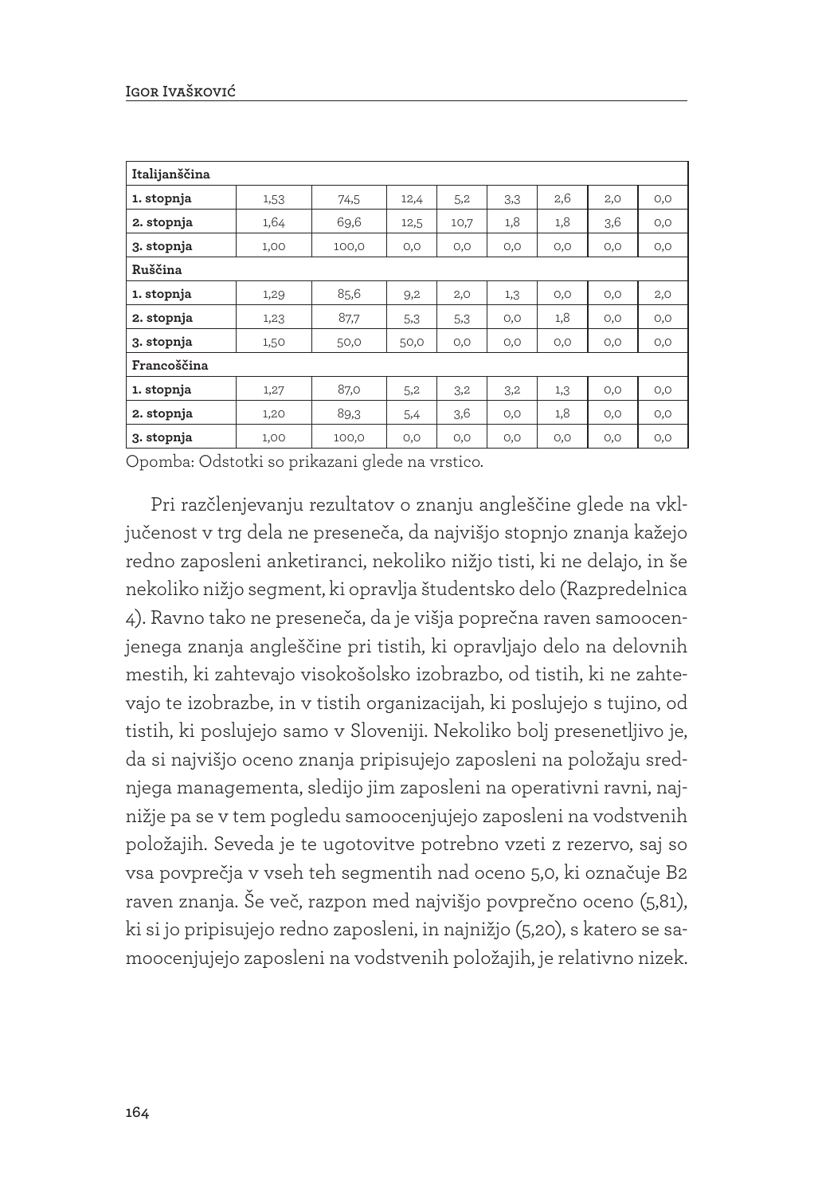| Italijanščina | | | | | | | | |
|---|---|---|---|---|---|---|---|---|
| **1. stopnja** | 1,53 | 74,5 | 12,4 | 5,2 | 3,3 | 2,6 | 2,0 | 0,0 |
| **2. stopnja** | 1,64 | 69,6 | 12,5 | 10,7 | 1,8 | 1,8 | 3,6 | 0,0 |
| **3. stopnja** | 1,00 | 100,0 | 0,0 | 0,0 | 0,0 | 0,0 | 0,0 | 0,0 |
| **Ruščina** | | | | | | | | |
| **1. stopnja** | 1,29 | 85,6 | 9,2 | 2,0 | 1,3 | 0,0 | 0,0 | 2,0 |
| **2. stopnja** | 1,23 | 87,7 | 5,3 | 5,3 | 0,0 | 1,8 | 0,0 | 0,0 |
| **3. stopnja** | 1,50 | 50,0 | 50,0 | 0,0 | 0,0 | 0,0 | 0,0 | 0,0 |
| **Francoščina** | | | | | | | | |
| **1. stopnja** | 1,27 | 87,0 | 5,2 | 3,2 | 3,2 | 1,3 | 0,0 | 0,0 |
| **2. stopnja** | 1,20 | 89,3 | 5,4 | 3,6 | 0,0 | 1,8 | 0,0 | 0,0 |
| **3. stopnja** | 1,00 | 100,0 | 0,0 | 0,0 | 0,0 | 0,0 | 0,0 | 0,0 |

Opomba: Odstotki so prikazani glede na vrstico.

Pri razčlenjevanju rezultatov o znanju angleščine glede na vključenost v trg dela ne preseneča, da najvišjo stopnjo znanja kažejo redno zaposleni anketiranci, nekoliko nižjo tisti, ki ne delajo, in še nekoliko nižjo segment, ki opravlja študentsko delo (Razpredelnica 4). Ravno tako ne preseneča, da je višja poprečna raven samoocenjenega znanja angleščine pri tistih, ki opravljajo delo na delovnih mestih, ki zahtevajo visokošolsko izobrazbo, od tistih, ki ne zahtevajo te izobrazbe, in v tistih organizacijah, ki poslujejo s tujino, od tistih, ki poslujejo samo v Sloveniji. Nekoliko bolj presenetljivo je, da si najvišjo oceno znanja pripisujejo zaposleni na položaju srednjega managementa, sledijo jim zaposleni na operativni ravni, najnižje pa se v tem pogledu samoocenjujejo zaposleni na vodstvenih položajih. Seveda je te ugotovitve potrebno vzeti z rezervo, saj so vsa povprečja v vseh teh segmentih nad oceno 5,0, ki označuje B2 raven znanja. Še več, razpon med najvišjo povprečno oceno (5,81), ki si jo pripisujejo redno zaposleni, in najnižjo (5,20), s katero se samoocenjujejo zaposleni na vodstvenih položajih, je relativno nizek.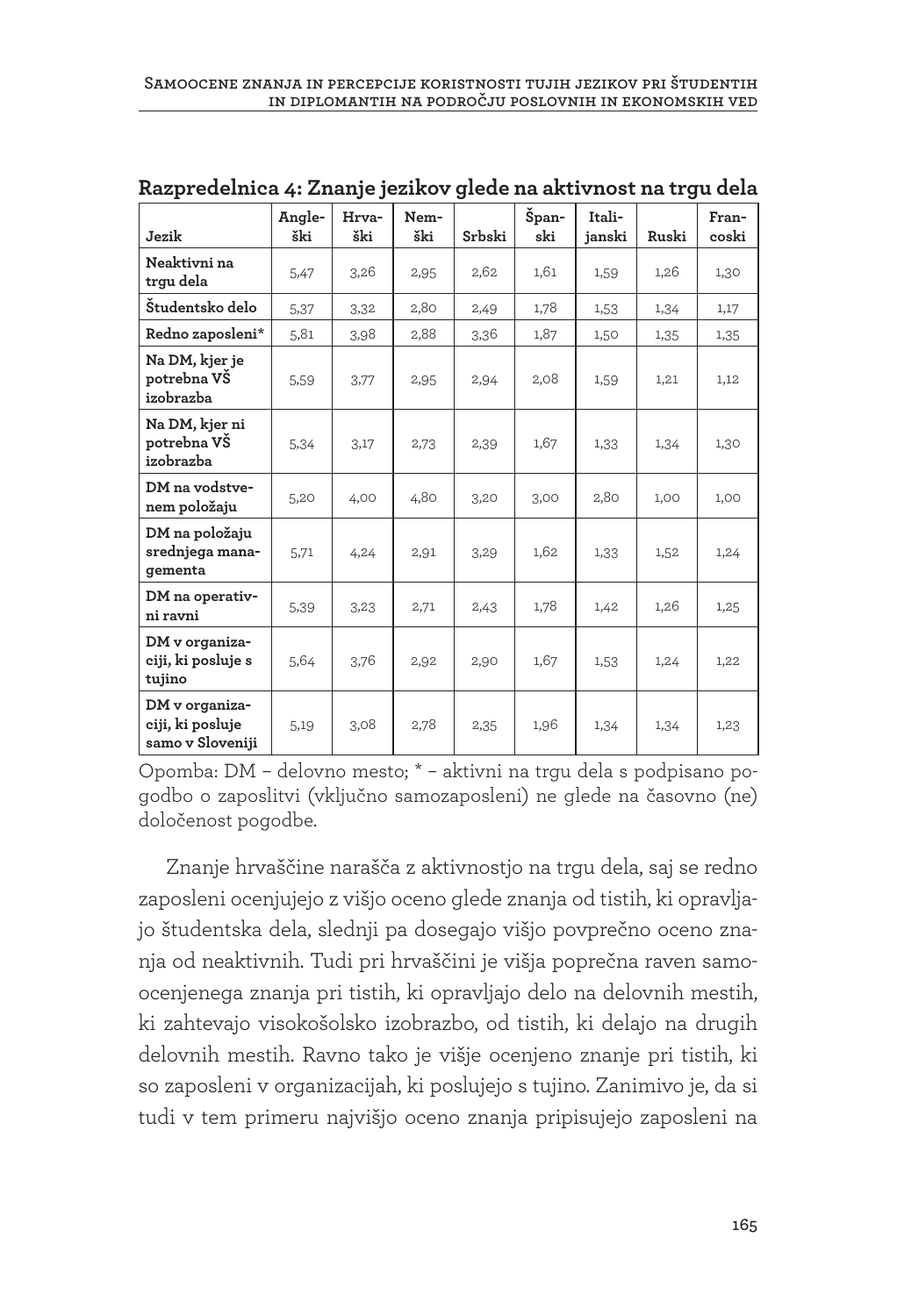**Razpredelnica 4: Znanje jezikov glede na aktivnost na trgu dela**

| Jezik | Angleški | Hrvaški | Nemški | Srbski | Španski | Italijanski | Ruski | Francoski |
|---|---|---|---|---|---|---|---|---|
| Neaktivni na trgu dela | 5,47 | 3,26 | 2,95 | 2,62 | 1,61 | 1,59 | 1,26 | 1,30 |
| Študentsko delo | 5,37 | 3,32 | 2,80 | 2,49 | 1,78 | 1,53 | 1,34 | 1,17 |
| Redno zaposleni* | 5,81 | 3,98 | 2,88 | 3,36 | 1,87 | 1,50 | 1,35 | 1,35 |
| Na DM, kjer je potrebna VŠ izobrazba | 5,59 | 3,77 | 2,95 | 2,94 | 2,08 | 1,59 | 1,21 | 1,12 |
| Na DM, kjer ni potrebna VŠ izobrazba | 5,34 | 3,17 | 2,73 | 2,39 | 1,67 | 1,33 | 1,34 | 1,30 |
| DM na vodstvenem položaju | 5,20 | 4,00 | 4,80 | 3,20 | 3,00 | 2,80 | 1,00 | 1,00 |
| DM na položaju srednjega managementa | 5,71 | 4,24 | 2,91 | 3,29 | 1,62 | 1,33 | 1,52 | 1,24 |
| DM na operativni ravni | 5,39 | 3,23 | 2,71 | 2,43 | 1,78 | 1,42 | 1,26 | 1,25 |
| DM v organizaciji, ki posluje s tujino | 5,64 | 3,76 | 2,92 | 2,90 | 1,67 | 1,53 | 1,24 | 1,22 |
| DM v organizaciji, ki posluje samo v Sloveniji | 5,19 | 3,08 | 2,78 | 2,35 | 1,96 | 1,34 | 1,34 | 1,23 |

Opomba: DM – delovno mesto; * – aktivni na trgu dela s podpisano pogodbo o zaposlitvi (vključno samozaposleni) ne glede na časovno (ne)določenost pogodbe.

Znanje hrvaščine narašča z aktivnostjo na trgu dela, saj se redno zaposleni ocenjujejo z višjo oceno glede znanja od tistih, ki opravljajo študentska dela, slednji pa dosegajo višjo povprečno oceno znanja od neaktivnih. Tudi pri hrvaščini je višja poprečna raven samoocenjenega znanja pri tistih, ki opravljajo delo na delovnih mestih, ki zahtevajo visokošolsko izobrazbo, od tistih, ki delajo na drugih delovnih mestih. Ravno tako je višje ocenjeno znanje pri tistih, ki so zaposleni v organizacijah, ki poslujejo s tujino. Zanimivo je, da si tudi v tem primeru najvišjo oceno znanja pripisujejo zaposleni na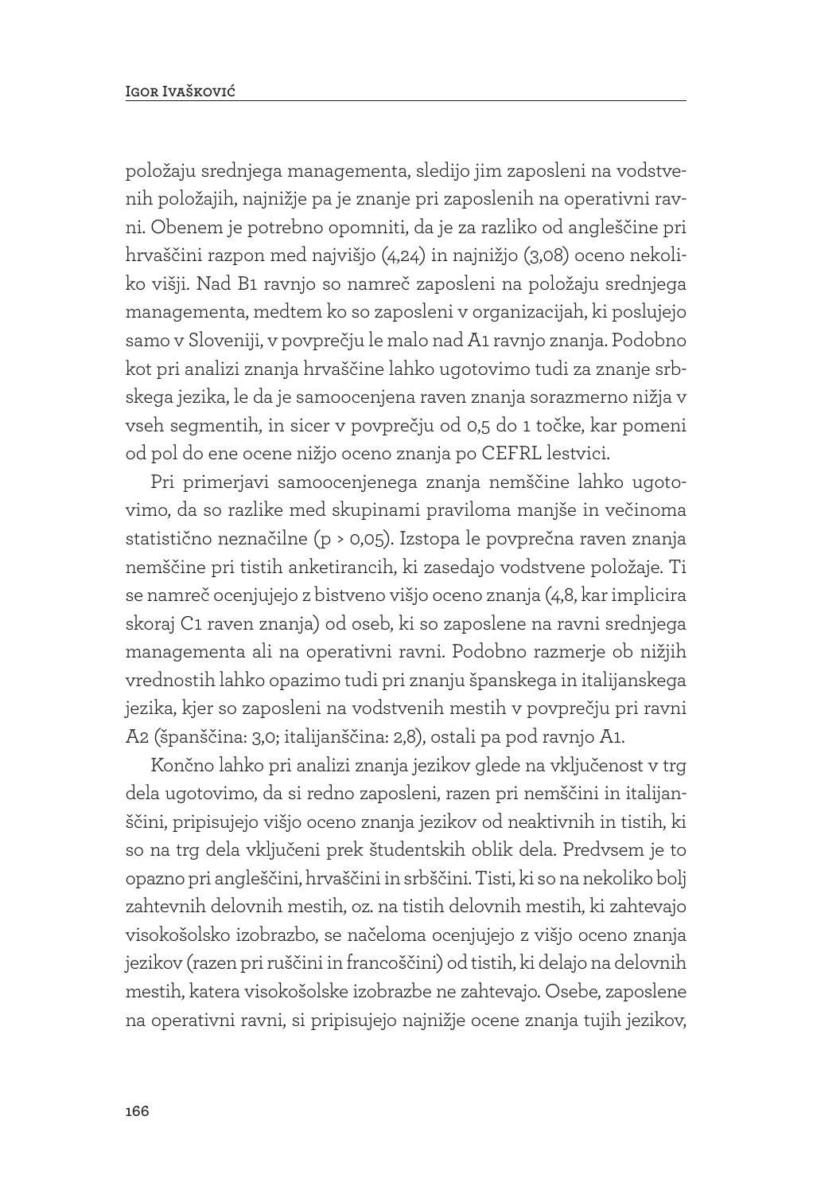položaju srednjega managementa, sledijo jim zaposleni na vodstvenih položajih, najnižje pa je znanje pri zaposlenih na operativni ravni. Obenem je potrebno opomniti, da je za razliko od angleščine pri hrvaščini razpon med najvišjo (4,24) in najnižjo (3,08) oceno nekoliko višji. Nad B1 ravnjo so namreč zaposleni na položaju srednjega managementa, medtem ko so zaposleni v organizacijah, ki poslujejo samo v Sloveniji, v povprečju le malo nad A1 ravnjo znanja. Podobno kot pri analizi znanja hrvaščine lahko ugotovimo tudi za znanje srbskega jezika, le da je samoocenjena raven znanja sorazmerno nižja v vseh segmentih, in sicer v povprečju od 0,5 do 1 točke, kar pomeni od pol do ene ocene nižjo oceno znanja po CEFRL lestvici.

Pri primerjavi samoocenjenega znanja nemščine lahko ugotovimo, da so razlike med skupinami praviloma manjše in večinoma statistično neznačilne ($p > 0,05$). Izstopa le povprečna raven znanja nemščine pri tistih anketirancih, ki zasedajo vodstvene položaje. Ti se namreč ocenjujejo z bistveno višjo oceno znanja (4,8, kar implicira skoraj C1 raven znanja) od oseb, ki so zaposlene na ravni srednjega managementa ali na operativni ravni. Podobno razmerje ob nižjih vrednostih lahko opazimo tudi pri znanju španskega in italijanskega jezika, kjer so zaposleni na vodstvenih mestih v povprečju pri ravni A2 (španščina: 3,0; italijanščina: 2,8), ostali pa pod ravnjo A1.

Končno lahko pri analizi znanja jezikov glede na vključenost v trg dela ugotovimo, da si redno zaposleni, razen pri nemščini in italijanščini, pripisujejo višjo oceno znanja jezikov od neaktivnih in tistih, ki so na trg dela vključeni prek študentskih oblik dela. Predvsem je to opazno pri angleščini, hrvaščini in srbščini. Tisti, ki so na nekoliko bolj zahtevnih delovnih mestih, oz. na tistih delovnih mestih, ki zahtevajo visokošolsko izobrazbo, se načeloma ocenjujejo z višjo oceno znanja jezikov (razen pri ruščini in francoščini) od tistih, ki delajo na delovnih mestih, katera visokošolske izobrazbe ne zahtevajo. Osebe, zaposlene na operativni ravni, si pripisujejo najnižje ocene znanja tujih jezikov,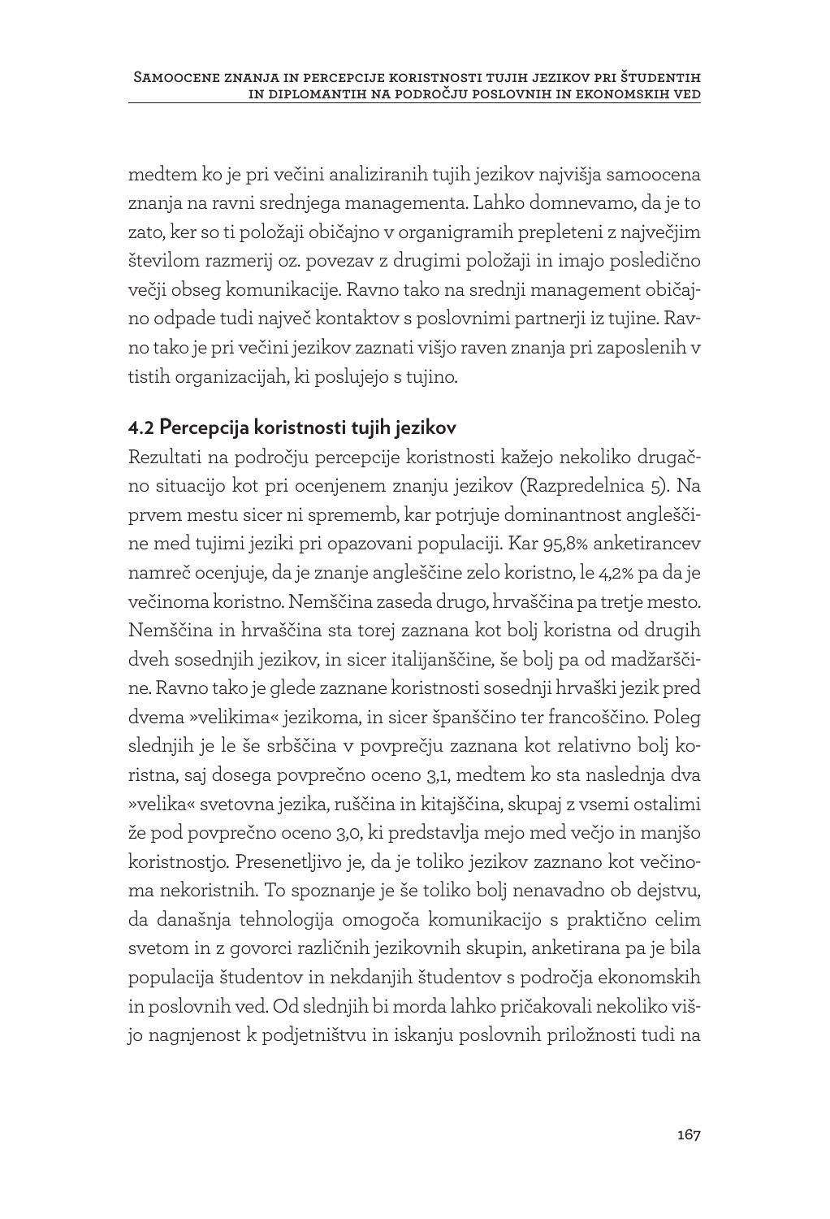medtem ko je pri večini analiziranih tujih jezikov najvišja samoocena znanja na ravni srednjega managementa. Lahko domnevamo, da je to zato, ker so ti položaji običajno v organigramih prepleteni z največjim številom razmerij oz. povezav z drugimi položaji in imajo posledično večji obseg komunikacije. Ravno tako na srednji management običajno odpade tudi največ kontaktov s poslovnimi partnerji iz tujine. Ravno tako je pri večini jezikov zaznati višjo raven znanja pri zaposlenih v tistih organizacijah, ki poslujejo s tujino.

### 4.2 Percepcija koristnosti tujih jezikov

Rezultati na področju percepcije koristnosti kažejo nekoliko drugačno situacijo kot pri ocenjenem znanju jezikov (Razpredelnica 5). Na prvem mestu sicer ni sprememb, kar potrjuje dominantnost angleščine med tujimi jeziki pri opazovani populaciji. Kar 95,8% anketirancev namreč ocenjuje, da je znanje angleščine zelo koristno, le 4,2% pa da je večinoma koristno. Nemščina zaseda drugo, hrvaščina pa tretje mesto. Nemščina in hrvaščina sta torej zaznana kot bolj koristna od drugih dveh sosednjih jezikov, in sicer italijanščine, še bolj pa od madžarščine. Ravno tako je glede zaznane koristnosti sosednji hrvaški jezik pred dvema »velikima« jezikoma, in sicer španščino ter francoščino. Poleg slednjih je le še srbščina v povprečju zaznana kot relativno bolj koristna, saj dosega povprečno oceno 3,1, medtem ko sta naslednja dva »velika« svetovna jezika, ruščina in kitajščina, skupaj z vsemi ostalimi že pod povprečno oceno 3,0, ki predstavlja mejo med večjo in manjšo koristnostjo. Presenetljivo je, da je toliko jezikov zaznano kot večinoma nekoristnih. To spoznanje je še toliko bolj nenavadno ob dejstvu, da današnja tehnologija omogoča komunikacijo s praktično celim svetom in z govorci različnih jezikovnih skupin, anketirana pa je bila populacija študentov in nekdanjih študentov s področja ekonomskih in poslovnih ved. Od slednjih bi morda lahko pričakovali nekoliko višjo nagnjenost k podjetništvu in iskanju poslovnih priložnosti tudi na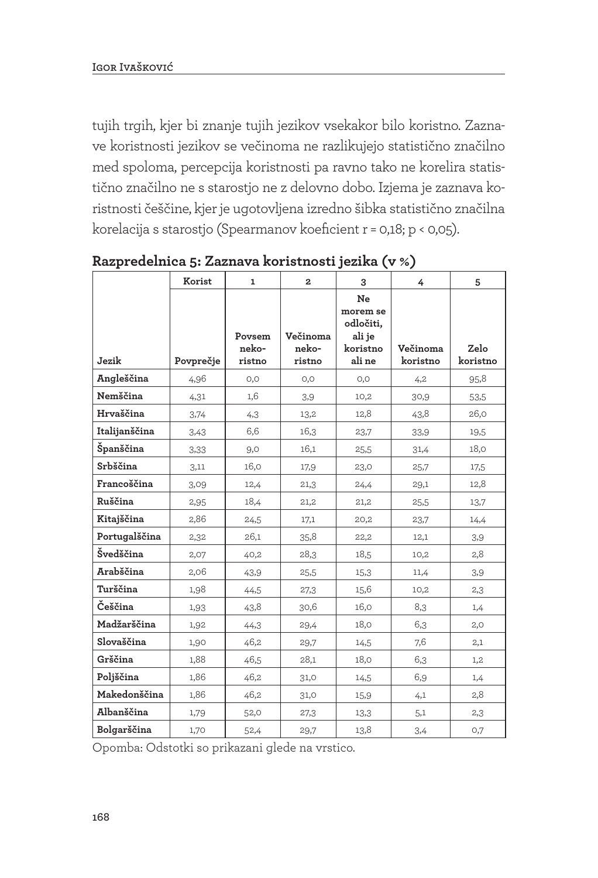tujih trgih, kjer bi znanje tujih jezikov vsekakor bilo koristno. Zaznave koristnosti jezikov se večinoma ne razlikujejo statistično značilno med spoloma, percepcija koristnosti pa ravno tako ne korelira statistično značilno ne s starostjo ne z delovno dobo. Izjema je zaznava koristnosti češčine, kjer je ugotovljena izredno šibka statistično značilna korelacija s starostjo (Spearmanov koeficient $r = 0{,}18$; $p < 0{,}05$).

**Razpredelnica 5: Zaznava koristnosti jezika (v %)**

| | Korist | 1 | 2 | 3 | 4 | 5 |
|---|---|---|---|---|---|---|
| **Jezik** | **Povprečje** | **Povsem nekoristno** | **Večinoma nekoristno** | **Ne morem se odločiti, ali je koristno ali ne** | **Večinoma koristno** | **Zelo koristno** |
| **Angleščina** | 4,96 | 0,0 | 0,0 | 0,0 | 4,2 | 95,8 |
| **Nemščina** | 4,31 | 1,6 | 3,9 | 10,2 | 30,9 | 53,5 |
| **Hrvaščina** | 3,74 | 4,3 | 13,2 | 12,8 | 43,8 | 26,0 |
| **Italijanščina** | 3,43 | 6,6 | 16,3 | 23,7 | 33,9 | 19,5 |
| **Španščina** | 3,33 | 9,0 | 16,1 | 25,5 | 31,4 | 18,0 |
| **Srbščina** | 3,11 | 16,0 | 17,9 | 23,0 | 25,7 | 17,5 |
| **Francoščina** | 3,09 | 12,4 | 21,3 | 24,4 | 29,1 | 12,8 |
| **Ruščina** | 2,95 | 18,4 | 21,2 | 21,2 | 25,5 | 13,7 |
| **Kitajščina** | 2,86 | 24,5 | 17,1 | 20,2 | 23,7 | 14,4 |
| **Portugalščina** | 2,32 | 26,1 | 35,8 | 22,2 | 12,1 | 3,9 |
| **Švedščina** | 2,07 | 40,2 | 28,3 | 18,5 | 10,2 | 2,8 |
| **Arabščina** | 2,06 | 43,9 | 25,5 | 15,3 | 11,4 | 3,9 |
| **Turščina** | 1,98 | 44,5 | 27,3 | 15,6 | 10,2 | 2,3 |
| **Češčina** | 1,93 | 43,8 | 30,6 | 16,0 | 8,3 | 1,4 |
| **Madžarščina** | 1,92 | 44,3 | 29,4 | 18,0 | 6,3 | 2,0 |
| **Slovaščina** | 1,90 | 46,2 | 29,7 | 14,5 | 7,6 | 2,1 |
| **Grščina** | 1,88 | 46,5 | 28,1 | 18,0 | 6,3 | 1,2 |
| **Poljščina** | 1,86 | 46,2 | 31,0 | 14,5 | 6,9 | 1,4 |
| **Makedonščina** | 1,86 | 46,2 | 31,0 | 15,9 | 4,1 | 2,8 |
| **Albanščina** | 1,79 | 52,0 | 27,3 | 13,3 | 5,1 | 2,3 |
| **Bolgarščina** | 1,70 | 52,4 | 29,7 | 13,8 | 3,4 | 0,7 |

Opomba: Odstotki so prikazani glede na vrstico.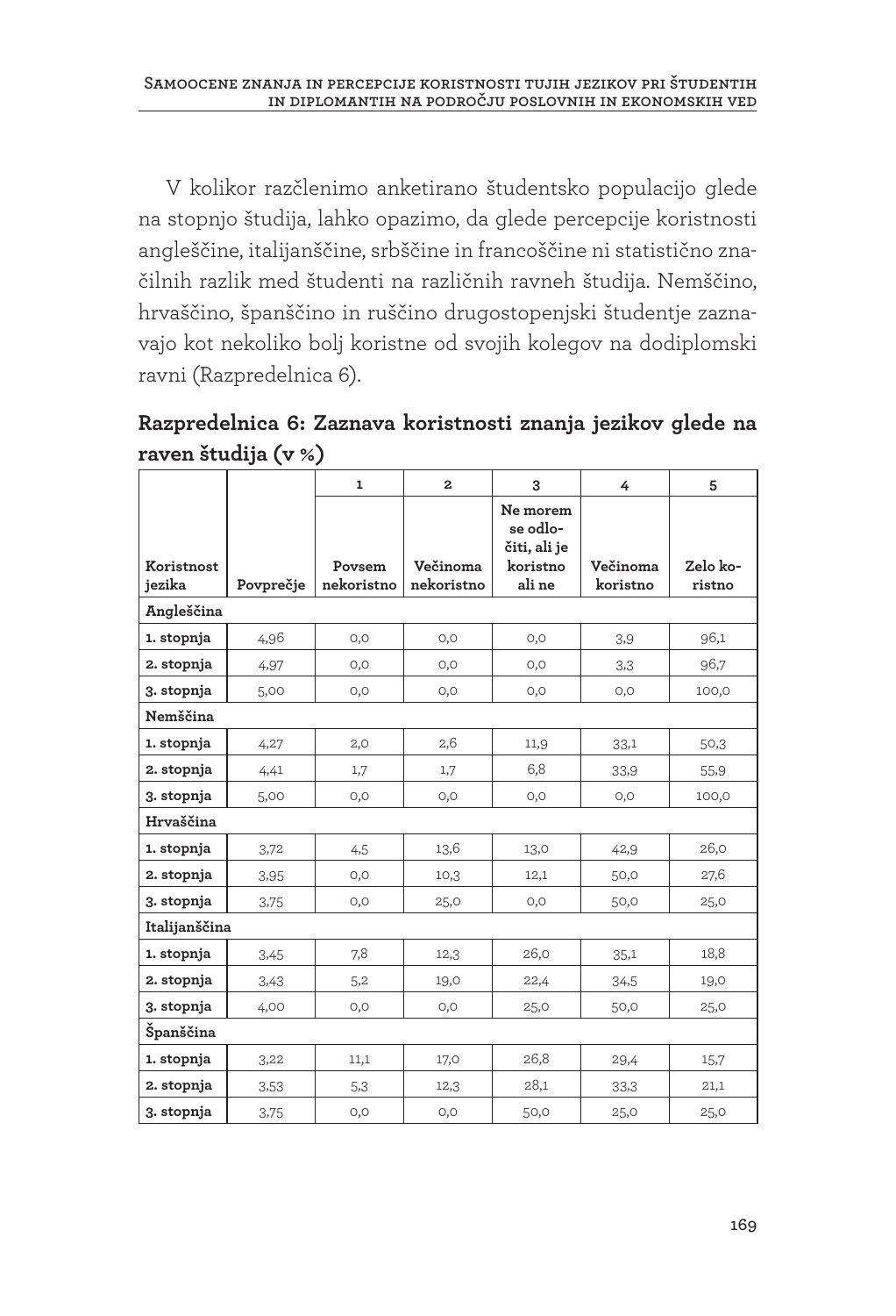V kolikor razčlenimo anketirano študentsko populacijo glede na stopnjo študija, lahko opazimo, da glede percepcije koristnosti angleščine, italijanščine, srbščine in francoščine ni statistično značilnih razlik med študenti na različnih ravneh študija. Nemščino, hrvaščino, španščino in ruščino drugostopenjski študentje zaznavajo kot nekoliko bolj koristne od svojih kolegov na dodiplomski ravni (Razpredelnica 6).

**Razpredelnica 6: Zaznava koristnosti znanja jezikov glede na raven študija (v %)**

| | | 1 | 2 | 3 | 4 | 5 |
|---|---|---|---|---|---|---|
| **Koristnost jezika** | **Povprečje** | **Povsem nekoristno** | **Večinoma nekoristno** | **Ne morem se odločiti, ali je koristno ali ne** | **Večinoma koristno** | **Zelo koristno** |
| **Angleščina** | | | | | | |
| **1. stopnja** | 4,96 | 0,0 | 0,0 | 0,0 | 3,9 | 96,1 |
| **2. stopnja** | 4,97 | 0,0 | 0,0 | 0,0 | 3,3 | 96,7 |
| **3. stopnja** | 5,00 | 0,0 | 0,0 | 0,0 | 0,0 | 100,0 |
| **Nemščina** | | | | | | |
| **1. stopnja** | 4,27 | 2,0 | 2,6 | 11,9 | 33,1 | 50,3 |
| **2. stopnja** | 4,41 | 1,7 | 1,7 | 6,8 | 33,9 | 55,9 |
| **3. stopnja** | 5,00 | 0,0 | 0,0 | 0,0 | 0,0 | 100,0 |
| **Hrvaščina** | | | | | | |
| **1. stopnja** | 3,72 | 4,5 | 13,6 | 13,0 | 42,9 | 26,0 |
| **2. stopnja** | 3,95 | 0,0 | 10,3 | 12,1 | 50,0 | 27,6 |
| **3. stopnja** | 3,75 | 0,0 | 25,0 | 0,0 | 50,0 | 25,0 |
| **Italijanščina** | | | | | | |
| **1. stopnja** | 3,45 | 7,8 | 12,3 | 26,0 | 35,1 | 18,8 |
| **2. stopnja** | 3,43 | 5,2 | 19,0 | 22,4 | 34,5 | 19,0 |
| **3. stopnja** | 4,00 | 0,0 | 0,0 | 25,0 | 50,0 | 25,0 |
| **Španščina** | | | | | | |
| **1. stopnja** | 3,22 | 11,1 | 17,0 | 26,8 | 29,4 | 15,7 |
| **2. stopnja** | 3,53 | 5,3 | 12,3 | 28,1 | 33,3 | 21,1 |
| **3. stopnja** | 3,75 | 0,0 | 0,0 | 50,0 | 25,0 | 25,0 |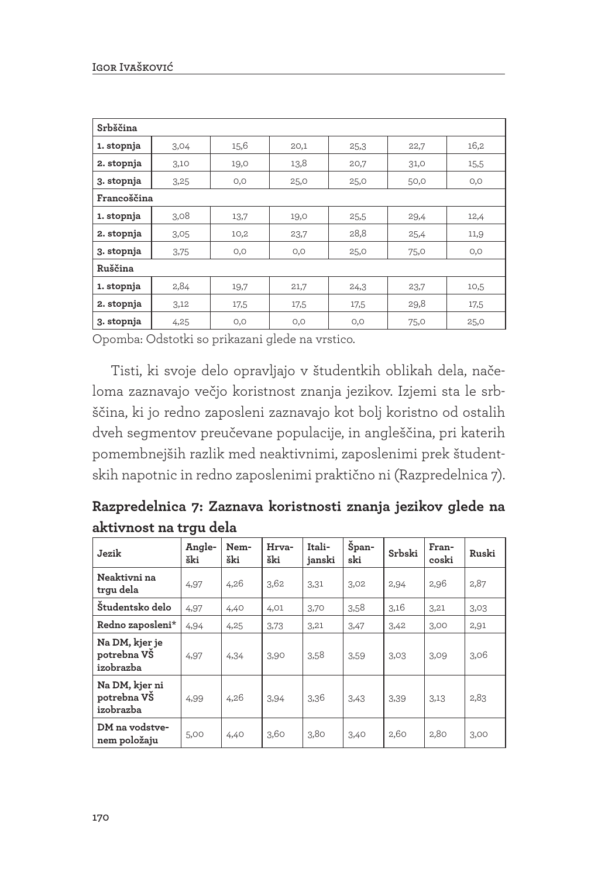| Srbščina | | | | | | |
|---|---|---|---|---|---|---|
| **1. stopnja** | 3,04 | 15,6 | 20,1 | 25,3 | 22,7 | 16,2 |
| **2. stopnja** | 3,10 | 19,0 | 13,8 | 20,7 | 31,0 | 15,5 |
| **3. stopnja** | 3,25 | 0,0 | 25,0 | 25,0 | 50,0 | 0,0 |
| **Francoščina** | | | | | | |
| **1. stopnja** | 3,08 | 13,7 | 19,0 | 25,5 | 29,4 | 12,4 |
| **2. stopnja** | 3,05 | 10,2 | 23,7 | 28,8 | 25,4 | 11,9 |
| **3. stopnja** | 3,75 | 0,0 | 0,0 | 25,0 | 75,0 | 0,0 |
| **Ruščina** | | | | | | |
| **1. stopnja** | 2,84 | 19,7 | 21,7 | 24,3 | 23,7 | 10,5 |
| **2. stopnja** | 3,12 | 17,5 | 17,5 | 17,5 | 29,8 | 17,5 |
| **3. stopnja** | 4,25 | 0,0 | 0,0 | 0,0 | 75,0 | 25,0 |

Opomba: Odstotki so prikazani glede na vrstico.

Tisti, ki svoje delo opravljajo v študentkih oblikah dela, načeloma zaznavajo večjo koristnost znanja jezikov. Izjemi sta le srbščina, ki jo redno zaposleni zaznavajo kot bolj koristno od ostalih dveh segmentov preučevane populacije, in angleščina, pri katerih pomembnejših razlik med neaktivnimi, zaposlenimi prek študentskih napotnic in redno zaposlenimi praktično ni (Razpredelnica 7).

**Razpredelnica 7: Zaznava koristnosti znanja jezikov glede na aktivnost na trgu dela**

| Jezik | Angleški | Nemški | Hrvaški | Italijanski | Španski | Srbski | Francoski | Ruski |
|---|---|---|---|---|---|---|---|---|
| **Neaktivni na trgu dela** | 4,97 | 4,26 | 3,62 | 3,31 | 3,02 | 2,94 | 2,96 | 2,87 |
| **Študentsko delo** | 4,97 | 4,40 | 4,01 | 3,70 | 3,58 | 3,16 | 3,21 | 3,03 |
| **Redno zaposleni*** | 4,94 | 4,25 | 3,73 | 3,21 | 3,47 | 3,42 | 3,00 | 2,91 |
| **Na DM, kjer je potrebna VŠ izobrazba** | 4,97 | 4,34 | 3,90 | 3,58 | 3,59 | 3,03 | 3,09 | 3,06 |
| **Na DM, kjer ni potrebna VŠ izobrazba** | 4,99 | 4,26 | 3,94 | 3,36 | 3,43 | 3,39 | 3,13 | 2,83 |
| **DM na vodstvenem položaju** | 5,00 | 4,40 | 3,60 | 3,80 | 3,40 | 2,60 | 2,80 | 3,00 |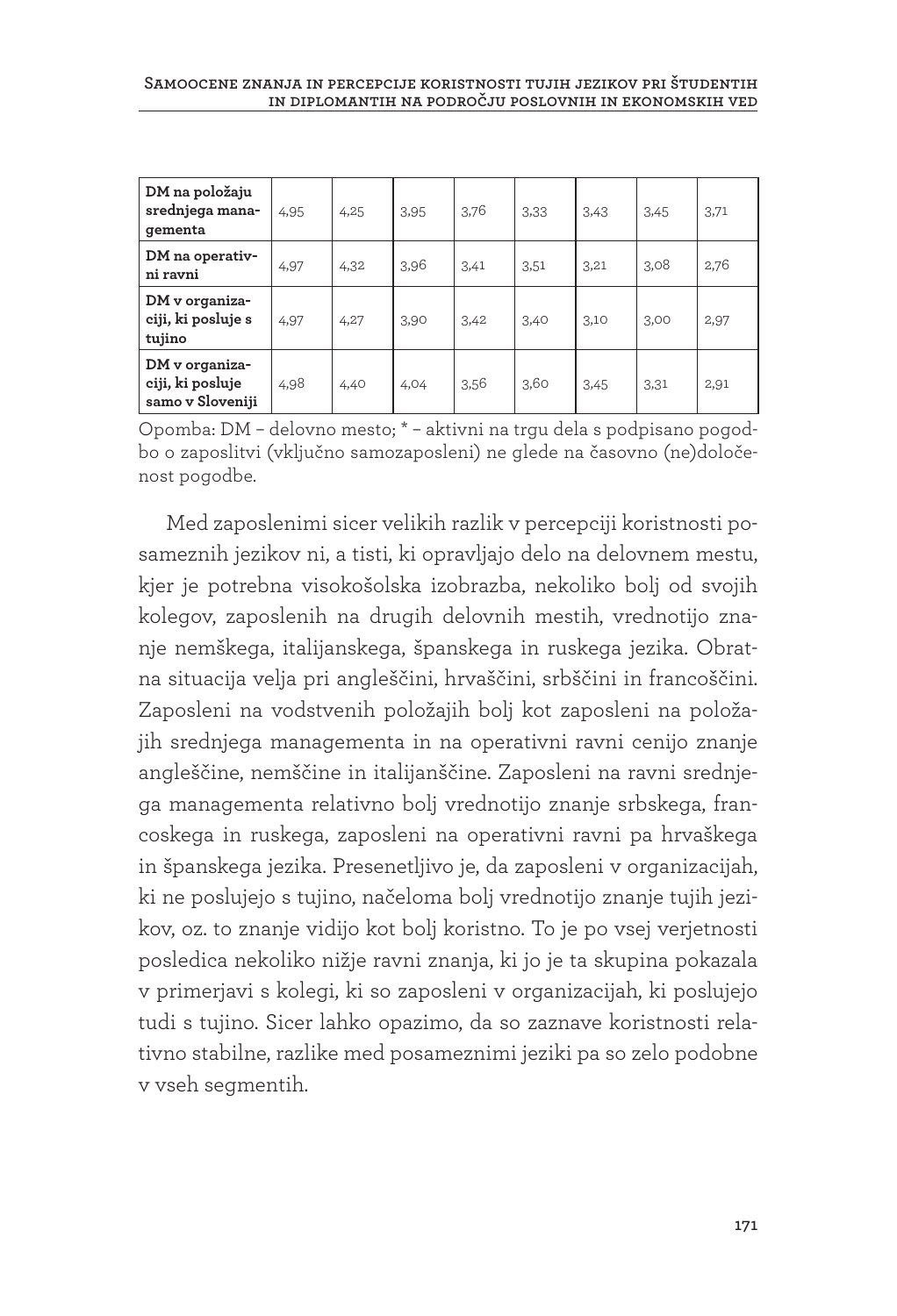| | | | | | | | | |
|---|---|---|---|---|---|---|---|---|
| **DM na položaju srednjega managementa** | 4,95 | 4,25 | 3,95 | 3,76 | 3,33 | 3,43 | 3,45 | 3,71 |
| **DM na operativni ravni** | 4,97 | 4,32 | 3,96 | 3,41 | 3,51 | 3,21 | 3,08 | 2,76 |
| **DM v organizaciji, ki posluje s tujino** | 4,97 | 4,27 | 3,90 | 3,42 | 3,40 | 3,10 | 3,00 | 2,97 |
| **DM v organizaciji, ki posluje samo v Sloveniji** | 4,98 | 4,40 | 4,04 | 3,56 | 3,60 | 3,45 | 3,31 | 2,91 |

Opomba: DM – delovno mesto; * – aktivni na trgu dela s podpisano pogodbo o zaposlitvi (vključno samozaposleni) ne glede na časovno (ne)določenost pogodbe.

Med zaposlenimi sicer velikih razlik v percepciji koristnosti posameznih jezikov ni, a tisti, ki opravljajo delo na delovnem mestu, kjer je potrebna visokošolska izobrazba, nekoliko bolj od svojih kolegov, zaposlenih na drugih delovnih mestih, vrednotijo znanje nemškega, italijanskega, španskega in ruskega jezika. Obratna situacija velja pri angleščini, hrvaščini, srbščini in francoščini. Zaposleni na vodstvenih položajih bolj kot zaposleni na položajih srednjega managementa in na operativni ravni cenijo znanje angleščine, nemščine in italijanščine. Zaposleni na ravni srednjega managementa relativno bolj vrednotijo znanje srbskega, francoskega in ruskega, zaposleni na operativni ravni pa hrvaškega in španskega jezika. Presenetljivo je, da zaposleni v organizacijah, ki ne poslujejo s tujino, načeloma bolj vrednotijo znanje tujih jezikov, oz. to znanje vidijo kot bolj koristno. To je po vsej verjetnosti posledica nekoliko nižje ravni znanja, ki jo je ta skupina pokazala v primerjavi s kolegi, ki so zaposleni v organizacijah, ki poslujejo tudi s tujino. Sicer lahko opazimo, da so zaznave koristnosti relativno stabilne, razlike med posameznimi jeziki pa so zelo podobne v vseh segmentih.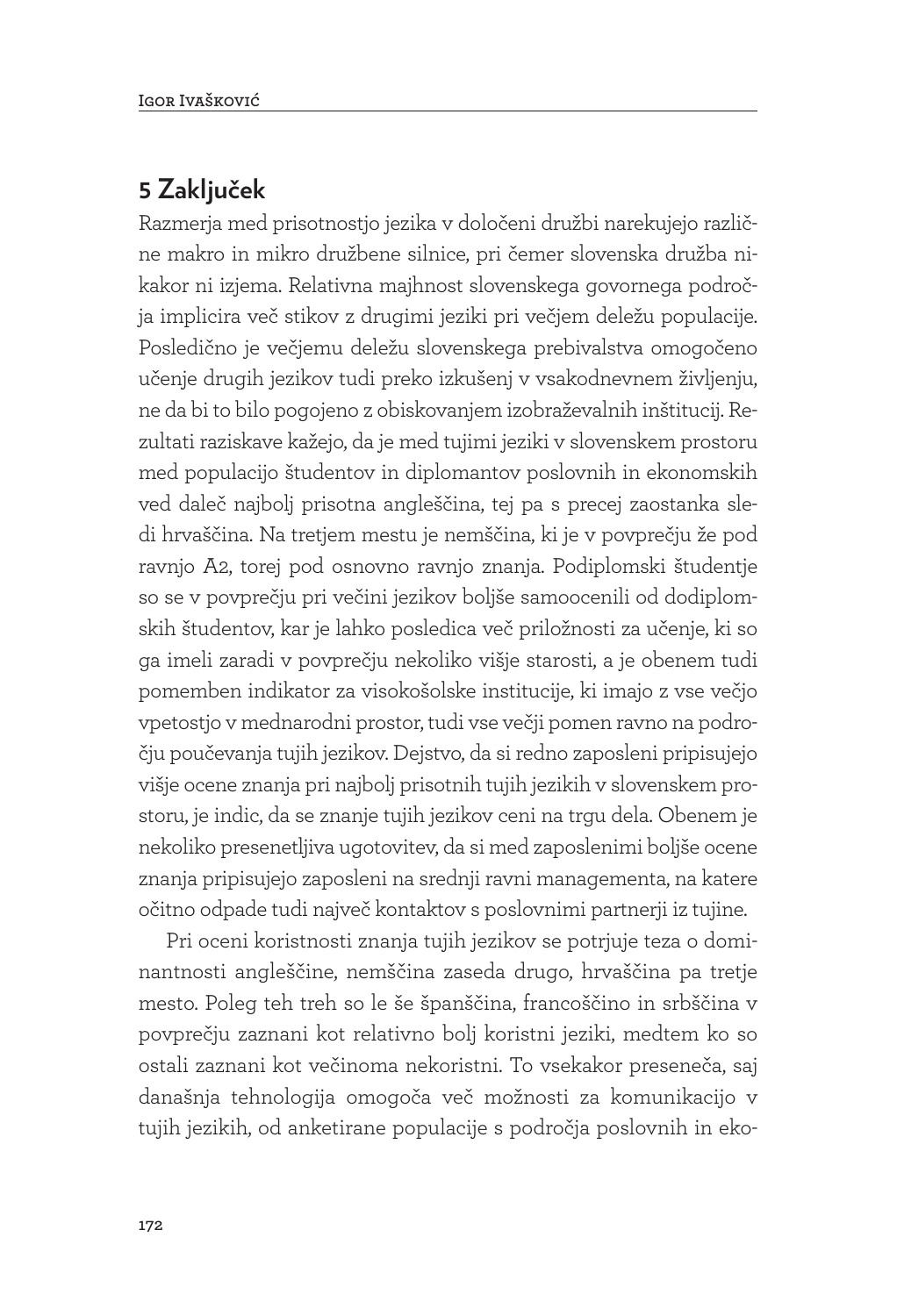## 5 Zaključek

Razmerja med prisotnostjo jezika v določeni družbi narekujejo različne makro in mikro družbene silnice, pri čemer slovenska družba nikakor ni izjema. Relativna majhnost slovenskega govornega področja implicira več stikov z drugimi jeziki pri večjem deležu populacije. Posledično je večjemu deležu slovenskega prebivalstva omogočeno učenje drugih jezikov tudi preko izkušenj v vsakodnevnem življenju, ne da bi to bilo pogojeno z obiskovanjem izobraževalnih inštitucij. Rezultati raziskave kažejo, da je med tujimi jeziki v slovenskem prostoru med populacijo študentov in diplomantov poslovnih in ekonomskih ved daleč najbolj prisotna angleščina, tej pa s precej zaostanka sledi hrvaščina. Na tretjem mestu je nemščina, ki je v povprečju že pod ravnjo A2, torej pod osnovno ravnjo znanja. Podiplomski študentje so se v povprečju pri večini jezikov boljše samoocenili od dodiplomskih študentov, kar je lahko posledica več priložnosti za učenje, ki so ga imeli zaradi v povprečju nekoliko višje starosti, a je obenem tudi pomemben indikator za visokošolske institucije, ki imajo z vse večjo vpetostjo v mednarodni prostor, tudi vse večji pomen ravno na področju poučevanja tujih jezikov. Dejstvo, da si redno zaposleni pripisujejo višje ocene znanja pri najbolj prisotnih tujih jezikih v slovenskem prostoru, je indic, da se znanje tujih jezikov ceni na trgu dela. Obenem je nekoliko presenetljiva ugotovitev, da si med zaposlenimi boljše ocene znanja pripisujejo zaposleni na srednji ravni managementa, na katere očitno odpade tudi največ kontaktov s poslovnimi partnerji iz tujine.

Pri oceni koristnosti znanja tujih jezikov se potrjuje teza o dominantnosti angleščine, nemščina zaseda drugo, hrvaščina pa tretje mesto. Poleg teh treh so le še španščina, francoščino in srbščina v povprečju zaznani kot relativno bolj koristni jeziki, medtem ko so ostali zaznani kot večinoma nekoristni. To vsekakor preseneča, saj današnja tehnologija omogoča več možnosti za komunikacijo v tujih jezikih, od anketirane populacije s področja poslovnih in eko-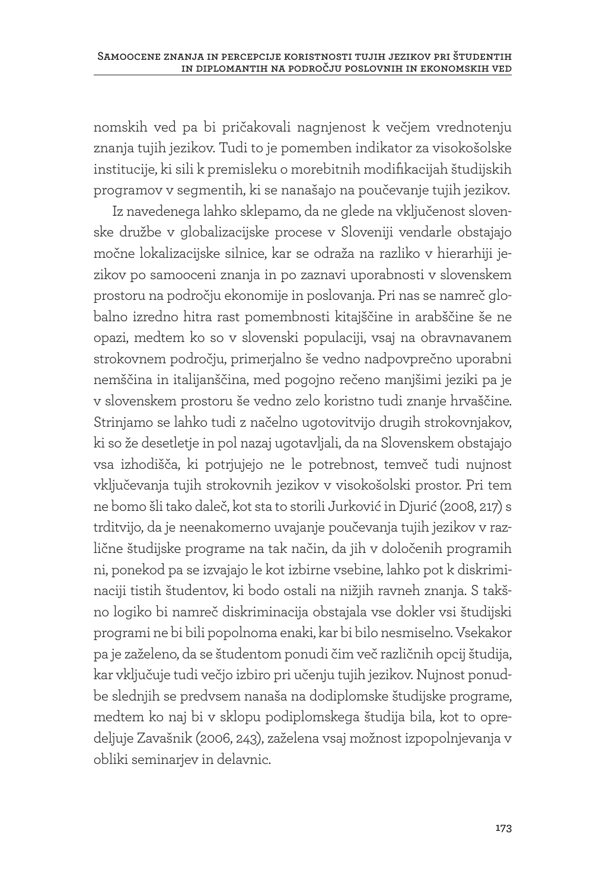nomskih ved pa bi pričakovali nagnjenost k večjem vrednotenju znanja tujih jezikov. Tudi to je pomemben indikator za visokošolske institucije, ki sili k premisleku o morebitnih modifikacijah študijskih programov v segmentih, ki se nanašajo na poučevanje tujih jezikov.

Iz navedenega lahko sklepamo, da ne glede na vključenost slovenske družbe v globalizacijske procese v Sloveniji vendarle obstajajo močne lokalizacijske silnice, kar se odraža na razliko v hierarhiji jezikov po samooceni znanja in po zaznavi uporabnosti v slovenskem prostoru na področju ekonomije in poslovanja. Pri nas se namreč globalno izredno hitra rast pomembnosti kitajščine in arabščine še ne opazi, medtem ko so v slovenski populaciji, vsaj na obravnavanem strokovnem področju, primerjalno še vedno nadpovprečno uporabni nemščina in italijanščina, med pogojno rečeno manjšimi jeziki pa je v slovenskem prostoru še vedno zelo koristno tudi znanje hrvaščine. Strinjamo se lahko tudi z načelno ugotovitvijo drugih strokovnjakov, ki so že desetletje in pol nazaj ugotavljali, da na Slovenskem obstajajo vsa izhodišča, ki potrjujejo ne le potrebnost, temveč tudi nujnost vključevanja tujih strokovnih jezikov v visokošolski prostor. Pri tem ne bomo šli tako daleč, kot sta to storili Jurković in Djurić (2008, 217) s trditvijo, da je neenakomerno uvajanje poučevanja tujih jezikov v različne študijske programe na tak način, da jih v določenih programih ni, ponekod pa se izvajajo le kot izbirne vsebine, lahko pot k diskriminaciji tistih študentov, ki bodo ostali na nižjih ravneh znanja. S takšno logiko bi namreč diskriminacija obstajala vse dokler vsi študijski programi ne bi bili popolnoma enaki, kar bi bilo nesmiselno. Vsekakor pa je zaželeno, da se študentom ponudi čim več različnih opcij študija, kar vključuje tudi večjo izbiro pri učenju tujih jezikov. Nujnost ponudbe slednjih se predvsem nanaša na dodiplomske študijske programe, medtem ko naj bi v sklopu podiplomskega študija bila, kot to opredeljuje Zavašnik (2006, 243), zaželena vsaj možnost izpopolnjevanja v obliki seminarjev in delavnic.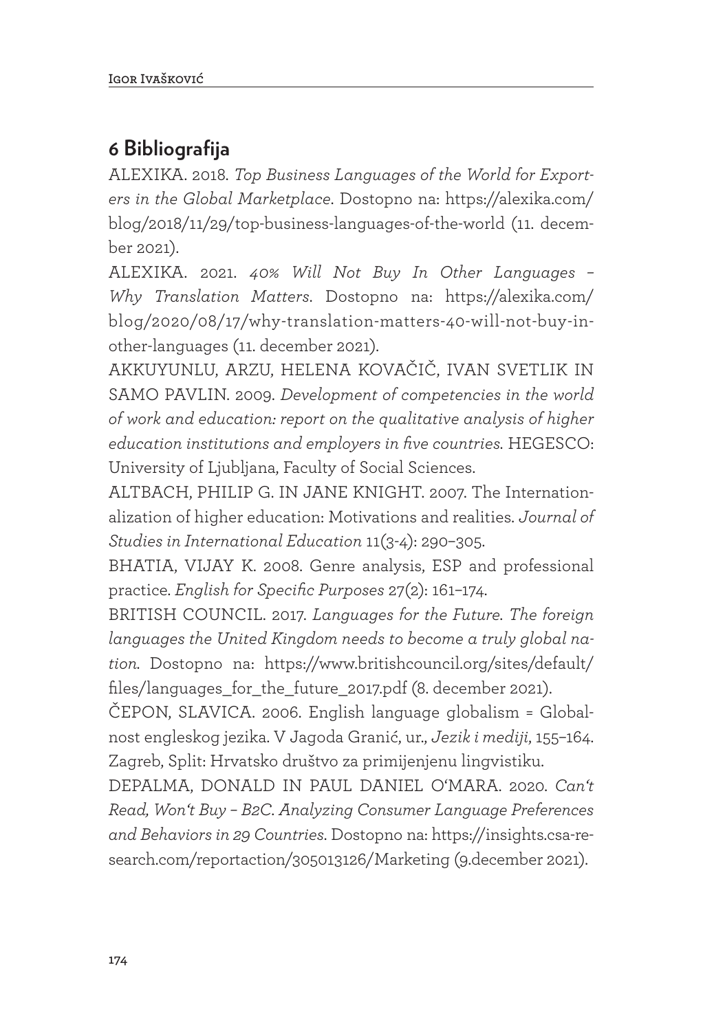## 6 Bibliografija

ALEXIKA. 2018. *Top Business Languages of the World for Exporters in the Global Marketplace*. Dostopno na: https://alexika.com/blog/2018/11/29/top-business-languages-of-the-world (11. december 2021).

ALEXIKA. 2021. *40% Will Not Buy In Other Languages – Why Translation Matters*. Dostopno na: https://alexika.com/blog/2020/08/17/why-translation-matters-40-will-not-buy-in-other-languages (11. december 2021).

AKKUYUNLU, ARZU, HELENA KOVAČIČ, IVAN SVETLIK IN SAMO PAVLIN. 2009. *Development of competencies in the world of work and education: report on the qualitative analysis of higher education institutions and employers in five countries*. HEGESCO: University of Ljubljana, Faculty of Social Sciences.

ALTBACH, PHILIP G. IN JANE KNIGHT. 2007. The Internationalization of higher education: Motivations and realities. *Journal of Studies in International Education* 11(3-4): 290–305.

BHATIA, VIJAY K. 2008. Genre analysis, ESP and professional practice. *English for Specific Purposes* 27(2): 161–174.

BRITISH COUNCIL. 2017. *Languages for the Future. The foreign languages the United Kingdom needs to become a truly global nation*. Dostopno na: https://www.britishcouncil.org/sites/default/files/languages_for_the_future_2017.pdf (8. december 2021).

ČEPON, SLAVICA. 2006. English language globalism = Globalnost engleskog jezika. V Jagoda Granić, ur., *Jezik i mediji*, 155–164. Zagreb, Split: Hrvatsko društvo za primijenjenu lingvistiku.

DEPALMA, DONALD IN PAUL DANIEL O'MARA. 2020. *Can't Read, Won't Buy – B2C. Analyzing Consumer Language Preferences and Behaviors in 29 Countries*. Dostopno na: https://insights.csa-research.com/reportaction/305013126/Marketing (9.december 2021).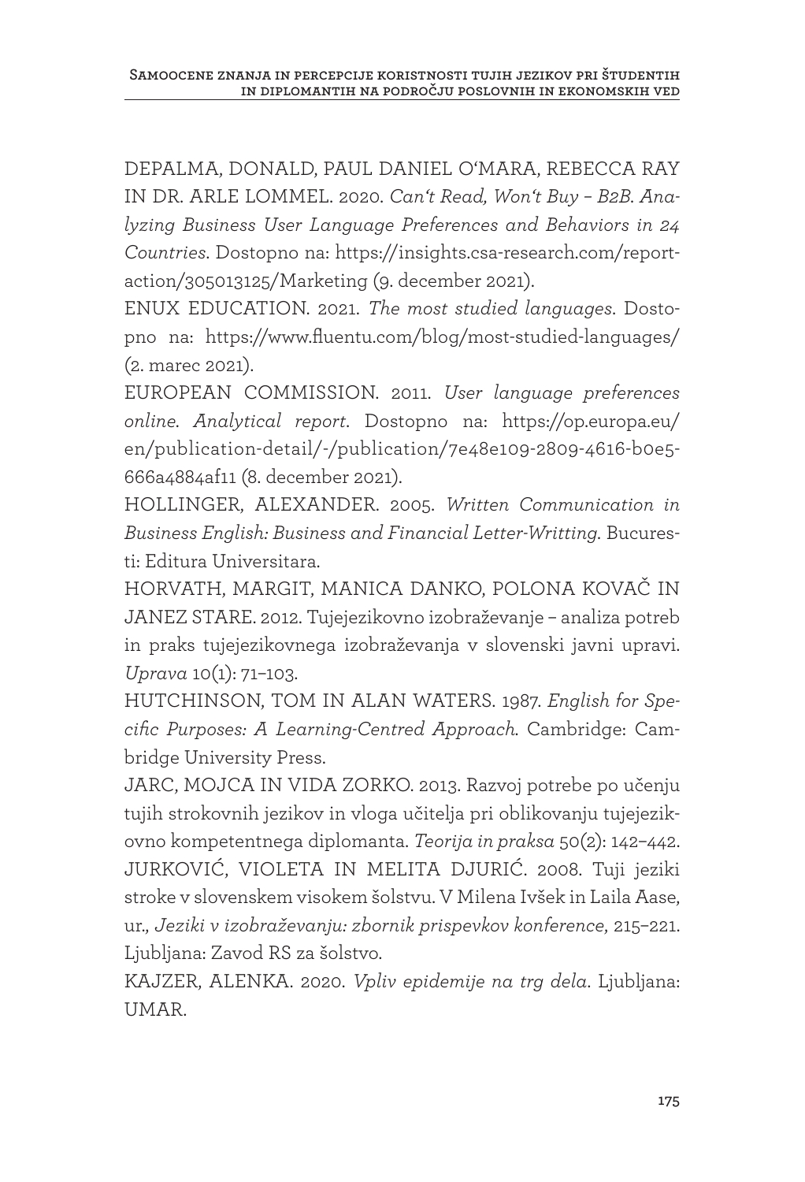DEPALMA, DONALD, PAUL DANIEL O'MARA, REBECCA RAY IN DR. ARLE LOMMEL. 2020. *Can't Read, Won't Buy – B2B. Analyzing Business User Language Preferences and Behaviors in 24 Countries*. Dostopno na: https://insights.csa-research.com/reportaction/305013125/Marketing (9. december 2021).

ENUX EDUCATION. 2021. *The most studied languages*. Dostopno na: https://www.fluentu.com/blog/most-studied-languages/ (2. marec 2021).

EUROPEAN COMMISSION. 2011. *User language preferences online. Analytical report*. Dostopno na: https://op.europa.eu/en/publication-detail/-/publication/7e48e109-2809-4616-b0e5-666a4884af11 (8. december 2021).

HOLLINGER, ALEXANDER. 2005. *Written Communication in Business English: Business and Financial Letter-Writting.* Bucuresti: Editura Universitara.

HORVATH, MARGIT, MANICA DANKO, POLONA KOVAČ IN JANEZ STARE. 2012. Tujejezikovno izobraževanje – analiza potreb in praks tujejezikovnega izobraževanja v slovenski javni upravi. *Uprava* 10(1): 71–103.

HUTCHINSON, TOM IN ALAN WATERS. 1987. *English for Specific Purposes: A Learning-Centred Approach.* Cambridge: Cambridge University Press.

JARC, MOJCA IN VIDA ZORKO. 2013. Razvoj potrebe po učenju tujih strokovnih jezikov in vloga učitelja pri oblikovanju tujejezikovno kompetentnega diplomanta. *Teorija in praksa* 50(2): 142–442.

JURKOVIĆ, VIOLETA IN MELITA DJURIĆ. 2008. Tuji jeziki stroke v slovenskem visokem šolstvu. V Milena Ivšek in Laila Aase, ur., *Jeziki v izobraževanju: zbornik prispevkov konference*, 215–221. Ljubljana: Zavod RS za šolstvo.

KAJZER, ALENKA. 2020. *Vpliv epidemije na trg dela*. Ljubljana: UMAR.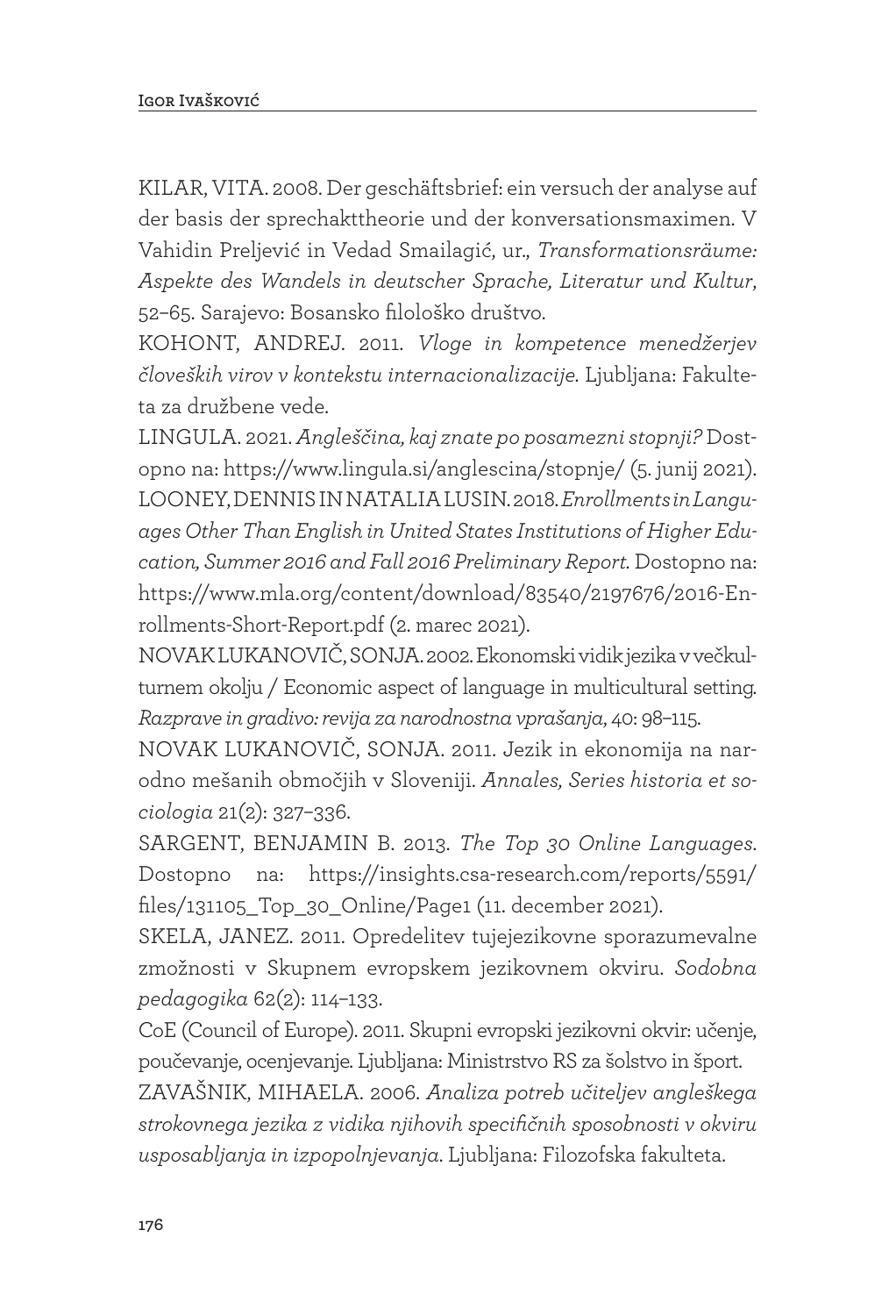KILAR, VITA. 2008. Der geschäftsbrief: ein versuch der analyse auf der basis der sprechakttheorie und der konversationsmaximen. V Vahidin Preljević in Vedad Smailagić, ur., *Transformationsräume: Aspekte des Wandels in deutscher Sprache, Literatur und Kultur*, 52–65. Sarajevo: Bosansko filološko društvo.

KOHONT, ANDREJ. 2011. *Vloge in kompetence menedžerjev človeških virov v kontekstu internacionalizacije*. Ljubljana: Fakulteta za družbene vede.

LINGULA. 2021. *Angleščina, kaj znate po posamezni stopnji?* Dostopno na: https://www.lingula.si/anglescina/stopnje/ (5. junij 2021).

LOONEY, DENNIS IN NATALIA LUSIN. 2018. *Enrollments in Languages Other Than English in United States Institutions of Higher Education, Summer 2016 and Fall 2016 Preliminary Report*. Dostopno na: https://www.mla.org/content/download/83540/2197676/2016-Enrollments-Short-Report.pdf (2. marec 2021).

NOVAK LUKANOVIČ, SONJA. 2002. Ekonomski vidik jezika v večkulturnem okolju / Economic aspect of language in multicultural setting. *Razprave in gradivo: revija za narodnostna vprašanja*, 40: 98–115.

NOVAK LUKANOVIČ, SONJA. 2011. Jezik in ekonomija na narodno mešanih območjih v Sloveniji. *Annales, Series historia et sociologia* 21(2): 327–336.

SARGENT, BENJAMIN B. 2013. *The Top 30 Online Languages*. Dostopno na: https://insights.csa-research.com/reports/5591/files/131105_Top_30_Online/Page1 (11. december 2021).

SKELA, JANEZ. 2011. Opredelitev tujejezikovne sporazumevalne zmožnosti v Skupnem evropskem jezikovnem okviru. *Sodobna pedagogika* 62(2): 114–133.

CoE (Council of Europe). 2011. Skupni evropski jezikovni okvir: učenje, poučevanje, ocenjevanje. Ljubljana: Ministrstvo RS za šolstvo in šport.

ZAVAŠNIK, MIHAELA. 2006. *Analiza potreb učiteljev angleškega strokovnega jezika z vidika njihovih specifičnih sposobnosti v okviru usposabljanja in izpopolnjevanja*. Ljubljana: Filozofska fakulteta.